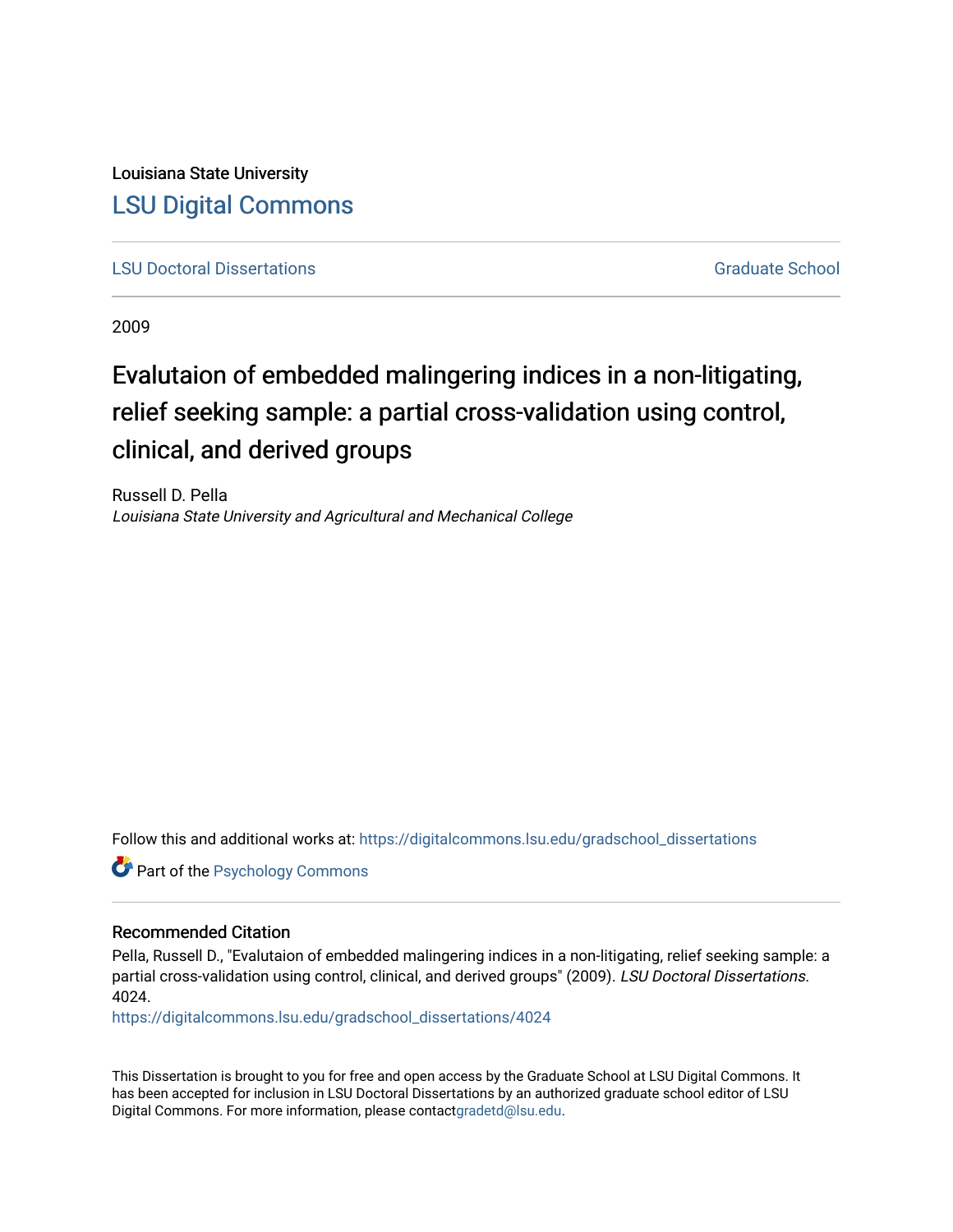Louisiana State University

# LSU Digital Commons

LSU Doctoral Dissertations | Graduate School

2009

# Evalutaion of embedded malingering indices in a non-litigating, relief seeking sample: a partial cross-validation using control, clinical, and derived groups

Russell D. Pella
*Louisiana State University and Agricultural and Mechanical College*

Follow this and additional works at: https://digitalcommons.lsu.edu/gradschool_dissertations

Part of the Psychology Commons

## Recommended Citation

Pella, Russell D., "Evalutaion of embedded malingering indices in a non-litigating, relief seeking sample: a partial cross-validation using control, clinical, and derived groups" (2009). *LSU Doctoral Dissertations*. 4024.
https://digitalcommons.lsu.edu/gradschool_dissertations/4024

This Dissertation is brought to you for free and open access by the Graduate School at LSU Digital Commons. It has been accepted for inclusion in LSU Doctoral Dissertations by an authorized graduate school editor of LSU Digital Commons. For more information, please contactgradetd@lsu.edu.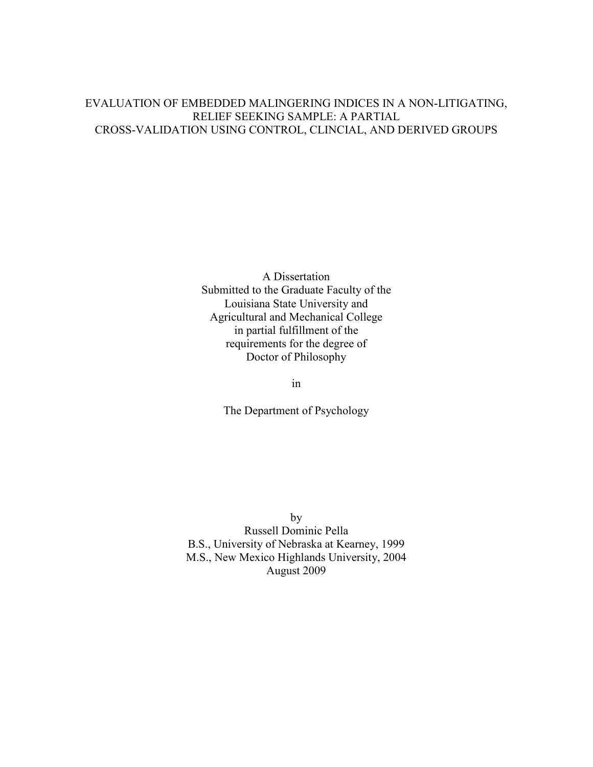# EVALUATION OF EMBEDDED MALINGERING INDICES IN A NON-LITIGATING, RELIEF SEEKING SAMPLE: A PARTIAL CROSS-VALIDATION USING CONTROL, CLINCIAL, AND DERIVED GROUPS

A Dissertation
Submitted to the Graduate Faculty of the
Louisiana State University and
Agricultural and Mechanical College
in partial fulfillment of the
requirements for the degree of
Doctor of Philosophy

in

The Department of Psychology

by
Russell Dominic Pella
B.S., University of Nebraska at Kearney, 1999
M.S., New Mexico Highlands University, 2004
August 2009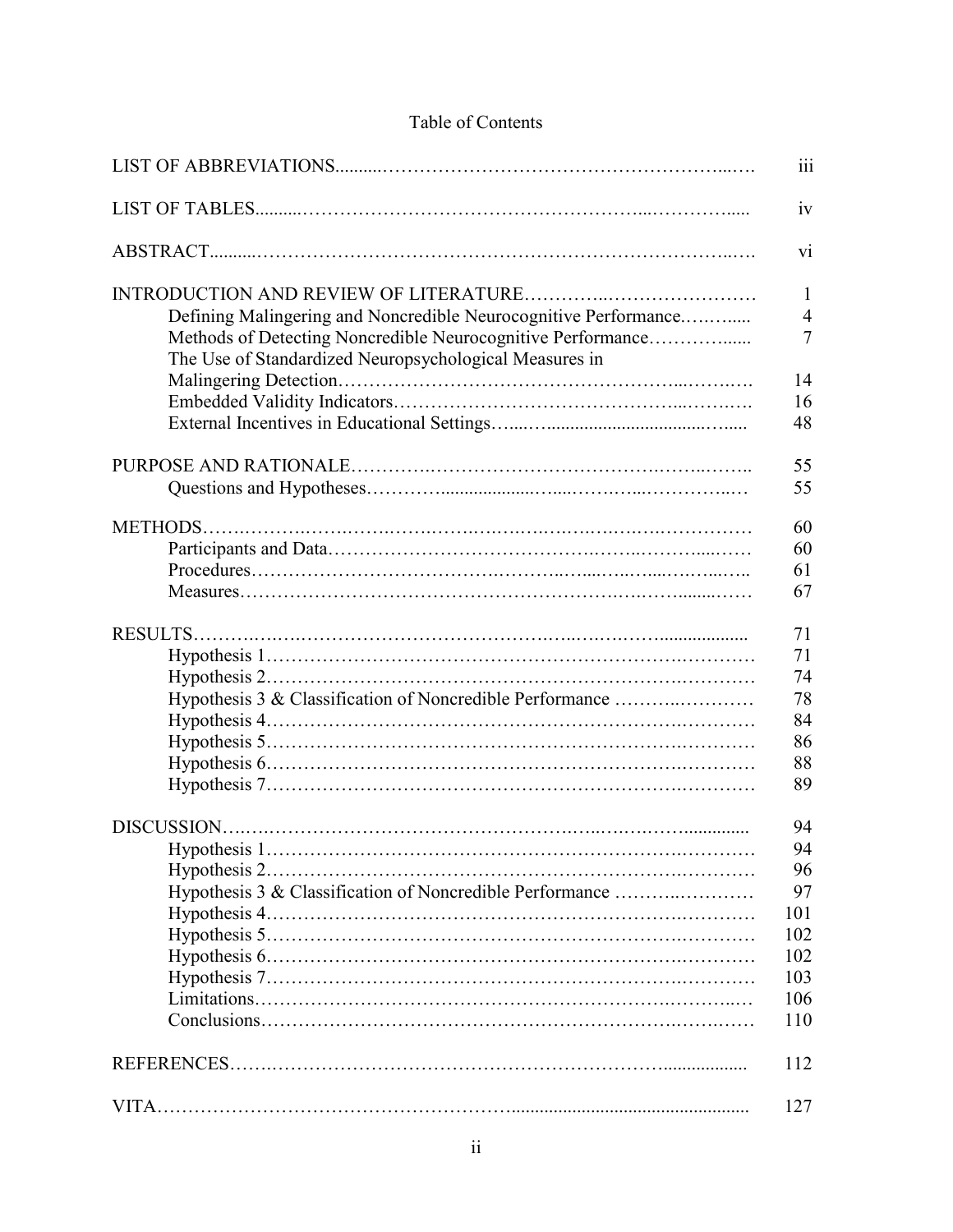# Table of Contents

| | |
|---|---|
| LIST OF ABBREVIATIONS | iii |
| LIST OF TABLES | iv |
| ABSTRACT | vi |
| INTRODUCTION AND REVIEW OF LITERATURE | 1 |
| Defining Malingering and Noncredible Neurocognitive Performance | 4 |
| Methods of Detecting Noncredible Neurocognitive Performance | 7 |
| The Use of Standardized Neuropsychological Measures in Malingering Detection | 14 |
| Embedded Validity Indicators | 16 |
| External Incentives in Educational Settings | 48 |
| PURPOSE AND RATIONALE | 55 |
| Questions and Hypotheses | 55 |
| METHODS | 60 |
| Participants and Data | 60 |
| Procedures | 61 |
| Measures | 67 |
| RESULTS | 71 |
| Hypothesis 1 | 71 |
| Hypothesis 2 | 74 |
| Hypothesis 3 & Classification of Noncredible Performance | 78 |
| Hypothesis 4 | 84 |
| Hypothesis 5 | 86 |
| Hypothesis 6 | 88 |
| Hypothesis 7 | 89 |
| DISCUSSION | 94 |
| Hypothesis 1 | 94 |
| Hypothesis 2 | 96 |
| Hypothesis 3 & Classification of Noncredible Performance | 97 |
| Hypothesis 4 | 101 |
| Hypothesis 5 | 102 |
| Hypothesis 6 | 102 |
| Hypothesis 7 | 103 |
| Limitations | 106 |
| Conclusions | 110 |
| REFERENCES | 112 |
| VITA | 127 |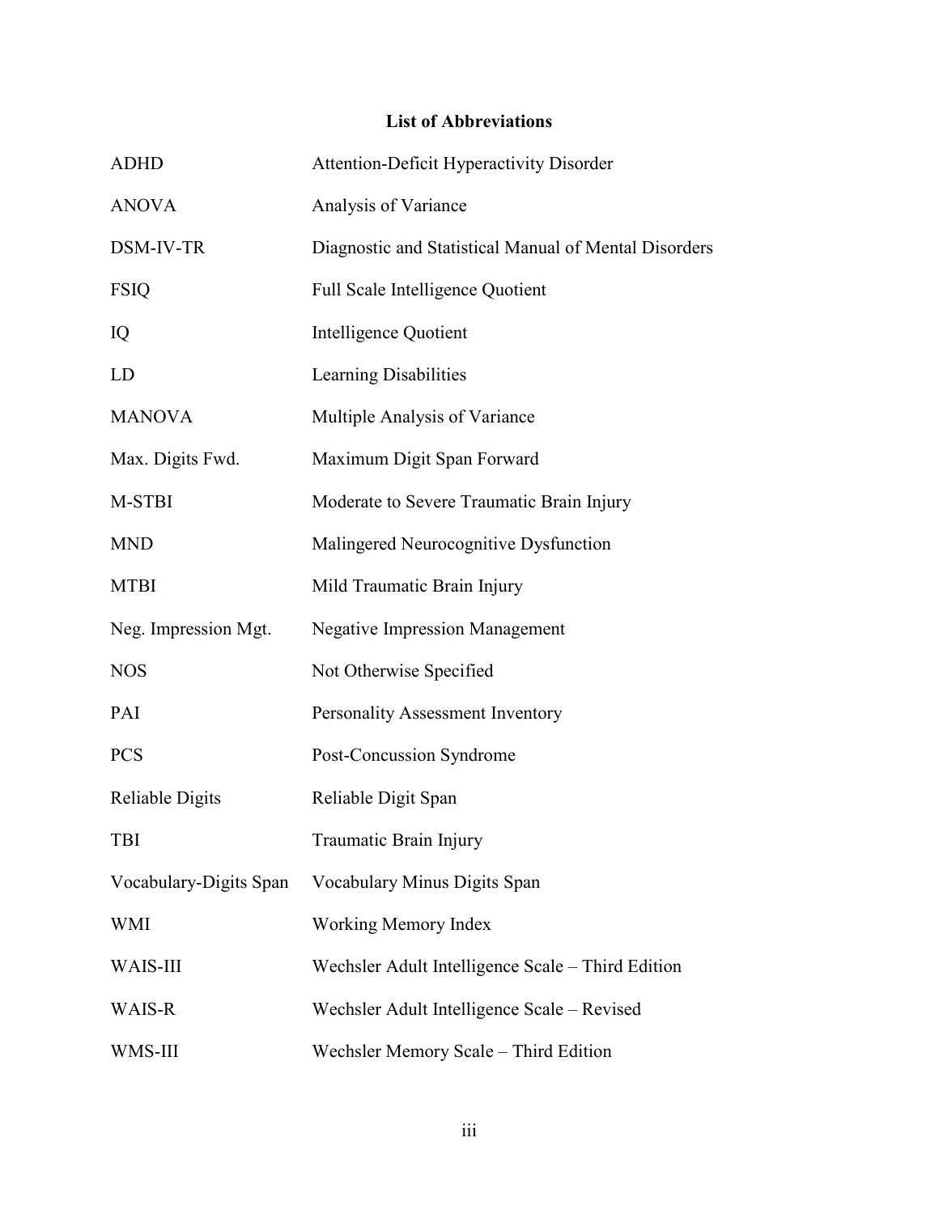# List of Abbreviations

| Abbreviation | Meaning |
| --- | --- |
| ADHD | Attention-Deficit Hyperactivity Disorder |
| ANOVA | Analysis of Variance |
| DSM-IV-TR | Diagnostic and Statistical Manual of Mental Disorders |
| FSIQ | Full Scale Intelligence Quotient |
| IQ | Intelligence Quotient |
| LD | Learning Disabilities |
| MANOVA | Multiple Analysis of Variance |
| Max. Digits Fwd. | Maximum Digit Span Forward |
| M-STBI | Moderate to Severe Traumatic Brain Injury |
| MND | Malingered Neurocognitive Dysfunction |
| MTBI | Mild Traumatic Brain Injury |
| Neg. Impression Mgt. | Negative Impression Management |
| NOS | Not Otherwise Specified |
| PAI | Personality Assessment Inventory |
| PCS | Post-Concussion Syndrome |
| Reliable Digits | Reliable Digit Span |
| TBI | Traumatic Brain Injury |
| Vocabulary-Digits Span | Vocabulary Minus Digits Span |
| WMI | Working Memory Index |
| WAIS-III | Wechsler Adult Intelligence Scale – Third Edition |
| WAIS-R | Wechsler Adult Intelligence Scale – Revised |
| WMS-III | Wechsler Memory Scale – Third Edition |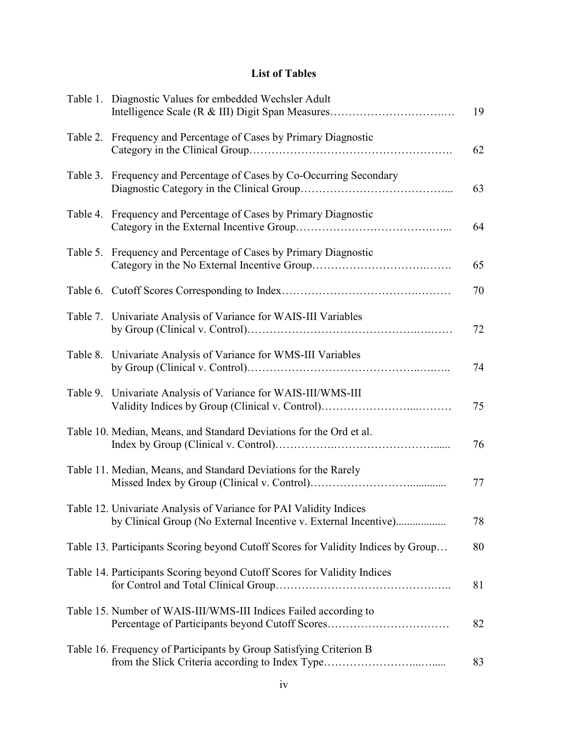# List of Tables

| | | |
|---|---|---|
| Table 1. | Diagnostic Values for embedded Wechsler Adult Intelligence Scale (R & III) Digit Span Measures | 19 |
| Table 2. | Frequency and Percentage of Cases by Primary Diagnostic Category in the Clinical Group | 62 |
| Table 3. | Frequency and Percentage of Cases by Co-Occurring Secondary Diagnostic Category in the Clinical Group | 63 |
| Table 4. | Frequency and Percentage of Cases by Primary Diagnostic Category in the External Incentive Group | 64 |
| Table 5. | Frequency and Percentage of Cases by Primary Diagnostic Category in the No External Incentive Group | 65 |
| Table 6. | Cutoff Scores Corresponding to Index | 70 |
| Table 7. | Univariate Analysis of Variance for WAIS-III Variables by Group (Clinical v. Control) | 72 |
| Table 8. | Univariate Analysis of Variance for WMS-III Variables by Group (Clinical v. Control) | 74 |
| Table 9. | Univariate Analysis of Variance for WAIS-III/WMS-III Validity Indices by Group (Clinical v. Control) | 75 |
| Table 10. | Median, Means, and Standard Deviations for the Ord et al. Index by Group (Clinical v. Control) | 76 |
| Table 11. | Median, Means, and Standard Deviations for the Rarely Missed Index by Group (Clinical v. Control) | 77 |
| Table 12. | Univariate Analysis of Variance for PAI Validity Indices by Clinical Group (No External Incentive v. External Incentive) | 78 |
| Table 13. | Participants Scoring beyond Cutoff Scores for Validity Indices by Group | 80 |
| Table 14. | Participants Scoring beyond Cutoff Scores for Validity Indices for Control and Total Clinical Group | 81 |
| Table 15. | Number of WAIS-III/WMS-III Indices Failed according to Percentage of Participants beyond Cutoff Scores | 82 |
| Table 16. | Frequency of Participants by Group Satisfying Criterion B from the Slick Criteria according to Index Type | 83 |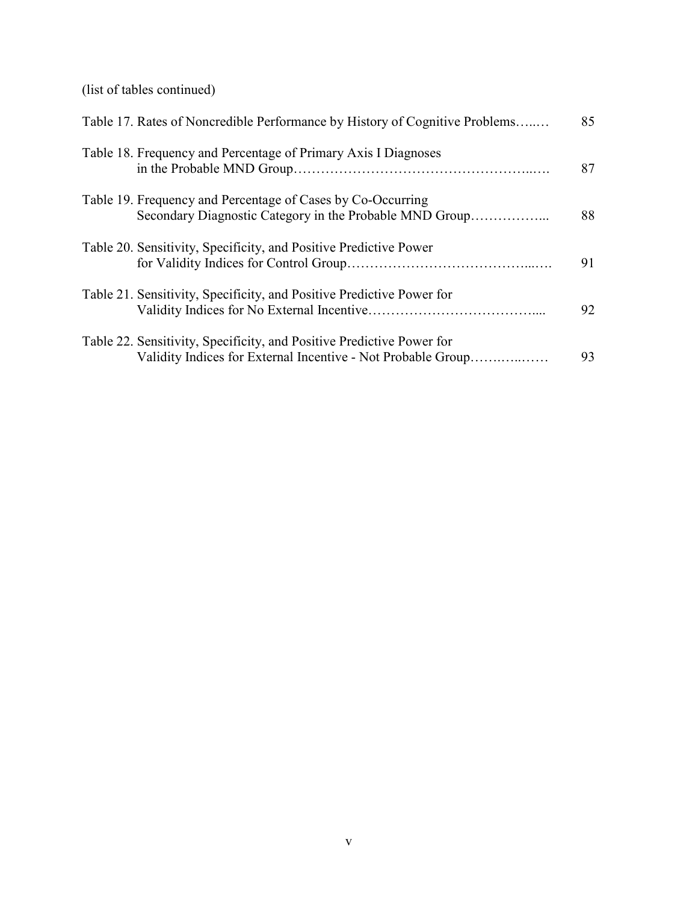(list of tables continued)

Table 17. Rates of Noncredible Performance by History of Cognitive Problems…...… 85

Table 18. Frequency and Percentage of Primary Axis I Diagnoses in the Probable MND Group……………………………………………..…. 87

Table 19. Frequency and Percentage of Cases by Co-Occurring Secondary Diagnostic Category in the Probable MND Group……………... 88

Table 20. Sensitivity, Specificity, and Positive Predictive Power for Validity Indices for Control Group……………………………………...…. 91

Table 21. Sensitivity, Specificity, and Positive Predictive Power for Validity Indices for No External Incentive……………………………….... 92

Table 22. Sensitivity, Specificity, and Positive Predictive Power for Validity Indices for External Incentive - Not Probable Group……….…..…… 93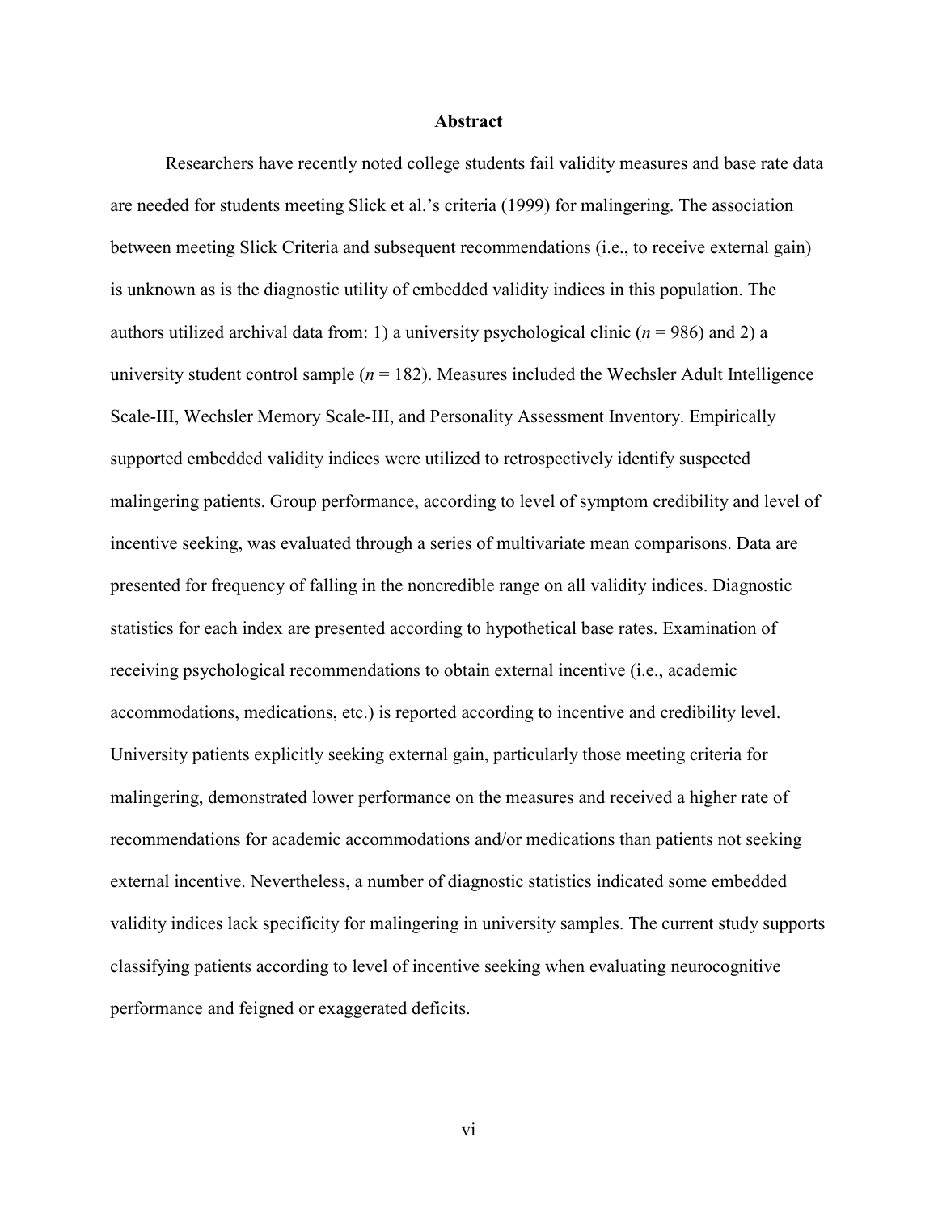## Abstract

Researchers have recently noted college students fail validity measures and base rate data are needed for students meeting Slick et al.'s criteria (1999) for malingering. The association between meeting Slick Criteria and subsequent recommendations (i.e., to receive external gain) is unknown as is the diagnostic utility of embedded validity indices in this population. The authors utilized archival data from: 1) a university psychological clinic ($n$ = 986) and 2) a university student control sample ($n$ = 182). Measures included the Wechsler Adult Intelligence Scale-III, Wechsler Memory Scale-III, and Personality Assessment Inventory. Empirically supported embedded validity indices were utilized to retrospectively identify suspected malingering patients. Group performance, according to level of symptom credibility and level of incentive seeking, was evaluated through a series of multivariate mean comparisons. Data are presented for frequency of falling in the noncredible range on all validity indices. Diagnostic statistics for each index are presented according to hypothetical base rates. Examination of receiving psychological recommendations to obtain external incentive (i.e., academic accommodations, medications, etc.) is reported according to incentive and credibility level. University patients explicitly seeking external gain, particularly those meeting criteria for malingering, demonstrated lower performance on the measures and received a higher rate of recommendations for academic accommodations and/or medications than patients not seeking external incentive. Nevertheless, a number of diagnostic statistics indicated some embedded validity indices lack specificity for malingering in university samples. The current study supports classifying patients according to level of incentive seeking when evaluating neurocognitive performance and feigned or exaggerated deficits.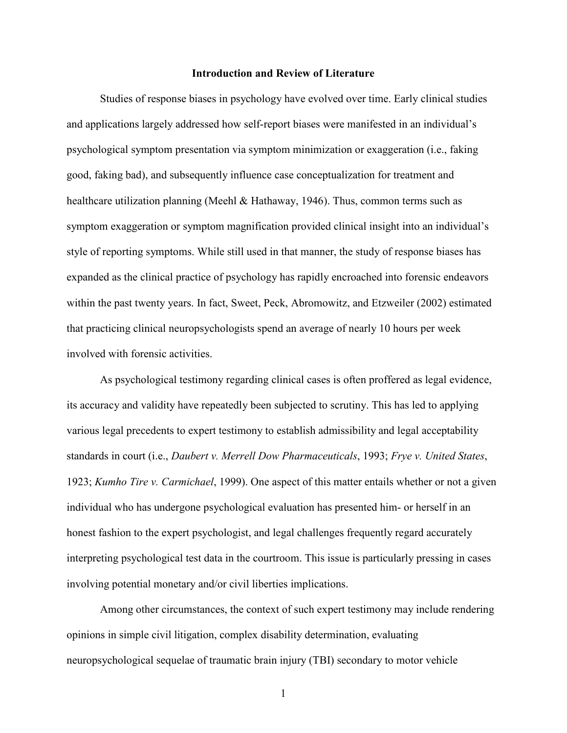## Introduction and Review of Literature

Studies of response biases in psychology have evolved over time. Early clinical studies and applications largely addressed how self-report biases were manifested in an individual's psychological symptom presentation via symptom minimization or exaggeration (i.e., faking good, faking bad), and subsequently influence case conceptualization for treatment and healthcare utilization planning (Meehl & Hathaway, 1946). Thus, common terms such as symptom exaggeration or symptom magnification provided clinical insight into an individual's style of reporting symptoms. While still used in that manner, the study of response biases has expanded as the clinical practice of psychology has rapidly encroached into forensic endeavors within the past twenty years. In fact, Sweet, Peck, Abromowitz, and Etzweiler (2002) estimated that practicing clinical neuropsychologists spend an average of nearly 10 hours per week involved with forensic activities.

As psychological testimony regarding clinical cases is often proffered as legal evidence, its accuracy and validity have repeatedly been subjected to scrutiny. This has led to applying various legal precedents to expert testimony to establish admissibility and legal acceptability standards in court (i.e., *Daubert v. Merrell Dow Pharmaceuticals*, 1993; *Frye v. United States*, 1923; *Kumho Tire v. Carmichael*, 1999). One aspect of this matter entails whether or not a given individual who has undergone psychological evaluation has presented him- or herself in an honest fashion to the expert psychologist, and legal challenges frequently regard accurately interpreting psychological test data in the courtroom. This issue is particularly pressing in cases involving potential monetary and/or civil liberties implications.

Among other circumstances, the context of such expert testimony may include rendering opinions in simple civil litigation, complex disability determination, evaluating neuropsychological sequelae of traumatic brain injury (TBI) secondary to motor vehicle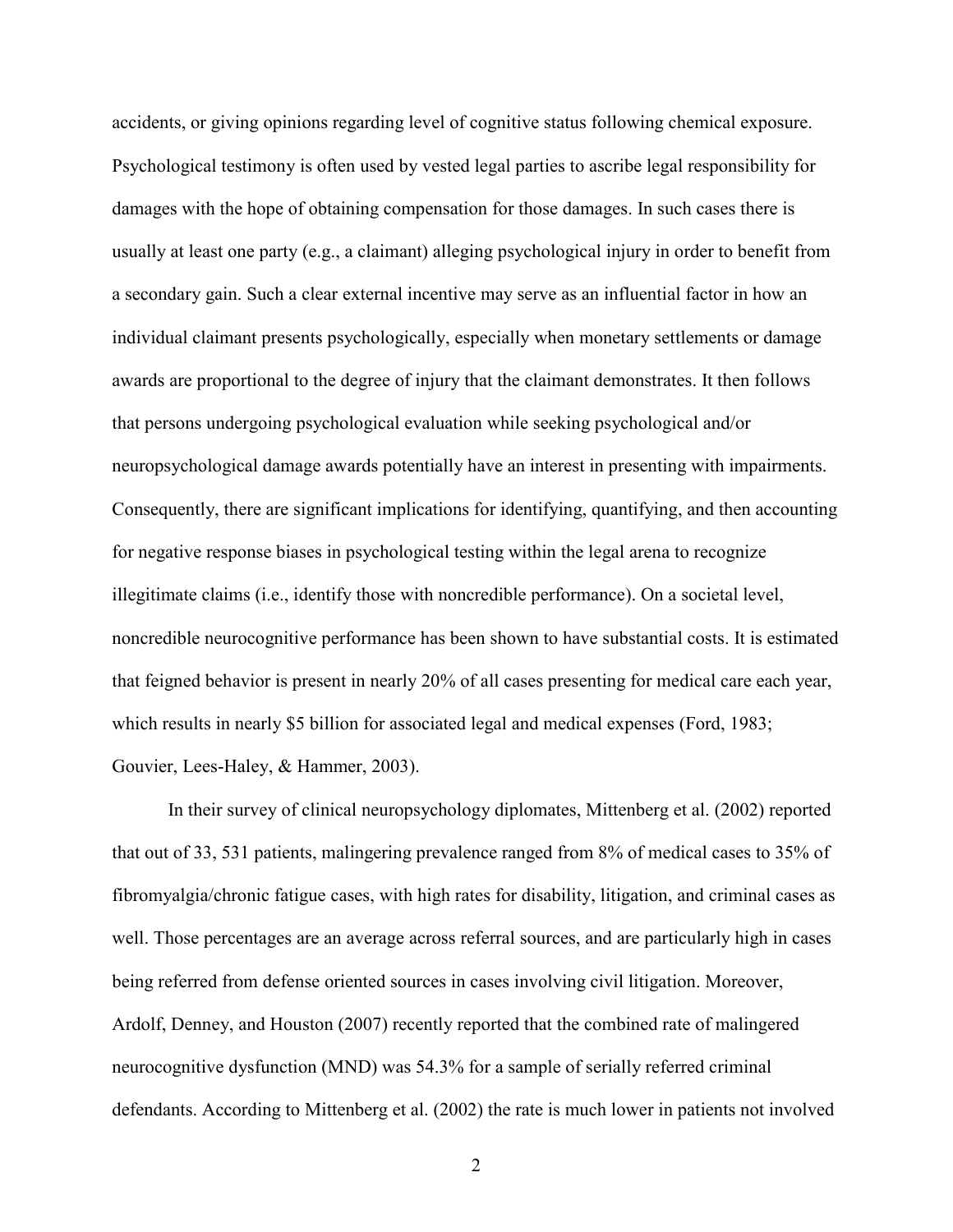accidents, or giving opinions regarding level of cognitive status following chemical exposure. Psychological testimony is often used by vested legal parties to ascribe legal responsibility for damages with the hope of obtaining compensation for those damages. In such cases there is usually at least one party (e.g., a claimant) alleging psychological injury in order to benefit from a secondary gain. Such a clear external incentive may serve as an influential factor in how an individual claimant presents psychologically, especially when monetary settlements or damage awards are proportional to the degree of injury that the claimant demonstrates. It then follows that persons undergoing psychological evaluation while seeking psychological and/or neuropsychological damage awards potentially have an interest in presenting with impairments. Consequently, there are significant implications for identifying, quantifying, and then accounting for negative response biases in psychological testing within the legal arena to recognize illegitimate claims (i.e., identify those with noncredible performance). On a societal level, noncredible neurocognitive performance has been shown to have substantial costs. It is estimated that feigned behavior is present in nearly 20% of all cases presenting for medical care each year, which results in nearly $5 billion for associated legal and medical expenses (Ford, 1983; Gouvier, Lees-Haley, & Hammer, 2003).

In their survey of clinical neuropsychology diplomates, Mittenberg et al. (2002) reported that out of 33, 531 patients, malingering prevalence ranged from 8% of medical cases to 35% of fibromyalgia/chronic fatigue cases, with high rates for disability, litigation, and criminal cases as well. Those percentages are an average across referral sources, and are particularly high in cases being referred from defense oriented sources in cases involving civil litigation. Moreover, Ardolf, Denney, and Houston (2007) recently reported that the combined rate of malingered neurocognitive dysfunction (MND) was 54.3% for a sample of serially referred criminal defendants. According to Mittenberg et al. (2002) the rate is much lower in patients not involved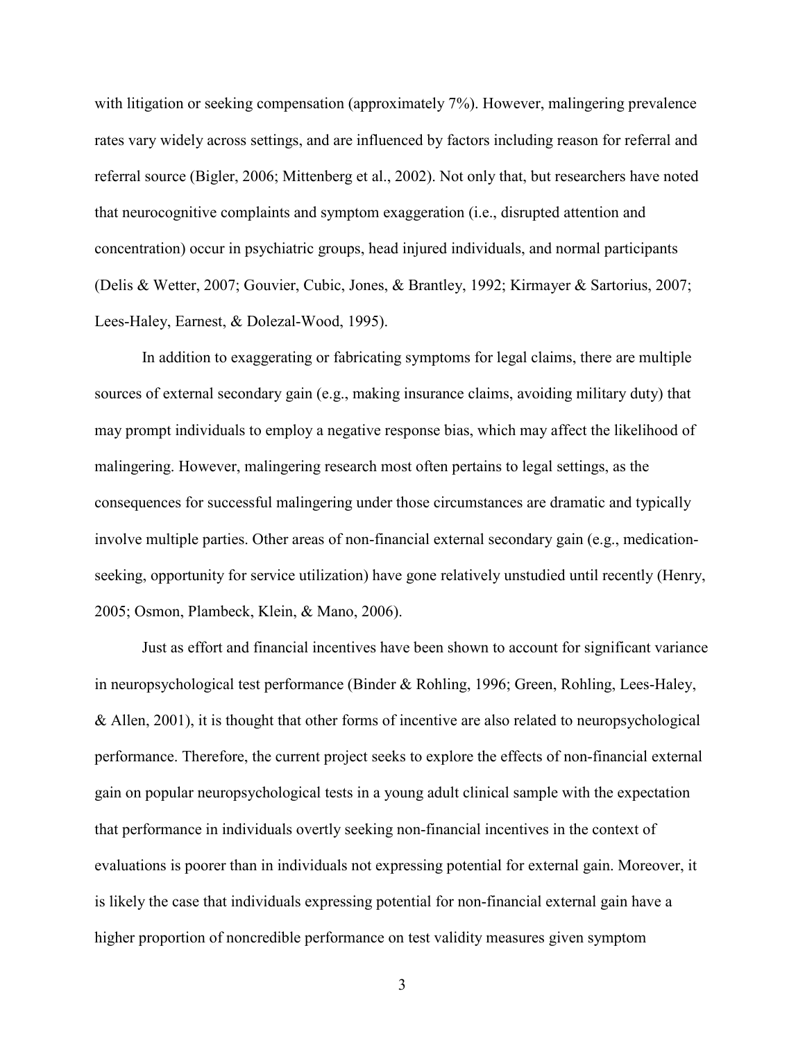with litigation or seeking compensation (approximately 7%). However, malingering prevalence rates vary widely across settings, and are influenced by factors including reason for referral and referral source (Bigler, 2006; Mittenberg et al., 2002). Not only that, but researchers have noted that neurocognitive complaints and symptom exaggeration (i.e., disrupted attention and concentration) occur in psychiatric groups, head injured individuals, and normal participants (Delis & Wetter, 2007; Gouvier, Cubic, Jones, & Brantley, 1992; Kirmayer & Sartorius, 2007; Lees-Haley, Earnest, & Dolezal-Wood, 1995).

In addition to exaggerating or fabricating symptoms for legal claims, there are multiple sources of external secondary gain (e.g., making insurance claims, avoiding military duty) that may prompt individuals to employ a negative response bias, which may affect the likelihood of malingering. However, malingering research most often pertains to legal settings, as the consequences for successful malingering under those circumstances are dramatic and typically involve multiple parties. Other areas of non-financial external secondary gain (e.g., medication-seeking, opportunity for service utilization) have gone relatively unstudied until recently (Henry, 2005; Osmon, Plambeck, Klein, & Mano, 2006).

Just as effort and financial incentives have been shown to account for significant variance in neuropsychological test performance (Binder & Rohling, 1996; Green, Rohling, Lees-Haley, & Allen, 2001), it is thought that other forms of incentive are also related to neuropsychological performance. Therefore, the current project seeks to explore the effects of non-financial external gain on popular neuropsychological tests in a young adult clinical sample with the expectation that performance in individuals overtly seeking non-financial incentives in the context of evaluations is poorer than in individuals not expressing potential for external gain. Moreover, it is likely the case that individuals expressing potential for non-financial external gain have a higher proportion of noncredible performance on test validity measures given symptom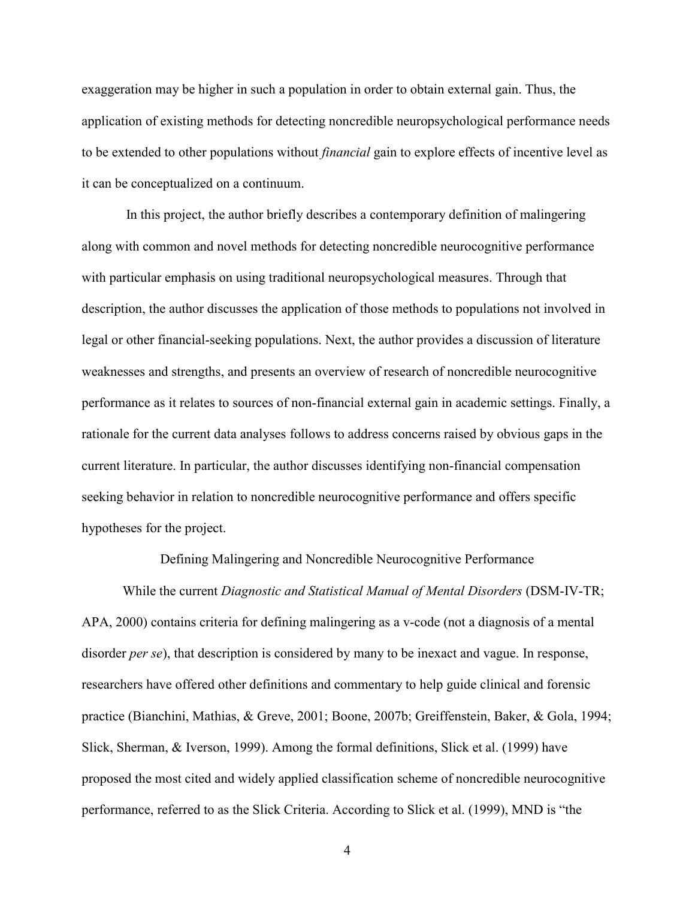exaggeration may be higher in such a population in order to obtain external gain. Thus, the application of existing methods for detecting noncredible neuropsychological performance needs to be extended to other populations without *financial* gain to explore effects of incentive level as it can be conceptualized on a continuum.

In this project, the author briefly describes a contemporary definition of malingering along with common and novel methods for detecting noncredible neurocognitive performance with particular emphasis on using traditional neuropsychological measures. Through that description, the author discusses the application of those methods to populations not involved in legal or other financial-seeking populations. Next, the author provides a discussion of literature weaknesses and strengths, and presents an overview of research of noncredible neurocognitive performance as it relates to sources of non-financial external gain in academic settings. Finally, a rationale for the current data analyses follows to address concerns raised by obvious gaps in the current literature. In particular, the author discusses identifying non-financial compensation seeking behavior in relation to noncredible neurocognitive performance and offers specific hypotheses for the project.

## Defining Malingering and Noncredible Neurocognitive Performance

While the current *Diagnostic and Statistical Manual of Mental Disorders* (DSM-IV-TR; APA, 2000) contains criteria for defining malingering as a v-code (not a diagnosis of a mental disorder *per se*), that description is considered by many to be inexact and vague. In response, researchers have offered other definitions and commentary to help guide clinical and forensic practice (Bianchini, Mathias, & Greve, 2001; Boone, 2007b; Greiffenstein, Baker, & Gola, 1994; Slick, Sherman, & Iverson, 1999). Among the formal definitions, Slick et al. (1999) have proposed the most cited and widely applied classification scheme of noncredible neurocognitive performance, referred to as the Slick Criteria. According to Slick et al. (1999), MND is "the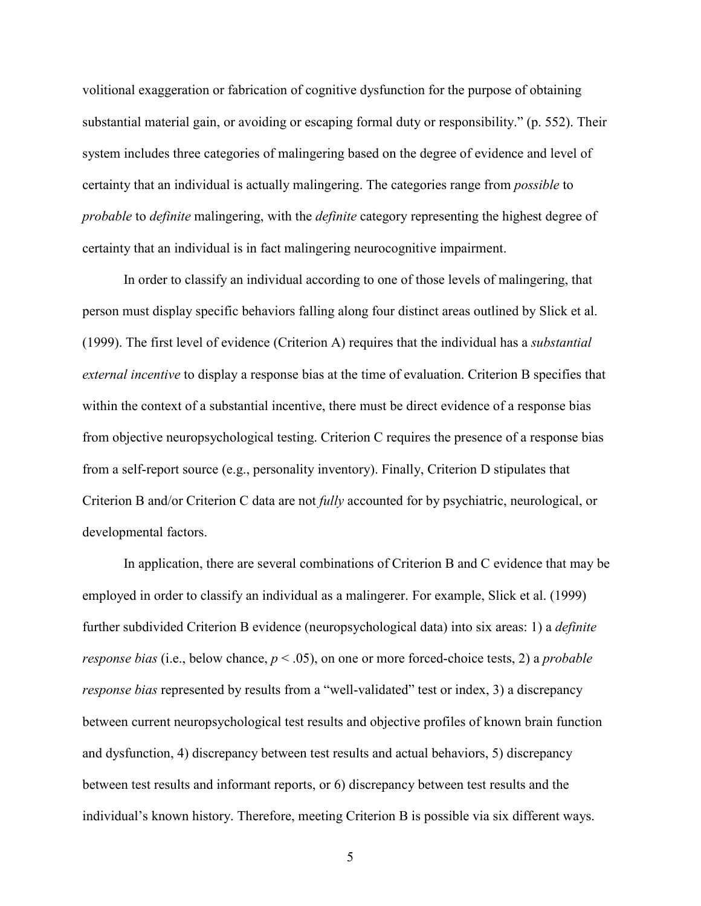volitional exaggeration or fabrication of cognitive dysfunction for the purpose of obtaining substantial material gain, or avoiding or escaping formal duty or responsibility." (p. 552). Their system includes three categories of malingering based on the degree of evidence and level of certainty that an individual is actually malingering. The categories range from *possible* to *probable* to *definite* malingering, with the *definite* category representing the highest degree of certainty that an individual is in fact malingering neurocognitive impairment.

In order to classify an individual according to one of those levels of malingering, that person must display specific behaviors falling along four distinct areas outlined by Slick et al. (1999). The first level of evidence (Criterion A) requires that the individual has a *substantial external incentive* to display a response bias at the time of evaluation. Criterion B specifies that within the context of a substantial incentive, there must be direct evidence of a response bias from objective neuropsychological testing. Criterion C requires the presence of a response bias from a self-report source (e.g., personality inventory). Finally, Criterion D stipulates that Criterion B and/or Criterion C data are not *fully* accounted for by psychiatric, neurological, or developmental factors.

In application, there are several combinations of Criterion B and C evidence that may be employed in order to classify an individual as a malingerer. For example, Slick et al. (1999) further subdivided Criterion B evidence (neuropsychological data) into six areas: 1) a *definite response bias* (i.e., below chance, $p < .05$), on one or more forced-choice tests, 2) a *probable response bias* represented by results from a "well-validated" test or index, 3) a discrepancy between current neuropsychological test results and objective profiles of known brain function and dysfunction, 4) discrepancy between test results and actual behaviors, 5) discrepancy between test results and informant reports, or 6) discrepancy between test results and the individual's known history. Therefore, meeting Criterion B is possible via six different ways.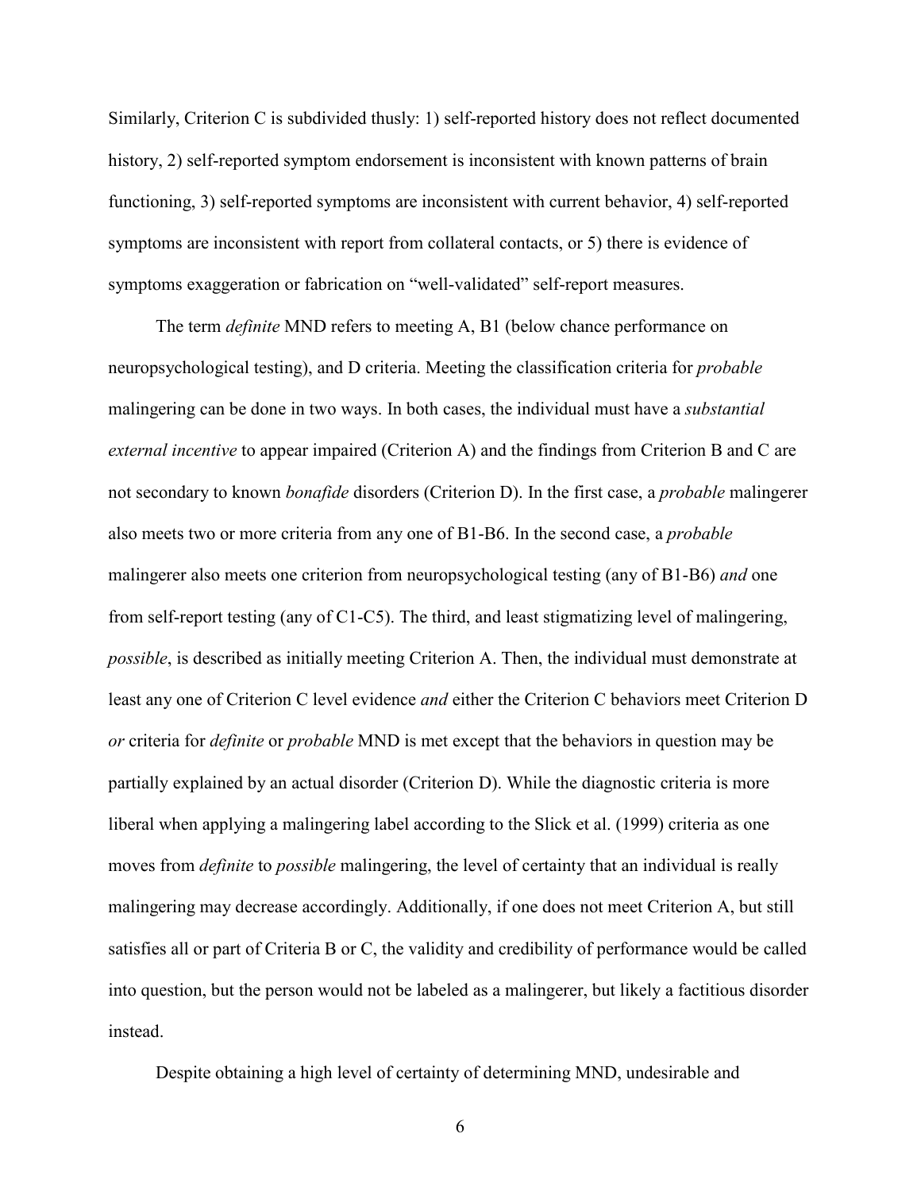Similarly, Criterion C is subdivided thusly: 1) self-reported history does not reflect documented history, 2) self-reported symptom endorsement is inconsistent with known patterns of brain functioning, 3) self-reported symptoms are inconsistent with current behavior, 4) self-reported symptoms are inconsistent with report from collateral contacts, or 5) there is evidence of symptoms exaggeration or fabrication on "well-validated" self-report measures.

The term *definite* MND refers to meeting A, B1 (below chance performance on neuropsychological testing), and D criteria. Meeting the classification criteria for *probable* malingering can be done in two ways. In both cases, the individual must have a *substantial external incentive* to appear impaired (Criterion A) and the findings from Criterion B and C are not secondary to known *bonafide* disorders (Criterion D). In the first case, a *probable* malingerer also meets two or more criteria from any one of B1-B6. In the second case, a *probable* malingerer also meets one criterion from neuropsychological testing (any of B1-B6) *and* one from self-report testing (any of C1-C5). The third, and least stigmatizing level of malingering, *possible*, is described as initially meeting Criterion A. Then, the individual must demonstrate at least any one of Criterion C level evidence *and* either the Criterion C behaviors meet Criterion D *or* criteria for *definite* or *probable* MND is met except that the behaviors in question may be partially explained by an actual disorder (Criterion D). While the diagnostic criteria is more liberal when applying a malingering label according to the Slick et al. (1999) criteria as one moves from *definite* to *possible* malingering, the level of certainty that an individual is really malingering may decrease accordingly. Additionally, if one does not meet Criterion A, but still satisfies all or part of Criteria B or C, the validity and credibility of performance would be called into question, but the person would not be labeled as a malingerer, but likely a factitious disorder instead.

Despite obtaining a high level of certainty of determining MND, undesirable and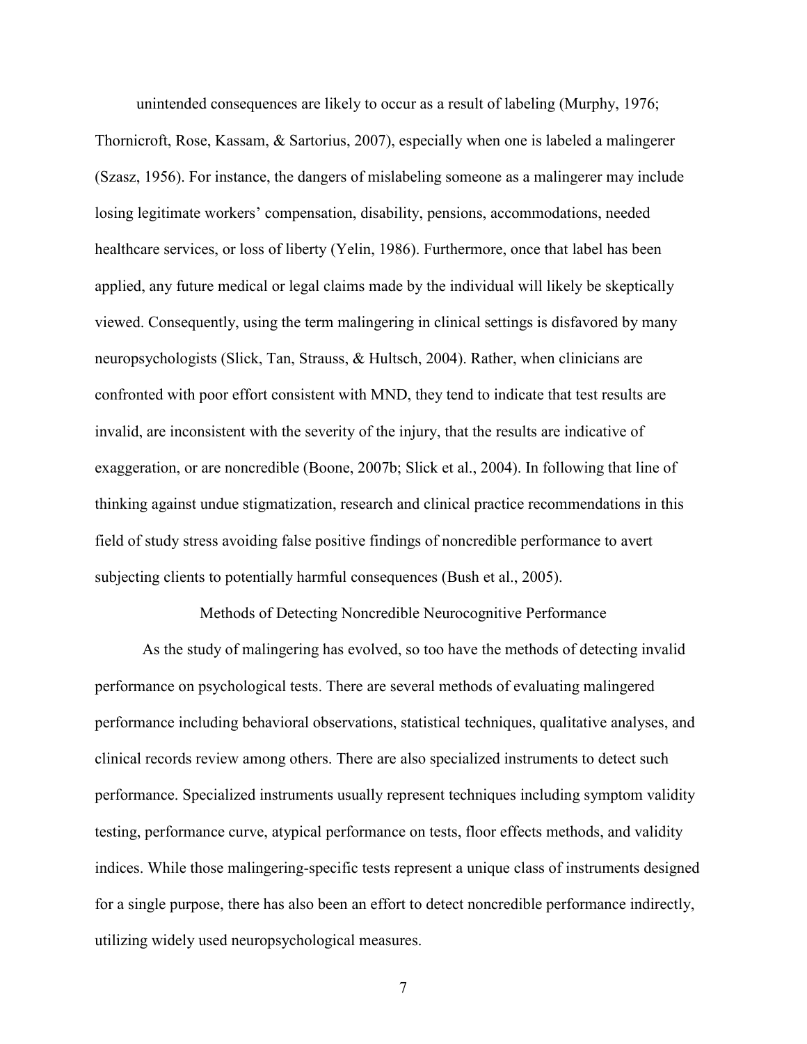unintended consequences are likely to occur as a result of labeling (Murphy, 1976; Thornicroft, Rose, Kassam, & Sartorius, 2007), especially when one is labeled a malingerer (Szasz, 1956). For instance, the dangers of mislabeling someone as a malingerer may include losing legitimate workers' compensation, disability, pensions, accommodations, needed healthcare services, or loss of liberty (Yelin, 1986). Furthermore, once that label has been applied, any future medical or legal claims made by the individual will likely be skeptically viewed. Consequently, using the term malingering in clinical settings is disfavored by many neuropsychologists (Slick, Tan, Strauss, & Hultsch, 2004). Rather, when clinicians are confronted with poor effort consistent with MND, they tend to indicate that test results are invalid, are inconsistent with the severity of the injury, that the results are indicative of exaggeration, or are noncredible (Boone, 2007b; Slick et al., 2004). In following that line of thinking against undue stigmatization, research and clinical practice recommendations in this field of study stress avoiding false positive findings of noncredible performance to avert subjecting clients to potentially harmful consequences (Bush et al., 2005).

## Methods of Detecting Noncredible Neurocognitive Performance

As the study of malingering has evolved, so too have the methods of detecting invalid performance on psychological tests. There are several methods of evaluating malingered performance including behavioral observations, statistical techniques, qualitative analyses, and clinical records review among others. There are also specialized instruments to detect such performance. Specialized instruments usually represent techniques including symptom validity testing, performance curve, atypical performance on tests, floor effects methods, and validity indices. While those malingering-specific tests represent a unique class of instruments designed for a single purpose, there has also been an effort to detect noncredible performance indirectly, utilizing widely used neuropsychological measures.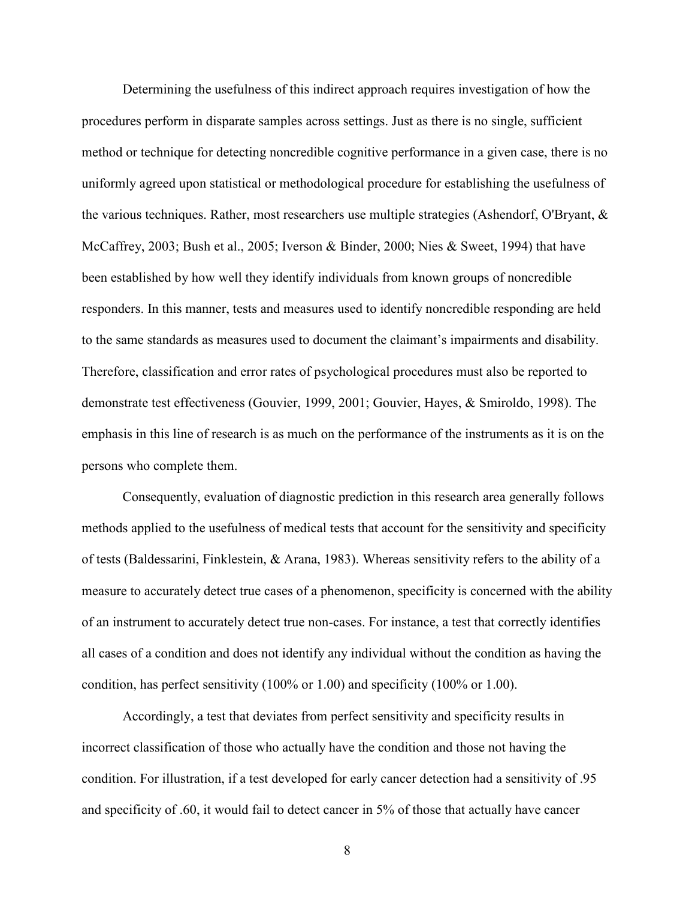Determining the usefulness of this indirect approach requires investigation of how the procedures perform in disparate samples across settings. Just as there is no single, sufficient method or technique for detecting noncredible cognitive performance in a given case, there is no uniformly agreed upon statistical or methodological procedure for establishing the usefulness of the various techniques. Rather, most researchers use multiple strategies (Ashendorf, O'Bryant, & McCaffrey, 2003; Bush et al., 2005; Iverson & Binder, 2000; Nies & Sweet, 1994) that have been established by how well they identify individuals from known groups of noncredible responders. In this manner, tests and measures used to identify noncredible responding are held to the same standards as measures used to document the claimant's impairments and disability. Therefore, classification and error rates of psychological procedures must also be reported to demonstrate test effectiveness (Gouvier, 1999, 2001; Gouvier, Hayes, & Smiroldo, 1998). The emphasis in this line of research is as much on the performance of the instruments as it is on the persons who complete them.

Consequently, evaluation of diagnostic prediction in this research area generally follows methods applied to the usefulness of medical tests that account for the sensitivity and specificity of tests (Baldessarini, Finklestein, & Arana, 1983). Whereas sensitivity refers to the ability of a measure to accurately detect true cases of a phenomenon, specificity is concerned with the ability of an instrument to accurately detect true non-cases. For instance, a test that correctly identifies all cases of a condition and does not identify any individual without the condition as having the condition, has perfect sensitivity (100% or 1.00) and specificity (100% or 1.00).

Accordingly, a test that deviates from perfect sensitivity and specificity results in incorrect classification of those who actually have the condition and those not having the condition. For illustration, if a test developed for early cancer detection had a sensitivity of .95 and specificity of .60, it would fail to detect cancer in 5% of those that actually have cancer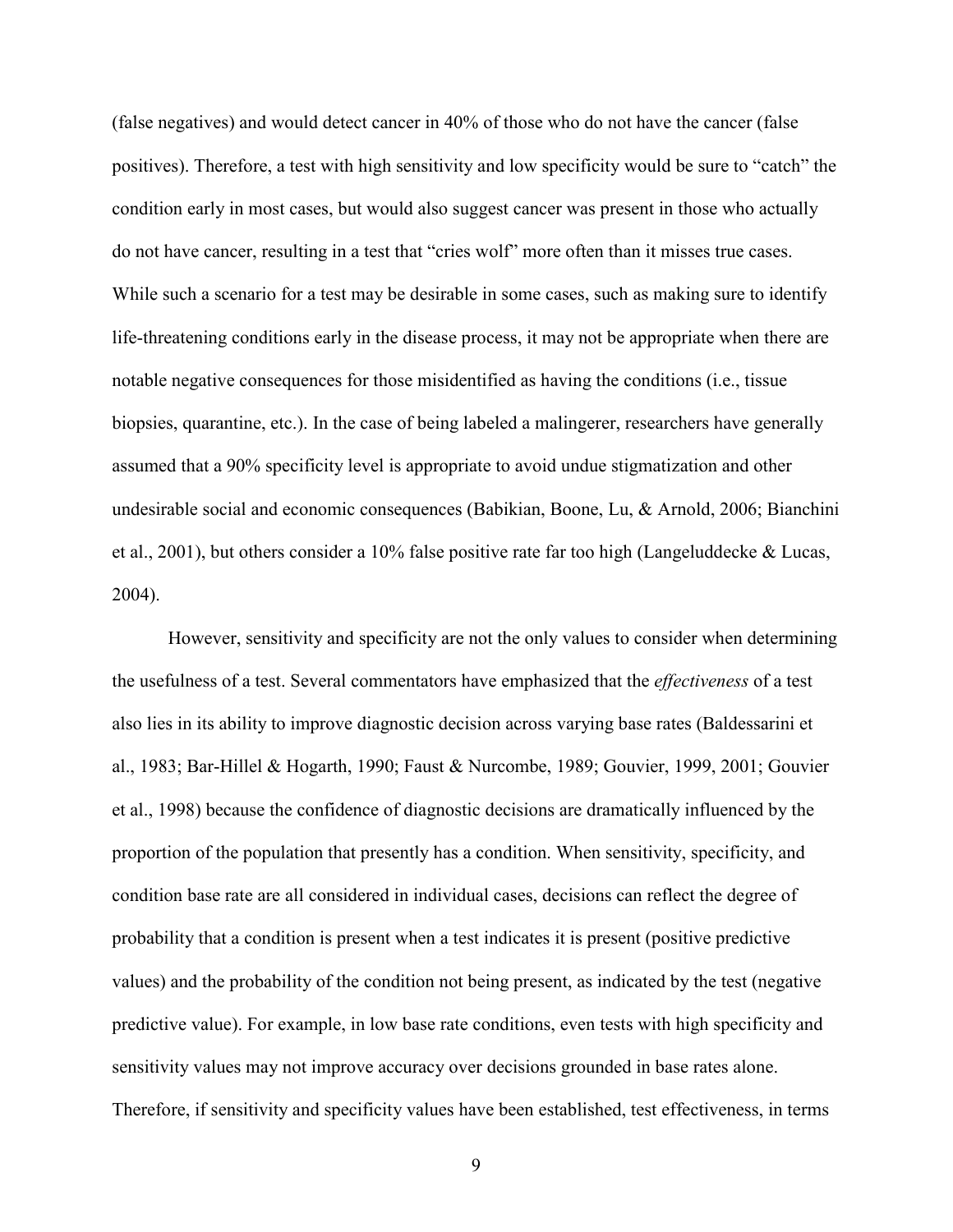(false negatives) and would detect cancer in 40% of those who do not have the cancer (false positives). Therefore, a test with high sensitivity and low specificity would be sure to "catch" the condition early in most cases, but would also suggest cancer was present in those who actually do not have cancer, resulting in a test that "cries wolf" more often than it misses true cases. While such a scenario for a test may be desirable in some cases, such as making sure to identify life-threatening conditions early in the disease process, it may not be appropriate when there are notable negative consequences for those misidentified as having the conditions (i.e., tissue biopsies, quarantine, etc.). In the case of being labeled a malingerer, researchers have generally assumed that a 90% specificity level is appropriate to avoid undue stigmatization and other undesirable social and economic consequences (Babikian, Boone, Lu, & Arnold, 2006; Bianchini et al., 2001), but others consider a 10% false positive rate far too high (Langeluddecke & Lucas, 2004).

However, sensitivity and specificity are not the only values to consider when determining the usefulness of a test. Several commentators have emphasized that the *effectiveness* of a test also lies in its ability to improve diagnostic decision across varying base rates (Baldessarini et al., 1983; Bar-Hillel & Hogarth, 1990; Faust & Nurcombe, 1989; Gouvier, 1999, 2001; Gouvier et al., 1998) because the confidence of diagnostic decisions are dramatically influenced by the proportion of the population that presently has a condition. When sensitivity, specificity, and condition base rate are all considered in individual cases, decisions can reflect the degree of probability that a condition is present when a test indicates it is present (positive predictive values) and the probability of the condition not being present, as indicated by the test (negative predictive value). For example, in low base rate conditions, even tests with high specificity and sensitivity values may not improve accuracy over decisions grounded in base rates alone. Therefore, if sensitivity and specificity values have been established, test effectiveness, in terms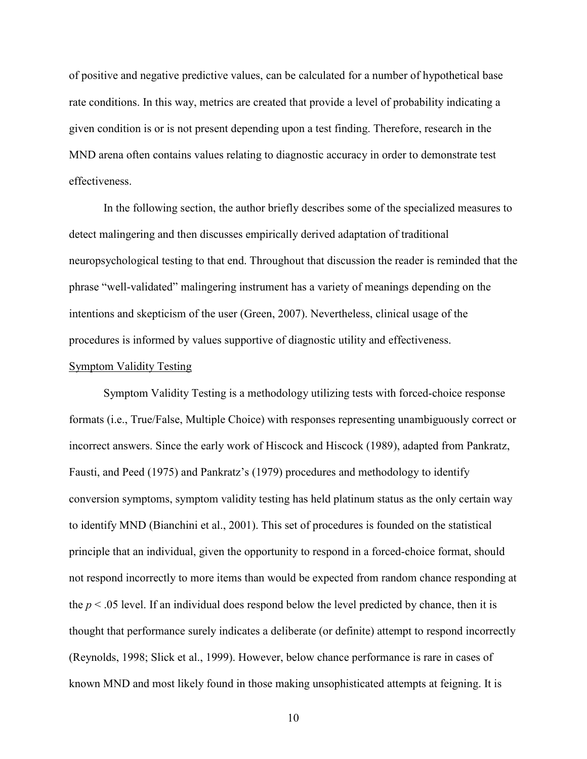of positive and negative predictive values, can be calculated for a number of hypothetical base rate conditions. In this way, metrics are created that provide a level of probability indicating a given condition is or is not present depending upon a test finding. Therefore, research in the MND arena often contains values relating to diagnostic accuracy in order to demonstrate test effectiveness.

In the following section, the author briefly describes some of the specialized measures to detect malingering and then discusses empirically derived adaptation of traditional neuropsychological testing to that end. Throughout that discussion the reader is reminded that the phrase "well-validated" malingering instrument has a variety of meanings depending on the intentions and skepticism of the user (Green, 2007). Nevertheless, clinical usage of the procedures is informed by values supportive of diagnostic utility and effectiveness.

## Symptom Validity Testing

Symptom Validity Testing is a methodology utilizing tests with forced-choice response formats (i.e., True/False, Multiple Choice) with responses representing unambiguously correct or incorrect answers. Since the early work of Hiscock and Hiscock (1989), adapted from Pankratz, Fausti, and Peed (1975) and Pankratz's (1979) procedures and methodology to identify conversion symptoms, symptom validity testing has held platinum status as the only certain way to identify MND (Bianchini et al., 2001). This set of procedures is founded on the statistical principle that an individual, given the opportunity to respond in a forced-choice format, should not respond incorrectly to more items than would be expected from random chance responding at the $p < .05$ level. If an individual does respond below the level predicted by chance, then it is thought that performance surely indicates a deliberate (or definite) attempt to respond incorrectly (Reynolds, 1998; Slick et al., 1999). However, below chance performance is rare in cases of known MND and most likely found in those making unsophisticated attempts at feigning. It is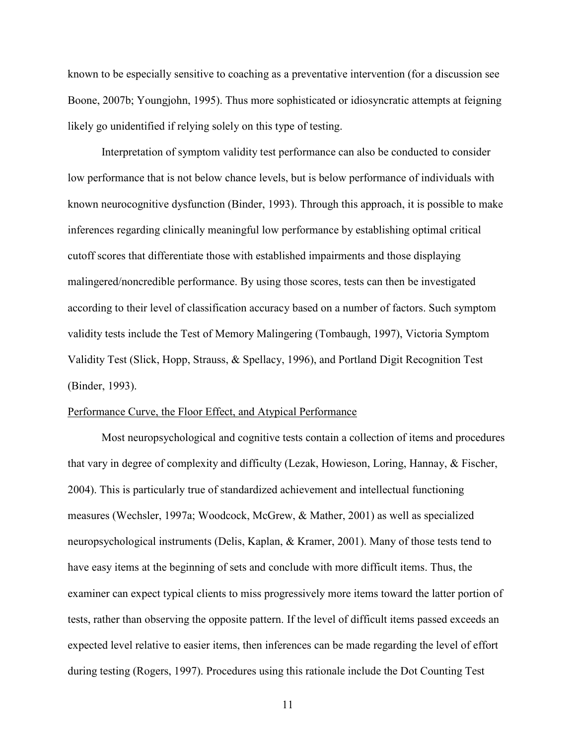known to be especially sensitive to coaching as a preventative intervention (for a discussion see Boone, 2007b; Youngjohn, 1995). Thus more sophisticated or idiosyncratic attempts at feigning likely go unidentified if relying solely on this type of testing.

Interpretation of symptom validity test performance can also be conducted to consider low performance that is not below chance levels, but is below performance of individuals with known neurocognitive dysfunction (Binder, 1993). Through this approach, it is possible to make inferences regarding clinically meaningful low performance by establishing optimal critical cutoff scores that differentiate those with established impairments and those displaying malingered/noncredible performance. By using those scores, tests can then be investigated according to their level of classification accuracy based on a number of factors. Such symptom validity tests include the Test of Memory Malingering (Tombaugh, 1997), Victoria Symptom Validity Test (Slick, Hopp, Strauss, & Spellacy, 1996), and Portland Digit Recognition Test (Binder, 1993).

### Performance Curve, the Floor Effect, and Atypical Performance

Most neuropsychological and cognitive tests contain a collection of items and procedures that vary in degree of complexity and difficulty (Lezak, Howieson, Loring, Hannay, & Fischer, 2004). This is particularly true of standardized achievement and intellectual functioning measures (Wechsler, 1997a; Woodcock, McGrew, & Mather, 2001) as well as specialized neuropsychological instruments (Delis, Kaplan, & Kramer, 2001). Many of those tests tend to have easy items at the beginning of sets and conclude with more difficult items. Thus, the examiner can expect typical clients to miss progressively more items toward the latter portion of tests, rather than observing the opposite pattern. If the level of difficult items passed exceeds an expected level relative to easier items, then inferences can be made regarding the level of effort during testing (Rogers, 1997). Procedures using this rationale include the Dot Counting Test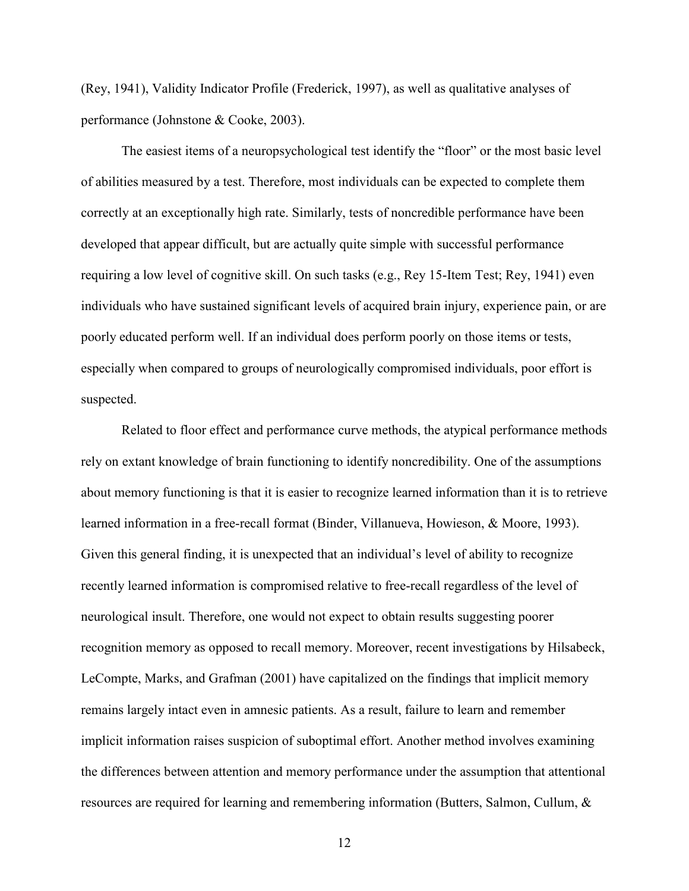(Rey, 1941), Validity Indicator Profile (Frederick, 1997), as well as qualitative analyses of performance (Johnstone & Cooke, 2003).

The easiest items of a neuropsychological test identify the "floor" or the most basic level of abilities measured by a test. Therefore, most individuals can be expected to complete them correctly at an exceptionally high rate. Similarly, tests of noncredible performance have been developed that appear difficult, but are actually quite simple with successful performance requiring a low level of cognitive skill. On such tasks (e.g., Rey 15-Item Test; Rey, 1941) even individuals who have sustained significant levels of acquired brain injury, experience pain, or are poorly educated perform well. If an individual does perform poorly on those items or tests, especially when compared to groups of neurologically compromised individuals, poor effort is suspected.

Related to floor effect and performance curve methods, the atypical performance methods rely on extant knowledge of brain functioning to identify noncredibility. One of the assumptions about memory functioning is that it is easier to recognize learned information than it is to retrieve learned information in a free-recall format (Binder, Villanueva, Howieson, & Moore, 1993). Given this general finding, it is unexpected that an individual's level of ability to recognize recently learned information is compromised relative to free-recall regardless of the level of neurological insult. Therefore, one would not expect to obtain results suggesting poorer recognition memory as opposed to recall memory. Moreover, recent investigations by Hilsabeck, LeCompte, Marks, and Grafman (2001) have capitalized on the findings that implicit memory remains largely intact even in amnesic patients. As a result, failure to learn and remember implicit information raises suspicion of suboptimal effort. Another method involves examining the differences between attention and memory performance under the assumption that attentional resources are required for learning and remembering information (Butters, Salmon, Cullum, &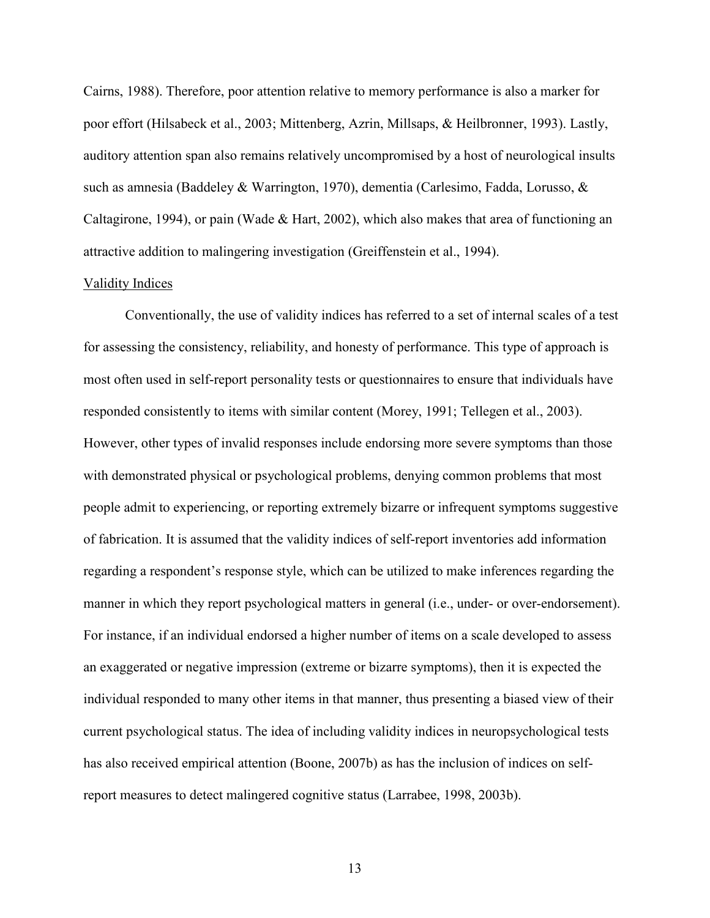Cairns, 1988). Therefore, poor attention relative to memory performance is also a marker for poor effort (Hilsabeck et al., 2003; Mittenberg, Azrin, Millsaps, & Heilbronner, 1993). Lastly, auditory attention span also remains relatively uncompromised by a host of neurological insults such as amnesia (Baddeley & Warrington, 1970), dementia (Carlesimo, Fadda, Lorusso, & Caltagirone, 1994), or pain (Wade & Hart, 2002), which also makes that area of functioning an attractive addition to malingering investigation (Greiffenstein et al., 1994).

### Validity Indices

Conventionally, the use of validity indices has referred to a set of internal scales of a test for assessing the consistency, reliability, and honesty of performance. This type of approach is most often used in self-report personality tests or questionnaires to ensure that individuals have responded consistently to items with similar content (Morey, 1991; Tellegen et al., 2003). However, other types of invalid responses include endorsing more severe symptoms than those with demonstrated physical or psychological problems, denying common problems that most people admit to experiencing, or reporting extremely bizarre or infrequent symptoms suggestive of fabrication. It is assumed that the validity indices of self-report inventories add information regarding a respondent's response style, which can be utilized to make inferences regarding the manner in which they report psychological matters in general (i.e., under- or over-endorsement). For instance, if an individual endorsed a higher number of items on a scale developed to assess an exaggerated or negative impression (extreme or bizarre symptoms), then it is expected the individual responded to many other items in that manner, thus presenting a biased view of their current psychological status. The idea of including validity indices in neuropsychological tests has also received empirical attention (Boone, 2007b) as has the inclusion of indices on self-report measures to detect malingered cognitive status (Larrabee, 1998, 2003b).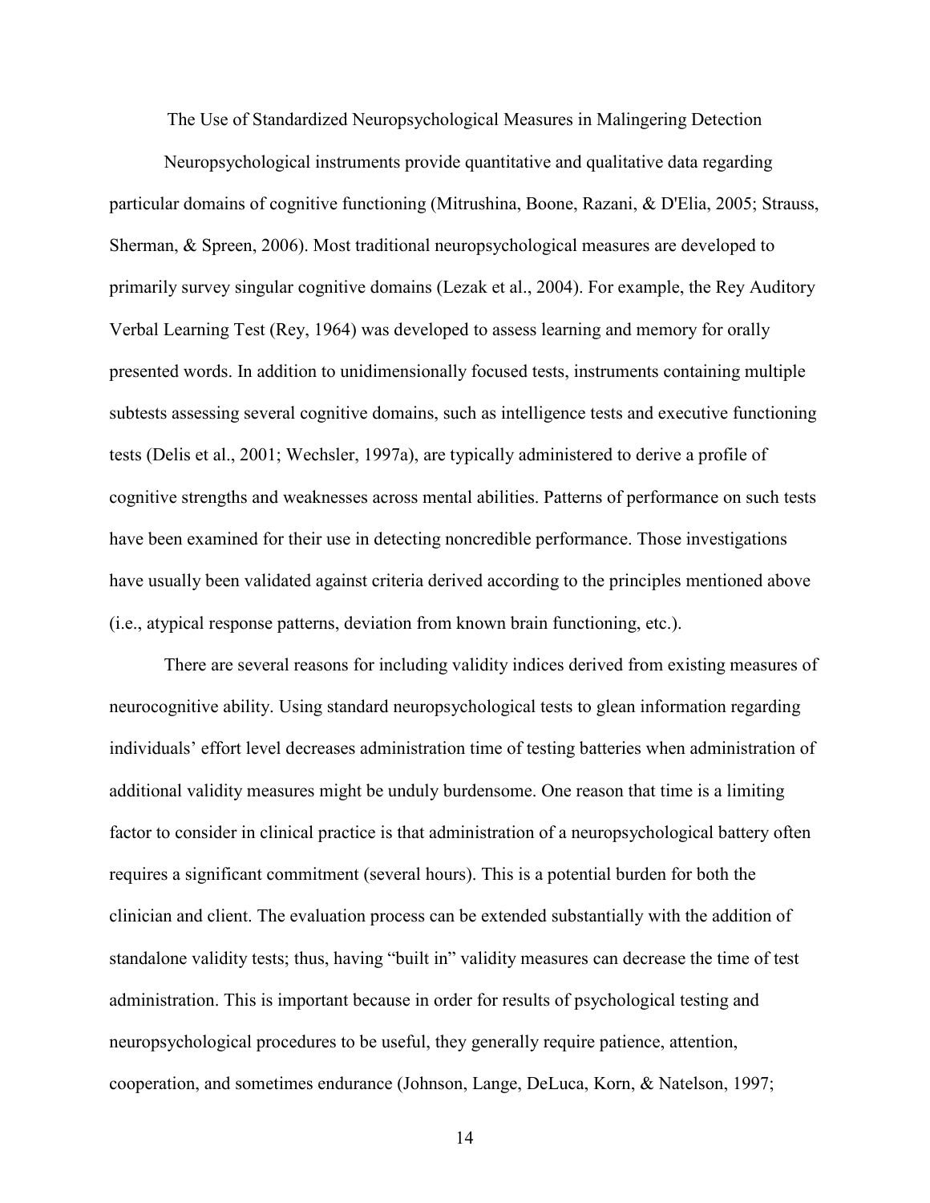## The Use of Standardized Neuropsychological Measures in Malingering Detection

Neuropsychological instruments provide quantitative and qualitative data regarding particular domains of cognitive functioning (Mitrushina, Boone, Razani, & D'Elia, 2005; Strauss, Sherman, & Spreen, 2006). Most traditional neuropsychological measures are developed to primarily survey singular cognitive domains (Lezak et al., 2004). For example, the Rey Auditory Verbal Learning Test (Rey, 1964) was developed to assess learning and memory for orally presented words. In addition to unidimensionally focused tests, instruments containing multiple subtests assessing several cognitive domains, such as intelligence tests and executive functioning tests (Delis et al., 2001; Wechsler, 1997a), are typically administered to derive a profile of cognitive strengths and weaknesses across mental abilities. Patterns of performance on such tests have been examined for their use in detecting noncredible performance. Those investigations have usually been validated against criteria derived according to the principles mentioned above (i.e., atypical response patterns, deviation from known brain functioning, etc.).

There are several reasons for including validity indices derived from existing measures of neurocognitive ability. Using standard neuropsychological tests to glean information regarding individuals' effort level decreases administration time of testing batteries when administration of additional validity measures might be unduly burdensome. One reason that time is a limiting factor to consider in clinical practice is that administration of a neuropsychological battery often requires a significant commitment (several hours). This is a potential burden for both the clinician and client. The evaluation process can be extended substantially with the addition of standalone validity tests; thus, having "built in" validity measures can decrease the time of test administration. This is important because in order for results of psychological testing and neuropsychological procedures to be useful, they generally require patience, attention, cooperation, and sometimes endurance (Johnson, Lange, DeLuca, Korn, & Natelson, 1997;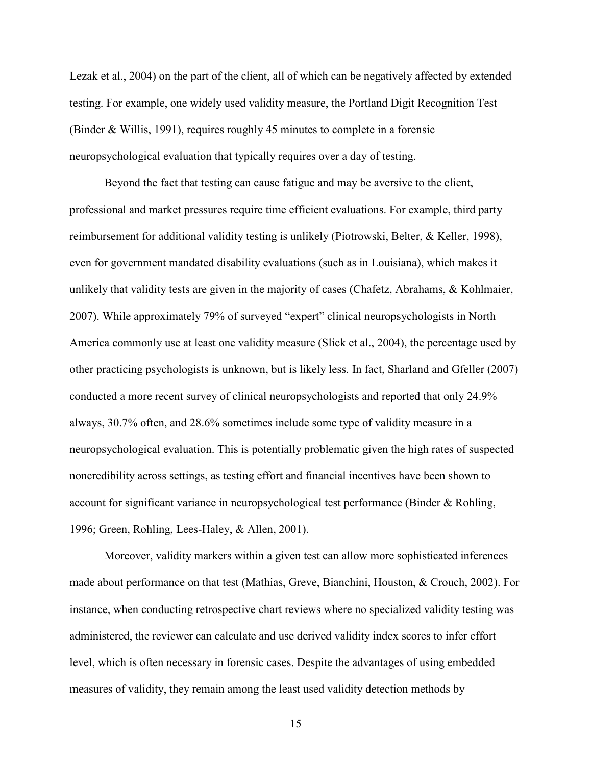Lezak et al., 2004) on the part of the client, all of which can be negatively affected by extended testing. For example, one widely used validity measure, the Portland Digit Recognition Test (Binder & Willis, 1991), requires roughly 45 minutes to complete in a forensic neuropsychological evaluation that typically requires over a day of testing.

Beyond the fact that testing can cause fatigue and may be aversive to the client, professional and market pressures require time efficient evaluations. For example, third party reimbursement for additional validity testing is unlikely (Piotrowski, Belter, & Keller, 1998), even for government mandated disability evaluations (such as in Louisiana), which makes it unlikely that validity tests are given in the majority of cases (Chafetz, Abrahams, & Kohlmaier, 2007). While approximately 79% of surveyed "expert" clinical neuropsychologists in North America commonly use at least one validity measure (Slick et al., 2004), the percentage used by other practicing psychologists is unknown, but is likely less. In fact, Sharland and Gfeller (2007) conducted a more recent survey of clinical neuropsychologists and reported that only 24.9% always, 30.7% often, and 28.6% sometimes include some type of validity measure in a neuropsychological evaluation. This is potentially problematic given the high rates of suspected noncredibility across settings, as testing effort and financial incentives have been shown to account for significant variance in neuropsychological test performance (Binder & Rohling, 1996; Green, Rohling, Lees-Haley, & Allen, 2001).

Moreover, validity markers within a given test can allow more sophisticated inferences made about performance on that test (Mathias, Greve, Bianchini, Houston, & Crouch, 2002). For instance, when conducting retrospective chart reviews where no specialized validity testing was administered, the reviewer can calculate and use derived validity index scores to infer effort level, which is often necessary in forensic cases. Despite the advantages of using embedded measures of validity, they remain among the least used validity detection methods by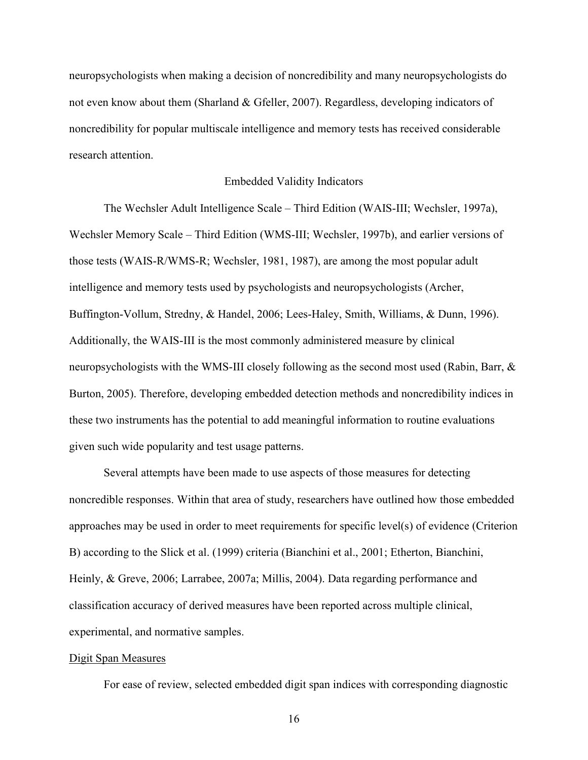neuropsychologists when making a decision of noncredibility and many neuropsychologists do not even know about them (Sharland & Gfeller, 2007). Regardless, developing indicators of noncredibility for popular multiscale intelligence and memory tests has received considerable research attention.

## Embedded Validity Indicators

The Wechsler Adult Intelligence Scale – Third Edition (WAIS-III; Wechsler, 1997a), Wechsler Memory Scale – Third Edition (WMS-III; Wechsler, 1997b), and earlier versions of those tests (WAIS-R/WMS-R; Wechsler, 1981, 1987), are among the most popular adult intelligence and memory tests used by psychologists and neuropsychologists (Archer, Buffington-Vollum, Stredny, & Handel, 2006; Lees-Haley, Smith, Williams, & Dunn, 1996). Additionally, the WAIS-III is the most commonly administered measure by clinical neuropsychologists with the WMS-III closely following as the second most used (Rabin, Barr, & Burton, 2005). Therefore, developing embedded detection methods and noncredibility indices in these two instruments has the potential to add meaningful information to routine evaluations given such wide popularity and test usage patterns.

Several attempts have been made to use aspects of those measures for detecting noncredible responses. Within that area of study, researchers have outlined how those embedded approaches may be used in order to meet requirements for specific level(s) of evidence (Criterion B) according to the Slick et al. (1999) criteria (Bianchini et al., 2001; Etherton, Bianchini, Heinly, & Greve, 2006; Larrabee, 2007a; Millis, 2004). Data regarding performance and classification accuracy of derived measures have been reported across multiple clinical, experimental, and normative samples.

### Digit Span Measures

For ease of review, selected embedded digit span indices with corresponding diagnostic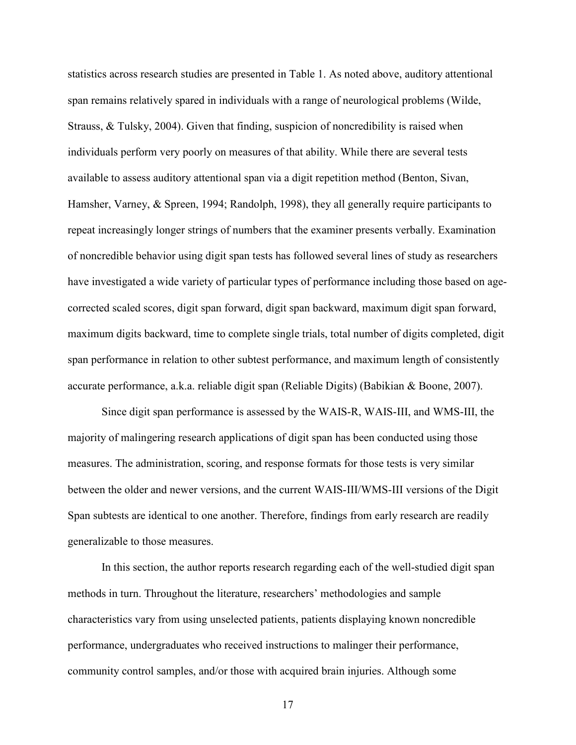statistics across research studies are presented in Table 1. As noted above, auditory attentional span remains relatively spared in individuals with a range of neurological problems (Wilde, Strauss, & Tulsky, 2004). Given that finding, suspicion of noncredibility is raised when individuals perform very poorly on measures of that ability. While there are several tests available to assess auditory attentional span via a digit repetition method (Benton, Sivan, Hamsher, Varney, & Spreen, 1994; Randolph, 1998), they all generally require participants to repeat increasingly longer strings of numbers that the examiner presents verbally. Examination of noncredible behavior using digit span tests has followed several lines of study as researchers have investigated a wide variety of particular types of performance including those based on age-corrected scaled scores, digit span forward, digit span backward, maximum digit span forward, maximum digits backward, time to complete single trials, total number of digits completed, digit span performance in relation to other subtest performance, and maximum length of consistently accurate performance, a.k.a. reliable digit span (Reliable Digits) (Babikian & Boone, 2007).

Since digit span performance is assessed by the WAIS-R, WAIS-III, and WMS-III, the majority of malingering research applications of digit span has been conducted using those measures. The administration, scoring, and response formats for those tests is very similar between the older and newer versions, and the current WAIS-III/WMS-III versions of the Digit Span subtests are identical to one another. Therefore, findings from early research are readily generalizable to those measures.

In this section, the author reports research regarding each of the well-studied digit span methods in turn. Throughout the literature, researchers' methodologies and sample characteristics vary from using unselected patients, patients displaying known noncredible performance, undergraduates who received instructions to malinger their performance, community control samples, and/or those with acquired brain injuries. Although some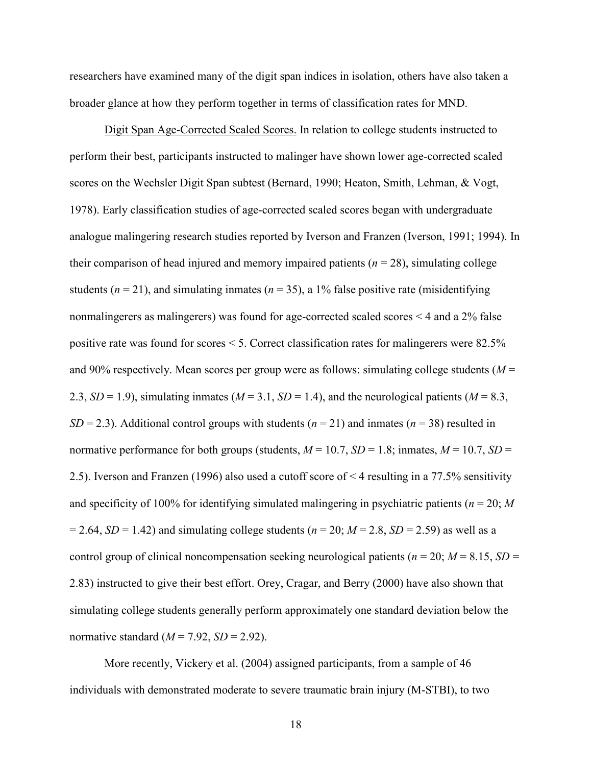researchers have examined many of the digit span indices in isolation, others have also taken a broader glance at how they perform together in terms of classification rates for MND.

Digit Span Age-Corrected Scaled Scores. In relation to college students instructed to perform their best, participants instructed to malinger have shown lower age-corrected scaled scores on the Wechsler Digit Span subtest (Bernard, 1990; Heaton, Smith, Lehman, & Vogt, 1978). Early classification studies of age-corrected scaled scores began with undergraduate analogue malingering research studies reported by Iverson and Franzen (Iverson, 1991; 1994). In their comparison of head injured and memory impaired patients (*n* = 28), simulating college students (*n* = 21), and simulating inmates (*n* = 35), a 1% false positive rate (misidentifying nonmalingerers as malingerers) was found for age-corrected scaled scores < 4 and a 2% false positive rate was found for scores < 5. Correct classification rates for malingerers were 82.5% and 90% respectively. Mean scores per group were as follows: simulating college students (*M* = 2.3, *SD* = 1.9), simulating inmates (*M* = 3.1, *SD* = 1.4), and the neurological patients (*M* = 8.3, *SD* = 2.3). Additional control groups with students (*n* = 21) and inmates (*n* = 38) resulted in normative performance for both groups (students, *M* = 10.7, *SD* = 1.8; inmates, *M* = 10.7, *SD* = 2.5). Iverson and Franzen (1996) also used a cutoff score of < 4 resulting in a 77.5% sensitivity and specificity of 100% for identifying simulated malingering in psychiatric patients (*n* = 20; *M* = 2.64, *SD* = 1.42) and simulating college students (*n* = 20; *M* = 2.8, *SD* = 2.59) as well as a control group of clinical noncompensation seeking neurological patients (*n* = 20; *M* = 8.15, *SD* = 2.83) instructed to give their best effort. Orey, Cragar, and Berry (2000) have also shown that simulating college students generally perform approximately one standard deviation below the normative standard (*M* = 7.92, *SD* = 2.92).

More recently, Vickery et al. (2004) assigned participants, from a sample of 46 individuals with demonstrated moderate to severe traumatic brain injury (M-STBI), to two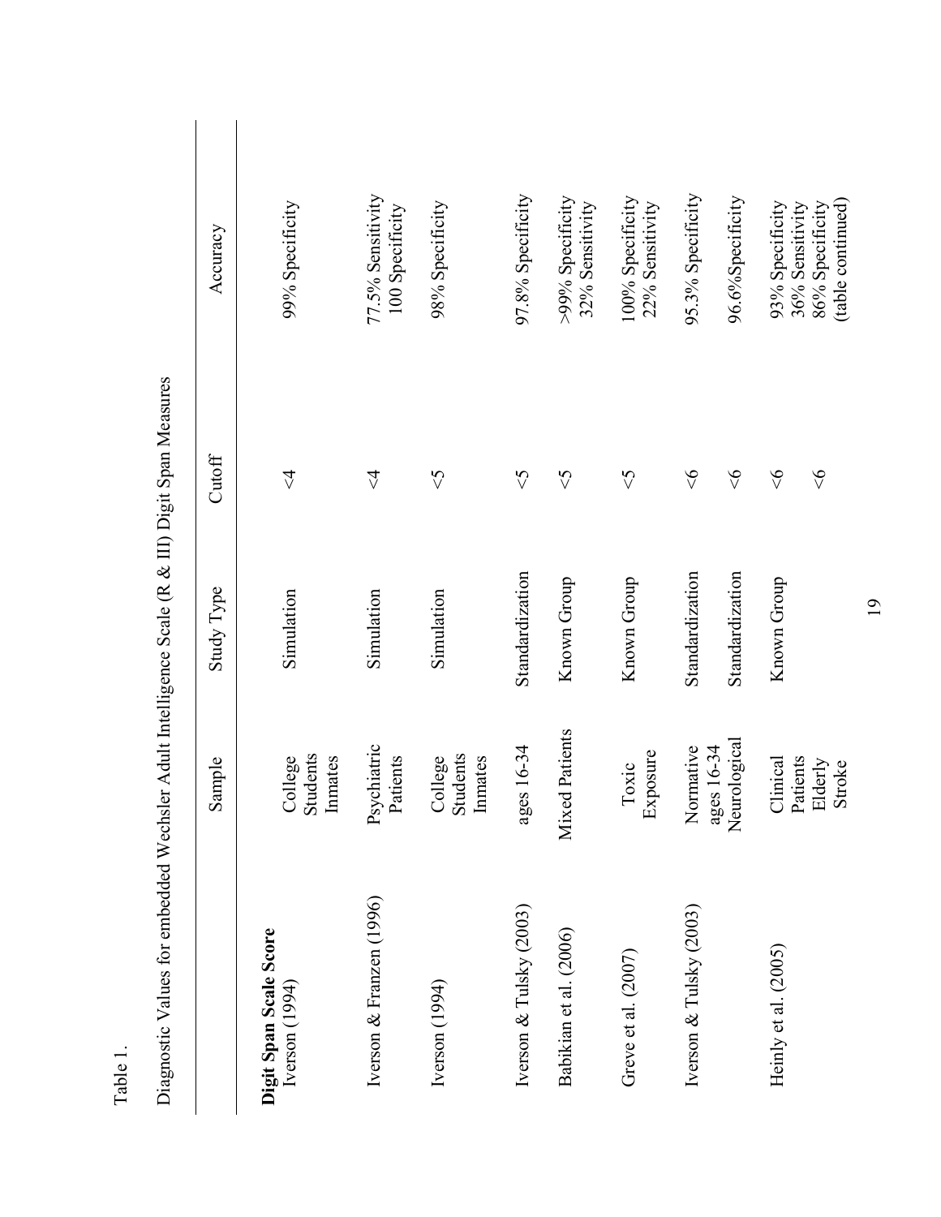Table 1.

Diagnostic Values for embedded Wechsler Adult Intelligence Scale (R & III) Digit Span Measures

| | Sample | Study Type | Cutoff | Accuracy |
|---|---|---|---|---|
| **Digit Span Scale Score** | | | | |
| Iverson (1994) | College Students Inmates | Simulation | <4 | 99% Specificity |
| Iverson & Franzen (1996) | Psychiatric Patients | Simulation | <4 | 77.5% Sensitivity 100 Specificity |
| Iverson (1994) | College Students Inmates | Simulation | <5 | 98% Specificity |
| Iverson & Tulsky (2003) | ages 16-34 | Standardization | <5 | 97.8% Specificity |
| Babikian et al. (2006) | Mixed Patients | Known Group | <5 | >99% Specificity 32% Sensitivity |
| Greve et al. (2007) | Toxic Exposure | Known Group | <5 | 100% Specificity 22% Sensitivity |
| Iverson & Tulsky (2003) | Normative ages 16-34 | Standardization | <6 | 95.3% Specificity |
| | Neurological | Standardization | <6 | 96.6%Specificity |
| Heinly et al. (2005) | Clinical Patients | Known Group | <6 | 93% Specificity 36% Sensitivity |
| | Elderly Stroke | | <6 | 86% Specificity |

(table continued)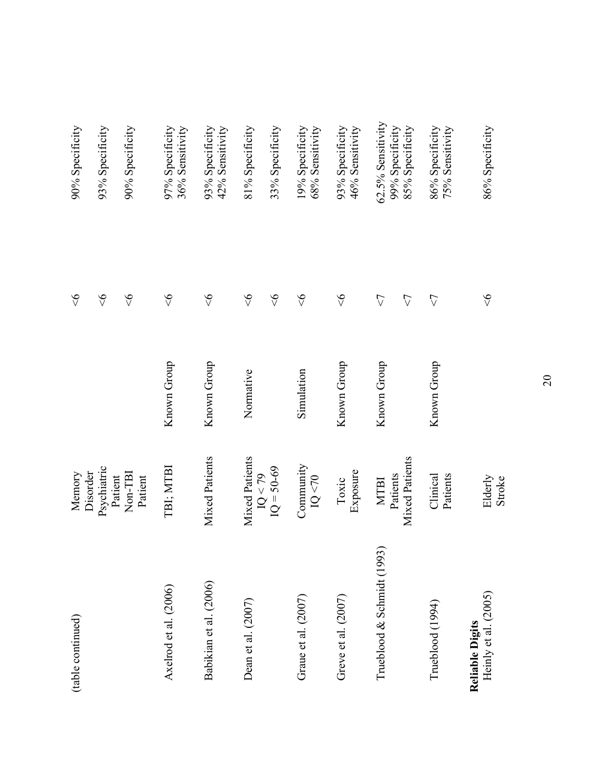(table continued)

| | | | | |
|---|---|---|---|---|
| | Memory Disorder | | <6 | 90% Specificity |
| | Psychiatric Patient | | <6 | 93% Specificity |
| | Non-TBI Patient | | <6 | 90% Specificity |
| Axelrod et al. (2006) | TBI; MTBI | Known Group | <6 | 97% Specificity<br>36% Sensitivity |
| Babikian et al. (2006) | Mixed Patients | Known Group | <6 | 93% Specificity<br>42% Sensitivity |
| Dean et al. (2007) | Mixed Patients<br>IQ < 79 | Normative | <6 | 81% Specificity |
| | IQ = 50-69 | | <6 | 33% Specificity |
| Graue et al. (2007) | Community<br>IQ <70 | Simulation | <6 | 19% Specificity<br>68% Sensitivity |
| Greve et al. (2007) | Toxic Exposure | Known Group | <6 | 93% Specificity<br>46% Sensitivity |
| Trueblood & Schmidt (1993) | MTBI Patients | Known Group | <7 | 62.5% Sensitivity<br>99% Specificity |
| | Mixed Patients | | <7 | 85% Specificity |
| Trueblood (1994) | Clinical Patients | Known Group | <7 | 86% Specificity<br>75% Sensitivity |
| **Reliable Digits** | | | | |
| Heinly et al. (2005) | Elderly Stroke | | <6 | 86% Specificity |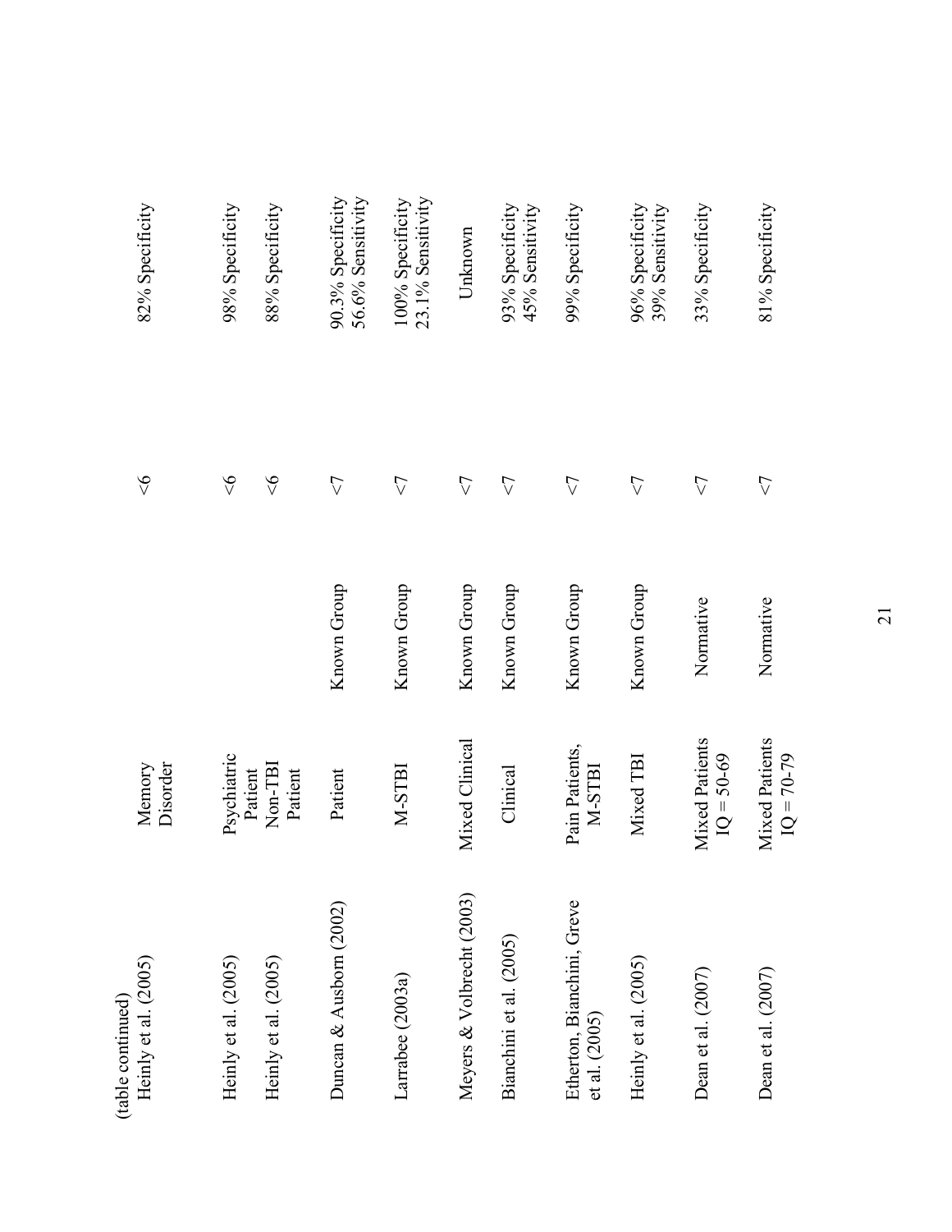(table continued)

| | | | | |
|---|---|---|---|---|
| Heinly et al. (2005) | Memory Disorder | | <6 | 82% Specificity |
| Heinly et al. (2005) | Psychiatric Patient | | <6 | 98% Specificity |
| Heinly et al. (2005) | Non-TBI Patient | | <6 | 88% Specificity |
| Duncan & Ausborn (2002) | Patient | Known Group | <7 | 90.3% Specificity 56.6% Sensitivity |
| Larrabee (2003a) | M-STBI | Known Group | <7 | 100% Specificity 23.1% Sensitivity |
| Meyers & Volbrecht (2003) | Mixed Clinical | Known Group | <7 | Unknown |
| Bianchini et al. (2005) | Clinical | Known Group | <7 | 93% Specificity 45% Sensitivity |
| Etherton, Bianchini, Greve et al. (2005) | Pain Patients, M-STBI | Known Group | <7 | 99% Specificity |
| Heinly et al. (2005) | Mixed TBI | Known Group | <7 | 96% Specificity 39% Sensitivity |
| Dean et al. (2007) | Mixed Patients IQ = 50-69 | Normative | <7 | 33% Specificity |
| Dean et al. (2007) | Mixed Patients IQ = 70-79 | Normative | <7 | 81% Specificity |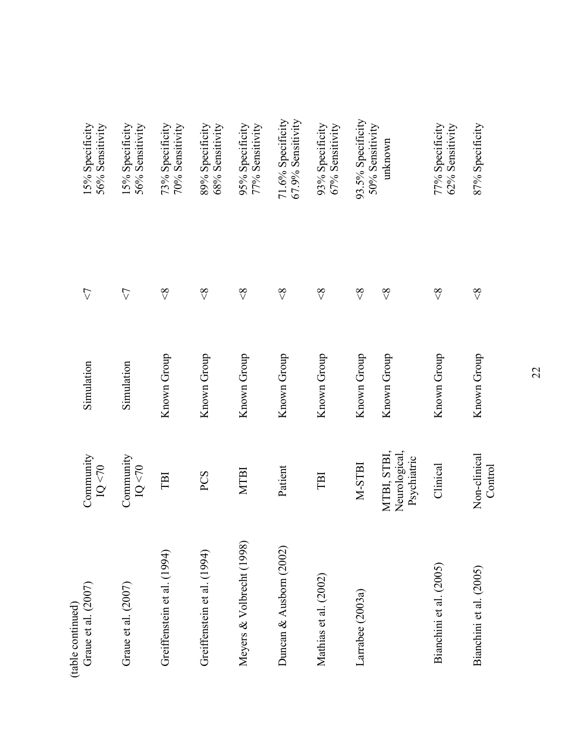(table continued)

| | | | | |
|---|---|---|---|---|
| Graue et al. (2007) | Community IQ <70 | Simulation | <7 | 15% Specificity 56% Sensitivity |
| Graue et al. (2007) | Community IQ <70 | Simulation | <7 | 15% Specificity 56% Sensitivity |
| Greiffenstein et al. (1994) | TBI | Known Group | <8 | 73% Specificity 70% Sensitivity |
| Greiffenstein et al. (1994) | PCS | Known Group | <8 | 89% Specificity 68% Sensitivity |
| Meyers & Volbrecht (1998) | MTBI | Known Group | <8 | 95% Specificity 77% Sensitivity |
| Duncan & Ausborn (2002) | Patient | Known Group | <8 | 71.6% Specificity 67.9% Sensitivity |
| Mathias et al. (2002) | TBI | Known Group | <8 | 93% Specificity 67% Sensitivity |
| Larrabee (2003a) | M-STBI | Known Group | <8 | 93.5% Specificity 50% Sensitivity |
| | MTBI, STBI, Neurological, Psychiatric | Known Group | <8 | unknown |
| Bianchini et al. (2005) | Clinical | Known Group | <8 | 77% Specificity 62% Sensitivity |
| Bianchini et al. (2005) | Non-clinical Control | Known Group | <8 | 87% Specificity |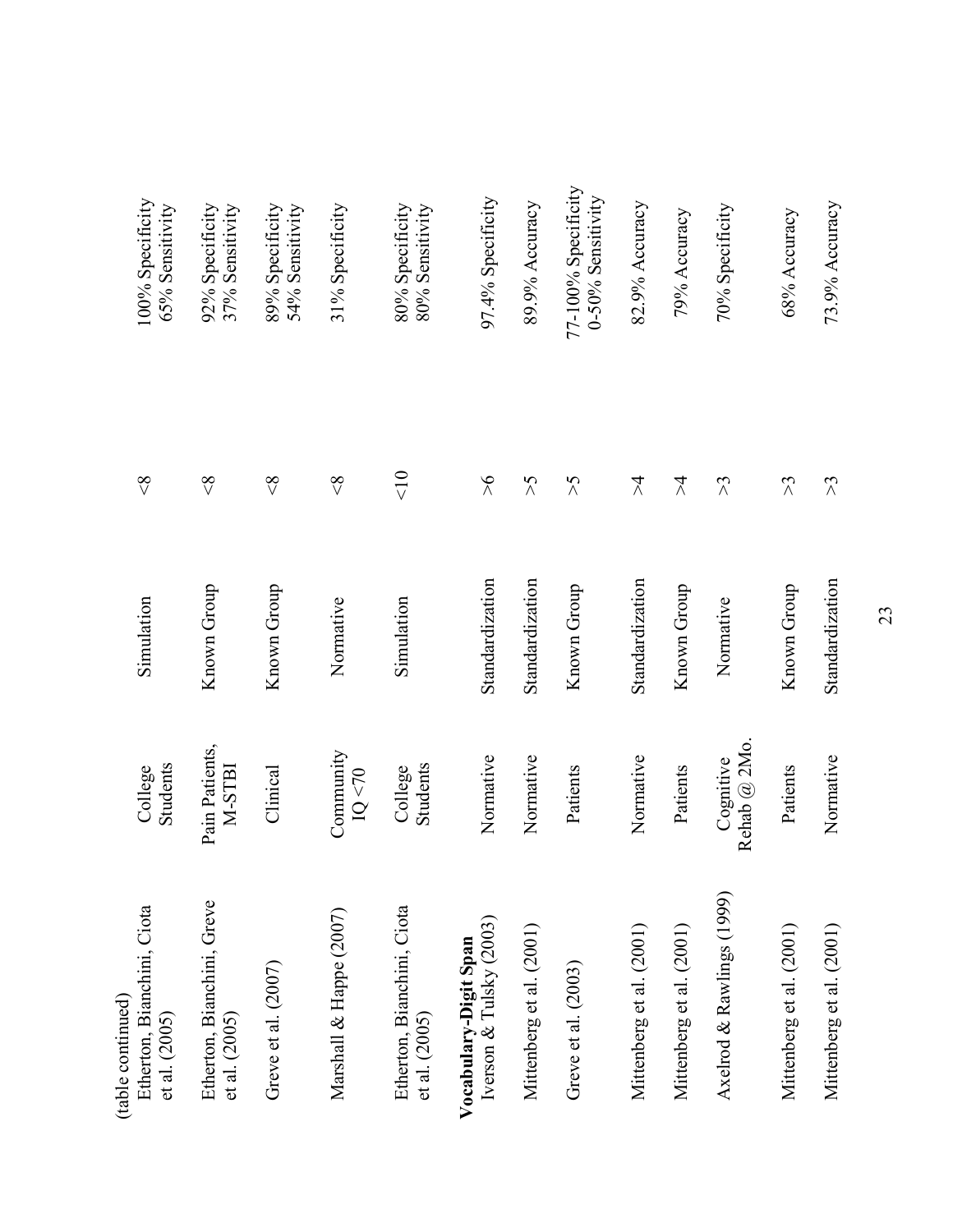(table continued)

| | | | | |
|---|---|---|---|---|
| Etherton, Bianchini, Ciota et al. (2005) | College Students | Simulation | <8 | 100% Specificity 65% Sensitivity |
| Etherton, Bianchini, Greve et al. (2005) | Pain Patients, M-STBI | Known Group | <8 | 92% Specificity 37% Sensitivity |
| Greve et al. (2007) | Clinical | Known Group | <8 | 89% Specificity 54% Sensitivity |
| Marshall & Happe (2007) | Community IQ <70 | Normative | <8 | 31% Specificity |
| Etherton, Bianchini, Ciota et al. (2005) | College Students | Simulation | <10 | 80% Specificity 80% Sensitivity |
| **Vocabulary-Digit Span** | | | | |
| Iverson & Tulsky (2003) | Normative | Standardization | >6 | 97.4% Specificity |
| Mittenberg et al. (2001) | Normative | Standardization | >5 | 89.9% Accuracy |
| Greve et al. (2003) | Patients | Known Group | >5 | 77-100% Specificity 0-50% Sensitivity |
| Mittenberg et al. (2001) | Normative | Standardization | >4 | 82.9% Accuracy |
| Mittenberg et al. (2001) | Patients | Known Group | >4 | 79% Accuracy |
| Axelrod & Rawlings (1999) | Cognitive Rehab @ 2Mo. | Normative | >3 | 70% Specificity |
| Mittenberg et al. (2001) | Patients | Known Group | >3 | 68% Accuracy |
| Mittenberg et al. (2001) | Normative | Standardization | >3 | 73.9% Accuracy |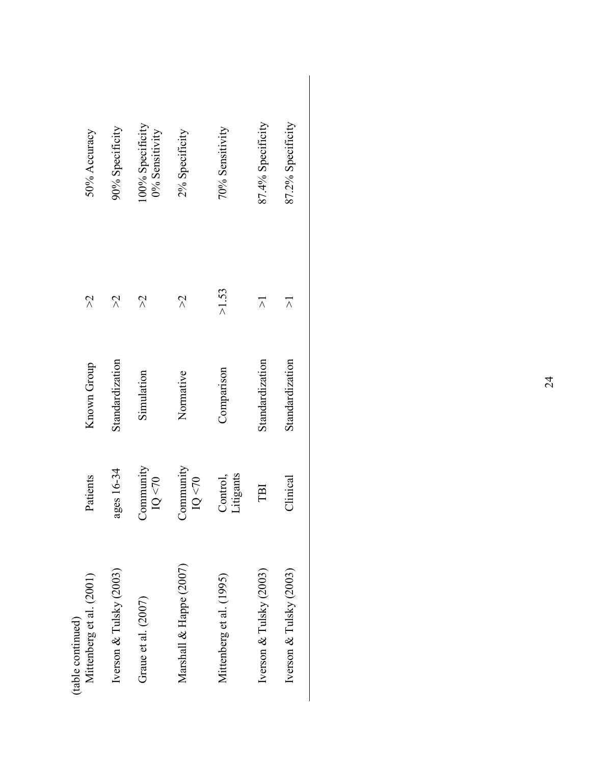(table continued)

| | | | | |
|---|---|---|---|---|
| Mittenberg et al. (2001) | Patients | Known Group | >2 | 50% Accuracy |
| Iverson & Tulsky (2003) | ages 16-34 | Standardization | >2 | 90% Specificity |
| Graue et al. (2007) | Community IQ <70 | Simulation | >2 | 100% Specificity 0% Sensitivity |
| Marshall & Happe (2007) | Community IQ <70 | Normative | >2 | 2% Specificity |
| Mittenberg et al. (1995) | Control, Litigants | Comparison | >1.53 | 70% Sensitivity |
| Iverson & Tulsky (2003) | TBI | Standardization | >1 | 87.4% Specificity |
| Iverson & Tulsky (2003) | Clinical | Standardization | >1 | 87.2% Specificity |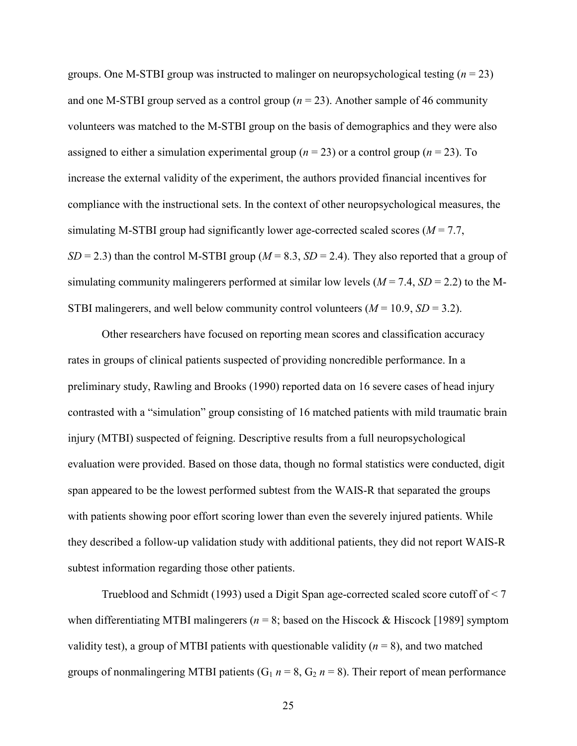groups. One M-STBI group was instructed to malinger on neuropsychological testing (*n* = 23) and one M-STBI group served as a control group (*n* = 23). Another sample of 46 community volunteers was matched to the M-STBI group on the basis of demographics and they were also assigned to either a simulation experimental group (*n* = 23) or a control group (*n* = 23). To increase the external validity of the experiment, the authors provided financial incentives for compliance with the instructional sets. In the context of other neuropsychological measures, the simulating M-STBI group had significantly lower age-corrected scaled scores (*M* = 7.7, *SD* = 2.3) than the control M-STBI group (*M* = 8.3, *SD* = 2.4). They also reported that a group of simulating community malingerers performed at similar low levels (*M* = 7.4, *SD* = 2.2) to the M-STBI malingerers, and well below community control volunteers (*M* = 10.9, *SD* = 3.2).

Other researchers have focused on reporting mean scores and classification accuracy rates in groups of clinical patients suspected of providing noncredible performance. In a preliminary study, Rawling and Brooks (1990) reported data on 16 severe cases of head injury contrasted with a "simulation" group consisting of 16 matched patients with mild traumatic brain injury (MTBI) suspected of feigning. Descriptive results from a full neuropsychological evaluation were provided. Based on those data, though no formal statistics were conducted, digit span appeared to be the lowest performed subtest from the WAIS-R that separated the groups with patients showing poor effort scoring lower than even the severely injured patients. While they described a follow-up validation study with additional patients, they did not report WAIS-R subtest information regarding those other patients.

Trueblood and Schmidt (1993) used a Digit Span age-corrected scaled score cutoff of < 7 when differentiating MTBI malingerers (*n* = 8; based on the Hiscock & Hiscock [1989] symptom validity test), a group of MTBI patients with questionable validity (*n* = 8), and two matched groups of nonmalingering MTBI patients ($G_1$ *n* = 8, $G_2$ *n* = 8). Their report of mean performance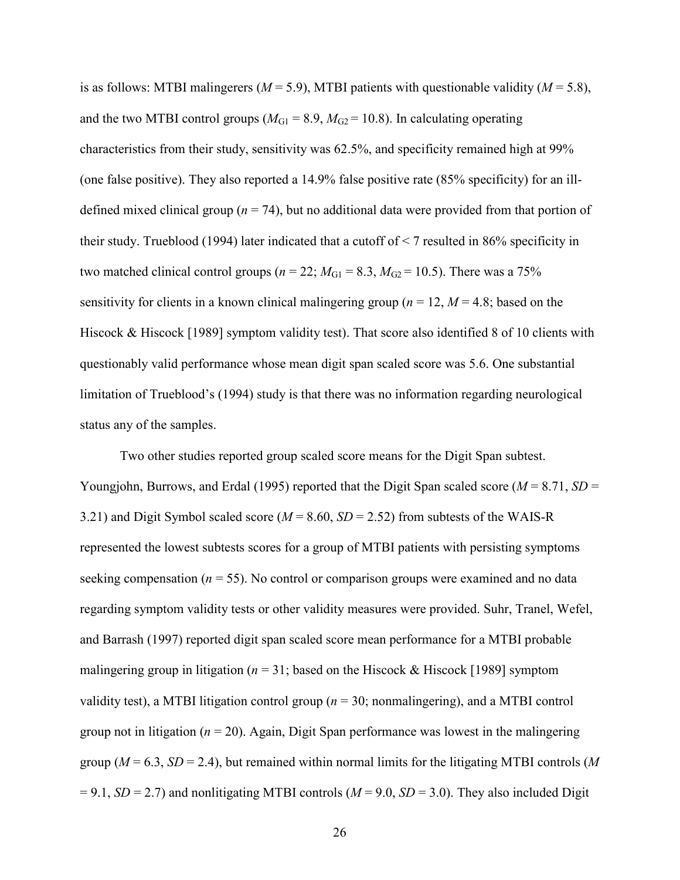is as follows: MTBI malingerers (*M* = 5.9), MTBI patients with questionable validity (*M* = 5.8), and the two MTBI control groups ($M_{G1}$ = 8.9, $M_{G2}$ = 10.8). In calculating operating characteristics from their study, sensitivity was 62.5%, and specificity remained high at 99% (one false positive). They also reported a 14.9% false positive rate (85% specificity) for an ill-defined mixed clinical group (*n* = 74), but no additional data were provided from that portion of their study. Trueblood (1994) later indicated that a cutoff of < 7 resulted in 86% specificity in two matched clinical control groups (*n* = 22; $M_{G1}$ = 8.3, $M_{G2}$ = 10.5). There was a 75% sensitivity for clients in a known clinical malingering group (*n* = 12, *M* = 4.8; based on the Hiscock & Hiscock [1989] symptom validity test). That score also identified 8 of 10 clients with questionably valid performance whose mean digit span scaled score was 5.6. One substantial limitation of Trueblood's (1994) study is that there was no information regarding neurological status any of the samples.

Two other studies reported group scaled score means for the Digit Span subtest. Youngjohn, Burrows, and Erdal (1995) reported that the Digit Span scaled score (*M* = 8.71, *SD* = 3.21) and Digit Symbol scaled score (*M* = 8.60, *SD* = 2.52) from subtests of the WAIS-R represented the lowest subtests scores for a group of MTBI patients with persisting symptoms seeking compensation (*n* = 55). No control or comparison groups were examined and no data regarding symptom validity tests or other validity measures were provided. Suhr, Tranel, Wefel, and Barrash (1997) reported digit span scaled score mean performance for a MTBI probable malingering group in litigation (*n* = 31; based on the Hiscock & Hiscock [1989] symptom validity test), a MTBI litigation control group (*n* = 30; nonmalingering), and a MTBI control group not in litigation (*n* = 20). Again, Digit Span performance was lowest in the malingering group (*M* = 6.3, *SD* = 2.4), but remained within normal limits for the litigating MTBI controls (*M* = 9.1, *SD* = 2.7) and nonlitigating MTBI controls (*M* = 9.0, *SD* = 3.0). They also included Digit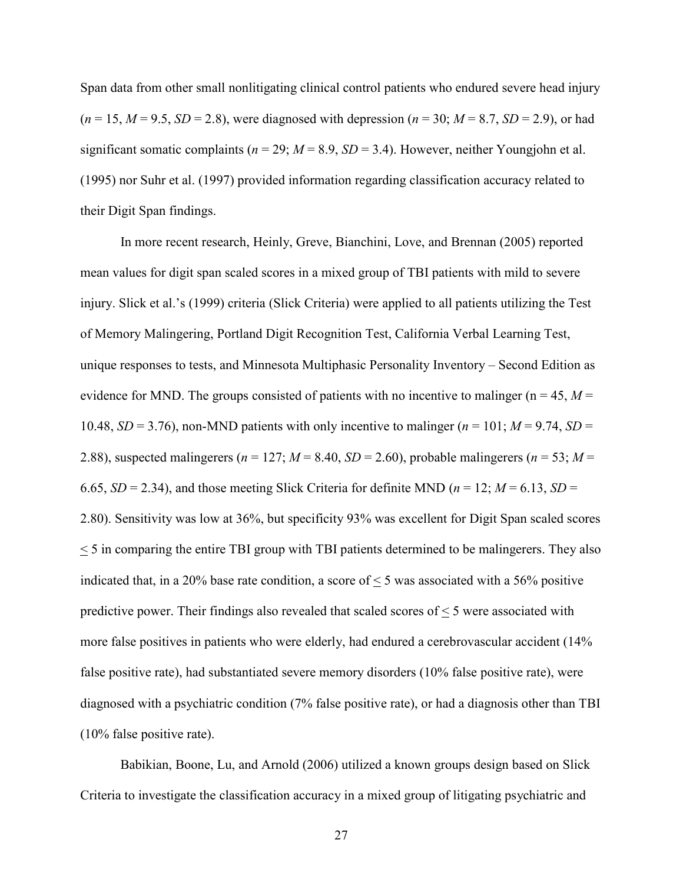Span data from other small nonlitigating clinical control patients who endured severe head injury ($n$ = 15, $M$ = 9.5, $SD$ = 2.8), were diagnosed with depression ($n$ = 30; $M$ = 8.7, $SD$ = 2.9), or had significant somatic complaints ($n$ = 29; $M$ = 8.9, $SD$ = 3.4). However, neither Youngjohn et al. (1995) nor Suhr et al. (1997) provided information regarding classification accuracy related to their Digit Span findings.

In more recent research, Heinly, Greve, Bianchini, Love, and Brennan (2005) reported mean values for digit span scaled scores in a mixed group of TBI patients with mild to severe injury. Slick et al.'s (1999) criteria (Slick Criteria) were applied to all patients utilizing the Test of Memory Malingering, Portland Digit Recognition Test, California Verbal Learning Test, unique responses to tests, and Minnesota Multiphasic Personality Inventory – Second Edition as evidence for MND. The groups consisted of patients with no incentive to malinger (n = 45, $M$ = 10.48, $SD$ = 3.76), non-MND patients with only incentive to malinger ($n$ = 101; $M$ = 9.74, $SD$ = 2.88), suspected malingerers ($n$ = 127; $M$ = 8.40, $SD$ = 2.60), probable malingerers ($n$ = 53; $M$ = 6.65, $SD$ = 2.34), and those meeting Slick Criteria for definite MND ($n$ = 12; $M$ = 6.13, $SD$ = 2.80). Sensitivity was low at 36%, but specificity 93% was excellent for Digit Span scaled scores $\leq$ 5 in comparing the entire TBI group with TBI patients determined to be malingerers. They also indicated that, in a 20% base rate condition, a score of $\leq$ 5 was associated with a 56% positive predictive power. Their findings also revealed that scaled scores of $\leq$ 5 were associated with more false positives in patients who were elderly, had endured a cerebrovascular accident (14% false positive rate), had substantiated severe memory disorders (10% false positive rate), were diagnosed with a psychiatric condition (7% false positive rate), or had a diagnosis other than TBI (10% false positive rate).

Babikian, Boone, Lu, and Arnold (2006) utilized a known groups design based on Slick Criteria to investigate the classification accuracy in a mixed group of litigating psychiatric and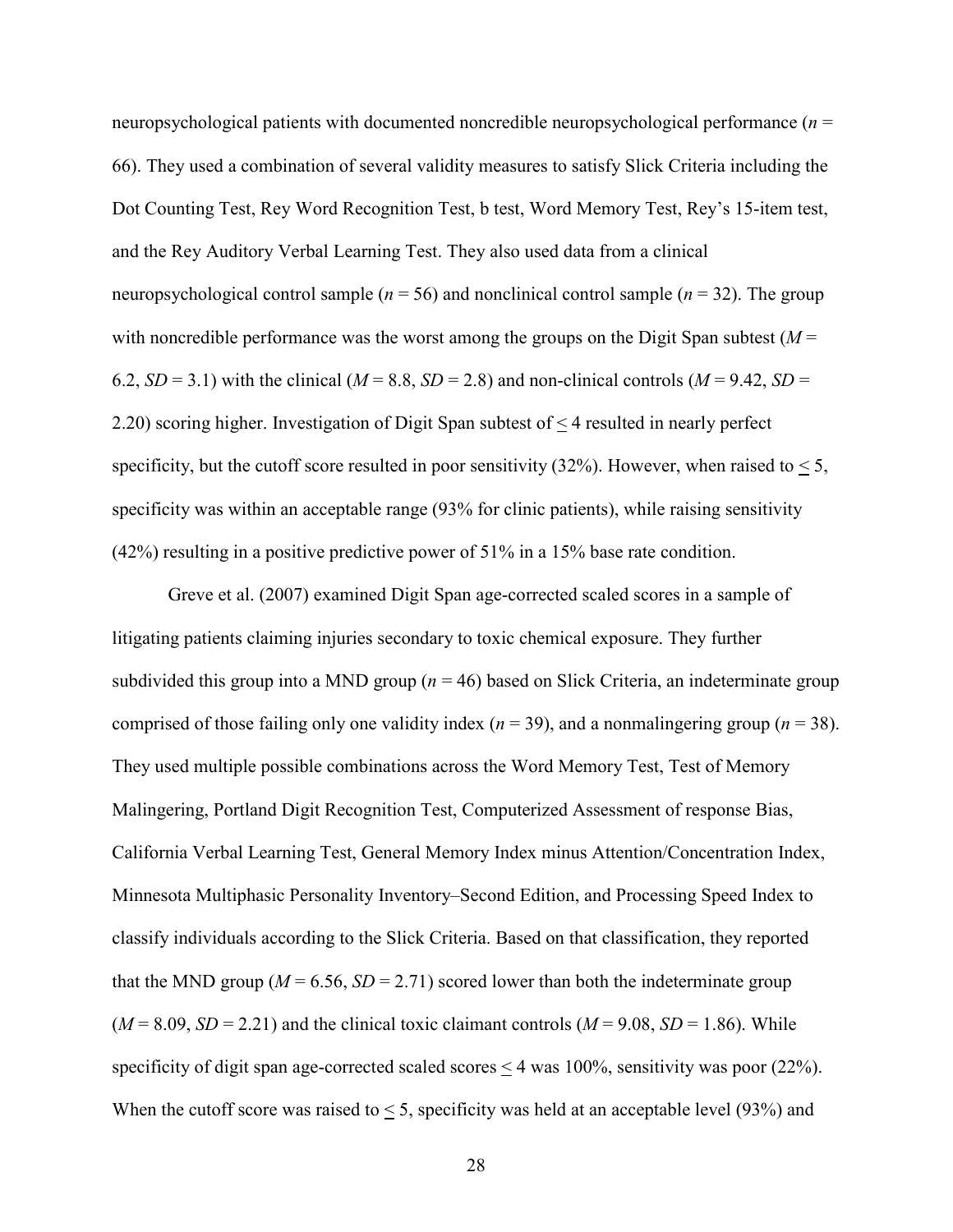neuropsychological patients with documented noncredible neuropsychological performance (*n* = 66). They used a combination of several validity measures to satisfy Slick Criteria including the Dot Counting Test, Rey Word Recognition Test, b test, Word Memory Test, Rey's 15-item test, and the Rey Auditory Verbal Learning Test. They also used data from a clinical neuropsychological control sample (*n* = 56) and nonclinical control sample (*n* = 32). The group with noncredible performance was the worst among the groups on the Digit Span subtest (*M* = 6.2, *SD* = 3.1) with the clinical (*M* = 8.8, *SD* = 2.8) and non-clinical controls (*M* = 9.42, *SD* = 2.20) scoring higher. Investigation of Digit Span subtest of $\leq$ 4 resulted in nearly perfect specificity, but the cutoff score resulted in poor sensitivity (32%). However, when raised to $\leq$ 5, specificity was within an acceptable range (93% for clinic patients), while raising sensitivity (42%) resulting in a positive predictive power of 51% in a 15% base rate condition.

Greve et al. (2007) examined Digit Span age-corrected scaled scores in a sample of litigating patients claiming injuries secondary to toxic chemical exposure. They further subdivided this group into a MND group (*n* = 46) based on Slick Criteria, an indeterminate group comprised of those failing only one validity index (*n* = 39), and a nonmalingering group (*n* = 38). They used multiple possible combinations across the Word Memory Test, Test of Memory Malingering, Portland Digit Recognition Test, Computerized Assessment of response Bias, California Verbal Learning Test, General Memory Index minus Attention/Concentration Index, Minnesota Multiphasic Personality Inventory–Second Edition, and Processing Speed Index to classify individuals according to the Slick Criteria. Based on that classification, they reported that the MND group (*M* = 6.56, *SD* = 2.71) scored lower than both the indeterminate group (*M* = 8.09, *SD* = 2.21) and the clinical toxic claimant controls (*M* = 9.08, *SD* = 1.86). While specificity of digit span age-corrected scaled scores $\leq$ 4 was 100%, sensitivity was poor (22%). When the cutoff score was raised to $\leq$ 5, specificity was held at an acceptable level (93%) and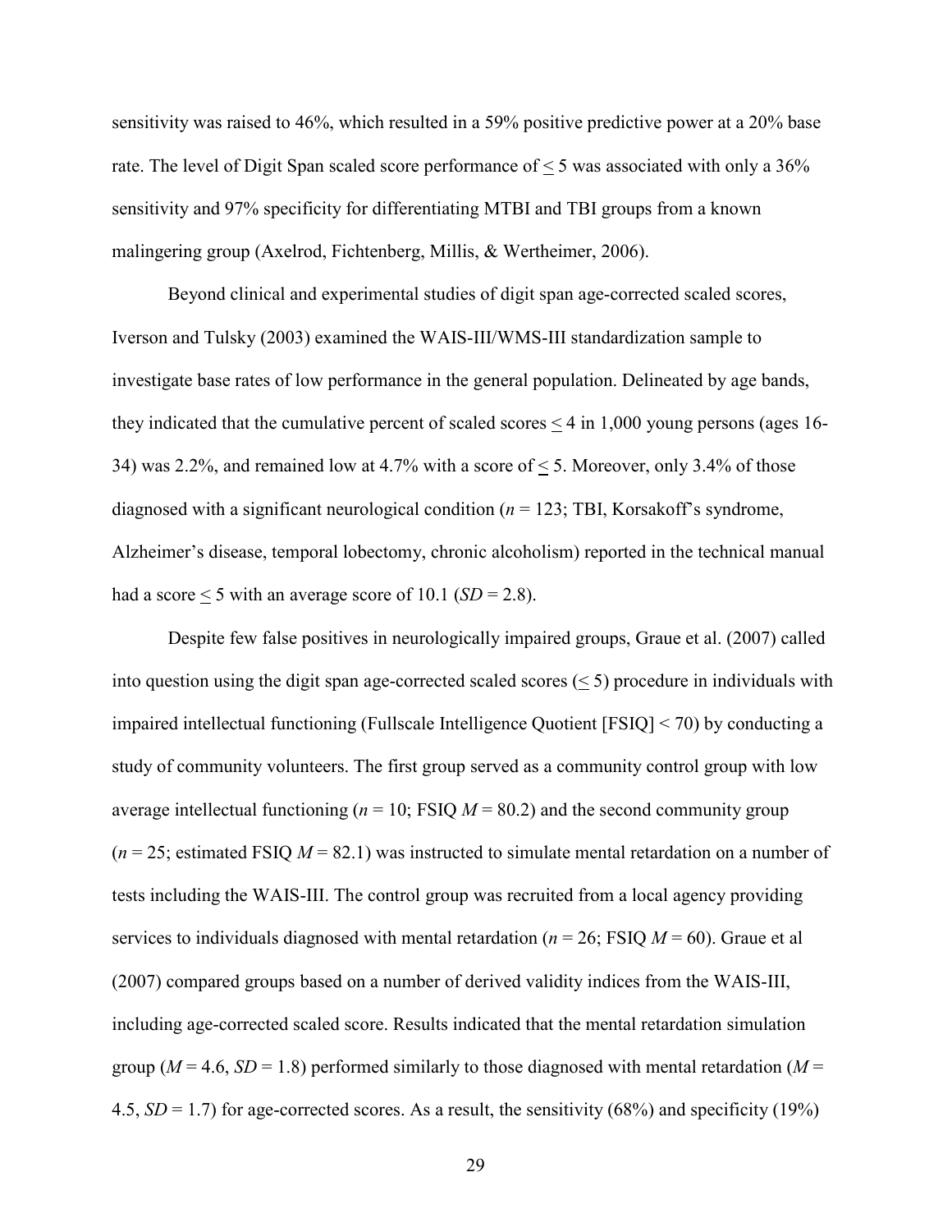sensitivity was raised to 46%, which resulted in a 59% positive predictive power at a 20% base rate. The level of Digit Span scaled score performance of $\leq 5$ was associated with only a 36% sensitivity and 97% specificity for differentiating MTBI and TBI groups from a known malingering group (Axelrod, Fichtenberg, Millis, & Wertheimer, 2006).

Beyond clinical and experimental studies of digit span age-corrected scaled scores, Iverson and Tulsky (2003) examined the WAIS-III/WMS-III standardization sample to investigate base rates of low performance in the general population. Delineated by age bands, they indicated that the cumulative percent of scaled scores $\leq 4$ in 1,000 young persons (ages 16-34) was 2.2%, and remained low at 4.7% with a score of $\leq 5$. Moreover, only 3.4% of those diagnosed with a significant neurological condition ($n = 123$; TBI, Korsakoff's syndrome, Alzheimer's disease, temporal lobectomy, chronic alcoholism) reported in the technical manual had a score $\leq 5$ with an average score of 10.1 ($SD = 2.8$).

Despite few false positives in neurologically impaired groups, Graue et al. (2007) called into question using the digit span age-corrected scaled scores ($\leq 5$) procedure in individuals with impaired intellectual functioning (Fullscale Intelligence Quotient [FSIQ] < 70) by conducting a study of community volunteers. The first group served as a community control group with low average intellectual functioning ($n = 10$; FSIQ $M = 80.2$) and the second community group ($n = 25$; estimated FSIQ $M = 82.1$) was instructed to simulate mental retardation on a number of tests including the WAIS-III. The control group was recruited from a local agency providing services to individuals diagnosed with mental retardation ($n = 26$; FSIQ $M = 60$). Graue et al (2007) compared groups based on a number of derived validity indices from the WAIS-III, including age-corrected scaled score. Results indicated that the mental retardation simulation group ($M = 4.6$, $SD = 1.8$) performed similarly to those diagnosed with mental retardation ($M = 4.5$, $SD = 1.7$) for age-corrected scores. As a result, the sensitivity (68%) and specificity (19%)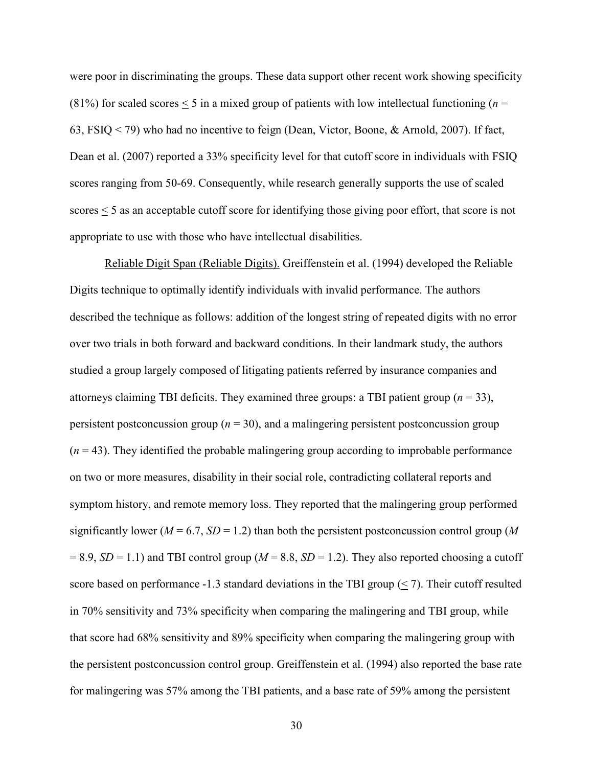were poor in discriminating the groups. These data support other recent work showing specificity (81%) for scaled scores $\leq$ 5 in a mixed group of patients with low intellectual functioning (*n* = 63, FSIQ < 79) who had no incentive to feign (Dean, Victor, Boone, & Arnold, 2007). If fact, Dean et al. (2007) reported a 33% specificity level for that cutoff score in individuals with FSIQ scores ranging from 50-69. Consequently, while research generally supports the use of scaled scores $\leq$ 5 as an acceptable cutoff score for identifying those giving poor effort, that score is not appropriate to use with those who have intellectual disabilities.

Reliable Digit Span (Reliable Digits). Greiffenstein et al. (1994) developed the Reliable Digits technique to optimally identify individuals with invalid performance. The authors described the technique as follows: addition of the longest string of repeated digits with no error over two trials in both forward and backward conditions. In their landmark study, the authors studied a group largely composed of litigating patients referred by insurance companies and attorneys claiming TBI deficits. They examined three groups: a TBI patient group (*n* = 33), persistent postconcussion group (*n* = 30), and a malingering persistent postconcussion group (*n* = 43). They identified the probable malingering group according to improbable performance on two or more measures, disability in their social role, contradicting collateral reports and symptom history, and remote memory loss. They reported that the malingering group performed significantly lower (*M* = 6.7, *SD* = 1.2) than both the persistent postconcussion control group (*M* = 8.9, *SD* = 1.1) and TBI control group (*M* = 8.8, *SD* = 1.2). They also reported choosing a cutoff score based on performance -1.3 standard deviations in the TBI group ($\leq$ 7). Their cutoff resulted in 70% sensitivity and 73% specificity when comparing the malingering and TBI group, while that score had 68% sensitivity and 89% specificity when comparing the malingering group with the persistent postconcussion control group. Greiffenstein et al. (1994) also reported the base rate for malingering was 57% among the TBI patients, and a base rate of 59% among the persistent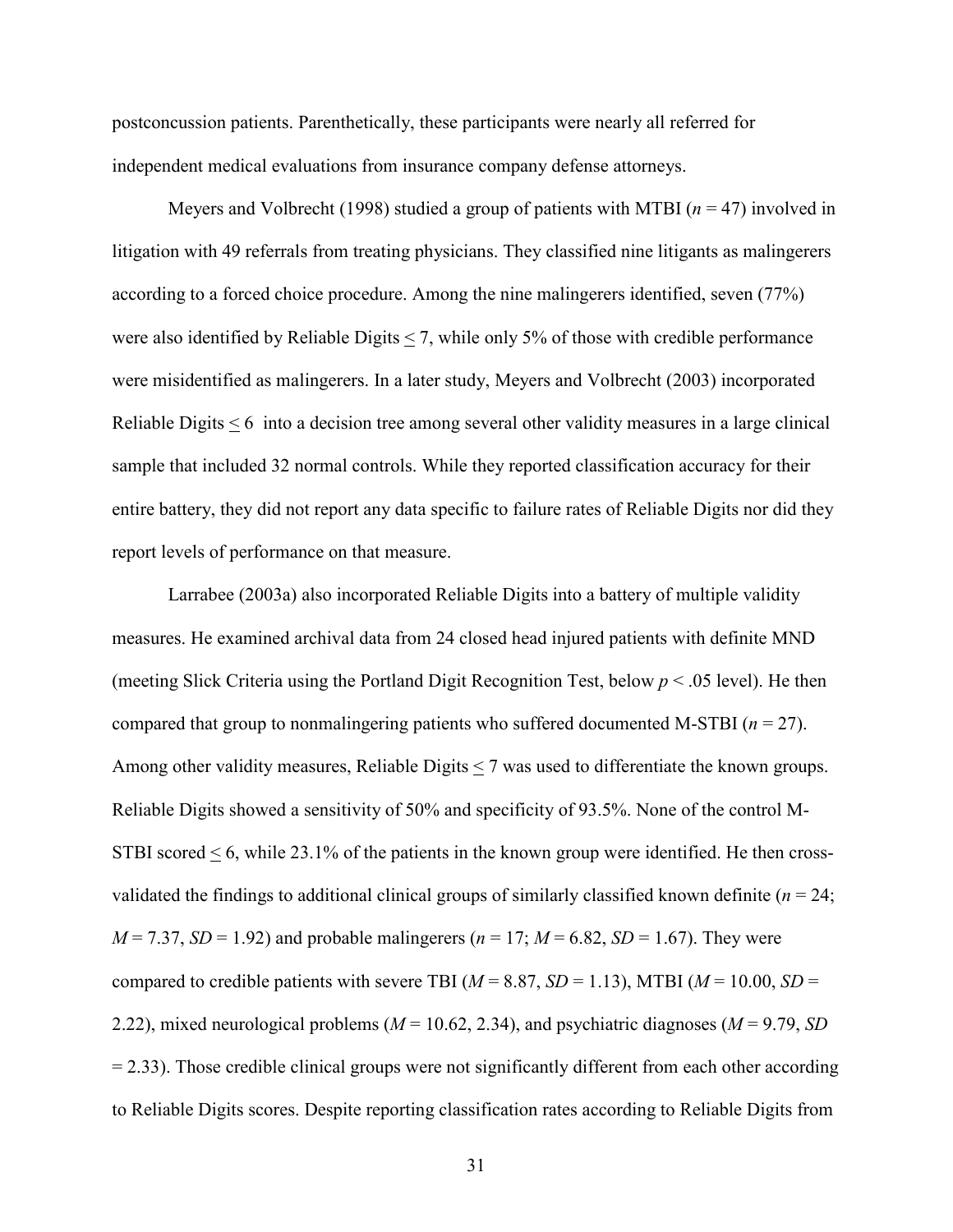postconcussion patients. Parenthetically, these participants were nearly all referred for independent medical evaluations from insurance company defense attorneys.

Meyers and Volbrecht (1998) studied a group of patients with MTBI ($n = 47$) involved in litigation with 49 referrals from treating physicians. They classified nine litigants as malingerers according to a forced choice procedure. Among the nine malingerers identified, seven (77%) were also identified by Reliable Digits $\leq 7$, while only 5% of those with credible performance were misidentified as malingerers. In a later study, Meyers and Volbrecht (2003) incorporated Reliable Digits $\leq 6$ into a decision tree among several other validity measures in a large clinical sample that included 32 normal controls. While they reported classification accuracy for their entire battery, they did not report any data specific to failure rates of Reliable Digits nor did they report levels of performance on that measure.

Larrabee (2003a) also incorporated Reliable Digits into a battery of multiple validity measures. He examined archival data from 24 closed head injured patients with definite MND (meeting Slick Criteria using the Portland Digit Recognition Test, below $p < .05$ level). He then compared that group to nonmalingering patients who suffered documented M-STBI ($n = 27$). Among other validity measures, Reliable Digits $\leq 7$ was used to differentiate the known groups. Reliable Digits showed a sensitivity of 50% and specificity of 93.5%. None of the control M-STBI scored $\leq 6$, while 23.1% of the patients in the known group were identified. He then cross-validated the findings to additional clinical groups of similarly classified known definite ($n = 24$; $M = 7.37$, $SD = 1.92$) and probable malingerers ($n = 17$; $M = 6.82$, $SD = 1.67$). They were compared to credible patients with severe TBI ($M = 8.87$, $SD = 1.13$), MTBI ($M = 10.00$, $SD = 2.22$), mixed neurological problems ($M = 10.62$, 2.34), and psychiatric diagnoses ($M = 9.79$, $SD = 2.33$). Those credible clinical groups were not significantly different from each other according to Reliable Digits scores. Despite reporting classification rates according to Reliable Digits from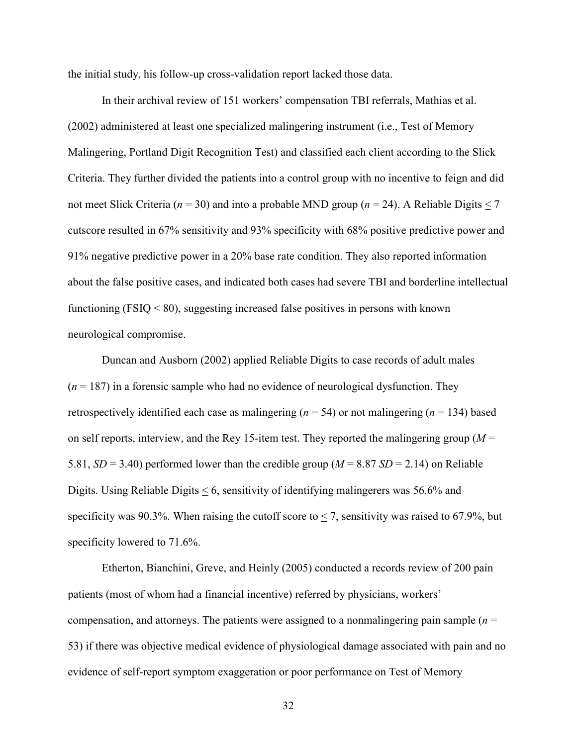the initial study, his follow-up cross-validation report lacked those data.

In their archival review of 151 workers' compensation TBI referrals, Mathias et al. (2002) administered at least one specialized malingering instrument (i.e., Test of Memory Malingering, Portland Digit Recognition Test) and classified each client according to the Slick Criteria. They further divided the patients into a control group with no incentive to feign and did not meet Slick Criteria (*n* = 30) and into a probable MND group (*n* = 24). A Reliable Digits $\leq$ 7 cutscore resulted in 67% sensitivity and 93% specificity with 68% positive predictive power and 91% negative predictive power in a 20% base rate condition. They also reported information about the false positive cases, and indicated both cases had severe TBI and borderline intellectual functioning (FSIQ < 80), suggesting increased false positives in persons with known neurological compromise.

Duncan and Ausborn (2002) applied Reliable Digits to case records of adult males (*n* = 187) in a forensic sample who had no evidence of neurological dysfunction. They retrospectively identified each case as malingering (*n* = 54) or not malingering (*n* = 134) based on self reports, interview, and the Rey 15-item test. They reported the malingering group (*M* = 5.81, *SD* = 3.40) performed lower than the credible group (*M* = 8.87 *SD* = 2.14) on Reliable Digits. Using Reliable Digits $\leq$ 6, sensitivity of identifying malingerers was 56.6% and specificity was 90.3%. When raising the cutoff score to $\leq$ 7, sensitivity was raised to 67.9%, but specificity lowered to 71.6%.

Etherton, Bianchini, Greve, and Heinly (2005) conducted a records review of 200 pain patients (most of whom had a financial incentive) referred by physicians, workers' compensation, and attorneys. The patients were assigned to a nonmalingering pain sample (*n* = 53) if there was objective medical evidence of physiological damage associated with pain and no evidence of self-report symptom exaggeration or poor performance on Test of Memory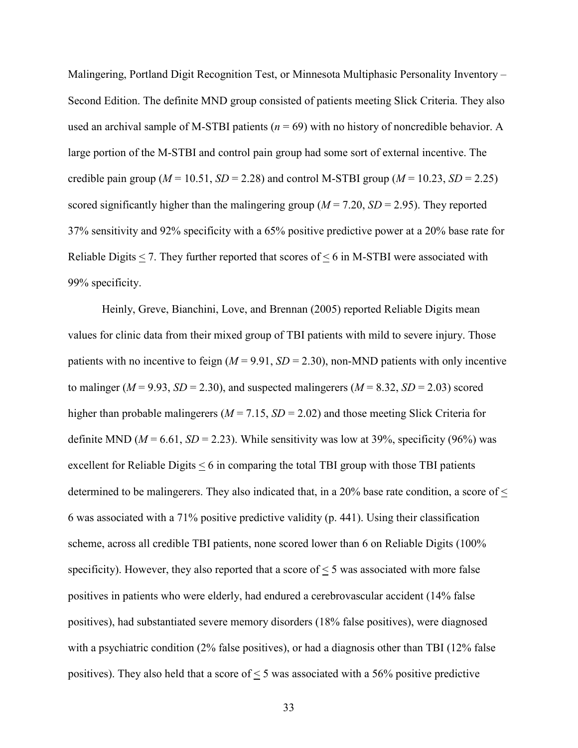Malingering, Portland Digit Recognition Test, or Minnesota Multiphasic Personality Inventory – Second Edition. The definite MND group consisted of patients meeting Slick Criteria. They also used an archival sample of M-STBI patients (*n* = 69) with no history of noncredible behavior. A large portion of the M-STBI and control pain group had some sort of external incentive. The credible pain group (*M* = 10.51, *SD* = 2.28) and control M-STBI group (*M* = 10.23, *SD* = 2.25) scored significantly higher than the malingering group (*M* = 7.20, *SD* = 2.95). They reported 37% sensitivity and 92% specificity with a 65% positive predictive power at a 20% base rate for Reliable Digits $\leq$ 7. They further reported that scores of $\leq$ 6 in M-STBI were associated with 99% specificity.

Heinly, Greve, Bianchini, Love, and Brennan (2005) reported Reliable Digits mean values for clinic data from their mixed group of TBI patients with mild to severe injury. Those patients with no incentive to feign (*M* = 9.91, *SD* = 2.30), non-MND patients with only incentive to malinger (*M* = 9.93, *SD* = 2.30), and suspected malingerers (*M* = 8.32, *SD* = 2.03) scored higher than probable malingerers (*M* = 7.15, *SD* = 2.02) and those meeting Slick Criteria for definite MND (*M* = 6.61, *SD* = 2.23). While sensitivity was low at 39%, specificity (96%) was excellent for Reliable Digits $\leq$ 6 in comparing the total TBI group with those TBI patients determined to be malingerers. They also indicated that, in a 20% base rate condition, a score of $\leq$ 6 was associated with a 71% positive predictive validity (p. 441). Using their classification scheme, across all credible TBI patients, none scored lower than 6 on Reliable Digits (100% specificity). However, they also reported that a score of $\leq$ 5 was associated with more false positives in patients who were elderly, had endured a cerebrovascular accident (14% false positives), had substantiated severe memory disorders (18% false positives), were diagnosed with a psychiatric condition (2% false positives), or had a diagnosis other than TBI (12% false positives). They also held that a score of $\leq$ 5 was associated with a 56% positive predictive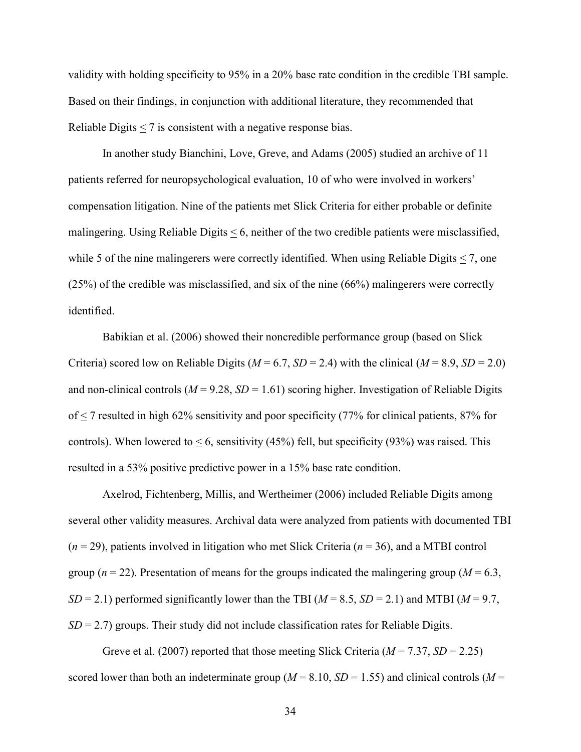validity with holding specificity to 95% in a 20% base rate condition in the credible TBI sample. Based on their findings, in conjunction with additional literature, they recommended that Reliable Digits $\leq$ 7 is consistent with a negative response bias.

In another study Bianchini, Love, Greve, and Adams (2005) studied an archive of 11 patients referred for neuropsychological evaluation, 10 of who were involved in workers' compensation litigation. Nine of the patients met Slick Criteria for either probable or definite malingering. Using Reliable Digits $\leq$ 6, neither of the two credible patients were misclassified, while 5 of the nine malingerers were correctly identified. When using Reliable Digits $\leq$ 7, one (25%) of the credible was misclassified, and six of the nine (66%) malingerers were correctly identified.

Babikian et al. (2006) showed their noncredible performance group (based on Slick Criteria) scored low on Reliable Digits ($M$ = 6.7, $SD$ = 2.4) with the clinical ($M$ = 8.9, $SD$ = 2.0) and non-clinical controls ($M$ = 9.28, $SD$ = 1.61) scoring higher. Investigation of Reliable Digits of $\leq$ 7 resulted in high 62% sensitivity and poor specificity (77% for clinical patients, 87% for controls). When lowered to $\leq$ 6, sensitivity (45%) fell, but specificity (93%) was raised. This resulted in a 53% positive predictive power in a 15% base rate condition.

Axelrod, Fichtenberg, Millis, and Wertheimer (2006) included Reliable Digits among several other validity measures. Archival data were analyzed from patients with documented TBI ($n$ = 29), patients involved in litigation who met Slick Criteria ($n$ = 36), and a MTBI control group ($n$ = 22). Presentation of means for the groups indicated the malingering group ($M$ = 6.3, $SD$ = 2.1) performed significantly lower than the TBI ($M$ = 8.5, $SD$ = 2.1) and MTBI ($M$ = 9.7, $SD$ = 2.7) groups. Their study did not include classification rates for Reliable Digits.

Greve et al. (2007) reported that those meeting Slick Criteria ($M$ = 7.37, $SD$ = 2.25) scored lower than both an indeterminate group ($M$ = 8.10, $SD$ = 1.55) and clinical controls ($M$ =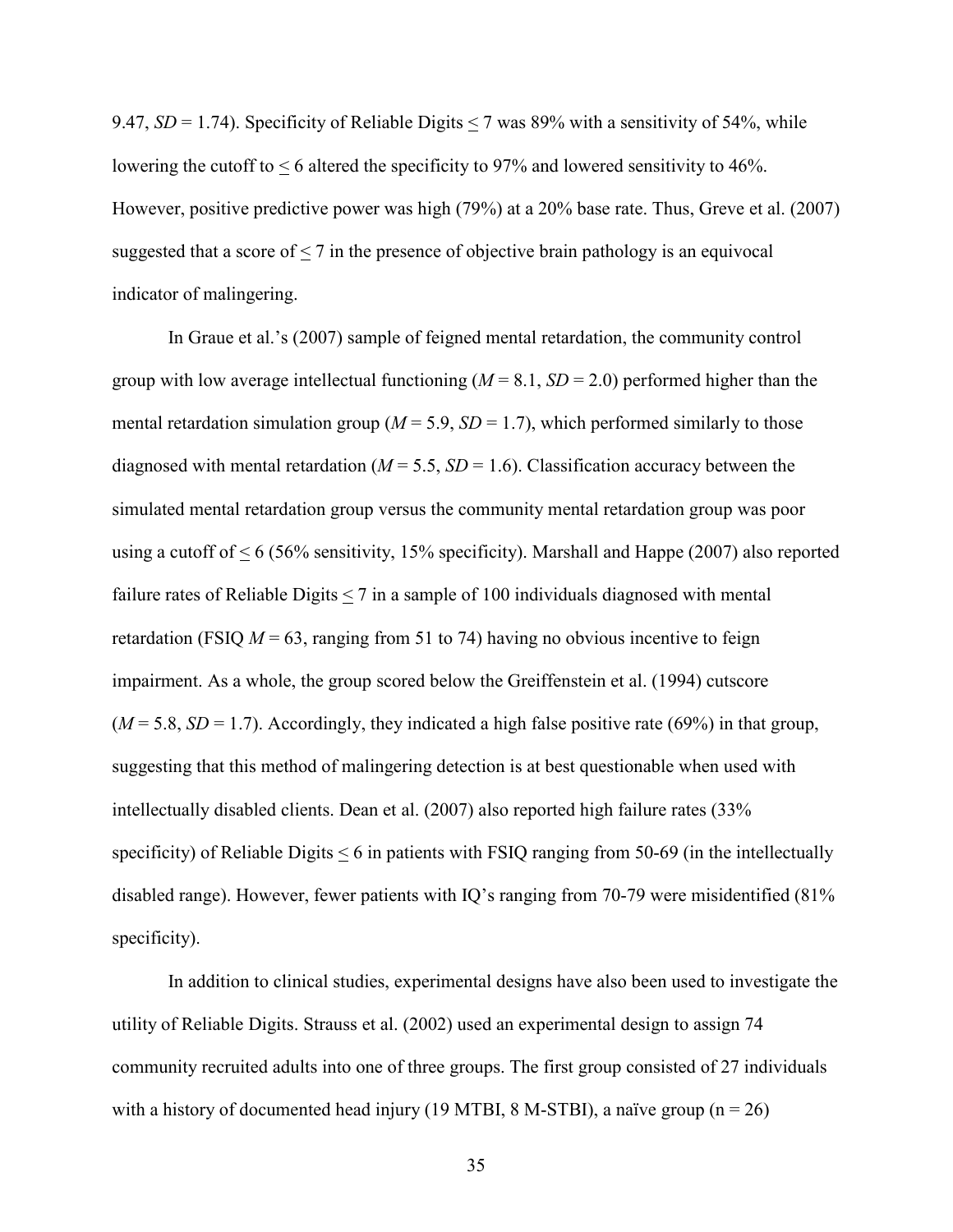9.47, *SD* = 1.74). Specificity of Reliable Digits $\leq$ 7 was 89% with a sensitivity of 54%, while lowering the cutoff to $\leq$ 6 altered the specificity to 97% and lowered sensitivity to 46%. However, positive predictive power was high (79%) at a 20% base rate. Thus, Greve et al. (2007) suggested that a score of $\leq$ 7 in the presence of objective brain pathology is an equivocal indicator of malingering.

In Graue et al.'s (2007) sample of feigned mental retardation, the community control group with low average intellectual functioning (*M* = 8.1, *SD* = 2.0) performed higher than the mental retardation simulation group (*M* = 5.9, *SD* = 1.7), which performed similarly to those diagnosed with mental retardation (*M* = 5.5, *SD* = 1.6). Classification accuracy between the simulated mental retardation group versus the community mental retardation group was poor using a cutoff of $\leq$ 6 (56% sensitivity, 15% specificity). Marshall and Happe (2007) also reported failure rates of Reliable Digits $\leq$ 7 in a sample of 100 individuals diagnosed with mental retardation (FSIQ *M* = 63, ranging from 51 to 74) having no obvious incentive to feign impairment. As a whole, the group scored below the Greiffenstein et al. (1994) cutscore (*M* = 5.8, *SD* = 1.7). Accordingly, they indicated a high false positive rate (69%) in that group, suggesting that this method of malingering detection is at best questionable when used with intellectually disabled clients. Dean et al. (2007) also reported high failure rates (33% specificity) of Reliable Digits $\leq$ 6 in patients with FSIQ ranging from 50-69 (in the intellectually disabled range). However, fewer patients with IQ's ranging from 70-79 were misidentified (81% specificity).

In addition to clinical studies, experimental designs have also been used to investigate the utility of Reliable Digits. Strauss et al. (2002) used an experimental design to assign 74 community recruited adults into one of three groups. The first group consisted of 27 individuals with a history of documented head injury (19 MTBI, 8 M-STBI), a naïve group (n = 26)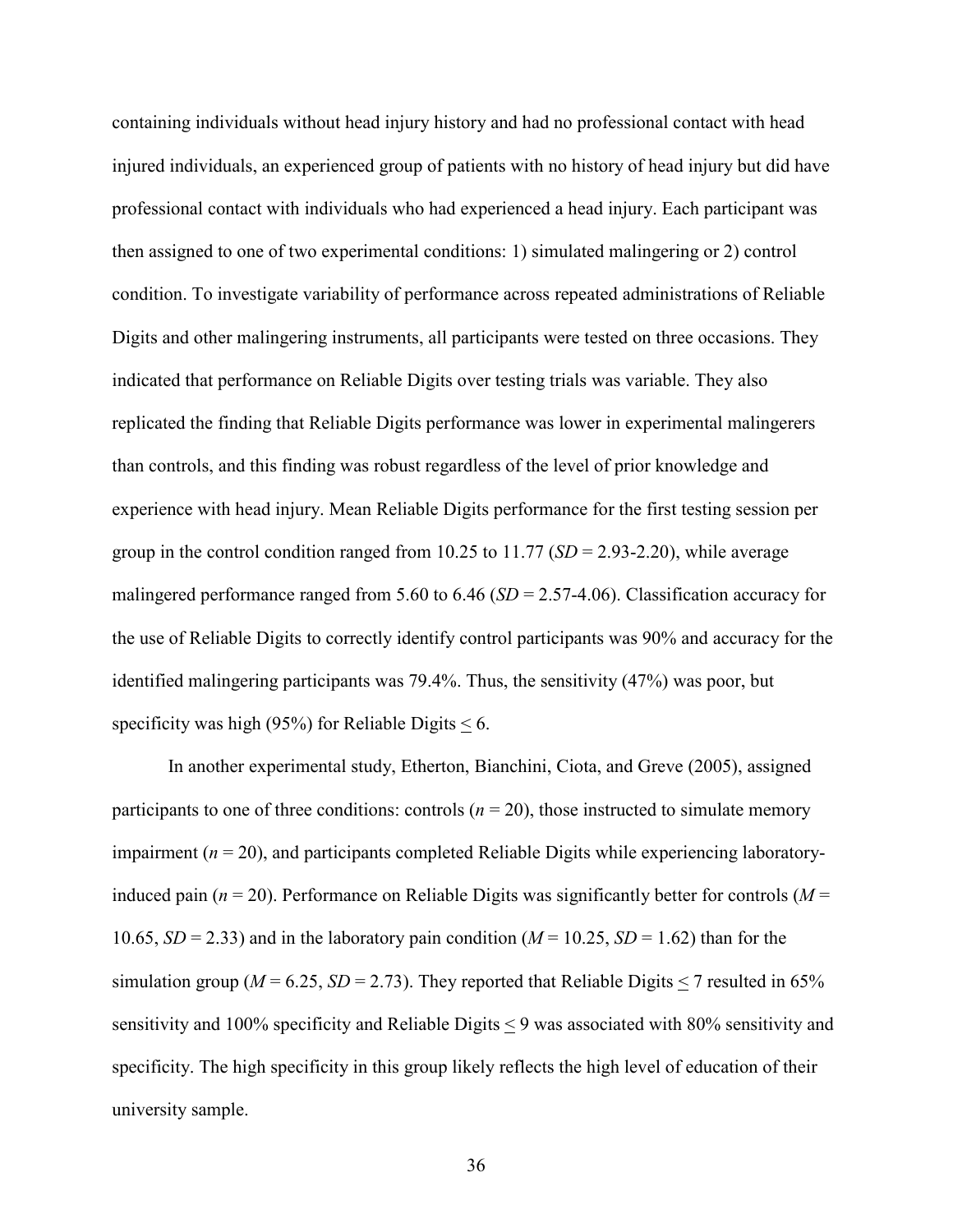containing individuals without head injury history and had no professional contact with head injured individuals, an experienced group of patients with no history of head injury but did have professional contact with individuals who had experienced a head injury. Each participant was then assigned to one of two experimental conditions: 1) simulated malingering or 2) control condition. To investigate variability of performance across repeated administrations of Reliable Digits and other malingering instruments, all participants were tested on three occasions. They indicated that performance on Reliable Digits over testing trials was variable. They also replicated the finding that Reliable Digits performance was lower in experimental malingerers than controls, and this finding was robust regardless of the level of prior knowledge and experience with head injury. Mean Reliable Digits performance for the first testing session per group in the control condition ranged from 10.25 to 11.77 (*SD* = 2.93-2.20), while average malingered performance ranged from 5.60 to 6.46 (*SD* = 2.57-4.06). Classification accuracy for the use of Reliable Digits to correctly identify control participants was 90% and accuracy for the identified malingering participants was 79.4%. Thus, the sensitivity (47%) was poor, but specificity was high (95%) for Reliable Digits $\leq$ 6.

In another experimental study, Etherton, Bianchini, Ciota, and Greve (2005), assigned participants to one of three conditions: controls ($n$ = 20), those instructed to simulate memory impairment ($n$ = 20), and participants completed Reliable Digits while experiencing laboratory-induced pain ($n$ = 20). Performance on Reliable Digits was significantly better for controls ($M$ = 10.65, $SD$ = 2.33) and in the laboratory pain condition ($M$ = 10.25, $SD$ = 1.62) than for the simulation group ($M$ = 6.25, $SD$ = 2.73). They reported that Reliable Digits $\leq$ 7 resulted in 65% sensitivity and 100% specificity and Reliable Digits $\leq$ 9 was associated with 80% sensitivity and specificity. The high specificity in this group likely reflects the high level of education of their university sample.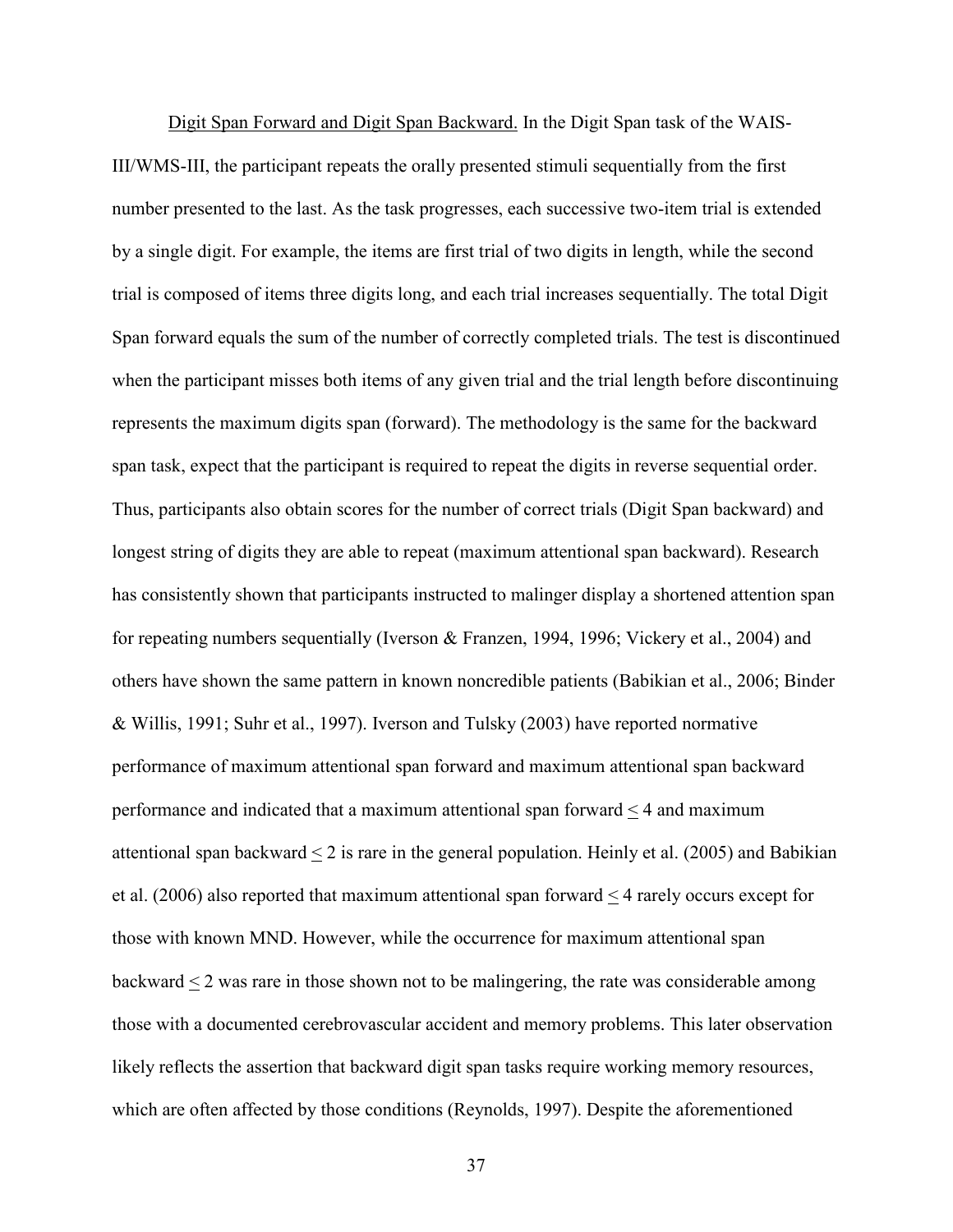Digit Span Forward and Digit Span Backward. In the Digit Span task of the WAIS-III/WMS-III, the participant repeats the orally presented stimuli sequentially from the first number presented to the last. As the task progresses, each successive two-item trial is extended by a single digit. For example, the items are first trial of two digits in length, while the second trial is composed of items three digits long, and each trial increases sequentially. The total Digit Span forward equals the sum of the number of correctly completed trials. The test is discontinued when the participant misses both items of any given trial and the trial length before discontinuing represents the maximum digits span (forward). The methodology is the same for the backward span task, expect that the participant is required to repeat the digits in reverse sequential order. Thus, participants also obtain scores for the number of correct trials (Digit Span backward) and longest string of digits they are able to repeat (maximum attentional span backward). Research has consistently shown that participants instructed to malinger display a shortened attention span for repeating numbers sequentially (Iverson & Franzen, 1994, 1996; Vickery et al., 2004) and others have shown the same pattern in known noncredible patients (Babikian et al., 2006; Binder & Willis, 1991; Suhr et al., 1997). Iverson and Tulsky (2003) have reported normative performance of maximum attentional span forward and maximum attentional span backward performance and indicated that a maximum attentional span forward $\leq 4$ and maximum attentional span backward $\leq 2$ is rare in the general population. Heinly et al. (2005) and Babikian et al. (2006) also reported that maximum attentional span forward $\leq 4$ rarely occurs except for those with known MND. However, while the occurrence for maximum attentional span backward $\leq 2$ was rare in those shown not to be malingering, the rate was considerable among those with a documented cerebrovascular accident and memory problems. This later observation likely reflects the assertion that backward digit span tasks require working memory resources, which are often affected by those conditions (Reynolds, 1997). Despite the aforementioned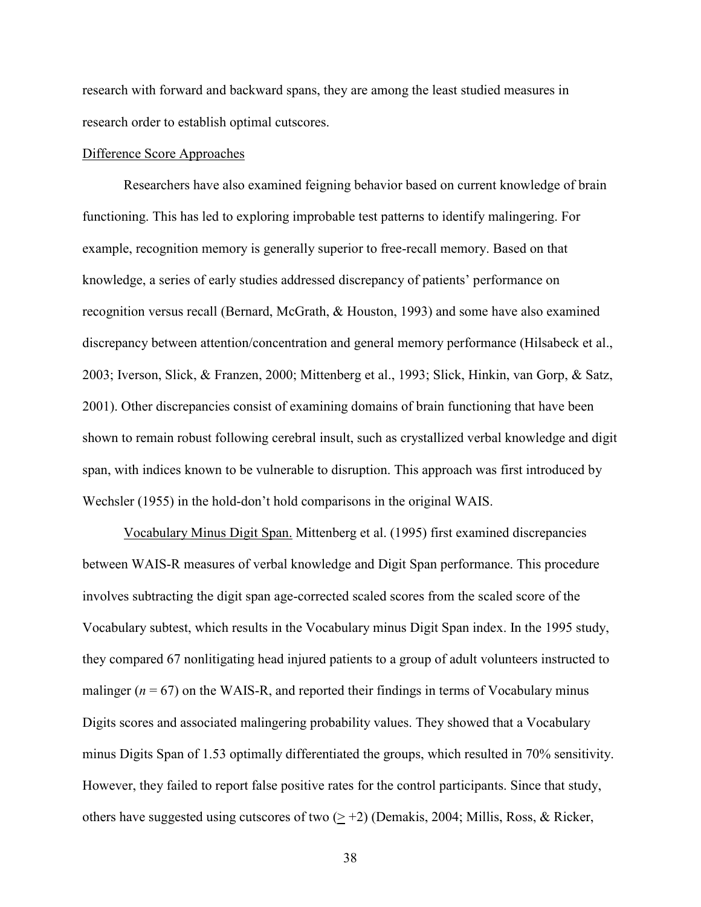research with forward and backward spans, they are among the least studied measures in research order to establish optimal cutscores.

<u>Difference Score Approaches</u>

Researchers have also examined feigning behavior based on current knowledge of brain functioning. This has led to exploring improbable test patterns to identify malingering. For example, recognition memory is generally superior to free-recall memory. Based on that knowledge, a series of early studies addressed discrepancy of patients' performance on recognition versus recall (Bernard, McGrath, & Houston, 1993) and some have also examined discrepancy between attention/concentration and general memory performance (Hilsabeck et al., 2003; Iverson, Slick, & Franzen, 2000; Mittenberg et al., 1993; Slick, Hinkin, van Gorp, & Satz, 2001). Other discrepancies consist of examining domains of brain functioning that have been shown to remain robust following cerebral insult, such as crystallized verbal knowledge and digit span, with indices known to be vulnerable to disruption. This approach was first introduced by Wechsler (1955) in the hold-don't hold comparisons in the original WAIS.

<u>Vocabulary Minus Digit Span.</u> Mittenberg et al. (1995) first examined discrepancies between WAIS-R measures of verbal knowledge and Digit Span performance. This procedure involves subtracting the digit span age-corrected scaled scores from the scaled score of the Vocabulary subtest, which results in the Vocabulary minus Digit Span index. In the 1995 study, they compared 67 nonlitigating head injured patients to a group of adult volunteers instructed to malinger ($n = 67$) on the WAIS-R, and reported their findings in terms of Vocabulary minus Digits scores and associated malingering probability values. They showed that a Vocabulary minus Digits Span of 1.53 optimally differentiated the groups, which resulted in 70% sensitivity. However, they failed to report false positive rates for the control participants. Since that study, others have suggested using cutscores of two ($\geq +2$) (Demakis, 2004; Millis, Ross, & Ricker,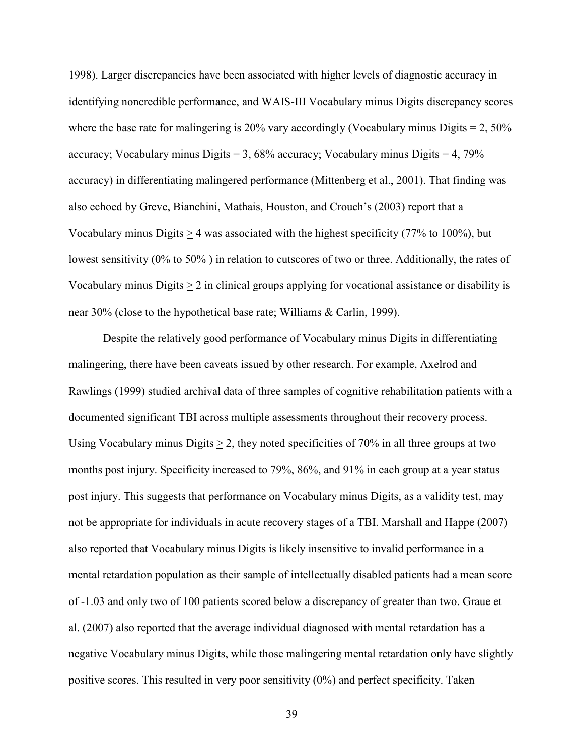1998). Larger discrepancies have been associated with higher levels of diagnostic accuracy in identifying noncredible performance, and WAIS-III Vocabulary minus Digits discrepancy scores where the base rate for malingering is 20% vary accordingly (Vocabulary minus Digits = 2, 50% accuracy; Vocabulary minus Digits = 3, 68% accuracy; Vocabulary minus Digits = 4, 79% accuracy) in differentiating malingered performance (Mittenberg et al., 2001). That finding was also echoed by Greve, Bianchini, Mathais, Houston, and Crouch's (2003) report that a Vocabulary minus Digits $\geq$ 4 was associated with the highest specificity (77% to 100%), but lowest sensitivity (0% to 50% ) in relation to cutscores of two or three. Additionally, the rates of Vocabulary minus Digits $\geq$ 2 in clinical groups applying for vocational assistance or disability is near 30% (close to the hypothetical base rate; Williams & Carlin, 1999).

Despite the relatively good performance of Vocabulary minus Digits in differentiating malingering, there have been caveats issued by other research. For example, Axelrod and Rawlings (1999) studied archival data of three samples of cognitive rehabilitation patients with a documented significant TBI across multiple assessments throughout their recovery process. Using Vocabulary minus Digits $\geq$ 2, they noted specificities of 70% in all three groups at two months post injury. Specificity increased to 79%, 86%, and 91% in each group at a year status post injury. This suggests that performance on Vocabulary minus Digits, as a validity test, may not be appropriate for individuals in acute recovery stages of a TBI. Marshall and Happe (2007) also reported that Vocabulary minus Digits is likely insensitive to invalid performance in a mental retardation population as their sample of intellectually disabled patients had a mean score of -1.03 and only two of 100 patients scored below a discrepancy of greater than two. Graue et al. (2007) also reported that the average individual diagnosed with mental retardation has a negative Vocabulary minus Digits, while those malingering mental retardation only have slightly positive scores. This resulted in very poor sensitivity (0%) and perfect specificity. Taken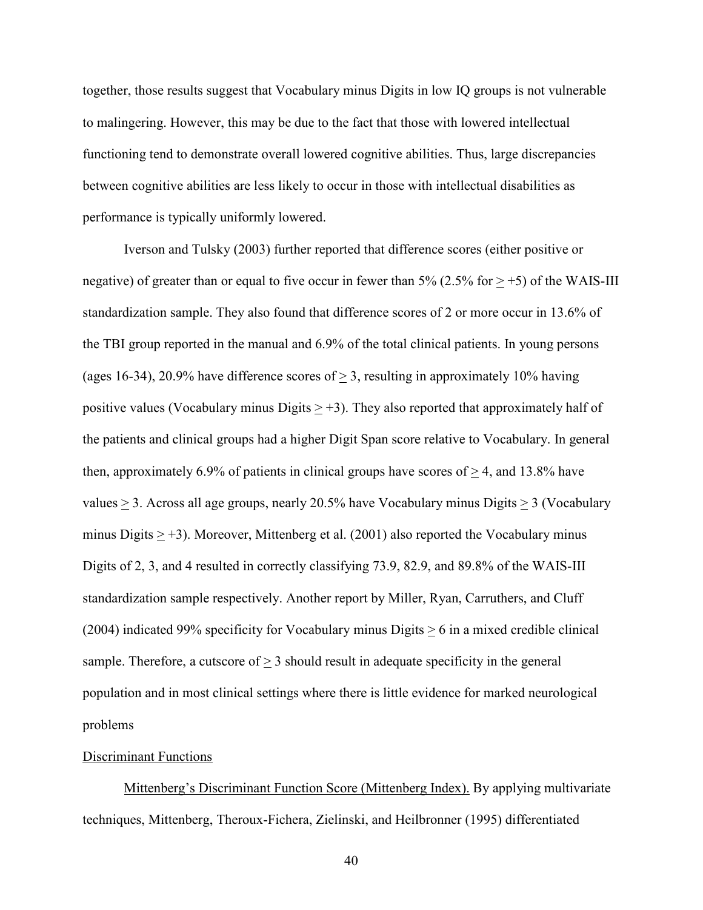together, those results suggest that Vocabulary minus Digits in low IQ groups is not vulnerable to malingering. However, this may be due to the fact that those with lowered intellectual functioning tend to demonstrate overall lowered cognitive abilities. Thus, large discrepancies between cognitive abilities are less likely to occur in those with intellectual disabilities as performance is typically uniformly lowered.

Iverson and Tulsky (2003) further reported that difference scores (either positive or negative) of greater than or equal to five occur in fewer than 5% (2.5% for $\geq$ +5) of the WAIS-III standardization sample. They also found that difference scores of 2 or more occur in 13.6% of the TBI group reported in the manual and 6.9% of the total clinical patients. In young persons (ages 16-34), 20.9% have difference scores of $\geq$ 3, resulting in approximately 10% having positive values (Vocabulary minus Digits $\geq$ +3). They also reported that approximately half of the patients and clinical groups had a higher Digit Span score relative to Vocabulary. In general then, approximately 6.9% of patients in clinical groups have scores of $\geq$ 4, and 13.8% have values $\geq$ 3. Across all age groups, nearly 20.5% have Vocabulary minus Digits $\geq$ 3 (Vocabulary minus Digits $\geq$ +3). Moreover, Mittenberg et al. (2001) also reported the Vocabulary minus Digits of 2, 3, and 4 resulted in correctly classifying 73.9, 82.9, and 89.8% of the WAIS-III standardization sample respectively. Another report by Miller, Ryan, Carruthers, and Cluff (2004) indicated 99% specificity for Vocabulary minus Digits $\geq$ 6 in a mixed credible clinical sample. Therefore, a cutscore of $\geq$ 3 should result in adequate specificity in the general population and in most clinical settings where there is little evidence for marked neurological problems

Discriminant Functions

Mittenberg's Discriminant Function Score (Mittenberg Index). By applying multivariate techniques, Mittenberg, Theroux-Fichera, Zielinski, and Heilbronner (1995) differentiated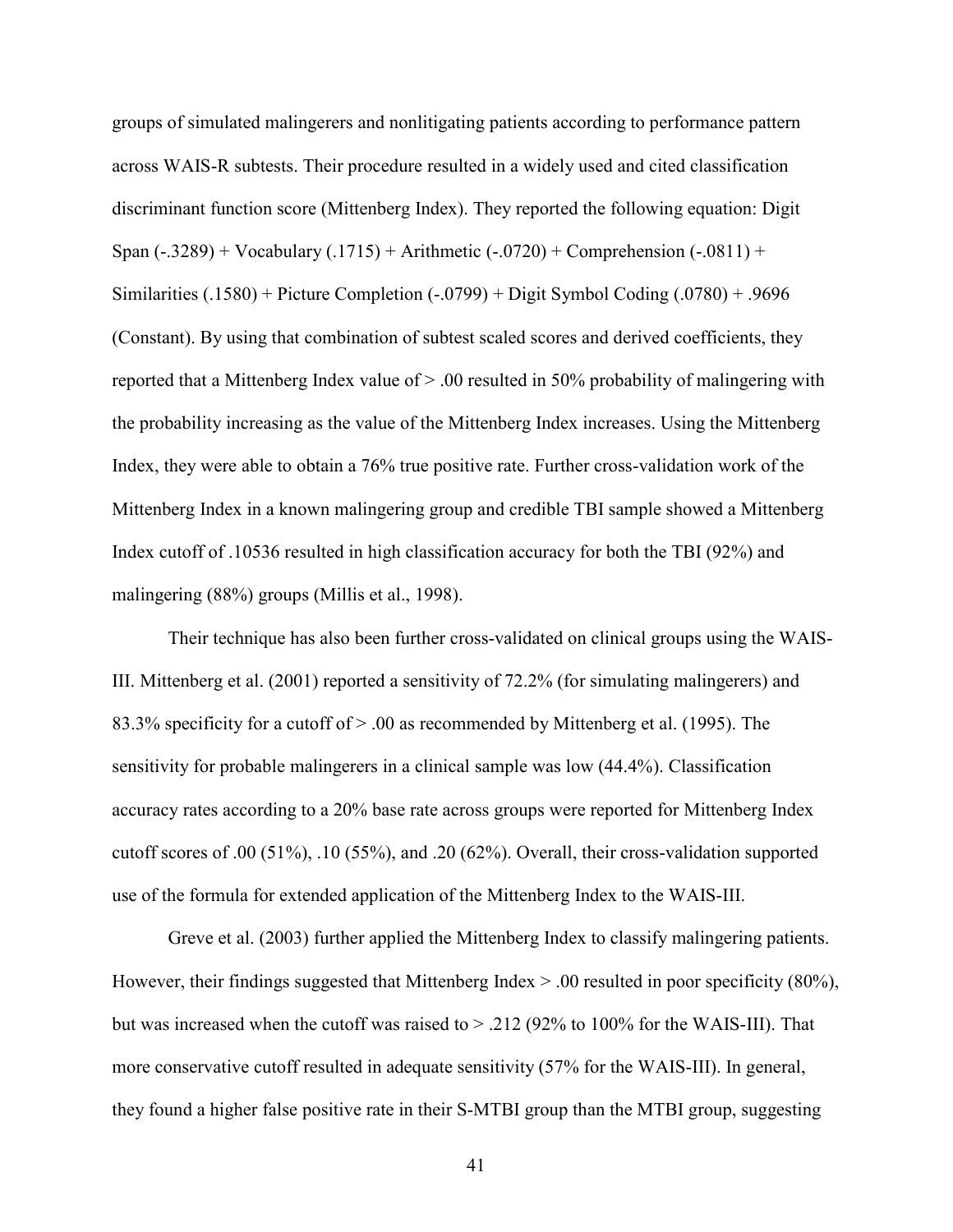groups of simulated malingerers and nonlitigating patients according to performance pattern across WAIS-R subtests. Their procedure resulted in a widely used and cited classification discriminant function score (Mittenberg Index). They reported the following equation: Digit Span (-.3289) + Vocabulary (.1715) + Arithmetic (-.0720) + Comprehension (-.0811) + Similarities (.1580) + Picture Completion (-.0799) + Digit Symbol Coding (.0780) + .9696 (Constant). By using that combination of subtest scaled scores and derived coefficients, they reported that a Mittenberg Index value of > .00 resulted in 50% probability of malingering with the probability increasing as the value of the Mittenberg Index increases. Using the Mittenberg Index, they were able to obtain a 76% true positive rate. Further cross-validation work of the Mittenberg Index in a known malingering group and credible TBI sample showed a Mittenberg Index cutoff of .10536 resulted in high classification accuracy for both the TBI (92%) and malingering (88%) groups (Millis et al., 1998).

Their technique has also been further cross-validated on clinical groups using the WAIS-III. Mittenberg et al. (2001) reported a sensitivity of 72.2% (for simulating malingerers) and 83.3% specificity for a cutoff of > .00 as recommended by Mittenberg et al. (1995). The sensitivity for probable malingerers in a clinical sample was low (44.4%). Classification accuracy rates according to a 20% base rate across groups were reported for Mittenberg Index cutoff scores of .00 (51%), .10 (55%), and .20 (62%). Overall, their cross-validation supported use of the formula for extended application of the Mittenberg Index to the WAIS-III.

Greve et al. (2003) further applied the Mittenberg Index to classify malingering patients. However, their findings suggested that Mittenberg Index > .00 resulted in poor specificity (80%), but was increased when the cutoff was raised to > .212 (92% to 100% for the WAIS-III). That more conservative cutoff resulted in adequate sensitivity (57% for the WAIS-III). In general, they found a higher false positive rate in their S-MTBI group than the MTBI group, suggesting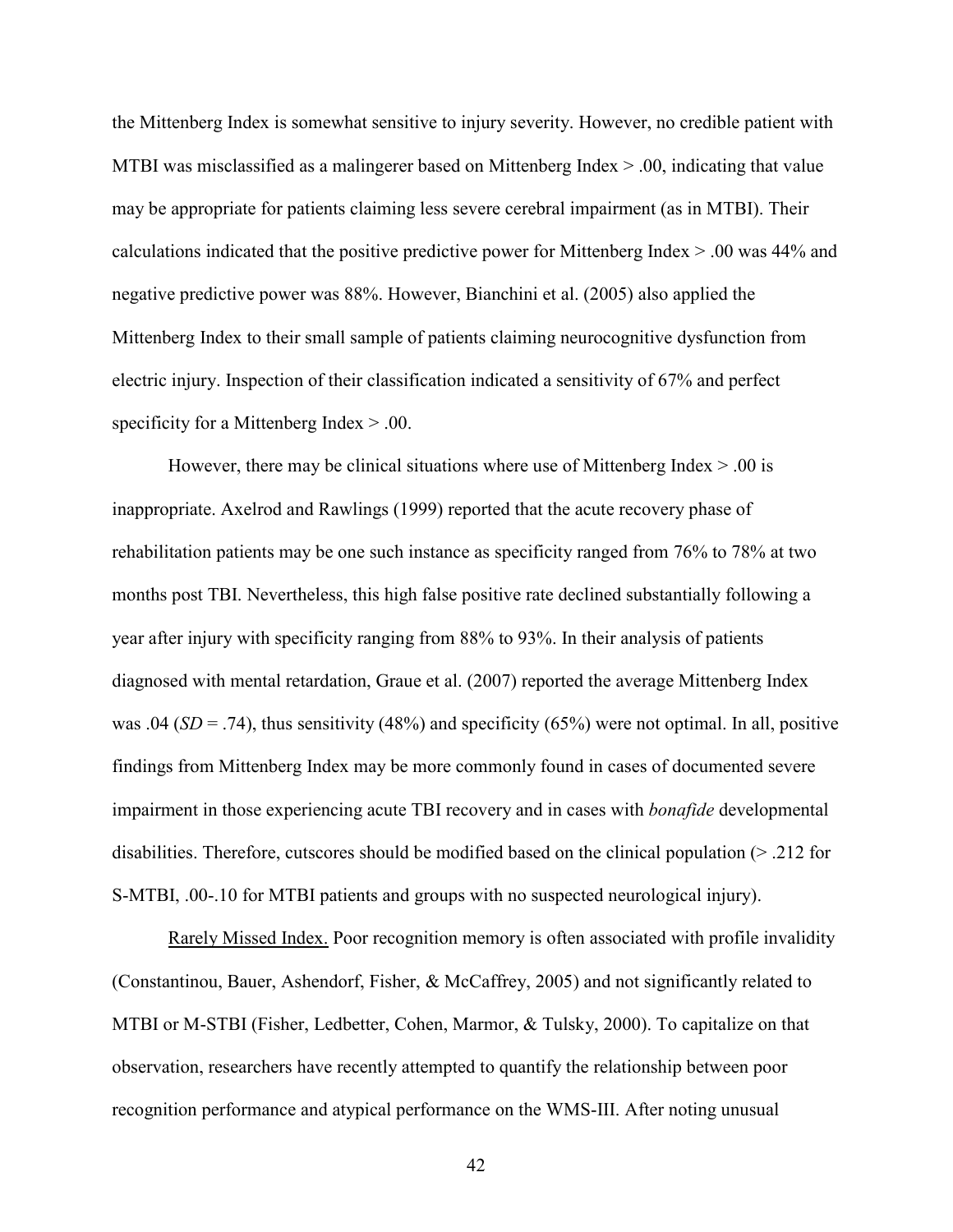the Mittenberg Index is somewhat sensitive to injury severity. However, no credible patient with MTBI was misclassified as a malingerer based on Mittenberg Index > .00, indicating that value may be appropriate for patients claiming less severe cerebral impairment (as in MTBI). Their calculations indicated that the positive predictive power for Mittenberg Index > .00 was 44% and negative predictive power was 88%. However, Bianchini et al. (2005) also applied the Mittenberg Index to their small sample of patients claiming neurocognitive dysfunction from electric injury. Inspection of their classification indicated a sensitivity of 67% and perfect specificity for a Mittenberg Index > .00.

However, there may be clinical situations where use of Mittenberg Index > .00 is inappropriate. Axelrod and Rawlings (1999) reported that the acute recovery phase of rehabilitation patients may be one such instance as specificity ranged from 76% to 78% at two months post TBI. Nevertheless, this high false positive rate declined substantially following a year after injury with specificity ranging from 88% to 93%. In their analysis of patients diagnosed with mental retardation, Graue et al. (2007) reported the average Mittenberg Index was .04 (*SD* = .74), thus sensitivity (48%) and specificity (65%) were not optimal. In all, positive findings from Mittenberg Index may be more commonly found in cases of documented severe impairment in those experiencing acute TBI recovery and in cases with *bonafide* developmental disabilities. Therefore, cutscores should be modified based on the clinical population (> .212 for S-MTBI, .00-.10 for MTBI patients and groups with no suspected neurological injury).

<u>Rarely Missed Index.</u> Poor recognition memory is often associated with profile invalidity (Constantinou, Bauer, Ashendorf, Fisher, & McCaffrey, 2005) and not significantly related to MTBI or M-STBI (Fisher, Ledbetter, Cohen, Marmor, & Tulsky, 2000). To capitalize on that observation, researchers have recently attempted to quantify the relationship between poor recognition performance and atypical performance on the WMS-III. After noting unusual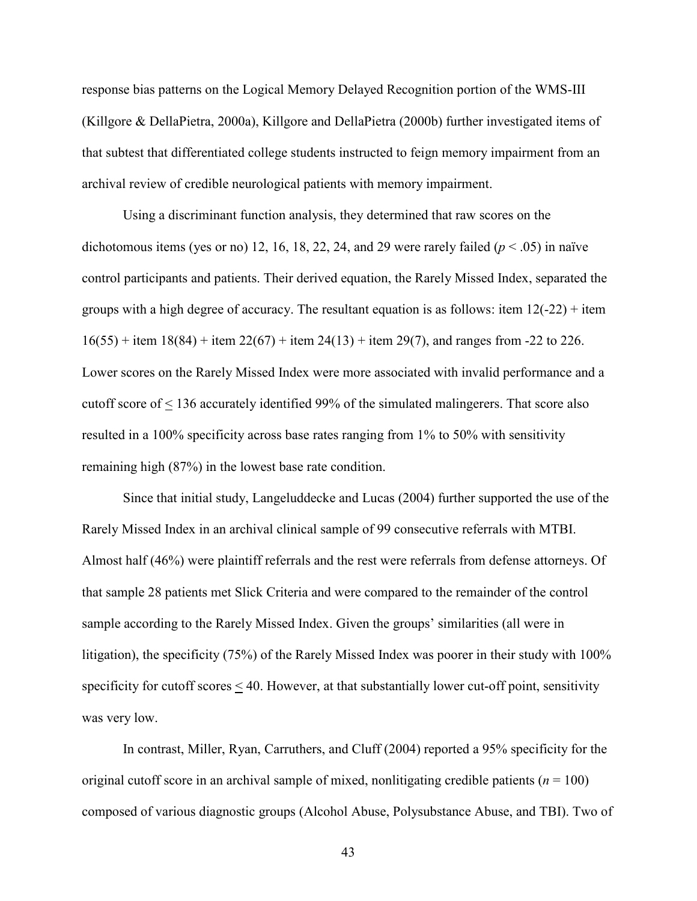response bias patterns on the Logical Memory Delayed Recognition portion of the WMS-III (Killgore & DellaPietra, 2000a), Killgore and DellaPietra (2000b) further investigated items of that subtest that differentiated college students instructed to feign memory impairment from an archival review of credible neurological patients with memory impairment.

Using a discriminant function analysis, they determined that raw scores on the dichotomous items (yes or no) 12, 16, 18, 22, 24, and 29 were rarely failed ($p < .05$) in naïve control participants and patients. Their derived equation, the Rarely Missed Index, separated the groups with a high degree of accuracy. The resultant equation is as follows: item 12(-22) + item 16(55) + item 18(84) + item 22(67) + item 24(13) + item 29(7), and ranges from -22 to 226. Lower scores on the Rarely Missed Index were more associated with invalid performance and a cutoff score of $\leq$ 136 accurately identified 99% of the simulated malingerers. That score also resulted in a 100% specificity across base rates ranging from 1% to 50% with sensitivity remaining high (87%) in the lowest base rate condition.

Since that initial study, Langeluddecke and Lucas (2004) further supported the use of the Rarely Missed Index in an archival clinical sample of 99 consecutive referrals with MTBI. Almost half (46%) were plaintiff referrals and the rest were referrals from defense attorneys. Of that sample 28 patients met Slick Criteria and were compared to the remainder of the control sample according to the Rarely Missed Index. Given the groups' similarities (all were in litigation), the specificity (75%) of the Rarely Missed Index was poorer in their study with 100% specificity for cutoff scores $\leq$ 40. However, at that substantially lower cut-off point, sensitivity was very low.

In contrast, Miller, Ryan, Carruthers, and Cluff (2004) reported a 95% specificity for the original cutoff score in an archival sample of mixed, nonlitigating credible patients ($n = 100$) composed of various diagnostic groups (Alcohol Abuse, Polysubstance Abuse, and TBI). Two of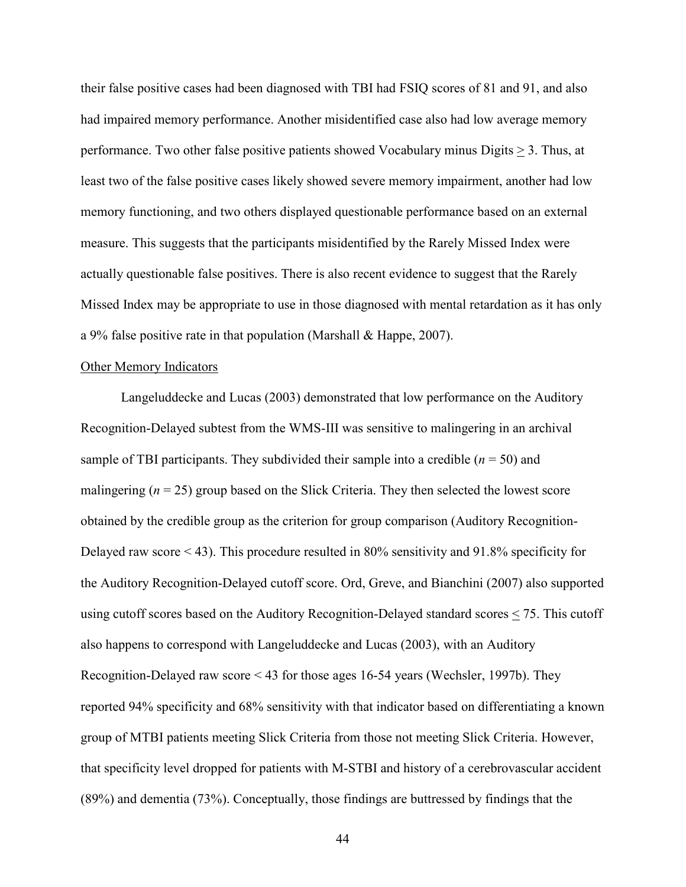their false positive cases had been diagnosed with TBI had FSIQ scores of 81 and 91, and also had impaired memory performance. Another misidentified case also had low average memory performance. Two other false positive patients showed Vocabulary minus Digits ≥ 3. Thus, at least two of the false positive cases likely showed severe memory impairment, another had low memory functioning, and two others displayed questionable performance based on an external measure. This suggests that the participants misidentified by the Rarely Missed Index were actually questionable false positives. There is also recent evidence to suggest that the Rarely Missed Index may be appropriate to use in those diagnosed with mental retardation as it has only a 9% false positive rate in that population (Marshall & Happe, 2007).

<u>Other Memory Indicators</u>

Langeluddecke and Lucas (2003) demonstrated that low performance on the Auditory Recognition-Delayed subtest from the WMS-III was sensitive to malingering in an archival sample of TBI participants. They subdivided their sample into a credible ($n$ = 50) and malingering ($n$ = 25) group based on the Slick Criteria. They then selected the lowest score obtained by the credible group as the criterion for group comparison (Auditory Recognition-Delayed raw score < 43). This procedure resulted in 80% sensitivity and 91.8% specificity for the Auditory Recognition-Delayed cutoff score. Ord, Greve, and Bianchini (2007) also supported using cutoff scores based on the Auditory Recognition-Delayed standard scores ≤ 75. This cutoff also happens to correspond with Langeluddecke and Lucas (2003), with an Auditory Recognition-Delayed raw score < 43 for those ages 16-54 years (Wechsler, 1997b). They reported 94% specificity and 68% sensitivity with that indicator based on differentiating a known group of MTBI patients meeting Slick Criteria from those not meeting Slick Criteria. However, that specificity level dropped for patients with M-STBI and history of a cerebrovascular accident (89%) and dementia (73%). Conceptually, those findings are buttressed by findings that the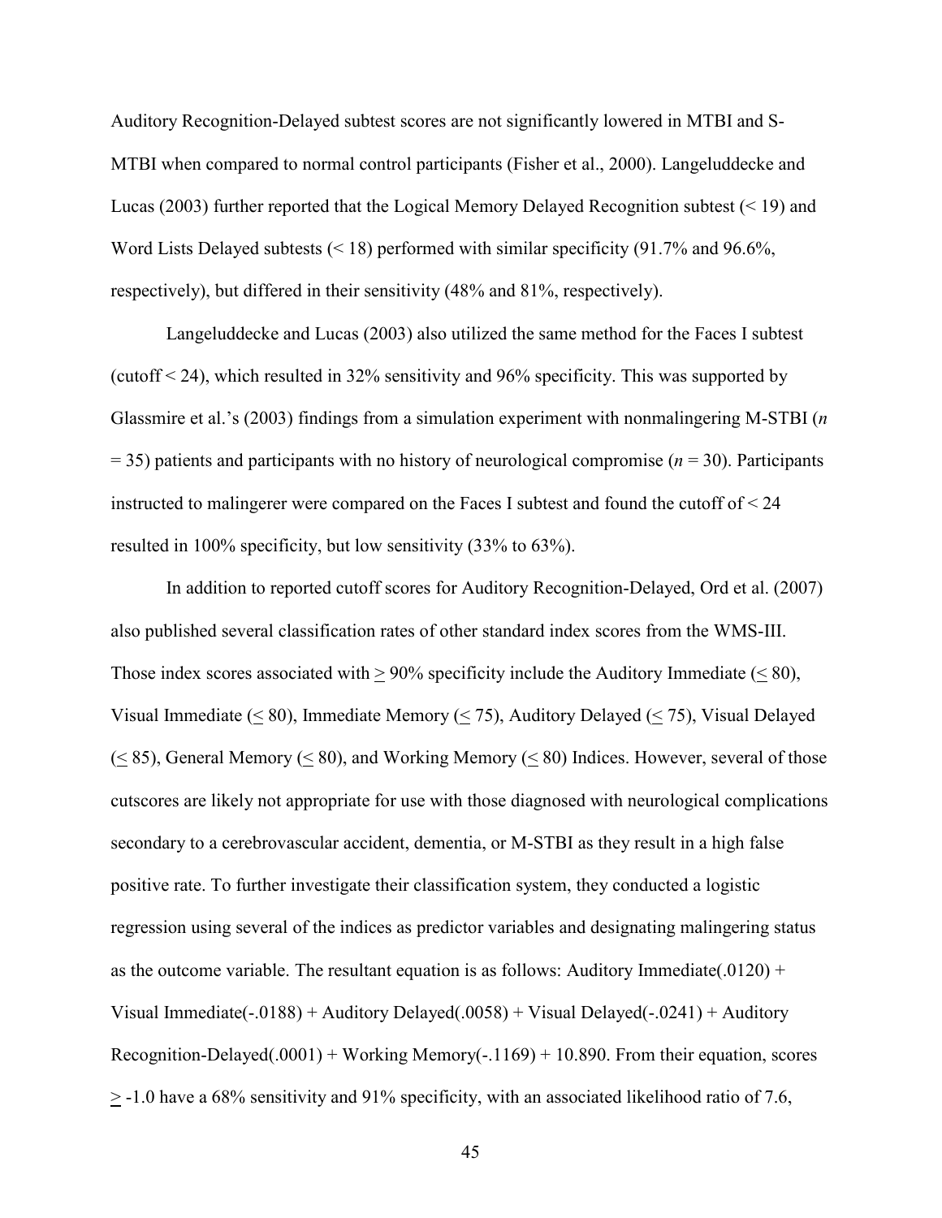Auditory Recognition-Delayed subtest scores are not significantly lowered in MTBI and S-MTBI when compared to normal control participants (Fisher et al., 2000). Langeluddecke and Lucas (2003) further reported that the Logical Memory Delayed Recognition subtest (< 19) and Word Lists Delayed subtests (< 18) performed with similar specificity (91.7% and 96.6%, respectively), but differed in their sensitivity (48% and 81%, respectively).

Langeluddecke and Lucas (2003) also utilized the same method for the Faces I subtest (cutoff < 24), which resulted in 32% sensitivity and 96% specificity. This was supported by Glassmire et al.'s (2003) findings from a simulation experiment with nonmalingering M-STBI (*n* = 35) patients and participants with no history of neurological compromise (*n* = 30). Participants instructed to malingerer were compared on the Faces I subtest and found the cutoff of < 24 resulted in 100% specificity, but low sensitivity (33% to 63%).

In addition to reported cutoff scores for Auditory Recognition-Delayed, Ord et al. (2007) also published several classification rates of other standard index scores from the WMS-III. Those index scores associated with $\geq$ 90% specificity include the Auditory Immediate ($\leq$ 80), Visual Immediate ($\leq$ 80), Immediate Memory ($\leq$ 75), Auditory Delayed ($\leq$ 75), Visual Delayed ($\leq$ 85), General Memory ($\leq$ 80), and Working Memory ($\leq$ 80) Indices. However, several of those cutscores are likely not appropriate for use with those diagnosed with neurological complications secondary to a cerebrovascular accident, dementia, or M-STBI as they result in a high false positive rate. To further investigate their classification system, they conducted a logistic regression using several of the indices as predictor variables and designating malingering status as the outcome variable. The resultant equation is as follows: Auditory Immediate(.0120) + Visual Immediate(-.0188) + Auditory Delayed(.0058) + Visual Delayed(-.0241) + Auditory Recognition-Delayed(.0001) + Working Memory(-.1169) + 10.890. From their equation, scores $\geq$ -1.0 have a 68% sensitivity and 91% specificity, with an associated likelihood ratio of 7.6,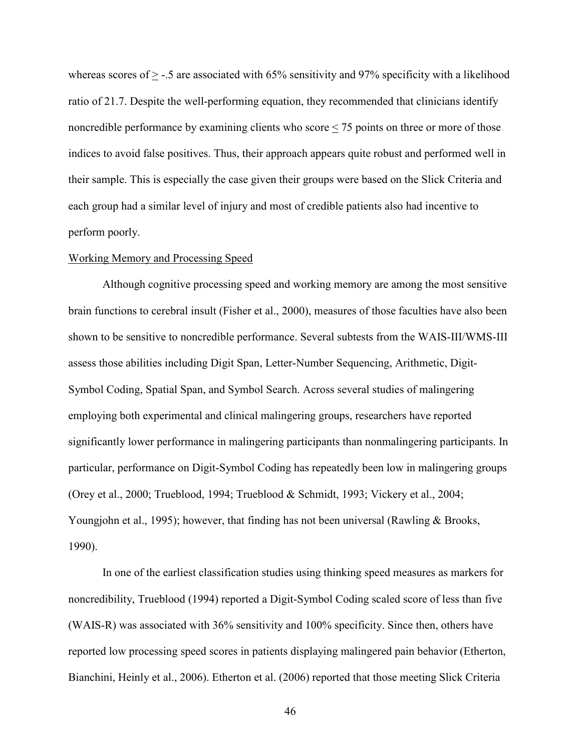whereas scores of ≥ -.5 are associated with 65% sensitivity and 97% specificity with a likelihood ratio of 21.7. Despite the well-performing equation, they recommended that clinicians identify noncredible performance by examining clients who score ≤ 75 points on three or more of those indices to avoid false positives. Thus, their approach appears quite robust and performed well in their sample. This is especially the case given their groups were based on the Slick Criteria and each group had a similar level of injury and most of credible patients also had incentive to perform poorly.

<u>Working Memory and Processing Speed</u>

Although cognitive processing speed and working memory are among the most sensitive brain functions to cerebral insult (Fisher et al., 2000), measures of those faculties have also been shown to be sensitive to noncredible performance. Several subtests from the WAIS-III/WMS-III assess those abilities including Digit Span, Letter-Number Sequencing, Arithmetic, Digit-Symbol Coding, Spatial Span, and Symbol Search. Across several studies of malingering employing both experimental and clinical malingering groups, researchers have reported significantly lower performance in malingering participants than nonmalingering participants. In particular, performance on Digit-Symbol Coding has repeatedly been low in malingering groups (Orey et al., 2000; Trueblood, 1994; Trueblood & Schmidt, 1993; Vickery et al., 2004; Youngjohn et al., 1995); however, that finding has not been universal (Rawling & Brooks, 1990).

In one of the earliest classification studies using thinking speed measures as markers for noncredibility, Trueblood (1994) reported a Digit-Symbol Coding scaled score of less than five (WAIS-R) was associated with 36% sensitivity and 100% specificity. Since then, others have reported low processing speed scores in patients displaying malingered pain behavior (Etherton, Bianchini, Heinly et al., 2006). Etherton et al. (2006) reported that those meeting Slick Criteria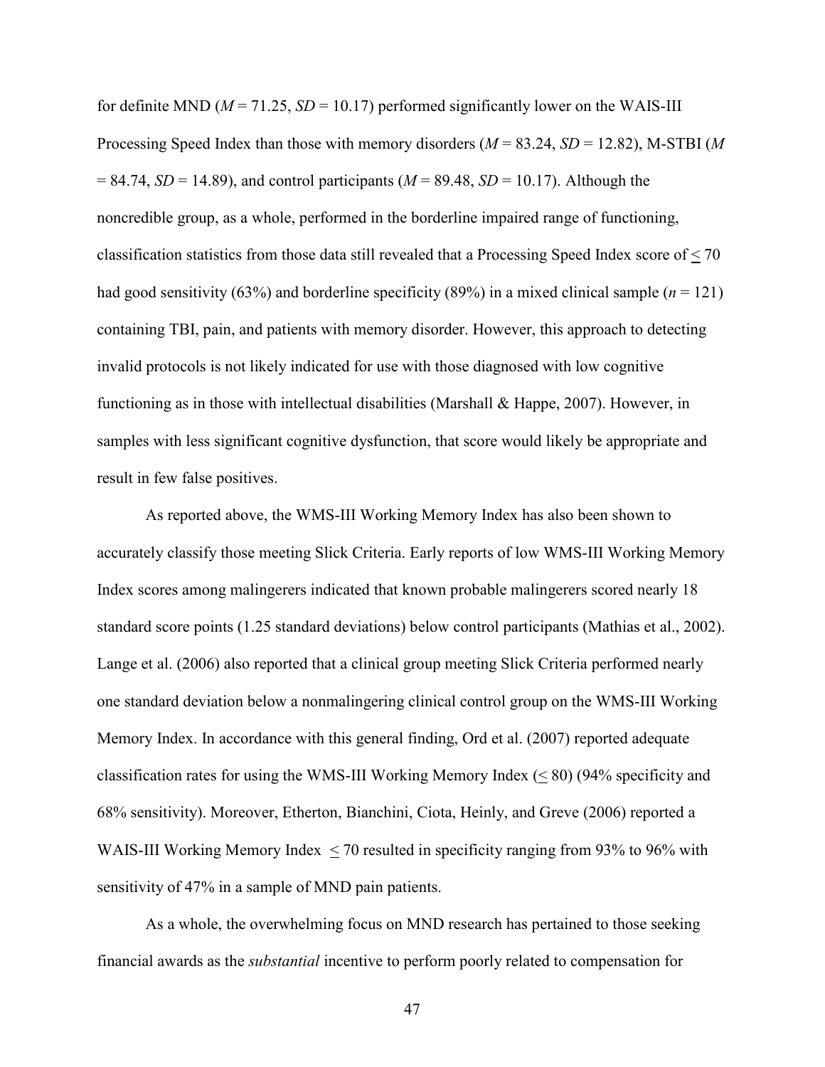for definite MND (*M* = 71.25, *SD* = 10.17) performed significantly lower on the WAIS-III Processing Speed Index than those with memory disorders (*M* = 83.24, *SD* = 12.82), M-STBI (*M* = 84.74, *SD* = 14.89), and control participants (*M* = 89.48, *SD* = 10.17). Although the noncredible group, as a whole, performed in the borderline impaired range of functioning, classification statistics from those data still revealed that a Processing Speed Index score of $\leq$ 70 had good sensitivity (63%) and borderline specificity (89%) in a mixed clinical sample (*n* = 121) containing TBI, pain, and patients with memory disorder. However, this approach to detecting invalid protocols is not likely indicated for use with those diagnosed with low cognitive functioning as in those with intellectual disabilities (Marshall & Happe, 2007). However, in samples with less significant cognitive dysfunction, that score would likely be appropriate and result in few false positives.

As reported above, the WMS-III Working Memory Index has also been shown to accurately classify those meeting Slick Criteria. Early reports of low WMS-III Working Memory Index scores among malingerers indicated that known probable malingerers scored nearly 18 standard score points (1.25 standard deviations) below control participants (Mathias et al., 2002). Lange et al. (2006) also reported that a clinical group meeting Slick Criteria performed nearly one standard deviation below a nonmalingering clinical control group on the WMS-III Working Memory Index. In accordance with this general finding, Ord et al. (2007) reported adequate classification rates for using the WMS-III Working Memory Index ($\leq$ 80) (94% specificity and 68% sensitivity). Moreover, Etherton, Bianchini, Ciota, Heinly, and Greve (2006) reported a WAIS-III Working Memory Index $\leq$ 70 resulted in specificity ranging from 93% to 96% with sensitivity of 47% in a sample of MND pain patients.

As a whole, the overwhelming focus on MND research has pertained to those seeking financial awards as the *substantial* incentive to perform poorly related to compensation for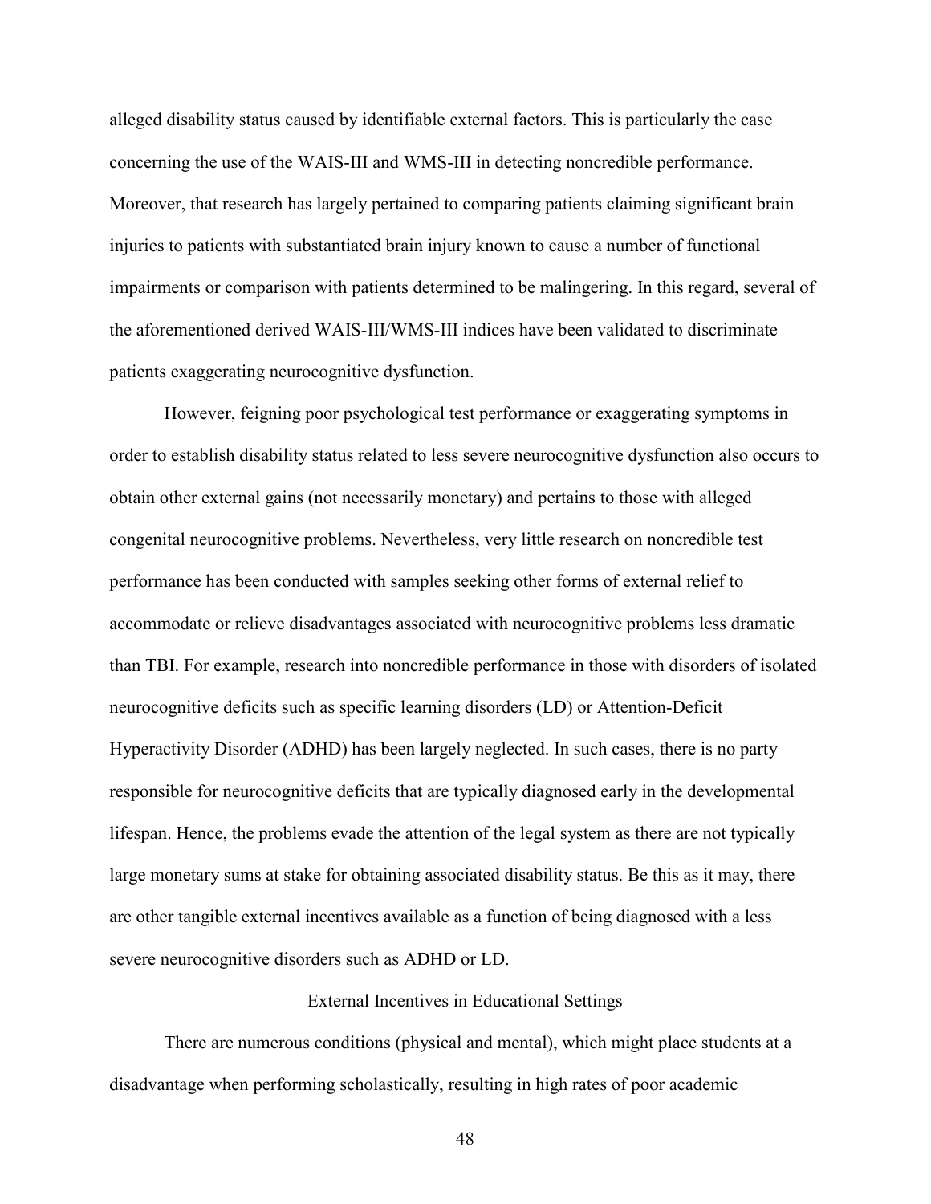alleged disability status caused by identifiable external factors. This is particularly the case concerning the use of the WAIS-III and WMS-III in detecting noncredible performance. Moreover, that research has largely pertained to comparing patients claiming significant brain injuries to patients with substantiated brain injury known to cause a number of functional impairments or comparison with patients determined to be malingering. In this regard, several of the aforementioned derived WAIS-III/WMS-III indices have been validated to discriminate patients exaggerating neurocognitive dysfunction.

However, feigning poor psychological test performance or exaggerating symptoms in order to establish disability status related to less severe neurocognitive dysfunction also occurs to obtain other external gains (not necessarily monetary) and pertains to those with alleged congenital neurocognitive problems. Nevertheless, very little research on noncredible test performance has been conducted with samples seeking other forms of external relief to accommodate or relieve disadvantages associated with neurocognitive problems less dramatic than TBI. For example, research into noncredible performance in those with disorders of isolated neurocognitive deficits such as specific learning disorders (LD) or Attention-Deficit Hyperactivity Disorder (ADHD) has been largely neglected. In such cases, there is no party responsible for neurocognitive deficits that are typically diagnosed early in the developmental lifespan. Hence, the problems evade the attention of the legal system as there are not typically large monetary sums at stake for obtaining associated disability status. Be this as it may, there are other tangible external incentives available as a function of being diagnosed with a less severe neurocognitive disorders such as ADHD or LD.

## External Incentives in Educational Settings

There are numerous conditions (physical and mental), which might place students at a disadvantage when performing scholastically, resulting in high rates of poor academic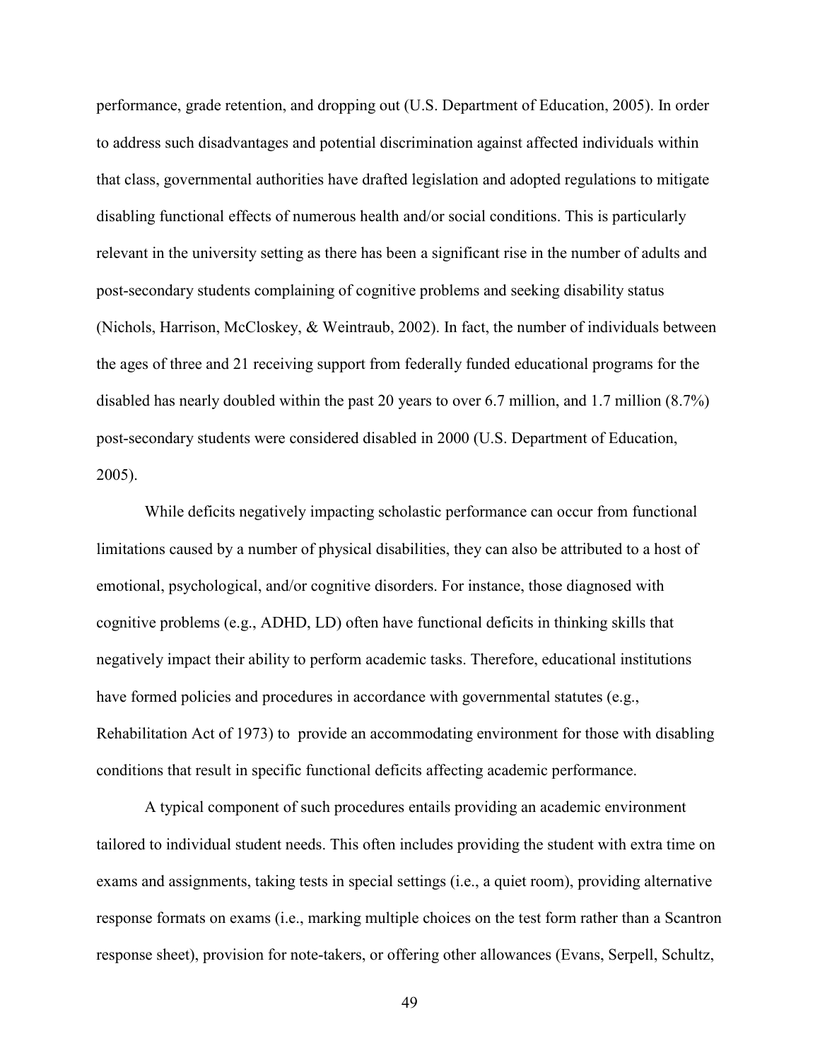performance, grade retention, and dropping out (U.S. Department of Education, 2005). In order to address such disadvantages and potential discrimination against affected individuals within that class, governmental authorities have drafted legislation and adopted regulations to mitigate disabling functional effects of numerous health and/or social conditions. This is particularly relevant in the university setting as there has been a significant rise in the number of adults and post-secondary students complaining of cognitive problems and seeking disability status (Nichols, Harrison, McCloskey, & Weintraub, 2002). In fact, the number of individuals between the ages of three and 21 receiving support from federally funded educational programs for the disabled has nearly doubled within the past 20 years to over 6.7 million, and 1.7 million (8.7%) post-secondary students were considered disabled in 2000 (U.S. Department of Education, 2005).

While deficits negatively impacting scholastic performance can occur from functional limitations caused by a number of physical disabilities, they can also be attributed to a host of emotional, psychological, and/or cognitive disorders. For instance, those diagnosed with cognitive problems (e.g., ADHD, LD) often have functional deficits in thinking skills that negatively impact their ability to perform academic tasks. Therefore, educational institutions have formed policies and procedures in accordance with governmental statutes (e.g., Rehabilitation Act of 1973) to provide an accommodating environment for those with disabling conditions that result in specific functional deficits affecting academic performance.

A typical component of such procedures entails providing an academic environment tailored to individual student needs. This often includes providing the student with extra time on exams and assignments, taking tests in special settings (i.e., a quiet room), providing alternative response formats on exams (i.e., marking multiple choices on the test form rather than a Scantron response sheet), provision for note-takers, or offering other allowances (Evans, Serpell, Schultz,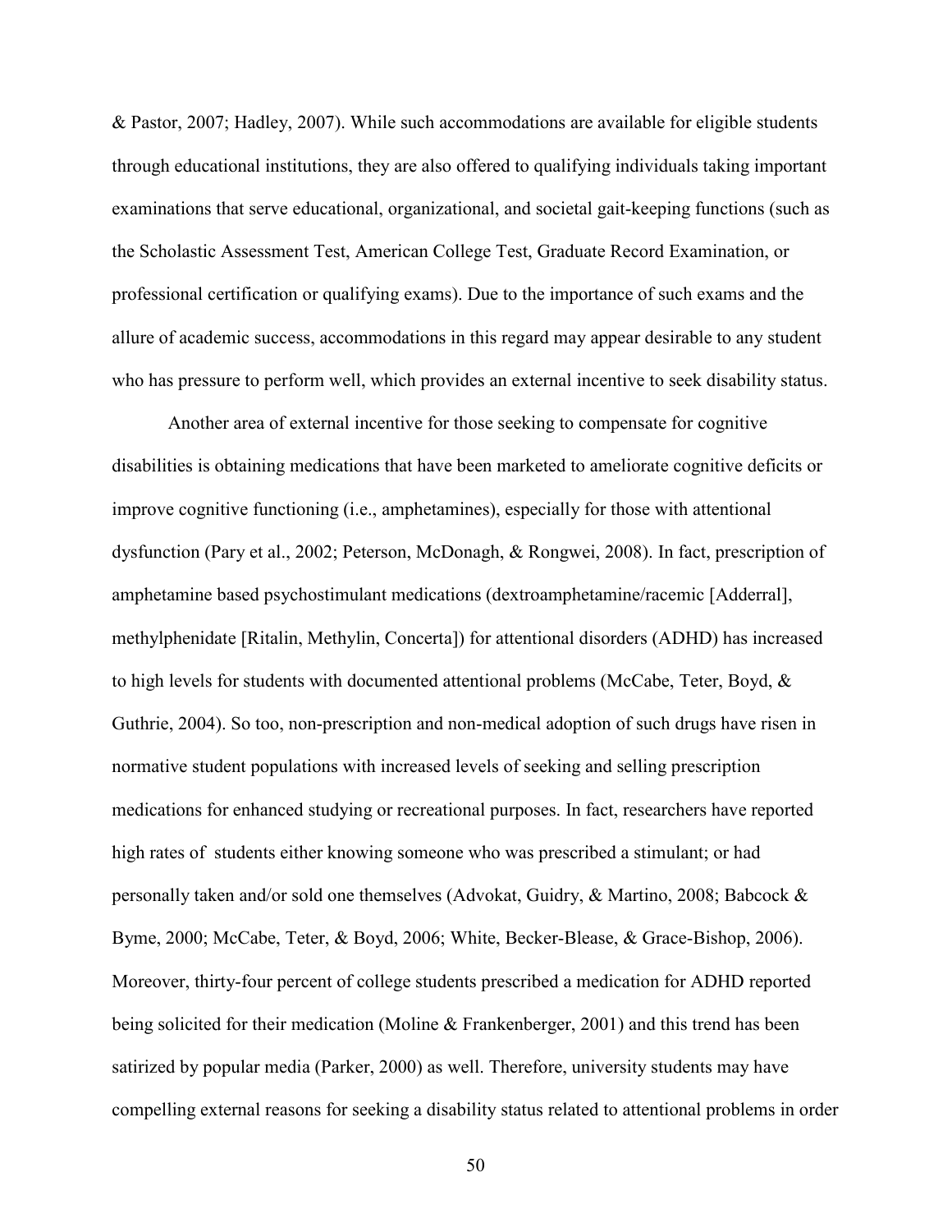& Pastor, 2007; Hadley, 2007). While such accommodations are available for eligible students through educational institutions, they are also offered to qualifying individuals taking important examinations that serve educational, organizational, and societal gait-keeping functions (such as the Scholastic Assessment Test, American College Test, Graduate Record Examination, or professional certification or qualifying exams). Due to the importance of such exams and the allure of academic success, accommodations in this regard may appear desirable to any student who has pressure to perform well, which provides an external incentive to seek disability status.

Another area of external incentive for those seeking to compensate for cognitive disabilities is obtaining medications that have been marketed to ameliorate cognitive deficits or improve cognitive functioning (i.e., amphetamines), especially for those with attentional dysfunction (Pary et al., 2002; Peterson, McDonagh, & Rongwei, 2008). In fact, prescription of amphetamine based psychostimulant medications (dextroamphetamine/racemic [Adderral], methylphenidate [Ritalin, Methylin, Concerta]) for attentional disorders (ADHD) has increased to high levels for students with documented attentional problems (McCabe, Teter, Boyd, & Guthrie, 2004). So too, non-prescription and non-medical adoption of such drugs have risen in normative student populations with increased levels of seeking and selling prescription medications for enhanced studying or recreational purposes. In fact, researchers have reported high rates of students either knowing someone who was prescribed a stimulant; or had personally taken and/or sold one themselves (Advokat, Guidry, & Martino, 2008; Babcock & Byme, 2000; McCabe, Teter, & Boyd, 2006; White, Becker-Blease, & Grace-Bishop, 2006). Moreover, thirty-four percent of college students prescribed a medication for ADHD reported being solicited for their medication (Moline & Frankenberger, 2001) and this trend has been satirized by popular media (Parker, 2000) as well. Therefore, university students may have compelling external reasons for seeking a disability status related to attentional problems in order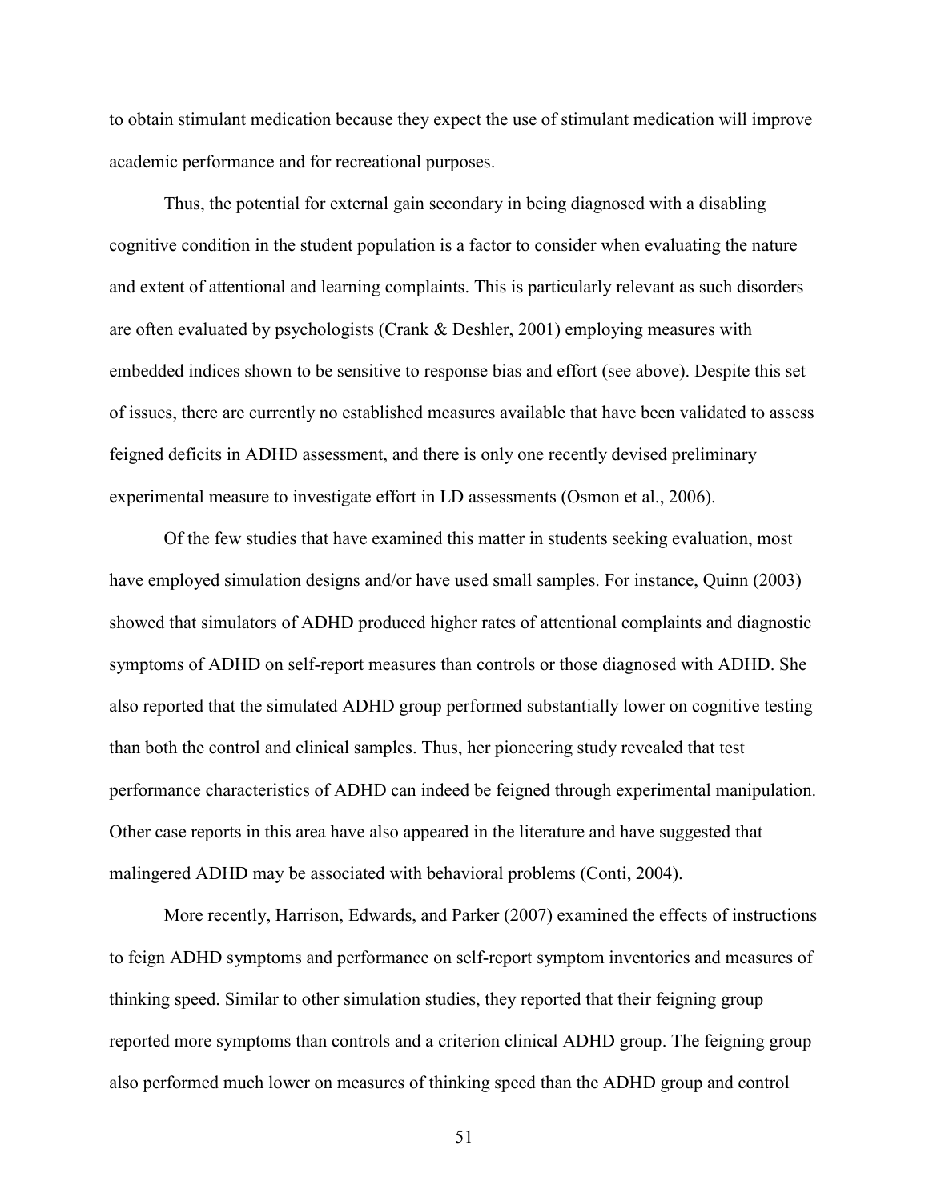to obtain stimulant medication because they expect the use of stimulant medication will improve academic performance and for recreational purposes.

Thus, the potential for external gain secondary in being diagnosed with a disabling cognitive condition in the student population is a factor to consider when evaluating the nature and extent of attentional and learning complaints. This is particularly relevant as such disorders are often evaluated by psychologists (Crank & Deshler, 2001) employing measures with embedded indices shown to be sensitive to response bias and effort (see above). Despite this set of issues, there are currently no established measures available that have been validated to assess feigned deficits in ADHD assessment, and there is only one recently devised preliminary experimental measure to investigate effort in LD assessments (Osmon et al., 2006).

Of the few studies that have examined this matter in students seeking evaluation, most have employed simulation designs and/or have used small samples. For instance, Quinn (2003) showed that simulators of ADHD produced higher rates of attentional complaints and diagnostic symptoms of ADHD on self-report measures than controls or those diagnosed with ADHD. She also reported that the simulated ADHD group performed substantially lower on cognitive testing than both the control and clinical samples. Thus, her pioneering study revealed that test performance characteristics of ADHD can indeed be feigned through experimental manipulation. Other case reports in this area have also appeared in the literature and have suggested that malingered ADHD may be associated with behavioral problems (Conti, 2004).

More recently, Harrison, Edwards, and Parker (2007) examined the effects of instructions to feign ADHD symptoms and performance on self-report symptom inventories and measures of thinking speed. Similar to other simulation studies, they reported that their feigning group reported more symptoms than controls and a criterion clinical ADHD group. The feigning group also performed much lower on measures of thinking speed than the ADHD group and control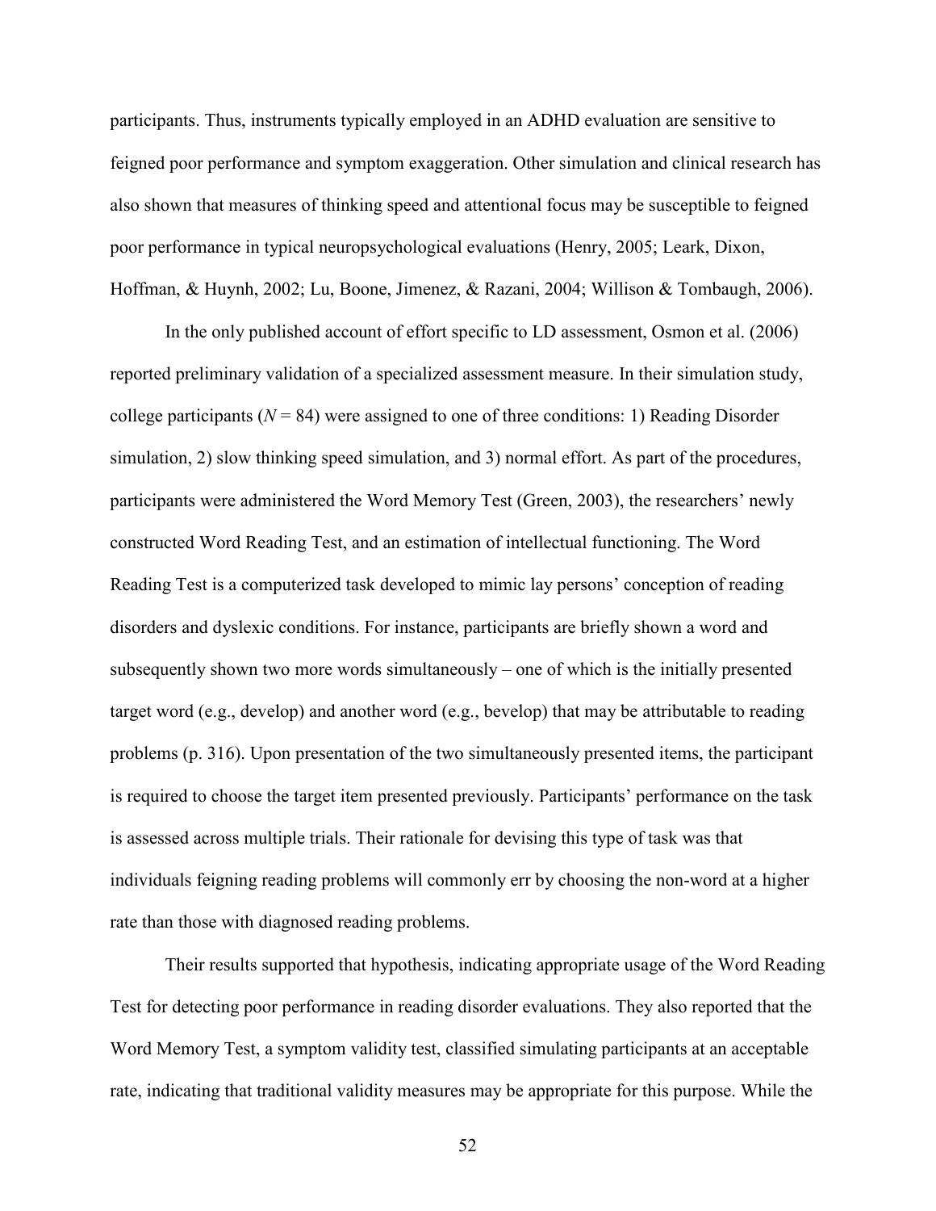participants. Thus, instruments typically employed in an ADHD evaluation are sensitive to feigned poor performance and symptom exaggeration. Other simulation and clinical research has also shown that measures of thinking speed and attentional focus may be susceptible to feigned poor performance in typical neuropsychological evaluations (Henry, 2005; Leark, Dixon, Hoffman, & Huynh, 2002; Lu, Boone, Jimenez, & Razani, 2004; Willison & Tombaugh, 2006).

In the only published account of effort specific to LD assessment, Osmon et al. (2006) reported preliminary validation of a specialized assessment measure. In their simulation study, college participants ($N$ = 84) were assigned to one of three conditions: 1) Reading Disorder simulation, 2) slow thinking speed simulation, and 3) normal effort. As part of the procedures, participants were administered the Word Memory Test (Green, 2003), the researchers' newly constructed Word Reading Test, and an estimation of intellectual functioning. The Word Reading Test is a computerized task developed to mimic lay persons' conception of reading disorders and dyslexic conditions. For instance, participants are briefly shown a word and subsequently shown two more words simultaneously – one of which is the initially presented target word (e.g., develop) and another word (e.g., bevelop) that may be attributable to reading problems (p. 316). Upon presentation of the two simultaneously presented items, the participant is required to choose the target item presented previously. Participants' performance on the task is assessed across multiple trials. Their rationale for devising this type of task was that individuals feigning reading problems will commonly err by choosing the non-word at a higher rate than those with diagnosed reading problems.

Their results supported that hypothesis, indicating appropriate usage of the Word Reading Test for detecting poor performance in reading disorder evaluations. They also reported that the Word Memory Test, a symptom validity test, classified simulating participants at an acceptable rate, indicating that traditional validity measures may be appropriate for this purpose. While the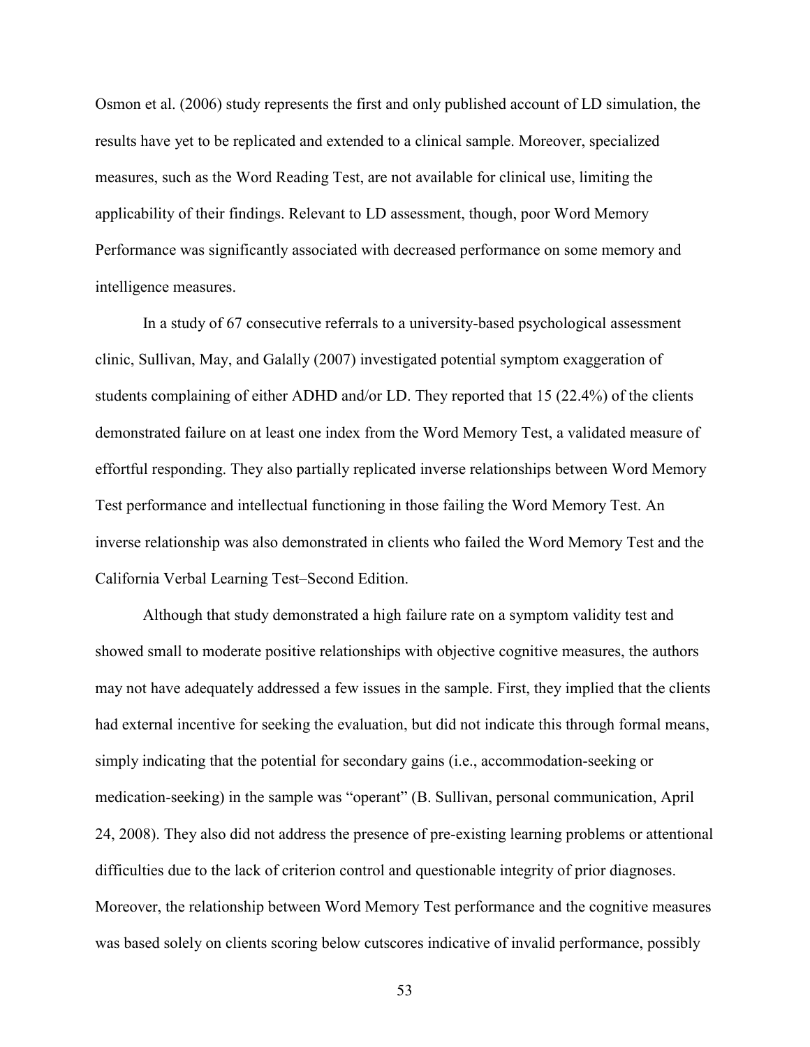Osmon et al. (2006) study represents the first and only published account of LD simulation, the results have yet to be replicated and extended to a clinical sample. Moreover, specialized measures, such as the Word Reading Test, are not available for clinical use, limiting the applicability of their findings. Relevant to LD assessment, though, poor Word Memory Performance was significantly associated with decreased performance on some memory and intelligence measures.

In a study of 67 consecutive referrals to a university-based psychological assessment clinic, Sullivan, May, and Galally (2007) investigated potential symptom exaggeration of students complaining of either ADHD and/or LD. They reported that 15 (22.4%) of the clients demonstrated failure on at least one index from the Word Memory Test, a validated measure of effortful responding. They also partially replicated inverse relationships between Word Memory Test performance and intellectual functioning in those failing the Word Memory Test. An inverse relationship was also demonstrated in clients who failed the Word Memory Test and the California Verbal Learning Test–Second Edition.

Although that study demonstrated a high failure rate on a symptom validity test and showed small to moderate positive relationships with objective cognitive measures, the authors may not have adequately addressed a few issues in the sample. First, they implied that the clients had external incentive for seeking the evaluation, but did not indicate this through formal means, simply indicating that the potential for secondary gains (i.e., accommodation-seeking or medication-seeking) in the sample was "operant" (B. Sullivan, personal communication, April 24, 2008). They also did not address the presence of pre-existing learning problems or attentional difficulties due to the lack of criterion control and questionable integrity of prior diagnoses. Moreover, the relationship between Word Memory Test performance and the cognitive measures was based solely on clients scoring below cutscores indicative of invalid performance, possibly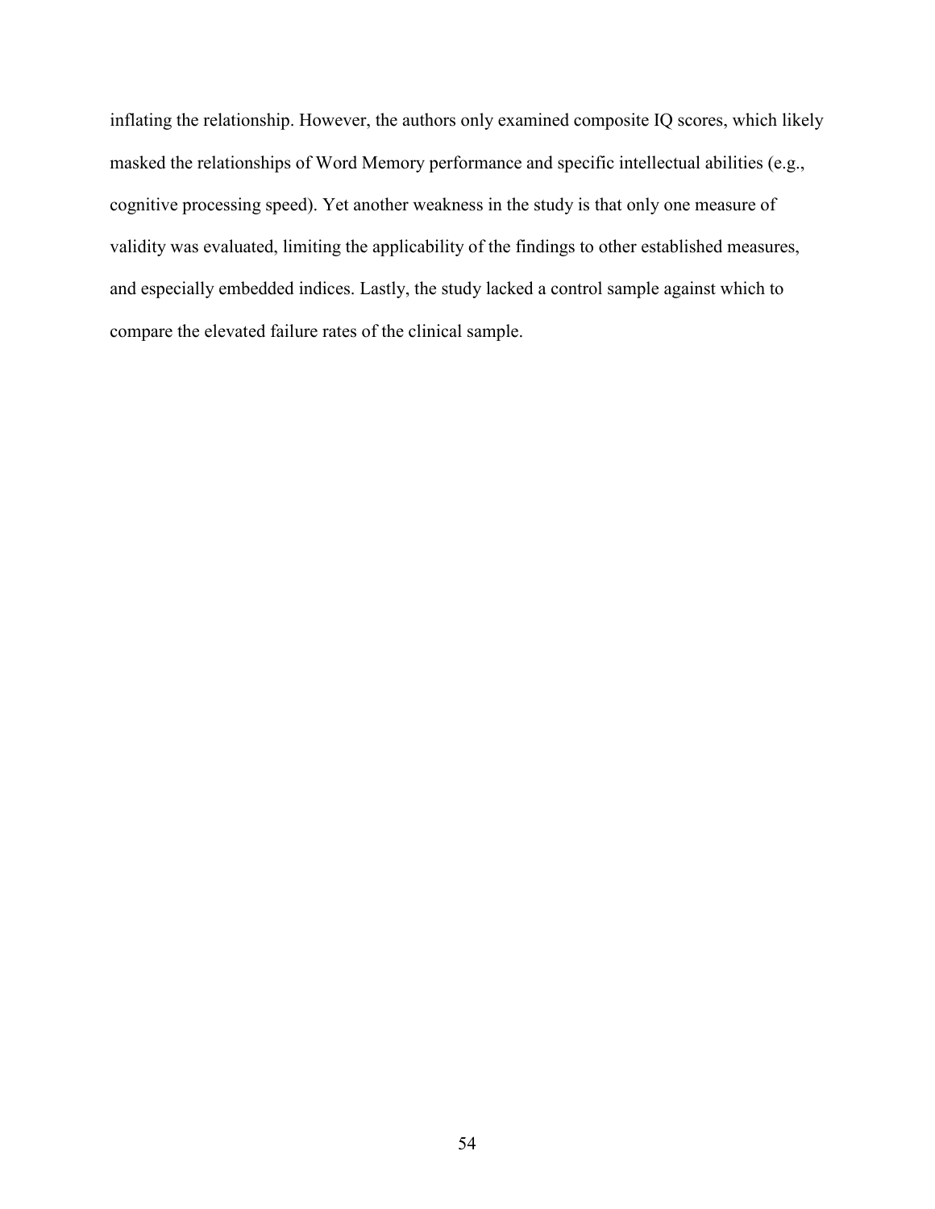inflating the relationship. However, the authors only examined composite IQ scores, which likely masked the relationships of Word Memory performance and specific intellectual abilities (e.g., cognitive processing speed). Yet another weakness in the study is that only one measure of validity was evaluated, limiting the applicability of the findings to other established measures, and especially embedded indices. Lastly, the study lacked a control sample against which to compare the elevated failure rates of the clinical sample.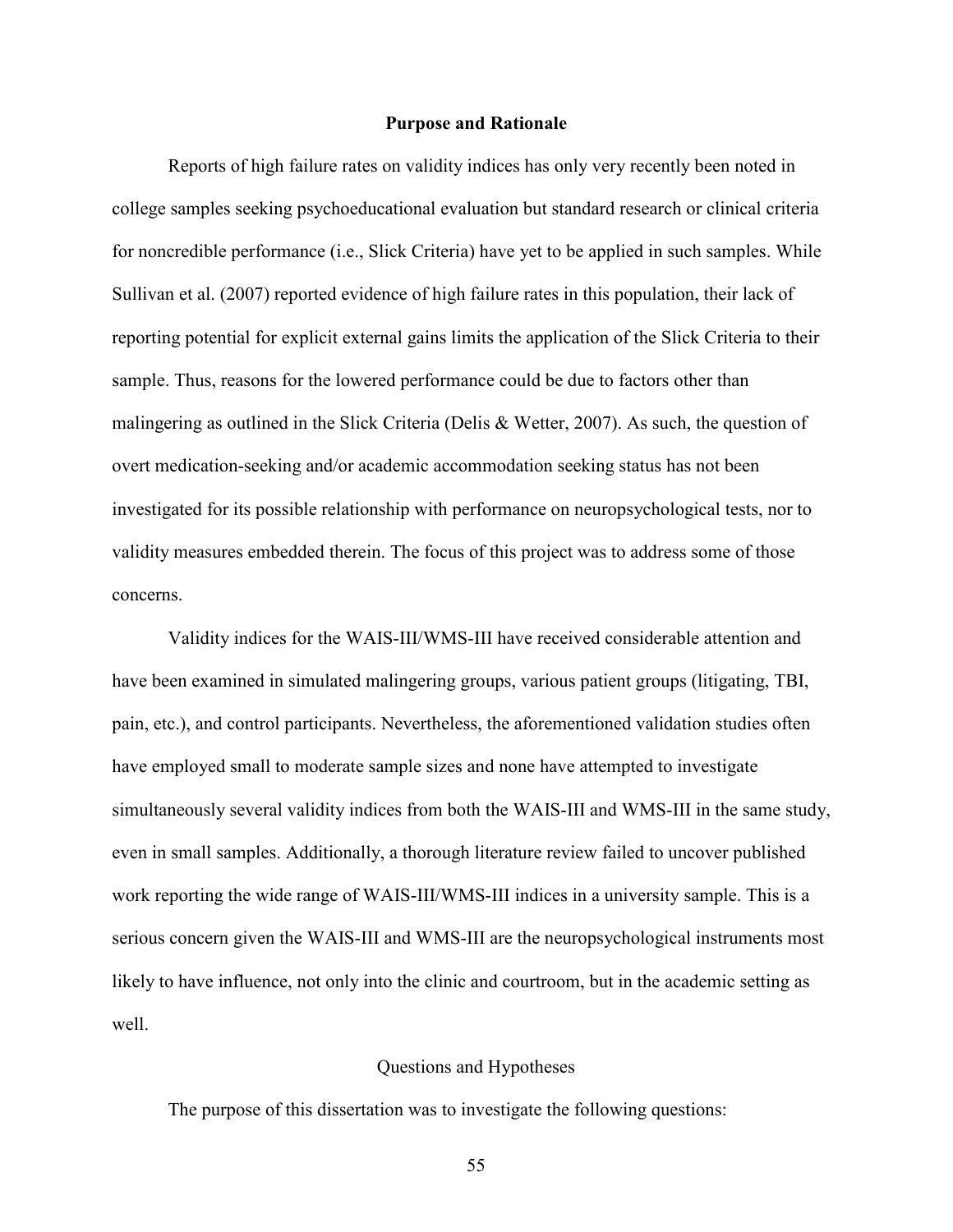## Purpose and Rationale

Reports of high failure rates on validity indices has only very recently been noted in college samples seeking psychoeducational evaluation but standard research or clinical criteria for noncredible performance (i.e., Slick Criteria) have yet to be applied in such samples. While Sullivan et al. (2007) reported evidence of high failure rates in this population, their lack of reporting potential for explicit external gains limits the application of the Slick Criteria to their sample. Thus, reasons for the lowered performance could be due to factors other than malingering as outlined in the Slick Criteria (Delis & Wetter, 2007). As such, the question of overt medication-seeking and/or academic accommodation seeking status has not been investigated for its possible relationship with performance on neuropsychological tests, nor to validity measures embedded therein. The focus of this project was to address some of those concerns.

Validity indices for the WAIS-III/WMS-III have received considerable attention and have been examined in simulated malingering groups, various patient groups (litigating, TBI, pain, etc.), and control participants. Nevertheless, the aforementioned validation studies often have employed small to moderate sample sizes and none have attempted to investigate simultaneously several validity indices from both the WAIS-III and WMS-III in the same study, even in small samples. Additionally, a thorough literature review failed to uncover published work reporting the wide range of WAIS-III/WMS-III indices in a university sample. This is a serious concern given the WAIS-III and WMS-III are the neuropsychological instruments most likely to have influence, not only into the clinic and courtroom, but in the academic setting as well.

### Questions and Hypotheses

The purpose of this dissertation was to investigate the following questions: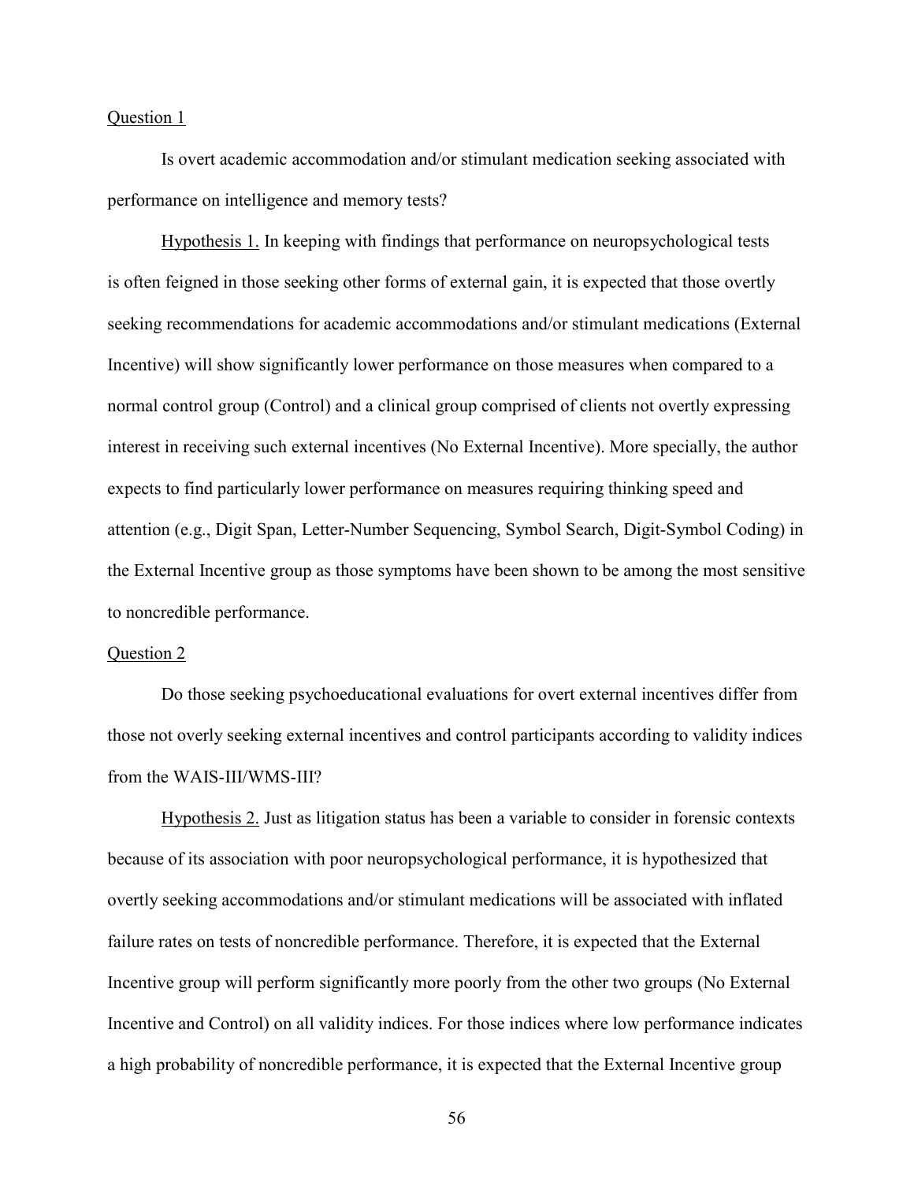Question 1

Is overt academic accommodation and/or stimulant medication seeking associated with performance on intelligence and memory tests?

Hypothesis 1. In keeping with findings that performance on neuropsychological tests is often feigned in those seeking other forms of external gain, it is expected that those overtly seeking recommendations for academic accommodations and/or stimulant medications (External Incentive) will show significantly lower performance on those measures when compared to a normal control group (Control) and a clinical group comprised of clients not overtly expressing interest in receiving such external incentives (No External Incentive). More specially, the author expects to find particularly lower performance on measures requiring thinking speed and attention (e.g., Digit Span, Letter-Number Sequencing, Symbol Search, Digit-Symbol Coding) in the External Incentive group as those symptoms have been shown to be among the most sensitive to noncredible performance.

Question 2

Do those seeking psychoeducational evaluations for overt external incentives differ from those not overly seeking external incentives and control participants according to validity indices from the WAIS-III/WMS-III?

Hypothesis 2. Just as litigation status has been a variable to consider in forensic contexts because of its association with poor neuropsychological performance, it is hypothesized that overtly seeking accommodations and/or stimulant medications will be associated with inflated failure rates on tests of noncredible performance. Therefore, it is expected that the External Incentive group will perform significantly more poorly from the other two groups (No External Incentive and Control) on all validity indices. For those indices where low performance indicates a high probability of noncredible performance, it is expected that the External Incentive group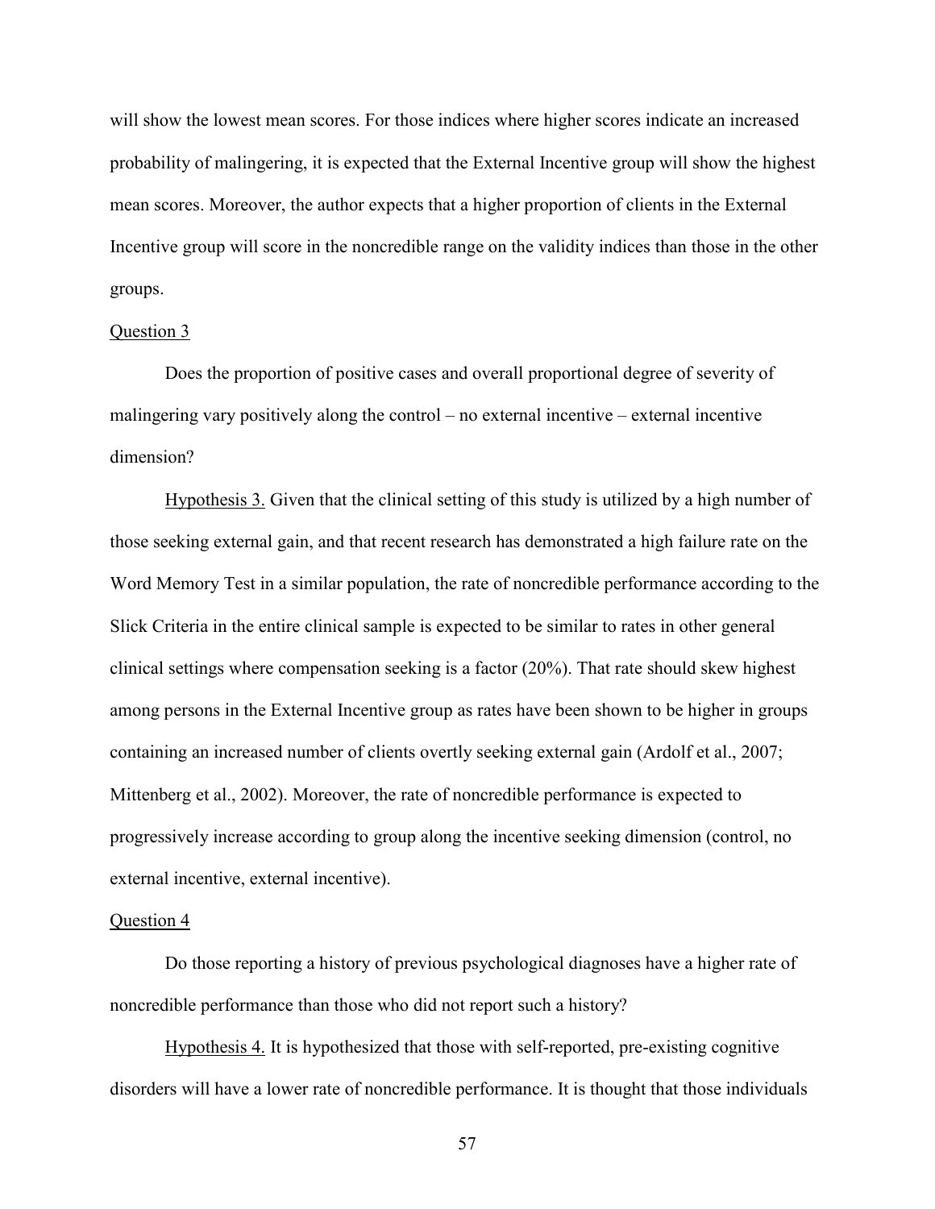will show the lowest mean scores. For those indices where higher scores indicate an increased probability of malingering, it is expected that the External Incentive group will show the highest mean scores. Moreover, the author expects that a higher proportion of clients in the External Incentive group will score in the noncredible range on the validity indices than those in the other groups.

Question 3

Does the proportion of positive cases and overall proportional degree of severity of malingering vary positively along the control – no external incentive – external incentive dimension?

Hypothesis 3. Given that the clinical setting of this study is utilized by a high number of those seeking external gain, and that recent research has demonstrated a high failure rate on the Word Memory Test in a similar population, the rate of noncredible performance according to the Slick Criteria in the entire clinical sample is expected to be similar to rates in other general clinical settings where compensation seeking is a factor (20%). That rate should skew highest among persons in the External Incentive group as rates have been shown to be higher in groups containing an increased number of clients overtly seeking external gain (Ardolf et al., 2007; Mittenberg et al., 2002). Moreover, the rate of noncredible performance is expected to progressively increase according to group along the incentive seeking dimension (control, no external incentive, external incentive).

Question 4

Do those reporting a history of previous psychological diagnoses have a higher rate of noncredible performance than those who did not report such a history?

Hypothesis 4. It is hypothesized that those with self-reported, pre-existing cognitive disorders will have a lower rate of noncredible performance. It is thought that those individuals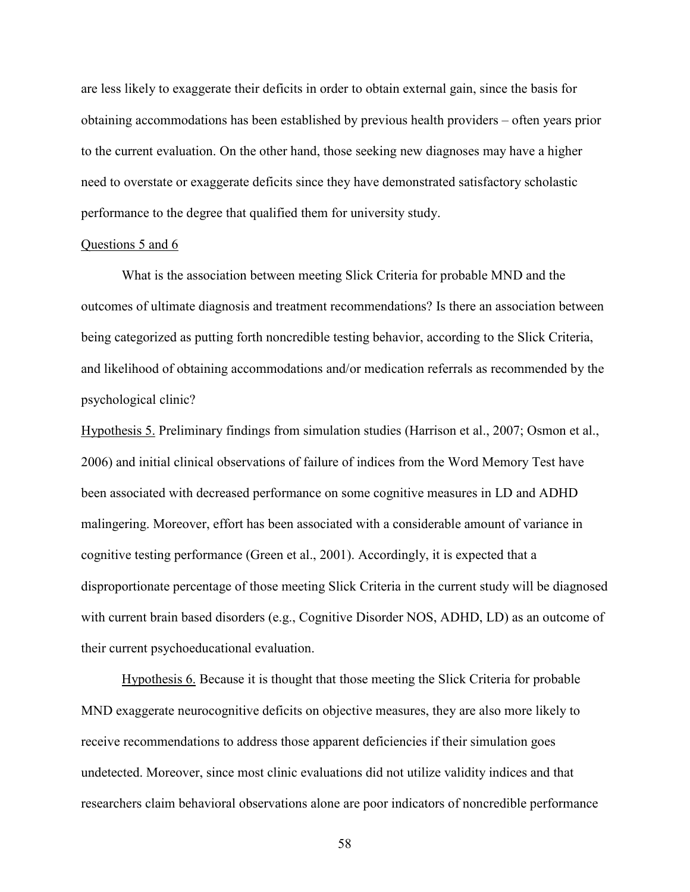are less likely to exaggerate their deficits in order to obtain external gain, since the basis for obtaining accommodations has been established by previous health providers – often years prior to the current evaluation. On the other hand, those seeking new diagnoses may have a higher need to overstate or exaggerate deficits since they have demonstrated satisfactory scholastic performance to the degree that qualified them for university study.

Questions 5 and 6

What is the association between meeting Slick Criteria for probable MND and the outcomes of ultimate diagnosis and treatment recommendations? Is there an association between being categorized as putting forth noncredible testing behavior, according to the Slick Criteria, and likelihood of obtaining accommodations and/or medication referrals as recommended by the psychological clinic?

Hypothesis 5. Preliminary findings from simulation studies (Harrison et al., 2007; Osmon et al., 2006) and initial clinical observations of failure of indices from the Word Memory Test have been associated with decreased performance on some cognitive measures in LD and ADHD malingering. Moreover, effort has been associated with a considerable amount of variance in cognitive testing performance (Green et al., 2001). Accordingly, it is expected that a disproportionate percentage of those meeting Slick Criteria in the current study will be diagnosed with current brain based disorders (e.g., Cognitive Disorder NOS, ADHD, LD) as an outcome of their current psychoeducational evaluation.

Hypothesis 6. Because it is thought that those meeting the Slick Criteria for probable MND exaggerate neurocognitive deficits on objective measures, they are also more likely to receive recommendations to address those apparent deficiencies if their simulation goes undetected. Moreover, since most clinic evaluations did not utilize validity indices and that researchers claim behavioral observations alone are poor indicators of noncredible performance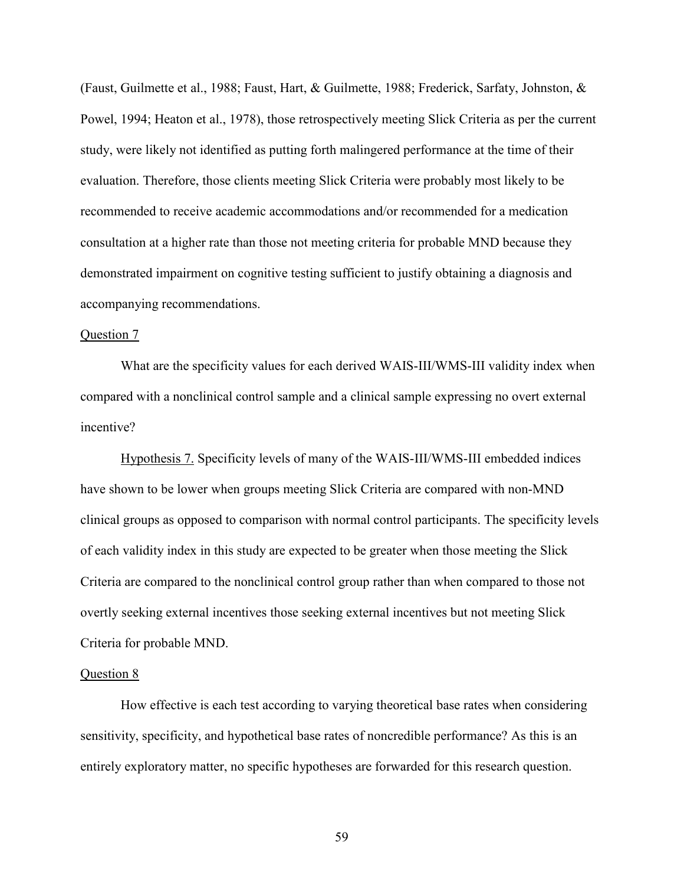(Faust, Guilmette et al., 1988; Faust, Hart, & Guilmette, 1988; Frederick, Sarfaty, Johnston, & Powel, 1994; Heaton et al., 1978), those retrospectively meeting Slick Criteria as per the current study, were likely not identified as putting forth malingered performance at the time of their evaluation. Therefore, those clients meeting Slick Criteria were probably most likely to be recommended to receive academic accommodations and/or recommended for a medication consultation at a higher rate than those not meeting criteria for probable MND because they demonstrated impairment on cognitive testing sufficient to justify obtaining a diagnosis and accompanying recommendations.

Question 7

What are the specificity values for each derived WAIS-III/WMS-III validity index when compared with a nonclinical control sample and a clinical sample expressing no overt external incentive?

Hypothesis 7. Specificity levels of many of the WAIS-III/WMS-III embedded indices have shown to be lower when groups meeting Slick Criteria are compared with non-MND clinical groups as opposed to comparison with normal control participants. The specificity levels of each validity index in this study are expected to be greater when those meeting the Slick Criteria are compared to the nonclinical control group rather than when compared to those not overtly seeking external incentives those seeking external incentives but not meeting Slick Criteria for probable MND.

Question 8

How effective is each test according to varying theoretical base rates when considering sensitivity, specificity, and hypothetical base rates of noncredible performance? As this is an entirely exploratory matter, no specific hypotheses are forwarded for this research question.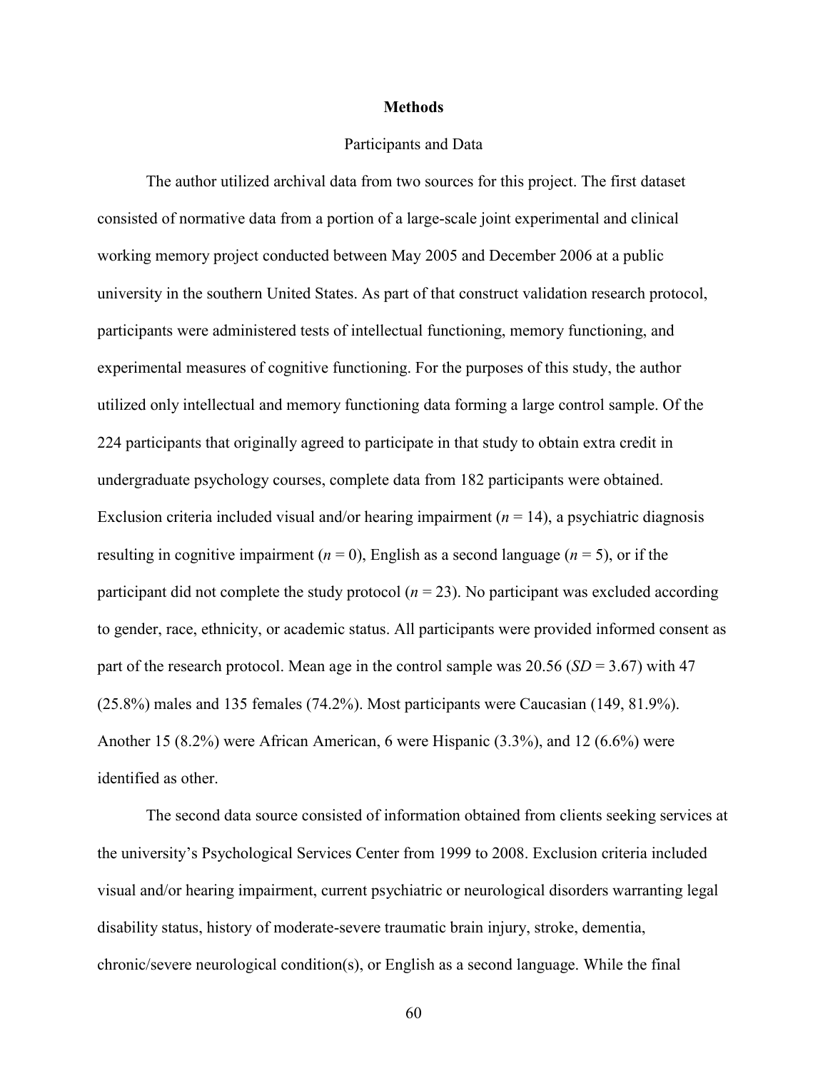# Methods

## Participants and Data

The author utilized archival data from two sources for this project. The first dataset consisted of normative data from a portion of a large-scale joint experimental and clinical working memory project conducted between May 2005 and December 2006 at a public university in the southern United States. As part of that construct validation research protocol, participants were administered tests of intellectual functioning, memory functioning, and experimental measures of cognitive functioning. For the purposes of this study, the author utilized only intellectual and memory functioning data forming a large control sample. Of the 224 participants that originally agreed to participate in that study to obtain extra credit in undergraduate psychology courses, complete data from 182 participants were obtained. Exclusion criteria included visual and/or hearing impairment ($n = 14$), a psychiatric diagnosis resulting in cognitive impairment ($n = 0$), English as a second language ($n = 5$), or if the participant did not complete the study protocol ($n = 23$). No participant was excluded according to gender, race, ethnicity, or academic status. All participants were provided informed consent as part of the research protocol. Mean age in the control sample was 20.56 ($SD = 3.67$) with 47 (25.8%) males and 135 females (74.2%). Most participants were Caucasian (149, 81.9%). Another 15 (8.2%) were African American, 6 were Hispanic (3.3%), and 12 (6.6%) were identified as other.

The second data source consisted of information obtained from clients seeking services at the university's Psychological Services Center from 1999 to 2008. Exclusion criteria included visual and/or hearing impairment, current psychiatric or neurological disorders warranting legal disability status, history of moderate-severe traumatic brain injury, stroke, dementia, chronic/severe neurological condition(s), or English as a second language. While the final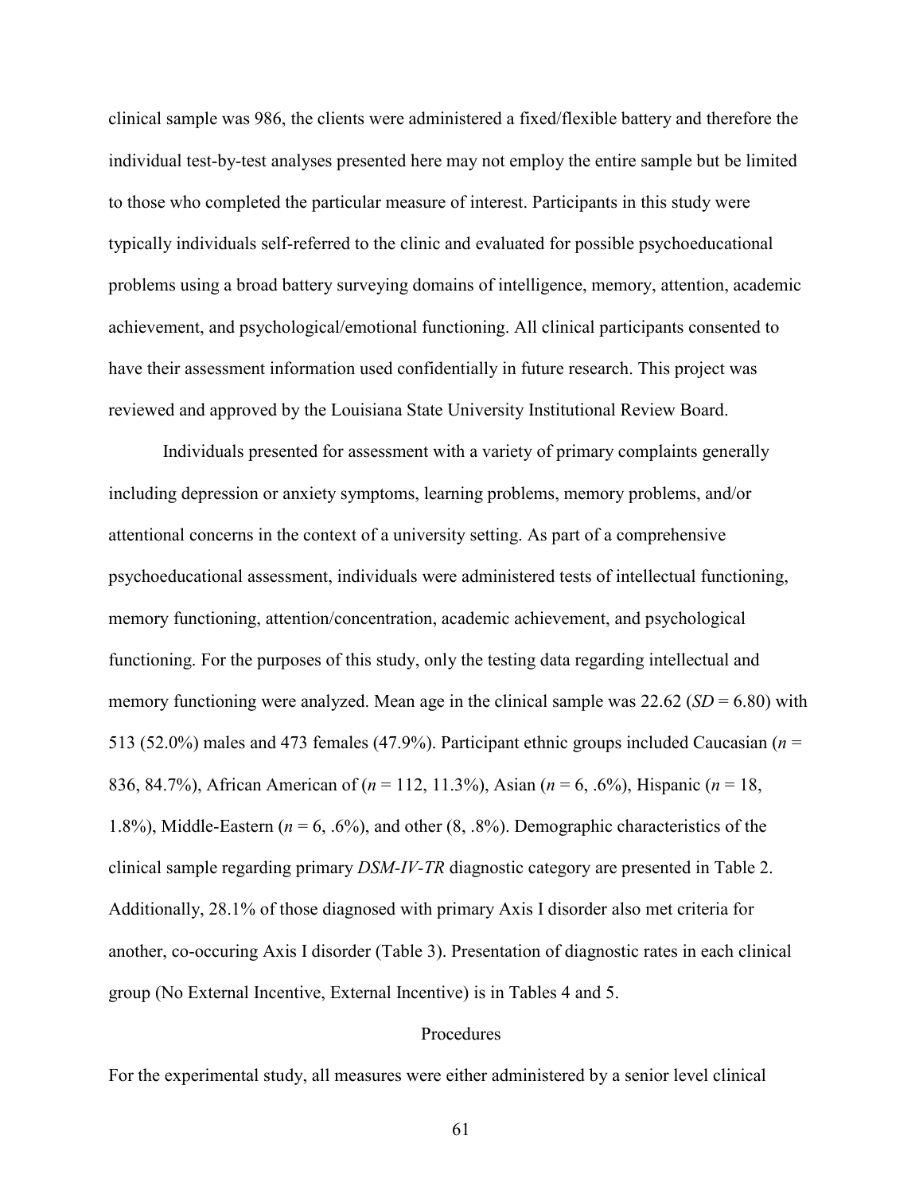clinical sample was 986, the clients were administered a fixed/flexible battery and therefore the individual test-by-test analyses presented here may not employ the entire sample but be limited to those who completed the particular measure of interest. Participants in this study were typically individuals self-referred to the clinic and evaluated for possible psychoeducational problems using a broad battery surveying domains of intelligence, memory, attention, academic achievement, and psychological/emotional functioning. All clinical participants consented to have their assessment information used confidentially in future research. This project was reviewed and approved by the Louisiana State University Institutional Review Board.

Individuals presented for assessment with a variety of primary complaints generally including depression or anxiety symptoms, learning problems, memory problems, and/or attentional concerns in the context of a university setting. As part of a comprehensive psychoeducational assessment, individuals were administered tests of intellectual functioning, memory functioning, attention/concentration, academic achievement, and psychological functioning. For the purposes of this study, only the testing data regarding intellectual and memory functioning were analyzed. Mean age in the clinical sample was 22.62 (*SD* = 6.80) with 513 (52.0%) males and 473 females (47.9%). Participant ethnic groups included Caucasian (*n* = 836, 84.7%), African American of (*n* = 112, 11.3%), Asian (*n* = 6, .6%), Hispanic (*n* = 18, 1.8%), Middle-Eastern (*n* = 6, .6%), and other (8, .8%). Demographic characteristics of the clinical sample regarding primary *DSM-IV-TR* diagnostic category are presented in Table 2. Additionally, 28.1% of those diagnosed with primary Axis I disorder also met criteria for another, co-occuring Axis I disorder (Table 3). Presentation of diagnostic rates in each clinical group (No External Incentive, External Incentive) is in Tables 4 and 5.

## Procedures

For the experimental study, all measures were either administered by a senior level clinical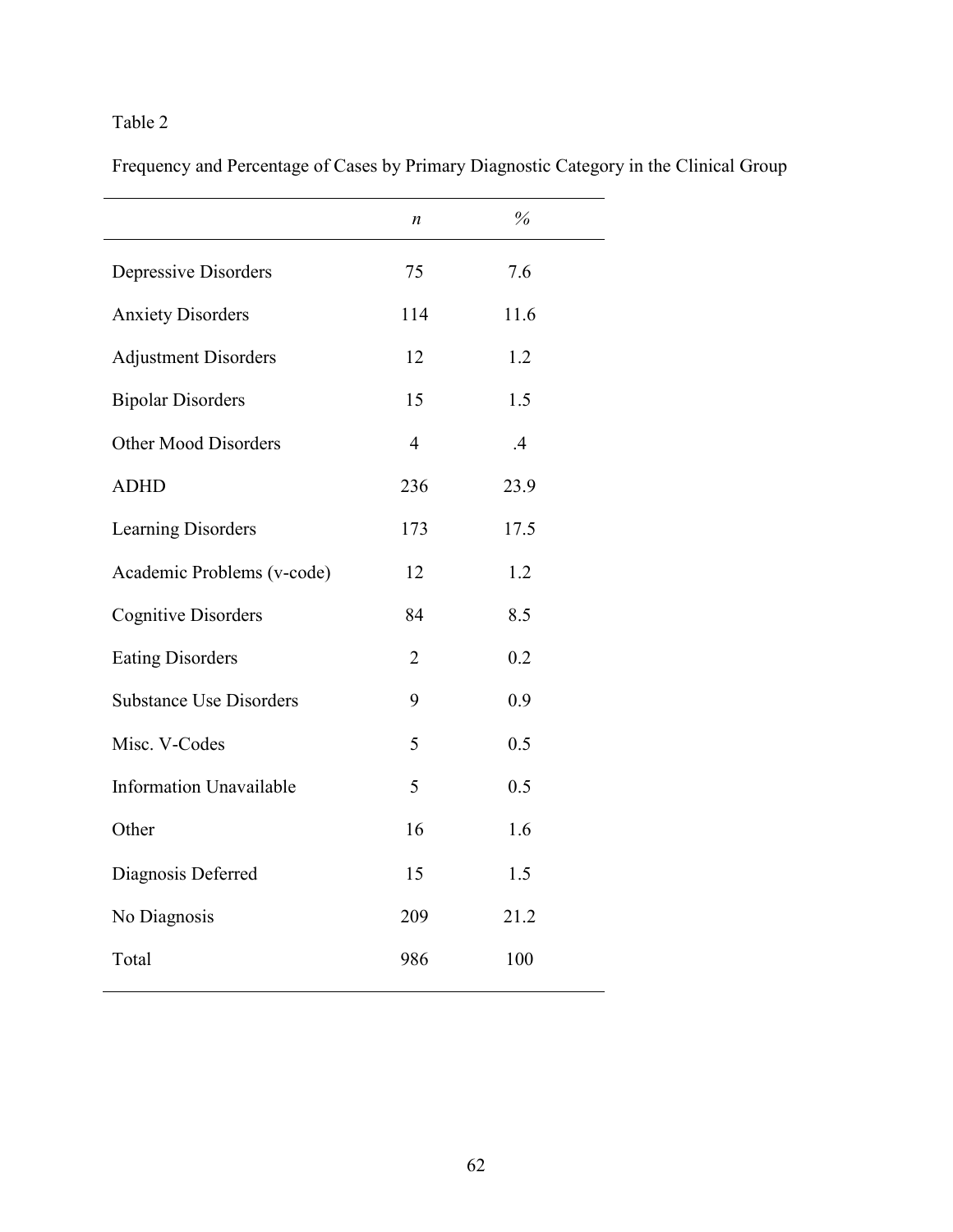Table 2

Frequency and Percentage of Cases by Primary Diagnostic Category in the Clinical Group

| | *n* | % |
|---|---|---|
| Depressive Disorders | 75 | 7.6 |
| Anxiety Disorders | 114 | 11.6 |
| Adjustment Disorders | 12 | 1.2 |
| Bipolar Disorders | 15 | 1.5 |
| Other Mood Disorders | 4 | .4 |
| ADHD | 236 | 23.9 |
| Learning Disorders | 173 | 17.5 |
| Academic Problems (v-code) | 12 | 1.2 |
| Cognitive Disorders | 84 | 8.5 |
| Eating Disorders | 2 | 0.2 |
| Substance Use Disorders | 9 | 0.9 |
| Misc. V-Codes | 5 | 0.5 |
| Information Unavailable | 5 | 0.5 |
| Other | 16 | 1.6 |
| Diagnosis Deferred | 15 | 1.5 |
| No Diagnosis | 209 | 21.2 |
| Total | 986 | 100 |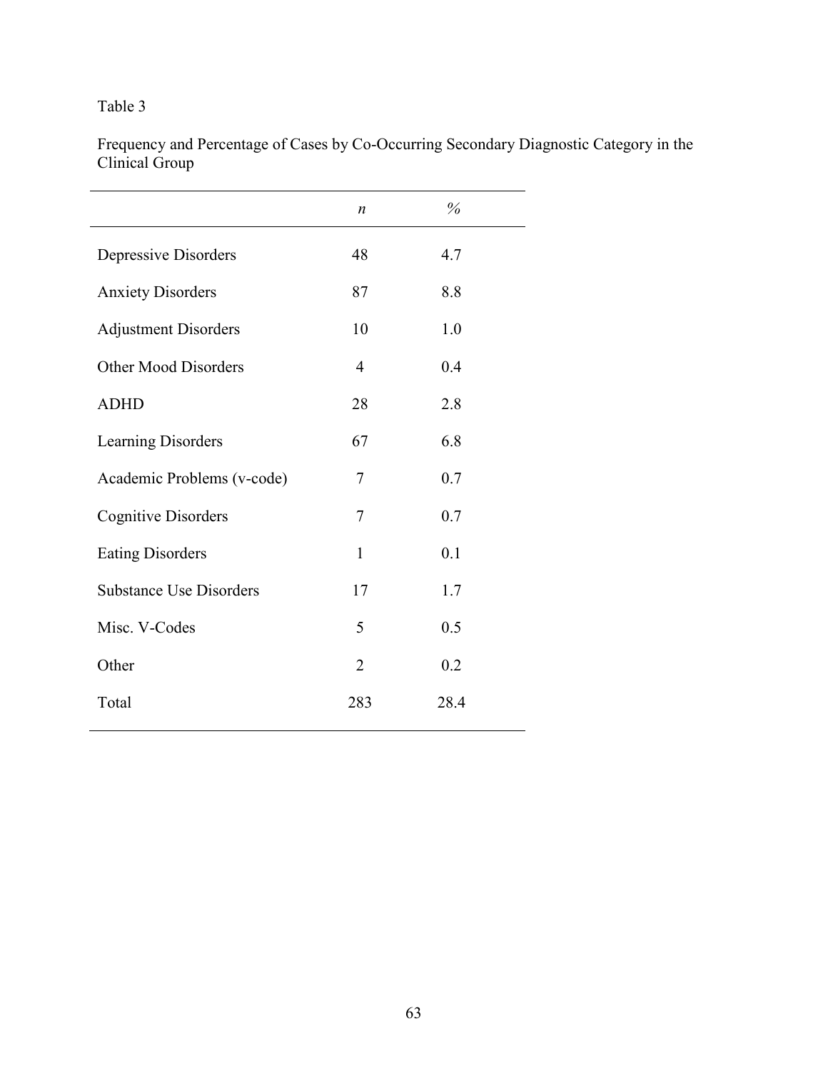Table 3

Frequency and Percentage of Cases by Co-Occurring Secondary Diagnostic Category in the Clinical Group

| | *n* | % |
|---|---|---|
| Depressive Disorders | 48 | 4.7 |
| Anxiety Disorders | 87 | 8.8 |
| Adjustment Disorders | 10 | 1.0 |
| Other Mood Disorders | 4 | 0.4 |
| ADHD | 28 | 2.8 |
| Learning Disorders | 67 | 6.8 |
| Academic Problems (v-code) | 7 | 0.7 |
| Cognitive Disorders | 7 | 0.7 |
| Eating Disorders | 1 | 0.1 |
| Substance Use Disorders | 17 | 1.7 |
| Misc. V-Codes | 5 | 0.5 |
| Other | 2 | 0.2 |
| Total | 283 | 28.4 |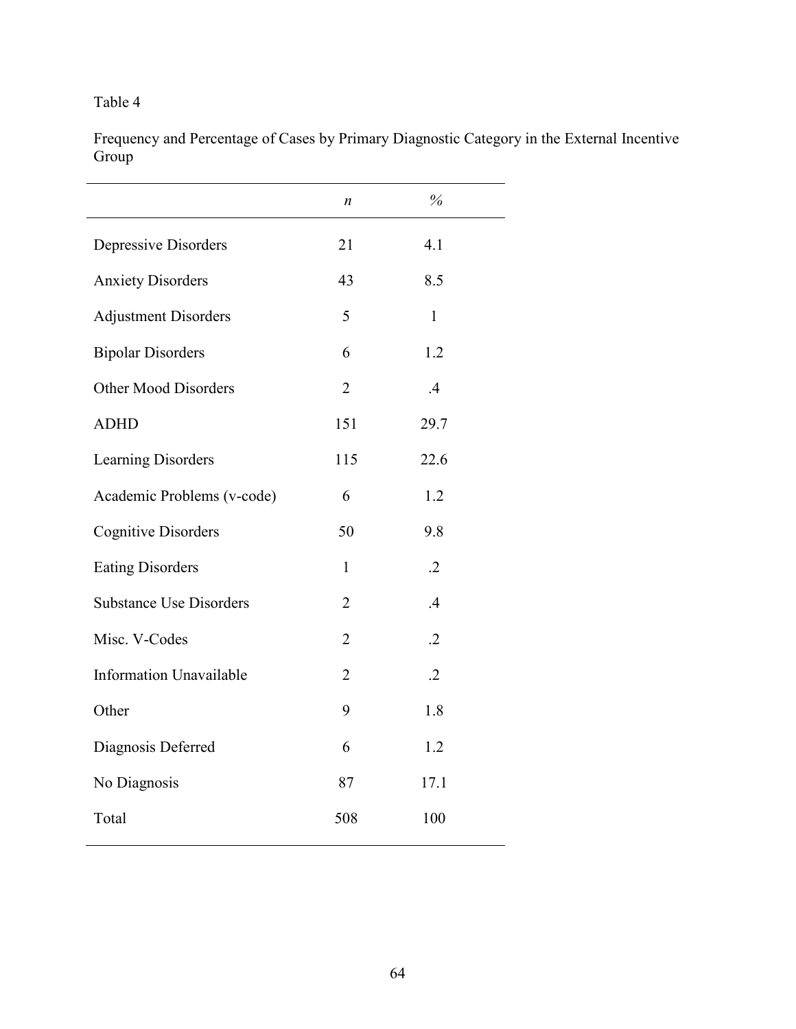Table 4

Frequency and Percentage of Cases by Primary Diagnostic Category in the External Incentive Group

| | *n* | % |
|---|---|---|
| Depressive Disorders | 21 | 4.1 |
| Anxiety Disorders | 43 | 8.5 |
| Adjustment Disorders | 5 | 1 |
| Bipolar Disorders | 6 | 1.2 |
| Other Mood Disorders | 2 | .4 |
| ADHD | 151 | 29.7 |
| Learning Disorders | 115 | 22.6 |
| Academic Problems (v-code) | 6 | 1.2 |
| Cognitive Disorders | 50 | 9.8 |
| Eating Disorders | 1 | .2 |
| Substance Use Disorders | 2 | .4 |
| Misc. V-Codes | 2 | .2 |
| Information Unavailable | 2 | .2 |
| Other | 9 | 1.8 |
| Diagnosis Deferred | 6 | 1.2 |
| No Diagnosis | 87 | 17.1 |
| Total | 508 | 100 |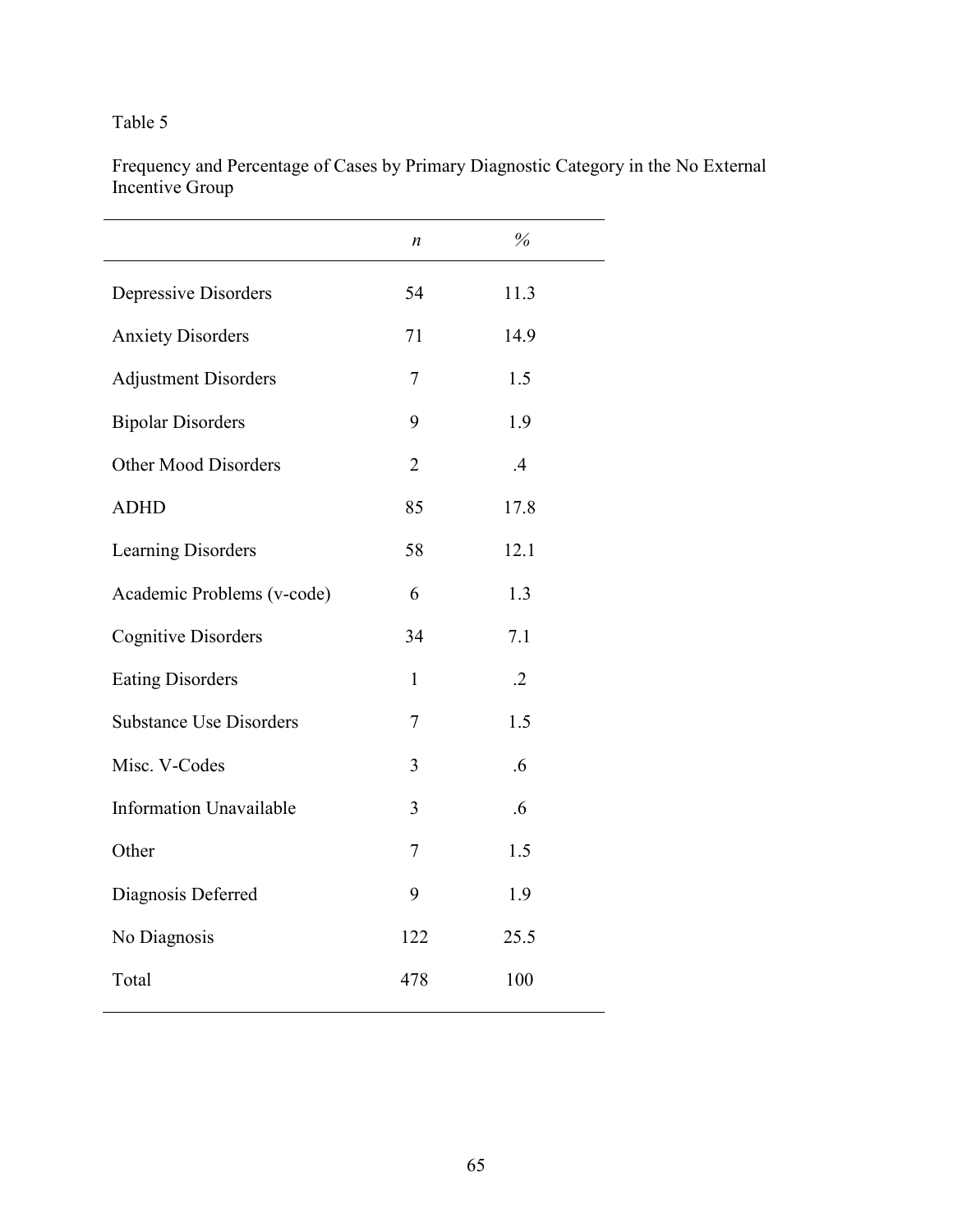Table 5

Frequency and Percentage of Cases by Primary Diagnostic Category in the No External Incentive Group

| | *n* | % |
|---|---|---|
| Depressive Disorders | 54 | 11.3 |
| Anxiety Disorders | 71 | 14.9 |
| Adjustment Disorders | 7 | 1.5 |
| Bipolar Disorders | 9 | 1.9 |
| Other Mood Disorders | 2 | .4 |
| ADHD | 85 | 17.8 |
| Learning Disorders | 58 | 12.1 |
| Academic Problems (v-code) | 6 | 1.3 |
| Cognitive Disorders | 34 | 7.1 |
| Eating Disorders | 1 | .2 |
| Substance Use Disorders | 7 | 1.5 |
| Misc. V-Codes | 3 | .6 |
| Information Unavailable | 3 | .6 |
| Other | 7 | 1.5 |
| Diagnosis Deferred | 9 | 1.9 |
| No Diagnosis | 122 | 25.5 |
| Total | 478 | 100 |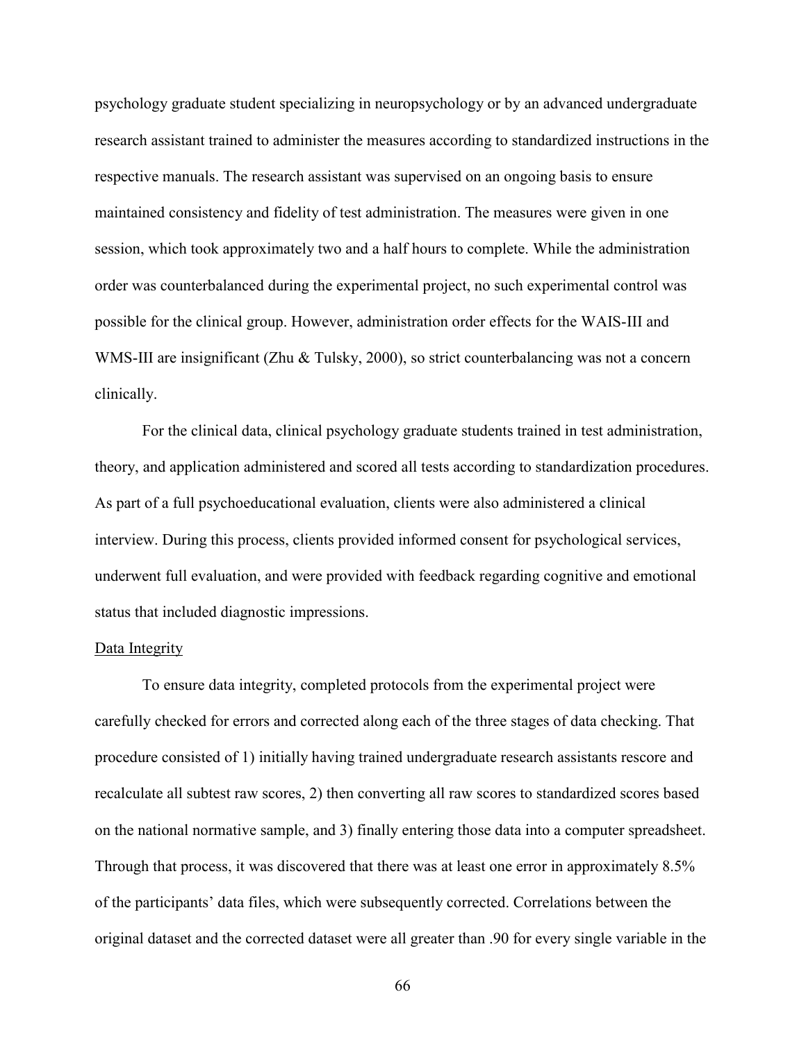psychology graduate student specializing in neuropsychology or by an advanced undergraduate research assistant trained to administer the measures according to standardized instructions in the respective manuals. The research assistant was supervised on an ongoing basis to ensure maintained consistency and fidelity of test administration. The measures were given in one session, which took approximately two and a half hours to complete. While the administration order was counterbalanced during the experimental project, no such experimental control was possible for the clinical group. However, administration order effects for the WAIS-III and WMS-III are insignificant (Zhu & Tulsky, 2000), so strict counterbalancing was not a concern clinically.

For the clinical data, clinical psychology graduate students trained in test administration, theory, and application administered and scored all tests according to standardization procedures. As part of a full psychoeducational evaluation, clients were also administered a clinical interview. During this process, clients provided informed consent for psychological services, underwent full evaluation, and were provided with feedback regarding cognitive and emotional status that included diagnostic impressions.

Data Integrity

To ensure data integrity, completed protocols from the experimental project were carefully checked for errors and corrected along each of the three stages of data checking. That procedure consisted of 1) initially having trained undergraduate research assistants rescore and recalculate all subtest raw scores, 2) then converting all raw scores to standardized scores based on the national normative sample, and 3) finally entering those data into a computer spreadsheet. Through that process, it was discovered that there was at least one error in approximately 8.5% of the participants' data files, which were subsequently corrected. Correlations between the original dataset and the corrected dataset were all greater than .90 for every single variable in the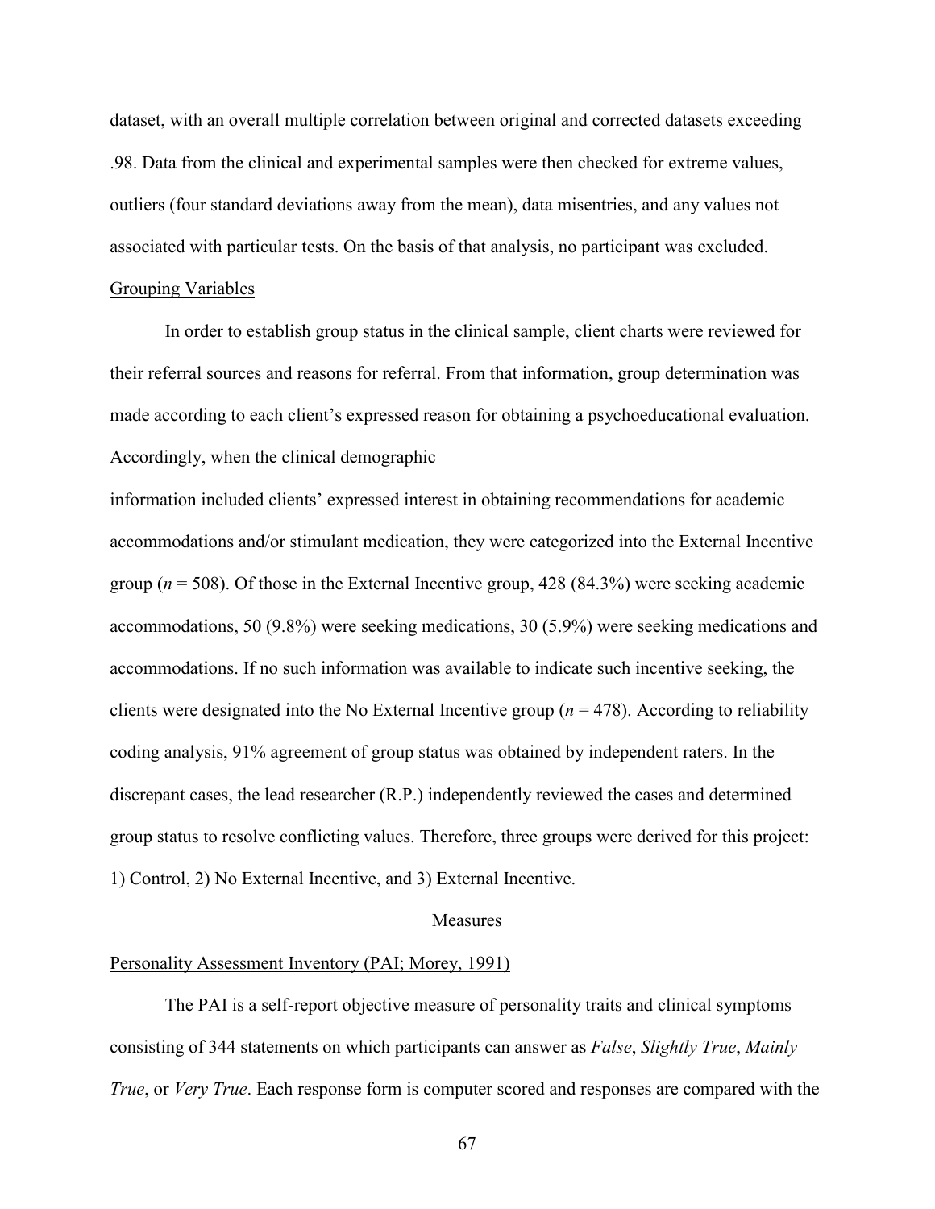dataset, with an overall multiple correlation between original and corrected datasets exceeding .98. Data from the clinical and experimental samples were then checked for extreme values, outliers (four standard deviations away from the mean), data misentries, and any values not associated with particular tests. On the basis of that analysis, no participant was excluded.

### Grouping Variables

In order to establish group status in the clinical sample, client charts were reviewed for their referral sources and reasons for referral. From that information, group determination was made according to each client's expressed reason for obtaining a psychoeducational evaluation. Accordingly, when the clinical demographic information included clients' expressed interest in obtaining recommendations for academic accommodations and/or stimulant medication, they were categorized into the External Incentive group ($n$ = 508). Of those in the External Incentive group, 428 (84.3%) were seeking academic accommodations, 50 (9.8%) were seeking medications, 30 (5.9%) were seeking medications and accommodations. If no such information was available to indicate such incentive seeking, the clients were designated into the No External Incentive group ($n$ = 478). According to reliability coding analysis, 91% agreement of group status was obtained by independent raters. In the discrepant cases, the lead researcher (R.P.) independently reviewed the cases and determined group status to resolve conflicting values. Therefore, three groups were derived for this project: 1) Control, 2) No External Incentive, and 3) External Incentive.

## Measures

### Personality Assessment Inventory (PAI; Morey, 1991)

The PAI is a self-report objective measure of personality traits and clinical symptoms consisting of 344 statements on which participants can answer as *False*, *Slightly True*, *Mainly True*, or *Very True*. Each response form is computer scored and responses are compared with the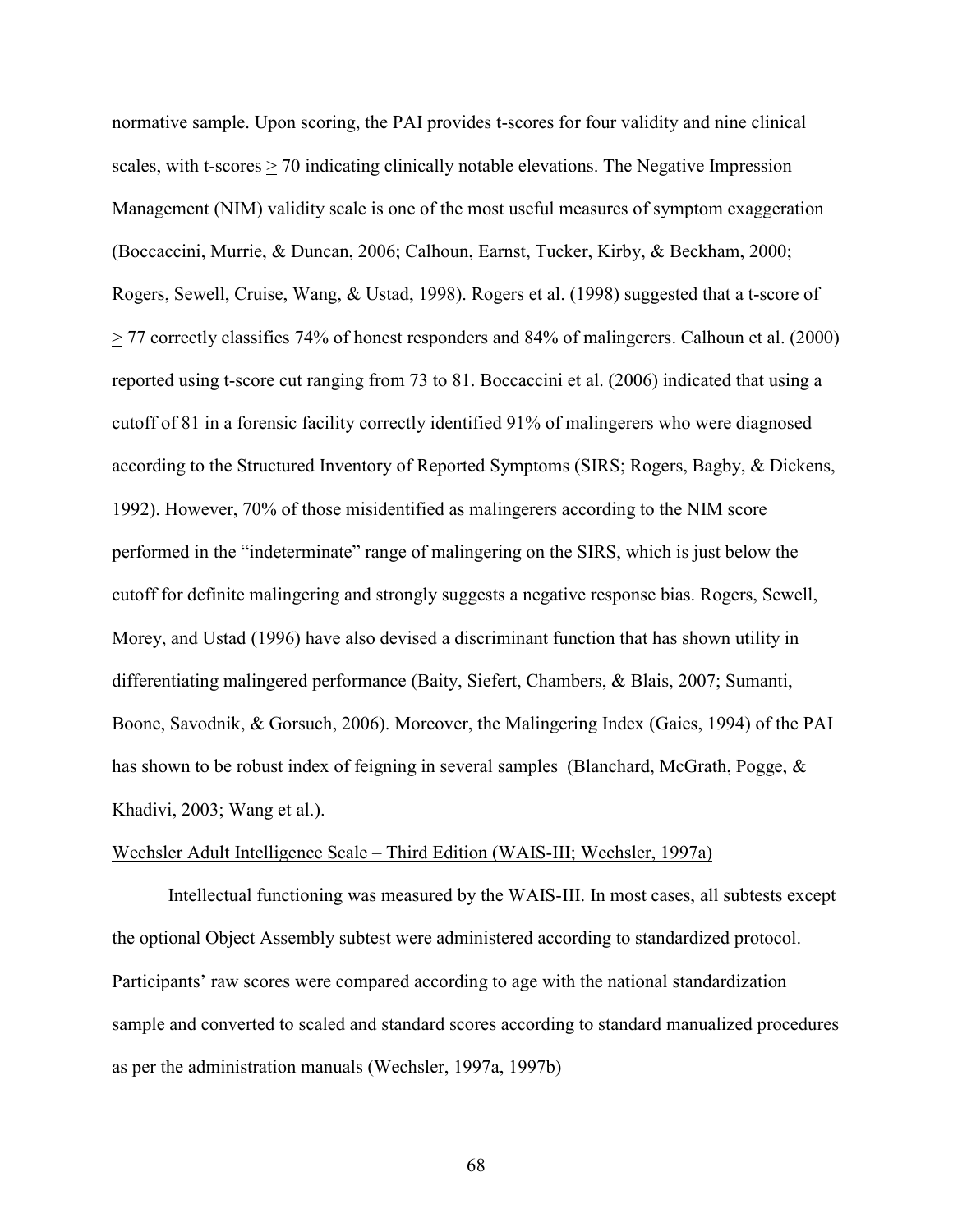normative sample. Upon scoring, the PAI provides t-scores for four validity and nine clinical scales, with t-scores $\geq$ 70 indicating clinically notable elevations. The Negative Impression Management (NIM) validity scale is one of the most useful measures of symptom exaggeration (Boccaccini, Murrie, & Duncan, 2006; Calhoun, Earnst, Tucker, Kirby, & Beckham, 2000; Rogers, Sewell, Cruise, Wang, & Ustad, 1998). Rogers et al. (1998) suggested that a t-score of $\geq$ 77 correctly classifies 74% of honest responders and 84% of malingerers. Calhoun et al. (2000) reported using t-score cut ranging from 73 to 81. Boccaccini et al. (2006) indicated that using a cutoff of 81 in a forensic facility correctly identified 91% of malingerers who were diagnosed according to the Structured Inventory of Reported Symptoms (SIRS; Rogers, Bagby, & Dickens, 1992). However, 70% of those misidentified as malingerers according to the NIM score performed in the "indeterminate" range of malingering on the SIRS, which is just below the cutoff for definite malingering and strongly suggests a negative response bias. Rogers, Sewell, Morey, and Ustad (1996) have also devised a discriminant function that has shown utility in differentiating malingered performance (Baity, Siefert, Chambers, & Blais, 2007; Sumanti, Boone, Savodnik, & Gorsuch, 2006). Moreover, the Malingering Index (Gaies, 1994) of the PAI has shown to be robust index of feigning in several samples (Blanchard, McGrath, Pogge, & Khadivi, 2003; Wang et al.).

<u>Wechsler Adult Intelligence Scale – Third Edition (WAIS-III; Wechsler, 1997a)</u>

Intellectual functioning was measured by the WAIS-III. In most cases, all subtests except the optional Object Assembly subtest were administered according to standardized protocol. Participants' raw scores were compared according to age with the national standardization sample and converted to scaled and standard scores according to standard manualized procedures as per the administration manuals (Wechsler, 1997a, 1997b)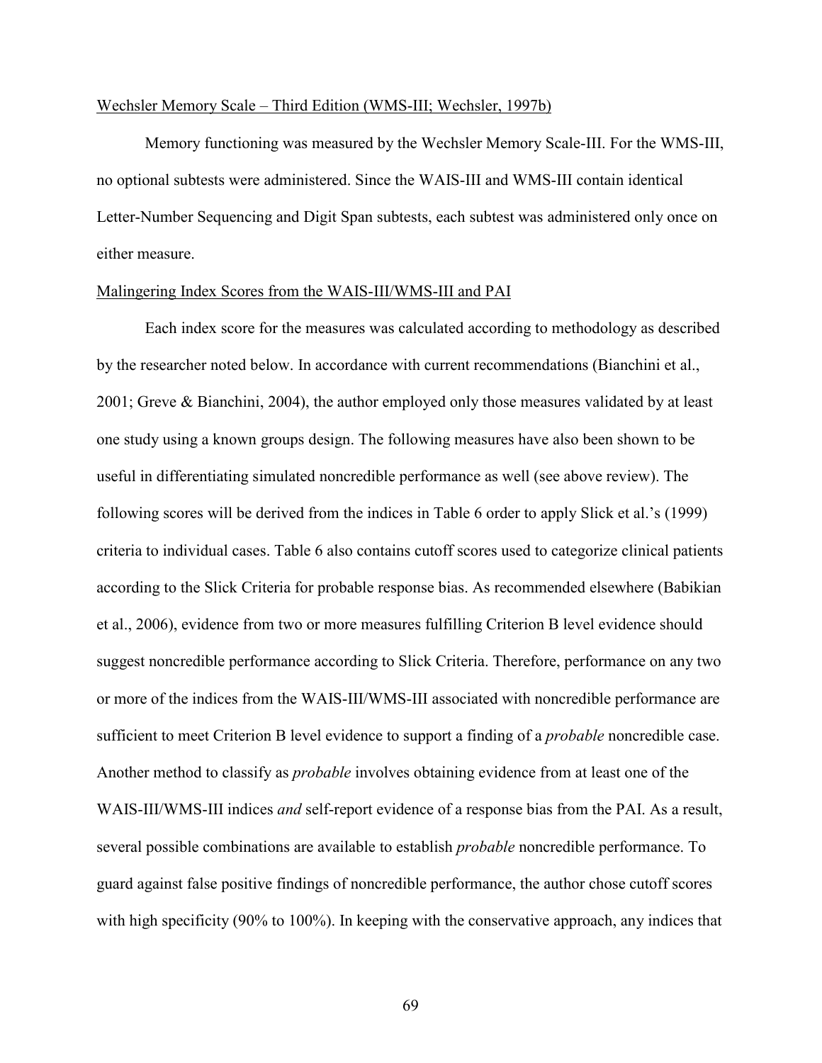Wechsler Memory Scale – Third Edition (WMS-III; Wechsler, 1997b)

Memory functioning was measured by the Wechsler Memory Scale-III. For the WMS-III, no optional subtests were administered. Since the WAIS-III and WMS-III contain identical Letter-Number Sequencing and Digit Span subtests, each subtest was administered only once on either measure.

Malingering Index Scores from the WAIS-III/WMS-III and PAI

Each index score for the measures was calculated according to methodology as described by the researcher noted below. In accordance with current recommendations (Bianchini et al., 2001; Greve & Bianchini, 2004), the author employed only those measures validated by at least one study using a known groups design. The following measures have also been shown to be useful in differentiating simulated noncredible performance as well (see above review). The following scores will be derived from the indices in Table 6 order to apply Slick et al.'s (1999) criteria to individual cases. Table 6 also contains cutoff scores used to categorize clinical patients according to the Slick Criteria for probable response bias. As recommended elsewhere (Babikian et al., 2006), evidence from two or more measures fulfilling Criterion B level evidence should suggest noncredible performance according to Slick Criteria. Therefore, performance on any two or more of the indices from the WAIS-III/WMS-III associated with noncredible performance are sufficient to meet Criterion B level evidence to support a finding of a *probable* noncredible case. Another method to classify as *probable* involves obtaining evidence from at least one of the WAIS-III/WMS-III indices *and* self-report evidence of a response bias from the PAI. As a result, several possible combinations are available to establish *probable* noncredible performance. To guard against false positive findings of noncredible performance, the author chose cutoff scores with high specificity (90% to 100%). In keeping with the conservative approach, any indices that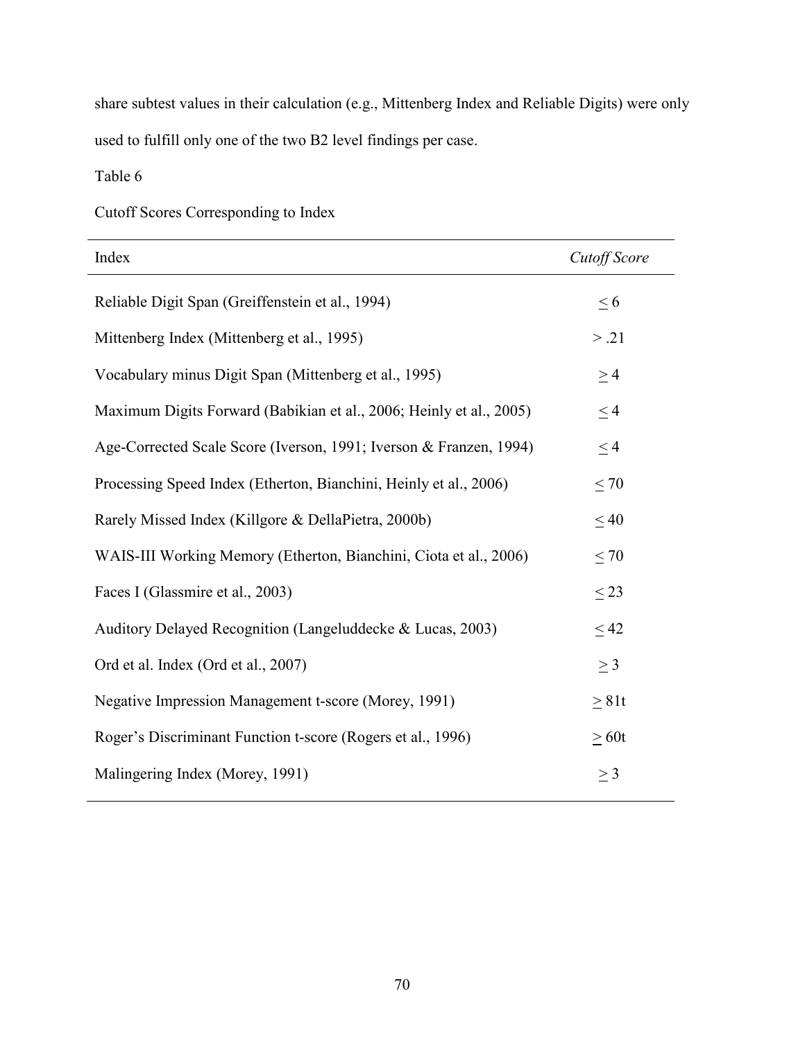share subtest values in their calculation (e.g., Mittenberg Index and Reliable Digits) were only used to fulfill only one of the two B2 level findings per case.

Table 6

Cutoff Scores Corresponding to Index

| Index | *Cutoff Score* |
|---|---|
| Reliable Digit Span (Greiffenstein et al., 1994) | $\leq 6$ |
| Mittenberg Index (Mittenberg et al., 1995) | $> .21$ |
| Vocabulary minus Digit Span (Mittenberg et al., 1995) | $\geq 4$ |
| Maximum Digits Forward (Babikian et al., 2006; Heinly et al., 2005) | $\leq 4$ |
| Age-Corrected Scale Score (Iverson, 1991; Iverson & Franzen, 1994) | $\leq 4$ |
| Processing Speed Index (Etherton, Bianchini, Heinly et al., 2006) | $\leq 70$ |
| Rarely Missed Index (Killgore & DellaPietra, 2000b) | $\leq 40$ |
| WAIS-III Working Memory (Etherton, Bianchini, Ciota et al., 2006) | $\leq 70$ |
| Faces I (Glassmire et al., 2003) | $\leq 23$ |
| Auditory Delayed Recognition (Langeluddecke & Lucas, 2003) | $\leq 42$ |
| Ord et al. Index (Ord et al., 2007) | $\geq 3$ |
| Negative Impression Management t-score (Morey, 1991) | $\geq$ 81t |
| Roger's Discriminant Function t-score (Rogers et al., 1996) | $\geq$ 60t |
| Malingering Index (Morey, 1991) | $\geq 3$ |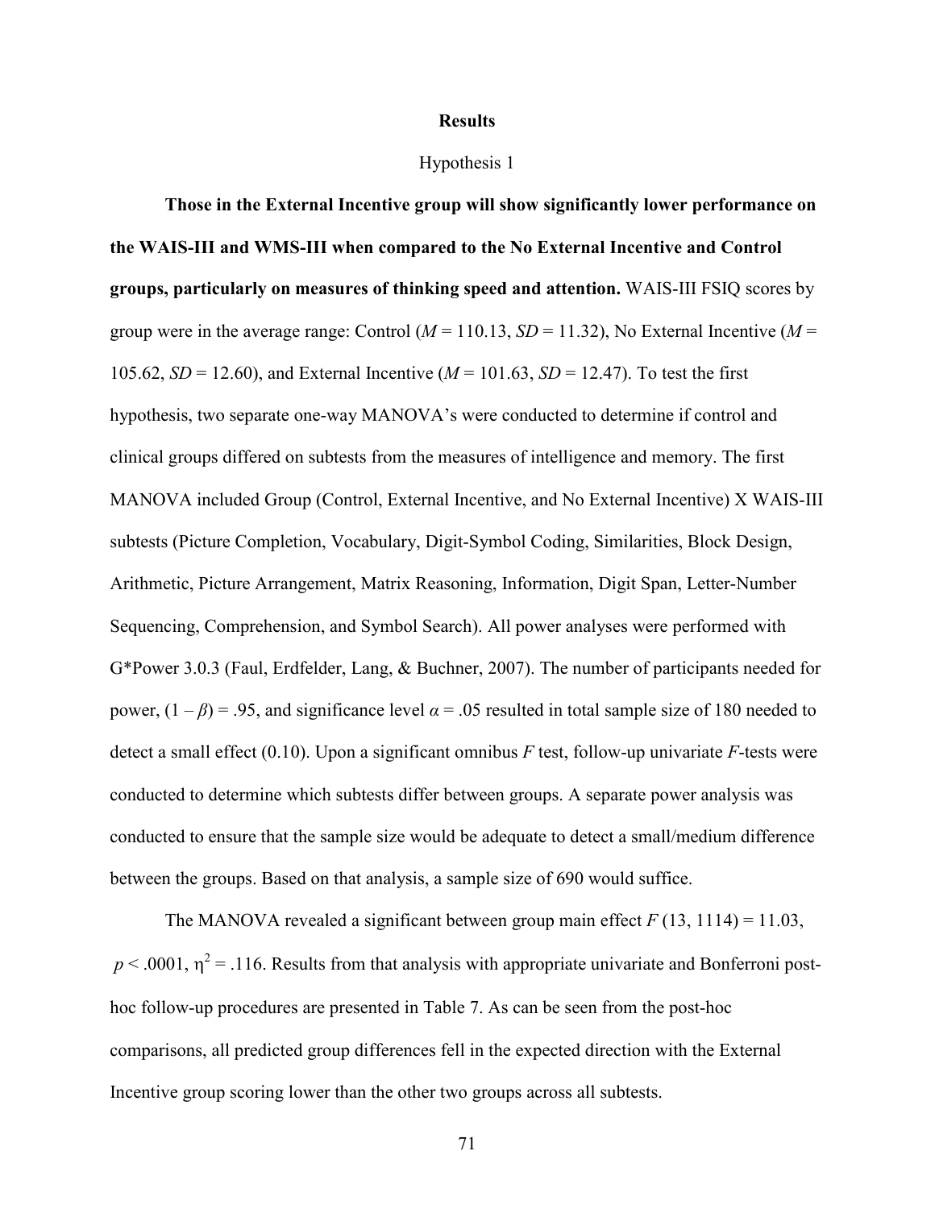# Results

## Hypothesis 1

**Those in the External Incentive group will show significantly lower performance on the WAIS-III and WMS-III when compared to the No External Incentive and Control groups, particularly on measures of thinking speed and attention.** WAIS-III FSIQ scores by group were in the average range: Control ($M$ = 110.13, $SD$ = 11.32), No External Incentive ($M$ = 105.62, $SD$ = 12.60), and External Incentive ($M$ = 101.63, $SD$ = 12.47). To test the first hypothesis, two separate one-way MANOVA's were conducted to determine if control and clinical groups differed on subtests from the measures of intelligence and memory. The first MANOVA included Group (Control, External Incentive, and No External Incentive) X WAIS-III subtests (Picture Completion, Vocabulary, Digit-Symbol Coding, Similarities, Block Design, Arithmetic, Picture Arrangement, Matrix Reasoning, Information, Digit Span, Letter-Number Sequencing, Comprehension, and Symbol Search). All power analyses were performed with G*Power 3.0.3 (Faul, Erdfelder, Lang, & Buchner, 2007). The number of participants needed for power, $(1 - \beta) = .95$, and significance level $\alpha = .05$ resulted in total sample size of 180 needed to detect a small effect (0.10). Upon a significant omnibus $F$ test, follow-up univariate $F$-tests were conducted to determine which subtests differ between groups. A separate power analysis was conducted to ensure that the sample size would be adequate to detect a small/medium difference between the groups. Based on that analysis, a sample size of 690 would suffice.

The MANOVA revealed a significant between group main effect $F(13, 1114) = 11.03$, $p < .0001$, $\eta^2 = .116$. Results from that analysis with appropriate univariate and Bonferroni post-hoc follow-up procedures are presented in Table 7. As can be seen from the post-hoc comparisons, all predicted group differences fell in the expected direction with the External Incentive group scoring lower than the other two groups across all subtests.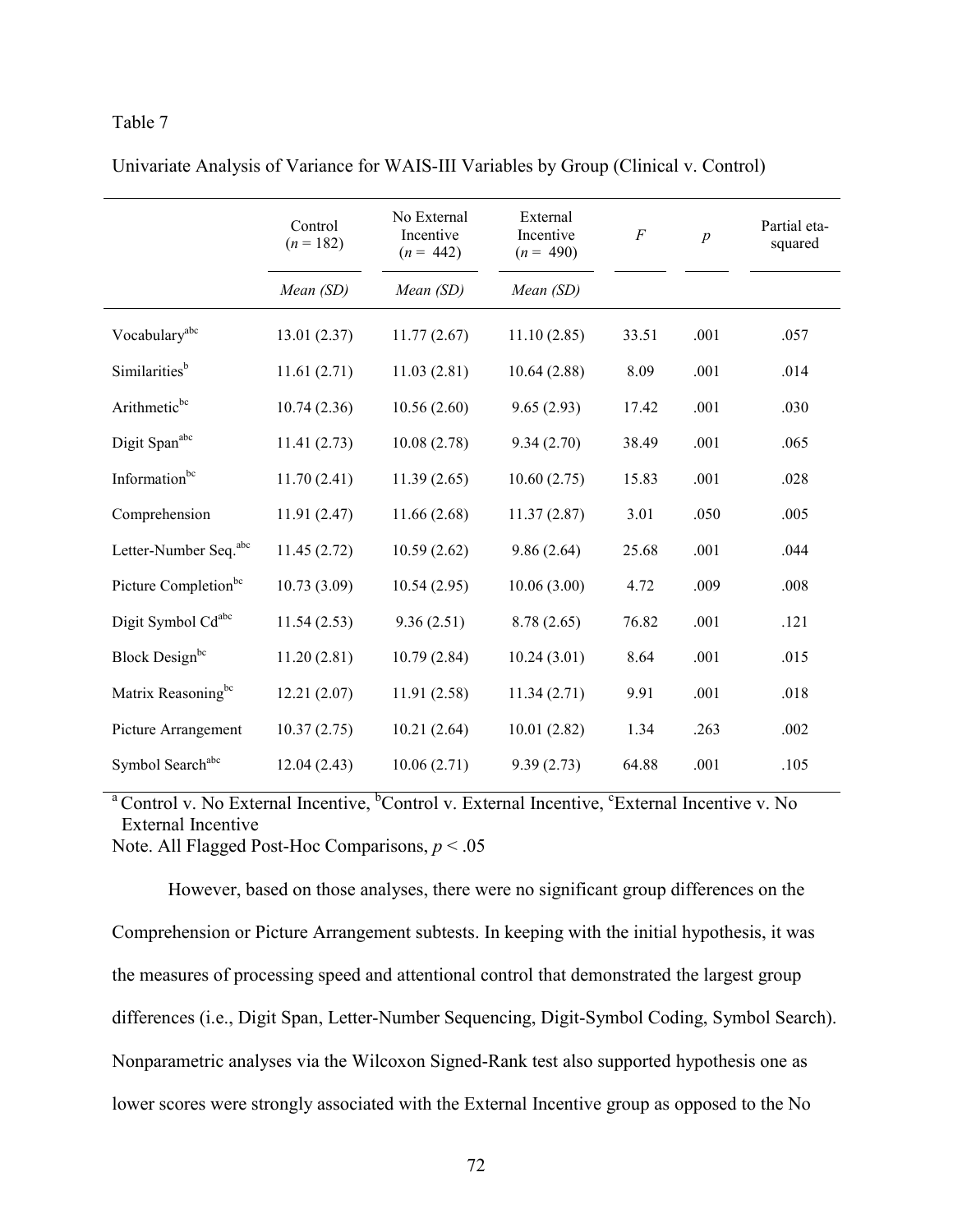Table 7

Univariate Analysis of Variance for WAIS-III Variables by Group (Clinical v. Control)

| | Control ($n$ = 182) | No External Incentive ($n$ = 442) | External Incentive ($n$ = 490) | $F$ | $p$ | Partial eta-squared |
|---|---|---|---|---|---|---|
| | *Mean (SD)* | *Mean (SD)* | *Mean (SD)* | | | |
| Vocabulary[abc] | 13.01 (2.37) | 11.77 (2.67) | 11.10 (2.85) | 33.51 | .001 | .057 |
| Similarities[b] | 11.61 (2.71) | 11.03 (2.81) | 10.64 (2.88) | 8.09 | .001 | .014 |
| Arithmetic[bc] | 10.74 (2.36) | 10.56 (2.60) | 9.65 (2.93) | 17.42 | .001 | .030 |
| Digit Span[abc] | 11.41 (2.73) | 10.08 (2.78) | 9.34 (2.70) | 38.49 | .001 | .065 |
| Information[bc] | 11.70 (2.41) | 11.39 (2.65) | 10.60 (2.75) | 15.83 | .001 | .028 |
| Comprehension | 11.91 (2.47) | 11.66 (2.68) | 11.37 (2.87) | 3.01 | .050 | .005 |
| Letter-Number Seq.[abc] | 11.45 (2.72) | 10.59 (2.62) | 9.86 (2.64) | 25.68 | .001 | .044 |
| Picture Completion[bc] | 10.73 (3.09) | 10.54 (2.95) | 10.06 (3.00) | 4.72 | .009 | .008 |
| Digit Symbol Cd[abc] | 11.54 (2.53) | 9.36 (2.51) | 8.78 (2.65) | 76.82 | .001 | .121 |
| Block Design[bc] | 11.20 (2.81) | 10.79 (2.84) | 10.24 (3.01) | 8.64 | .001 | .015 |
| Matrix Reasoning[bc] | 12.21 (2.07) | 11.91 (2.58) | 11.34 (2.71) | 9.91 | .001 | .018 |
| Picture Arrangement | 10.37 (2.75) | 10.21 (2.64) | 10.01 (2.82) | 1.34 | .263 | .002 |
| Symbol Search[abc] | 12.04 (2.43) | 10.06 (2.71) | 9.39 (2.73) | 64.88 | .001 | .105 |

[a] Control v. No External Incentive, [b]Control v. External Incentive, [c]External Incentive v. No External Incentive

Note. All Flagged Post-Hoc Comparisons, $p < .05$

However, based on those analyses, there were no significant group differences on the Comprehension or Picture Arrangement subtests. In keeping with the initial hypothesis, it was the measures of processing speed and attentional control that demonstrated the largest group differences (i.e., Digit Span, Letter-Number Sequencing, Digit-Symbol Coding, Symbol Search). Nonparametric analyses via the Wilcoxon Signed-Rank test also supported hypothesis one as lower scores were strongly associated with the External Incentive group as opposed to the No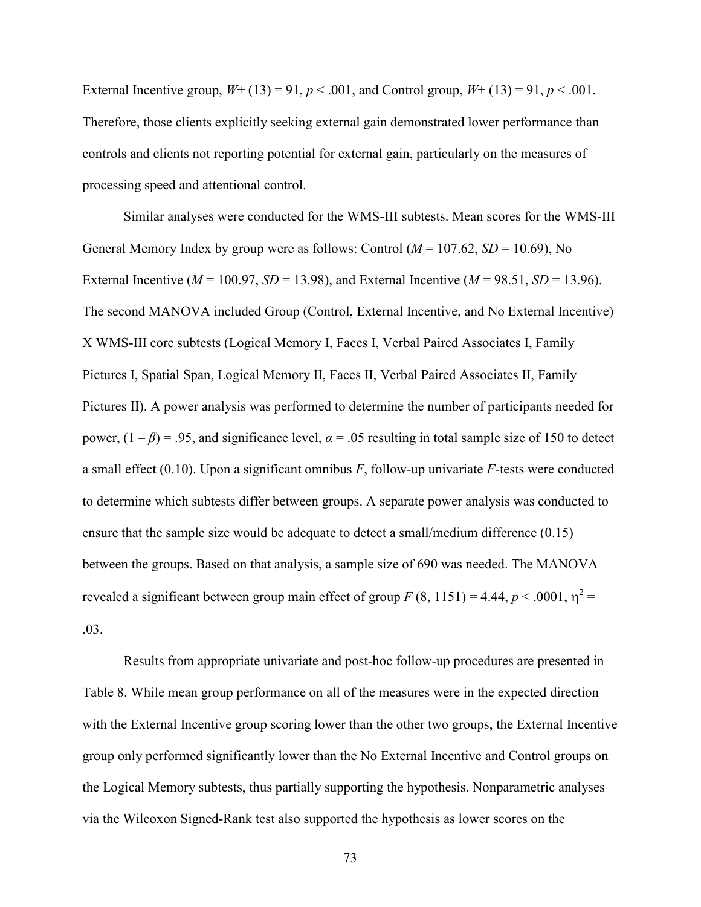External Incentive group, $W+ (13) = 91$, $p < .001$, and Control group, $W+ (13) = 91$, $p < .001$. Therefore, those clients explicitly seeking external gain demonstrated lower performance than controls and clients not reporting potential for external gain, particularly on the measures of processing speed and attentional control.

Similar analyses were conducted for the WMS-III subtests. Mean scores for the WMS-III General Memory Index by group were as follows: Control ($M = 107.62$, $SD = 10.69$), No External Incentive ($M = 100.97$, $SD = 13.98$), and External Incentive ($M = 98.51$, $SD = 13.96$). The second MANOVA included Group (Control, External Incentive, and No External Incentive) X WMS-III core subtests (Logical Memory I, Faces I, Verbal Paired Associates I, Family Pictures I, Spatial Span, Logical Memory II, Faces II, Verbal Paired Associates II, Family Pictures II). A power analysis was performed to determine the number of participants needed for power, $(1 - \beta) = .95$, and significance level, $\alpha = .05$ resulting in total sample size of 150 to detect a small effect (0.10). Upon a significant omnibus $F$, follow-up univariate $F$-tests were conducted to determine which subtests differ between groups. A separate power analysis was conducted to ensure that the sample size would be adequate to detect a small/medium difference (0.15) between the groups. Based on that analysis, a sample size of 690 was needed. The MANOVA revealed a significant between group main effect of group $F(8, 1151) = 4.44$, $p < .0001$, $\eta^2 = .03$.

Results from appropriate univariate and post-hoc follow-up procedures are presented in Table 8. While mean group performance on all of the measures were in the expected direction with the External Incentive group scoring lower than the other two groups, the External Incentive group only performed significantly lower than the No External Incentive and Control groups on the Logical Memory subtests, thus partially supporting the hypothesis. Nonparametric analyses via the Wilcoxon Signed-Rank test also supported the hypothesis as lower scores on the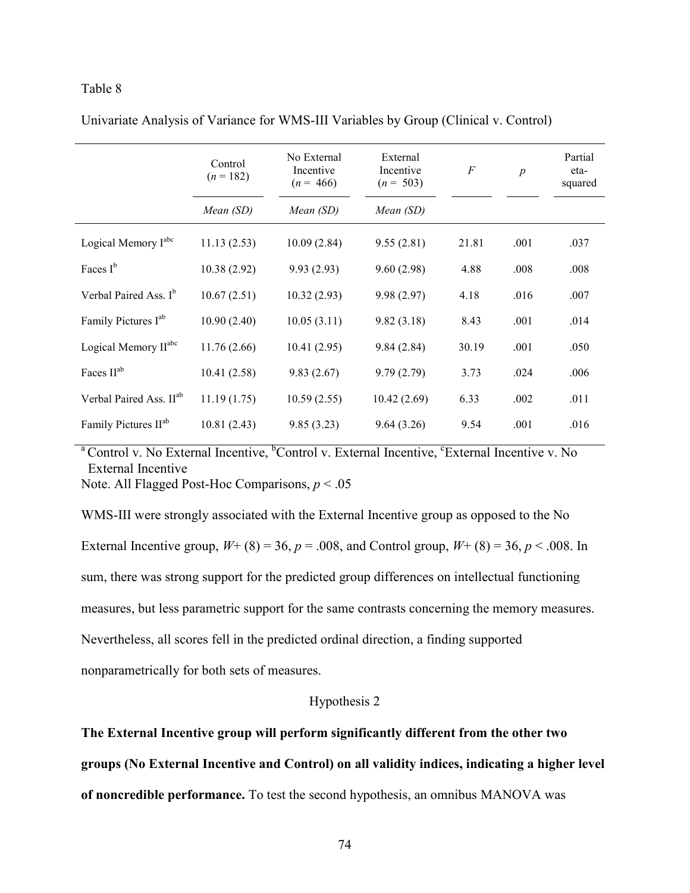Table 8

Univariate Analysis of Variance for WMS-III Variables by Group (Clinical v. Control)

| | Control ($n$ = 182) | No External Incentive ($n$ = 466) | External Incentive ($n$ = 503) | $F$ | $p$ | Partial eta-squared |
|---|---|---|---|---|---|---|
| | *Mean (SD)* | *Mean (SD)* | *Mean (SD)* | | | |
| Logical Memory I[abc] | 11.13 (2.53) | 10.09 (2.84) | 9.55 (2.81) | 21.81 | .001 | .037 |
| Faces I[b] | 10.38 (2.92) | 9.93 (2.93) | 9.60 (2.98) | 4.88 | .008 | .008 |
| Verbal Paired Ass. I[b] | 10.67 (2.51) | 10.32 (2.93) | 9.98 (2.97) | 4.18 | .016 | .007 |
| Family Pictures I[ab] | 10.90 (2.40) | 10.05 (3.11) | 9.82 (3.18) | 8.43 | .001 | .014 |
| Logical Memory II[abc] | 11.76 (2.66) | 10.41 (2.95) | 9.84 (2.84) | 30.19 | .001 | .050 |
| Faces II[ab] | 10.41 (2.58) | 9.83 (2.67) | 9.79 (2.79) | 3.73 | .024 | .006 |
| Verbal Paired Ass. II[ab] | 11.19 (1.75) | 10.59 (2.55) | 10.42 (2.69) | 6.33 | .002 | .011 |
| Family Pictures II[ab] | 10.81 (2.43) | 9.85 (3.23) | 9.64 (3.26) | 9.54 | .001 | .016 |

[a] Control v. No External Incentive, [b]Control v. External Incentive, [c]External Incentive v. No External Incentive

Note. All Flagged Post-Hoc Comparisons, $p < .05$

WMS-III were strongly associated with the External Incentive group as opposed to the No External Incentive group, $W+ (8) = 36$, $p = .008$, and Control group, $W+ (8) = 36$, $p < .008$. In sum, there was strong support for the predicted group differences on intellectual functioning measures, but less parametric support for the same contrasts concerning the memory measures. Nevertheless, all scores fell in the predicted ordinal direction, a finding supported nonparametrically for both sets of measures.

Hypothesis 2

**The External Incentive group will perform significantly different from the other two groups (No External Incentive and Control) on all validity indices, indicating a higher level of noncredible performance.** To test the second hypothesis, an omnibus MANOVA was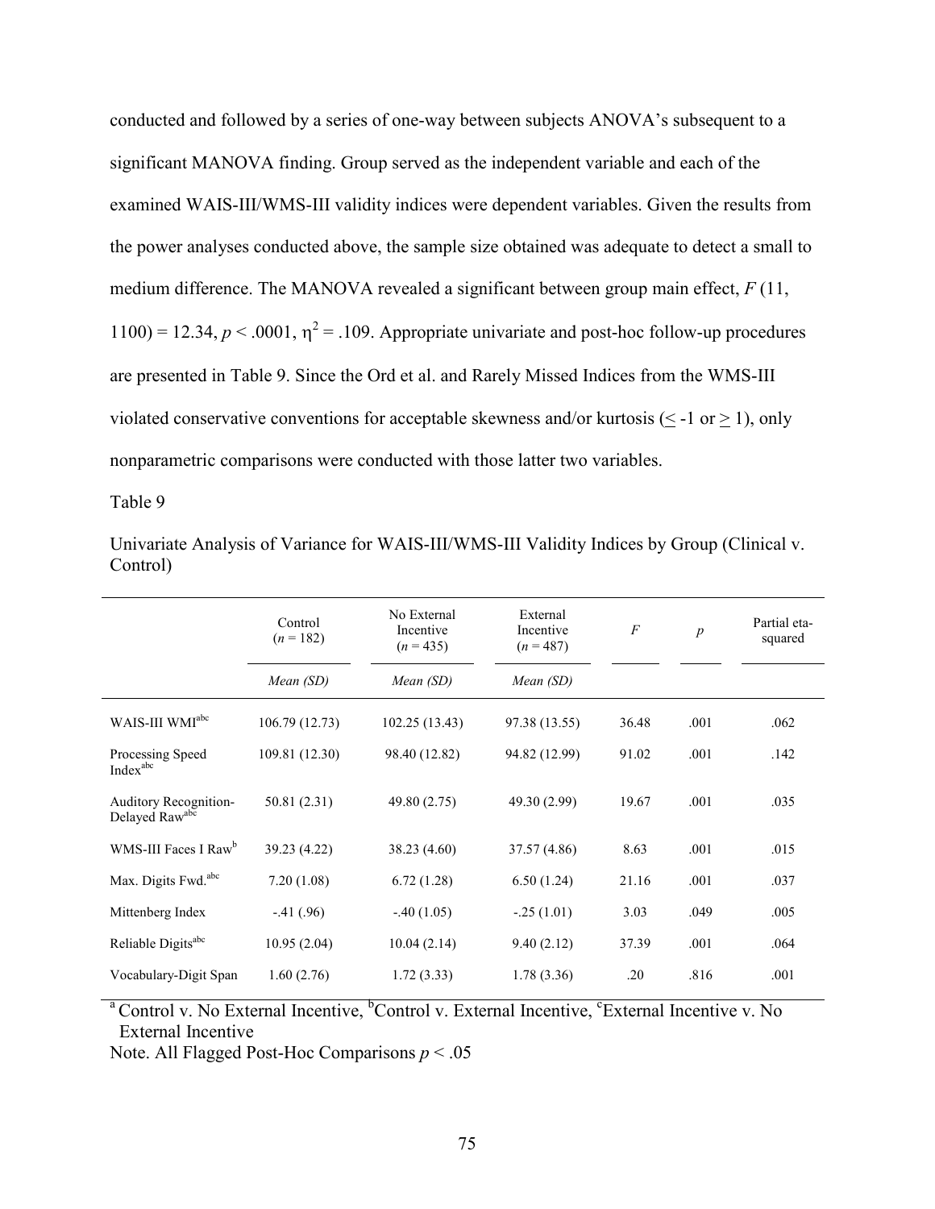conducted and followed by a series of one-way between subjects ANOVA's subsequent to a significant MANOVA finding. Group served as the independent variable and each of the examined WAIS-III/WMS-III validity indices were dependent variables. Given the results from the power analyses conducted above, the sample size obtained was adequate to detect a small to medium difference. The MANOVA revealed a significant between group main effect, $F(11, 1100) = 12.34$, $p < .0001$, $\eta^2 = .109$. Appropriate univariate and post-hoc follow-up procedures are presented in Table 9. Since the Ord et al. and Rarely Missed Indices from the WMS-III violated conservative conventions for acceptable skewness and/or kurtosis ($\leq -1$ or $\geq 1$), only nonparametric comparisons were conducted with those latter two variables.

Table 9

Univariate Analysis of Variance for WAIS-III/WMS-III Validity Indices by Group (Clinical v. Control)

| | Control ($n$ = 182) | No External Incentive ($n$ = 435) | External Incentive ($n$ = 487) | $F$ | $p$ | Partial eta-squared |
|---|---|---|---|---|---|---|
| | *Mean (SD)* | *Mean (SD)* | *Mean (SD)* | | | |
| WAIS-III WMI[abc] | 106.79 (12.73) | 102.25 (13.43) | 97.38 (13.55) | 36.48 | .001 | .062 |
| Processing Speed Index[abc] | 109.81 (12.30) | 98.40 (12.82) | 94.82 (12.99) | 91.02 | .001 | .142 |
| Auditory Recognition-Delayed Raw[abc] | 50.81 (2.31) | 49.80 (2.75) | 49.30 (2.99) | 19.67 | .001 | .035 |
| WMS-III Faces I Raw[b] | 39.23 (4.22) | 38.23 (4.60) | 37.57 (4.86) | 8.63 | .001 | .015 |
| Max. Digits Fwd.[abc] | 7.20 (1.08) | 6.72 (1.28) | 6.50 (1.24) | 21.16 | .001 | .037 |
| Mittenberg Index | -.41 (.96) | -.40 (1.05) | -.25 (1.01) | 3.03 | .049 | .005 |
| Reliable Digits[abc] | 10.95 (2.04) | 10.04 (2.14) | 9.40 (2.12) | 37.39 | .001 | .064 |
| Vocabulary-Digit Span | 1.60 (2.76) | 1.72 (3.33) | 1.78 (3.36) | .20 | .816 | .001 |

[a] Control v. No External Incentive, [b]Control v. External Incentive, [c]External Incentive v. No External Incentive

Note. All Flagged Post-Hoc Comparisons $p < .05$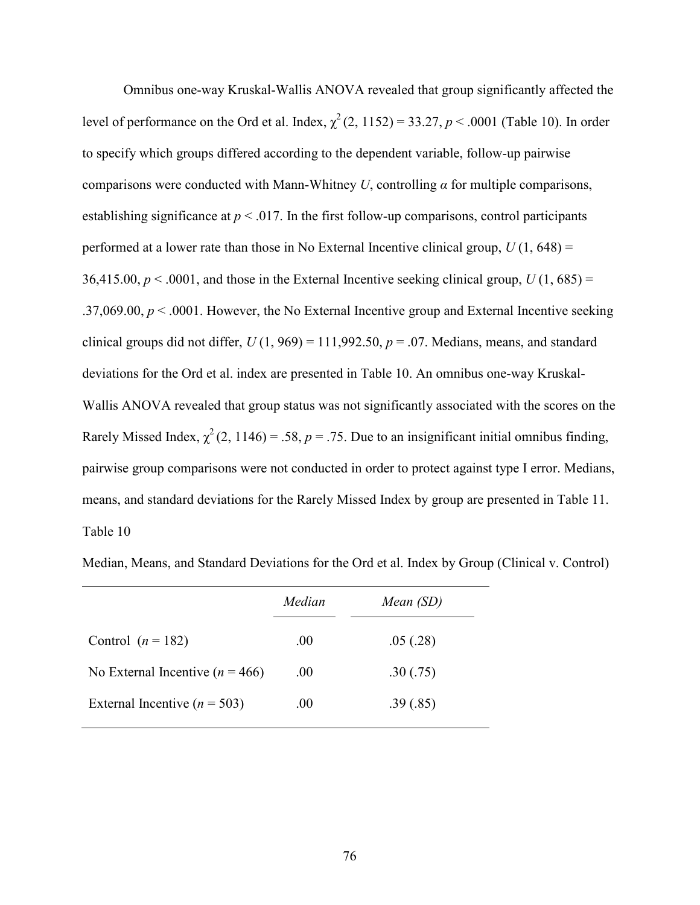Omnibus one-way Kruskal-Wallis ANOVA revealed that group significantly affected the level of performance on the Ord et al. Index, $\chi^2$ (2, 1152) = 33.27, $p < .0001$ (Table 10). In order to specify which groups differed according to the dependent variable, follow-up pairwise comparisons were conducted with Mann-Whitney $U$, controlling $\alpha$ for multiple comparisons, establishing significance at $p < .017$. In the first follow-up comparisons, control participants performed at a lower rate than those in No External Incentive clinical group, $U$ (1, 648) = 36,415.00, $p < .0001$, and those in the External Incentive seeking clinical group, $U$ (1, 685) = .37,069.00, $p < .0001$. However, the No External Incentive group and External Incentive seeking clinical groups did not differ, $U$ (1, 969) = 111,992.50, $p = .07$. Medians, means, and standard deviations for the Ord et al. index are presented in Table 10. An omnibus one-way Kruskal-Wallis ANOVA revealed that group status was not significantly associated with the scores on the Rarely Missed Index, $\chi^2$ (2, 1146) = .58, $p = .75$. Due to an insignificant initial omnibus finding, pairwise group comparisons were not conducted in order to protect against type I error. Medians, means, and standard deviations for the Rarely Missed Index by group are presented in Table 11.

Table 10

Median, Means, and Standard Deviations for the Ord et al. Index by Group (Clinical v. Control)

| | *Median* | *Mean (SD)* |
|---|---|---|
| Control ($n$ = 182) | .00 | .05 (.28) |
| No External Incentive ($n$ = 466) | .00 | .30 (.75) |
| External Incentive ($n$ = 503) | .00 | .39 (.85) |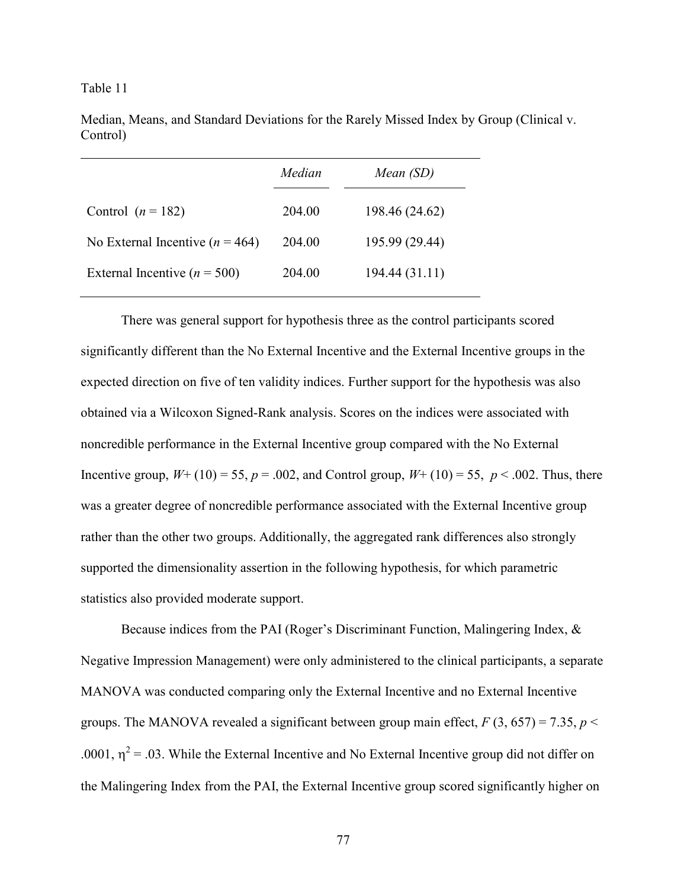Table 11

Median, Means, and Standard Deviations for the Rarely Missed Index by Group (Clinical v. Control)

| | *Median* | *Mean (SD)* |
|---|---|---|
| Control ($n$ = 182) | 204.00 | 198.46 (24.62) |
| No External Incentive ($n$ = 464) | 204.00 | 195.99 (29.44) |
| External Incentive ($n$ = 500) | 204.00 | 194.44 (31.11) |

There was general support for hypothesis three as the control participants scored significantly different than the No External Incentive and the External Incentive groups in the expected direction on five of ten validity indices. Further support for the hypothesis was also obtained via a Wilcoxon Signed-Rank analysis. Scores on the indices were associated with noncredible performance in the External Incentive group compared with the No External Incentive group, $W+\ (10) = 55$, $p = .002$, and Control group, $W+\ (10) = 55$, $p < .002$. Thus, there was a greater degree of noncredible performance associated with the External Incentive group rather than the other two groups. Additionally, the aggregated rank differences also strongly supported the dimensionality assertion in the following hypothesis, for which parametric statistics also provided moderate support.

Because indices from the PAI (Roger's Discriminant Function, Malingering Index, & Negative Impression Management) were only administered to the clinical participants, a separate MANOVA was conducted comparing only the External Incentive and no External Incentive groups. The MANOVA revealed a significant between group main effect, $F\ (3, 657) = 7.35$, $p < .0001$, $\eta^2 = .03$. While the External Incentive and No External Incentive group did not differ on the Malingering Index from the PAI, the External Incentive group scored significantly higher on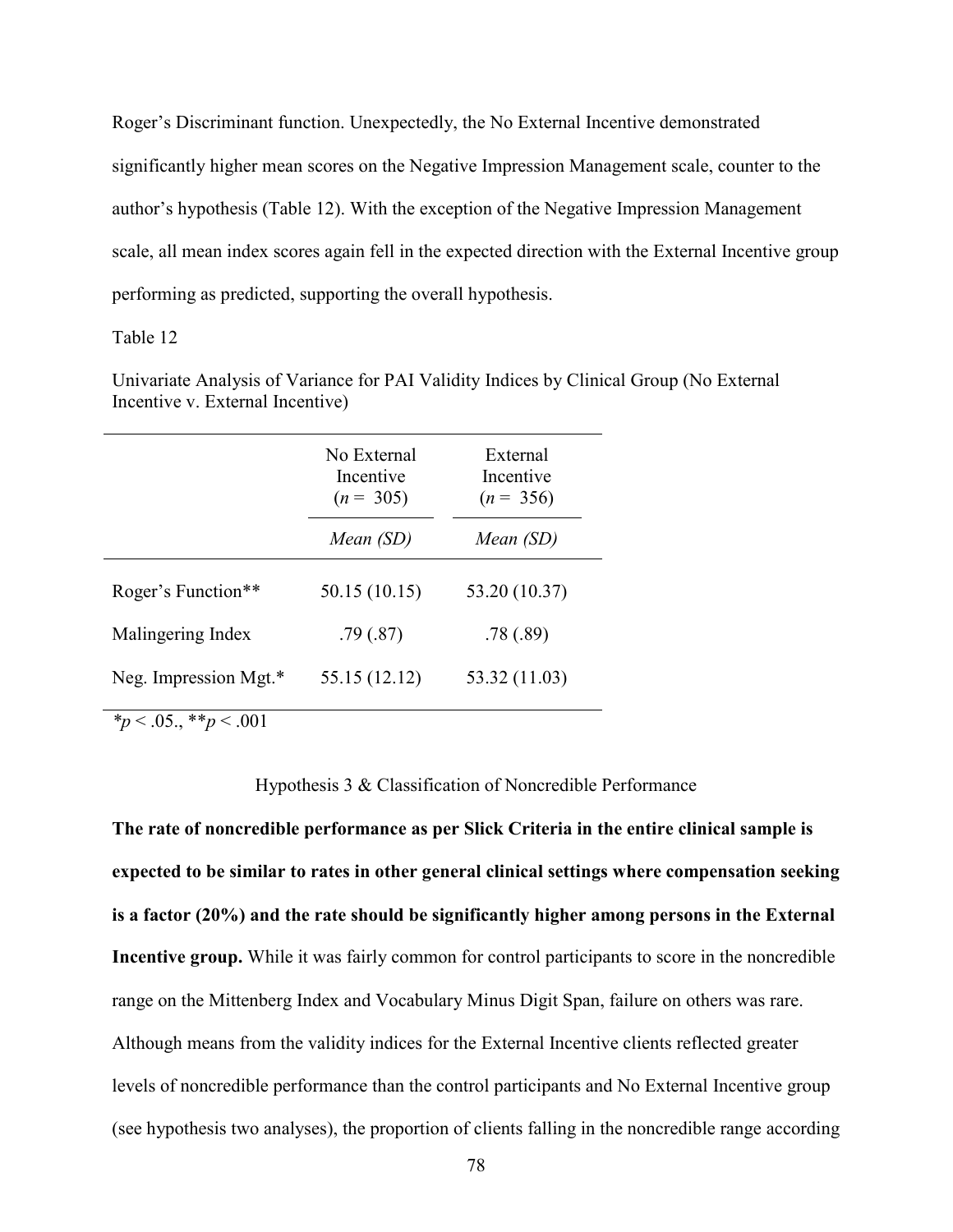Roger's Discriminant function. Unexpectedly, the No External Incentive demonstrated significantly higher mean scores on the Negative Impression Management scale, counter to the author's hypothesis (Table 12). With the exception of the Negative Impression Management scale, all mean index scores again fell in the expected direction with the External Incentive group performing as predicted, supporting the overall hypothesis.

Table 12

Univariate Analysis of Variance for PAI Validity Indices by Clinical Group (No External Incentive v. External Incentive)

| | No External Incentive ($n$ = 305) | External Incentive ($n$ = 356) |
|---|---|---|
| | *Mean (SD)* | *Mean (SD)* |
| Roger's Function** | 50.15 (10.15) | 53.20 (10.37) |
| Malingering Index | .79 (.87) | .78 (.89) |
| Neg. Impression Mgt.* | 55.15 (12.12) | 53.32 (11.03) |

$*p < .05.$, $**p < .001$

### Hypothesis 3 & Classification of Noncredible Performance

**The rate of noncredible performance as per Slick Criteria in the entire clinical sample is expected to be similar to rates in other general clinical settings where compensation seeking is a factor (20%) and the rate should be significantly higher among persons in the External Incentive group.** While it was fairly common for control participants to score in the noncredible range on the Mittenberg Index and Vocabulary Minus Digit Span, failure on others was rare. Although means from the validity indices for the External Incentive clients reflected greater levels of noncredible performance than the control participants and No External Incentive group (see hypothesis two analyses), the proportion of clients falling in the noncredible range according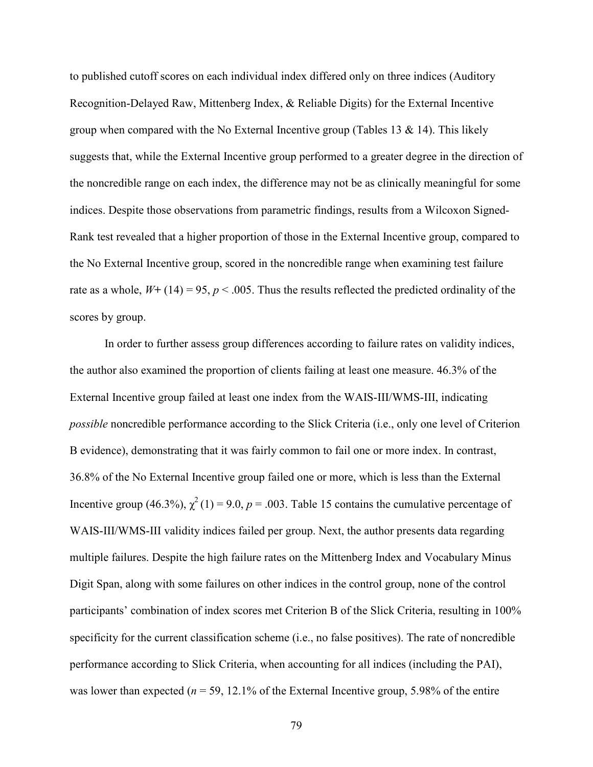to published cutoff scores on each individual index differed only on three indices (Auditory Recognition-Delayed Raw, Mittenberg Index, & Reliable Digits) for the External Incentive group when compared with the No External Incentive group (Tables 13 & 14). This likely suggests that, while the External Incentive group performed to a greater degree in the direction of the noncredible range on each index, the difference may not be as clinically meaningful for some indices. Despite those observations from parametric findings, results from a Wilcoxon Signed-Rank test revealed that a higher proportion of those in the External Incentive group, compared to the No External Incentive group, scored in the noncredible range when examining test failure rate as a whole, $W+\ (14) = 95$, $p < .005$. Thus the results reflected the predicted ordinality of the scores by group.

In order to further assess group differences according to failure rates on validity indices, the author also examined the proportion of clients failing at least one measure. 46.3% of the External Incentive group failed at least one index from the WAIS-III/WMS-III, indicating *possible* noncredible performance according to the Slick Criteria (i.e., only one level of Criterion B evidence), demonstrating that it was fairly common to fail one or more index. In contrast, 36.8% of the No External Incentive group failed one or more, which is less than the External Incentive group (46.3%), $\chi^2\,(1) = 9.0$, $p = .003$. Table 15 contains the cumulative percentage of WAIS-III/WMS-III validity indices failed per group. Next, the author presents data regarding multiple failures. Despite the high failure rates on the Mittenberg Index and Vocabulary Minus Digit Span, along with some failures on other indices in the control group, none of the control participants' combination of index scores met Criterion B of the Slick Criteria, resulting in 100% specificity for the current classification scheme (i.e., no false positives). The rate of noncredible performance according to Slick Criteria, when accounting for all indices (including the PAI), was lower than expected ($n = 59$, 12.1% of the External Incentive group, 5.98% of the entire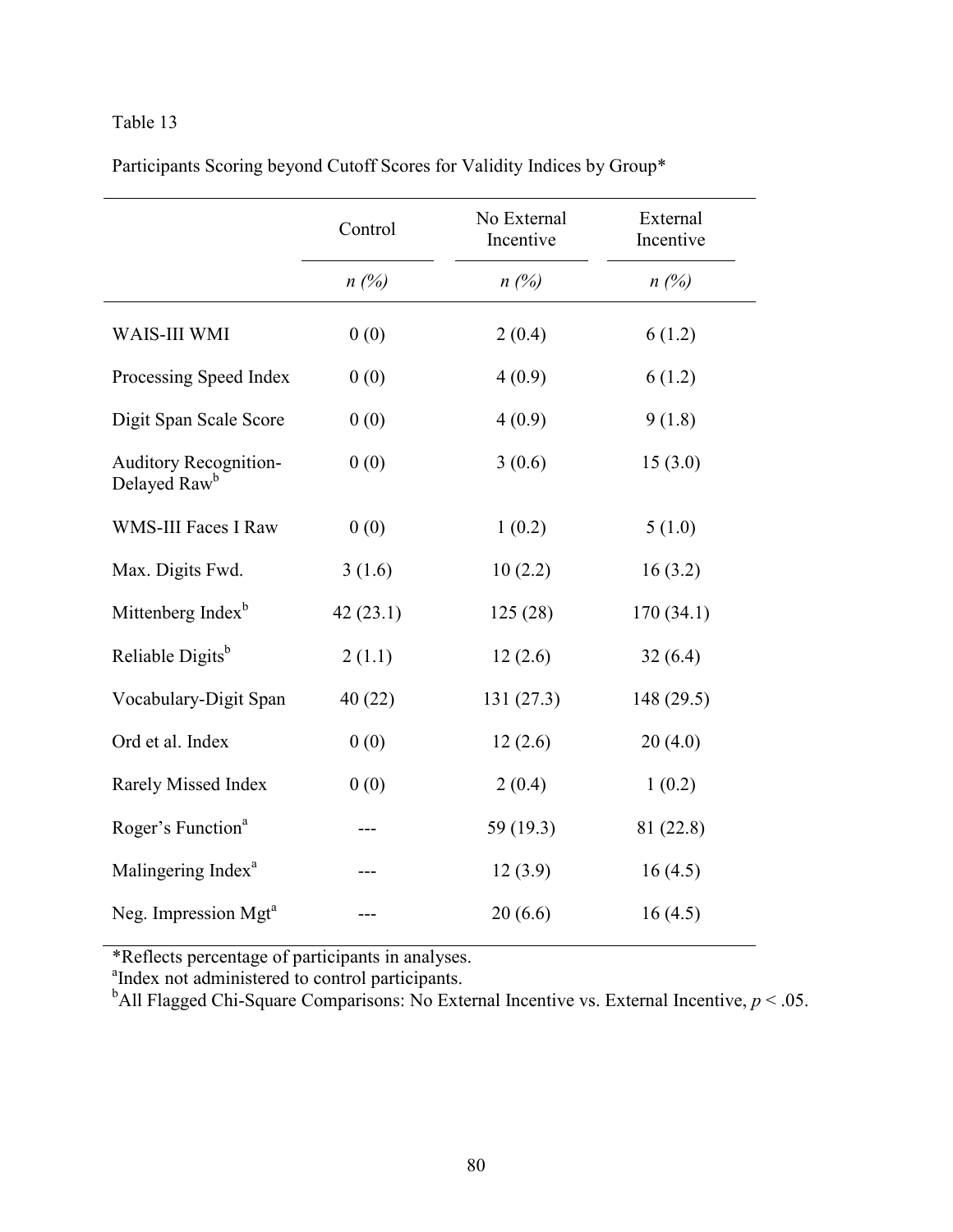Table 13

Participants Scoring beyond Cutoff Scores for Validity Indices by Group*

| | Control | No External Incentive | External Incentive |
|---|---|---|---|
| | *n (%)* | *n (%)* | *n (%)* |
| WAIS-III WMI | 0 (0) | 2 (0.4) | 6 (1.2) |
| Processing Speed Index | 0 (0) | 4 (0.9) | 6 (1.2) |
| Digit Span Scale Score | 0 (0) | 4 (0.9) | 9 (1.8) |
| Auditory Recognition-Delayed Raw[b] | 0 (0) | 3 (0.6) | 15 (3.0) |
| WMS-III Faces I Raw | 0 (0) | 1 (0.2) | 5 (1.0) |
| Max. Digits Fwd. | 3 (1.6) | 10 (2.2) | 16 (3.2) |
| Mittenberg Index[b] | 42 (23.1) | 125 (28) | 170 (34.1) |
| Reliable Digits[b] | 2 (1.1) | 12 (2.6) | 32 (6.4) |
| Vocabulary-Digit Span | 40 (22) | 131 (27.3) | 148 (29.5) |
| Ord et al. Index | 0 (0) | 12 (2.6) | 20 (4.0) |
| Rarely Missed Index | 0 (0) | 2 (0.4) | 1 (0.2) |
| Roger's Function[a] | --- | 59 (19.3) | 81 (22.8) |
| Malingering Index[a] | --- | 12 (3.9) | 16 (4.5) |
| Neg. Impression Mgt[a] | --- | 20 (6.6) | 16 (4.5) |

*Reflects percentage of participants in analyses.

[a]Index not administered to control participants.

[b]All Flagged Chi-Square Comparisons: No External Incentive vs. External Incentive, $p < .05$.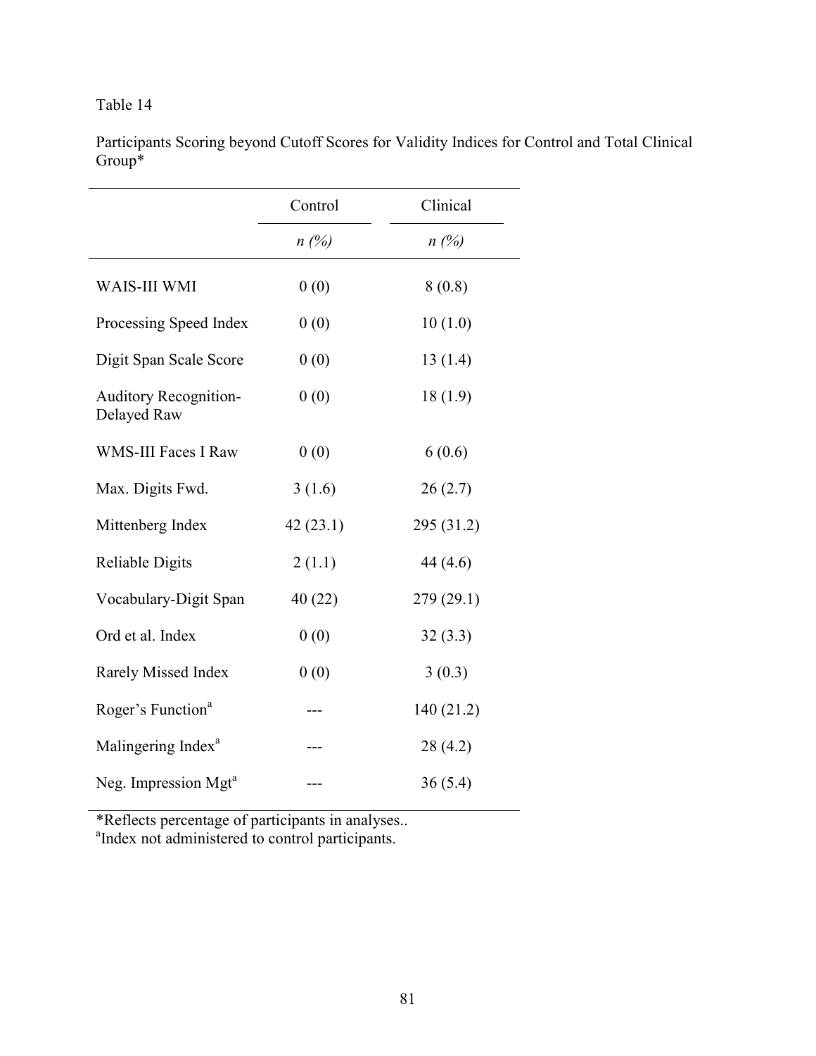Table 14

Participants Scoring beyond Cutoff Scores for Validity Indices for Control and Total Clinical Group*

| | Control | Clinical |
|---|---|---|
| | *n (%)* | *n (%)* |
| WAIS-III WMI | 0 (0) | 8 (0.8) |
| Processing Speed Index | 0 (0) | 10 (1.0) |
| Digit Span Scale Score | 0 (0) | 13 (1.4) |
| Auditory Recognition-Delayed Raw | 0 (0) | 18 (1.9) |
| WMS-III Faces I Raw | 0 (0) | 6 (0.6) |
| Max. Digits Fwd. | 3 (1.6) | 26 (2.7) |
| Mittenberg Index | 42 (23.1) | 295 (31.2) |
| Reliable Digits | 2 (1.1) | 44 (4.6) |
| Vocabulary-Digit Span | 40 (22) | 279 (29.1) |
| Ord et al. Index | 0 (0) | 32 (3.3) |
| Rarely Missed Index | 0 (0) | 3 (0.3) |
| Roger's Function[a] | --- | 140 (21.2) |
| Malingering Index[a] | --- | 28 (4.2) |
| Neg. Impression Mgt[a] | --- | 36 (5.4) |

*Reflects percentage of participants in analyses..
[a]Index not administered to control participants.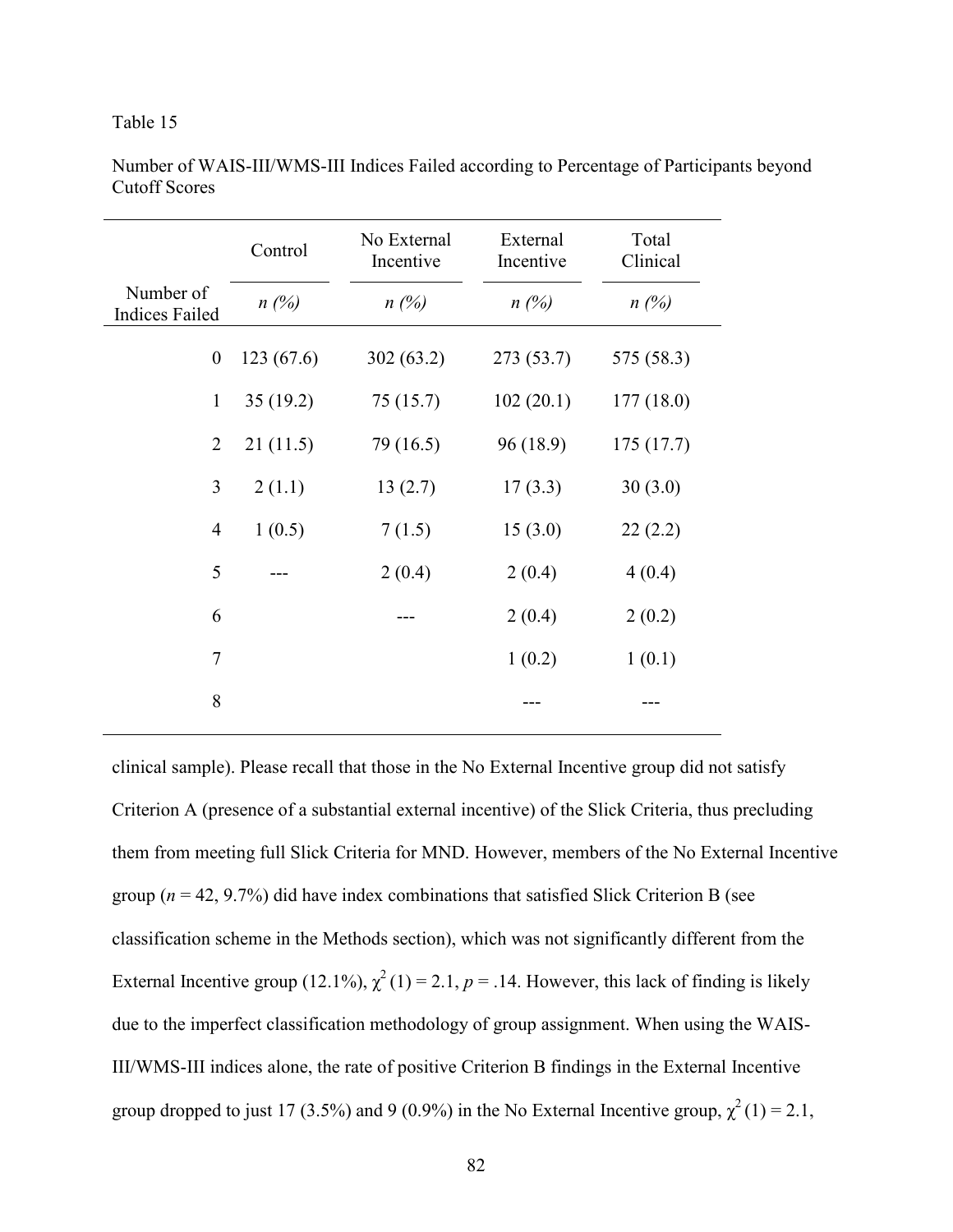Table 15

Number of WAIS-III/WMS-III Indices Failed according to Percentage of Participants beyond Cutoff Scores

| | Control | No External Incentive | External Incentive | Total Clinical |
|---|---|---|---|---|
| Number of Indices Failed | *n (%)* | *n (%)* | *n (%)* | *n (%)* |
| 0 | 123 (67.6) | 302 (63.2) | 273 (53.7) | 575 (58.3) |
| 1 | 35 (19.2) | 75 (15.7) | 102 (20.1) | 177 (18.0) |
| 2 | 21 (11.5) | 79 (16.5) | 96 (18.9) | 175 (17.7) |
| 3 | 2 (1.1) | 13 (2.7) | 17 (3.3) | 30 (3.0) |
| 4 | 1 (0.5) | 7 (1.5) | 15 (3.0) | 22 (2.2) |
| 5 | --- | 2 (0.4) | 2 (0.4) | 4 (0.4) |
| 6 | | --- | 2 (0.4) | 2 (0.2) |
| 7 | | | 1 (0.2) | 1 (0.1) |
| 8 | | | --- | --- |

clinical sample). Please recall that those in the No External Incentive group did not satisfy Criterion A (presence of a substantial external incentive) of the Slick Criteria, thus precluding them from meeting full Slick Criteria for MND. However, members of the No External Incentive group ($n$ = 42, 9.7%) did have index combinations that satisfied Slick Criterion B (see classification scheme in the Methods section), which was not significantly different from the External Incentive group (12.1%), $\chi^2$ (1) = 2.1, $p$ = .14. However, this lack of finding is likely due to the imperfect classification methodology of group assignment. When using the WAIS-III/WMS-III indices alone, the rate of positive Criterion B findings in the External Incentive group dropped to just 17 (3.5%) and 9 (0.9%) in the No External Incentive group, $\chi^2$ (1) = 2.1,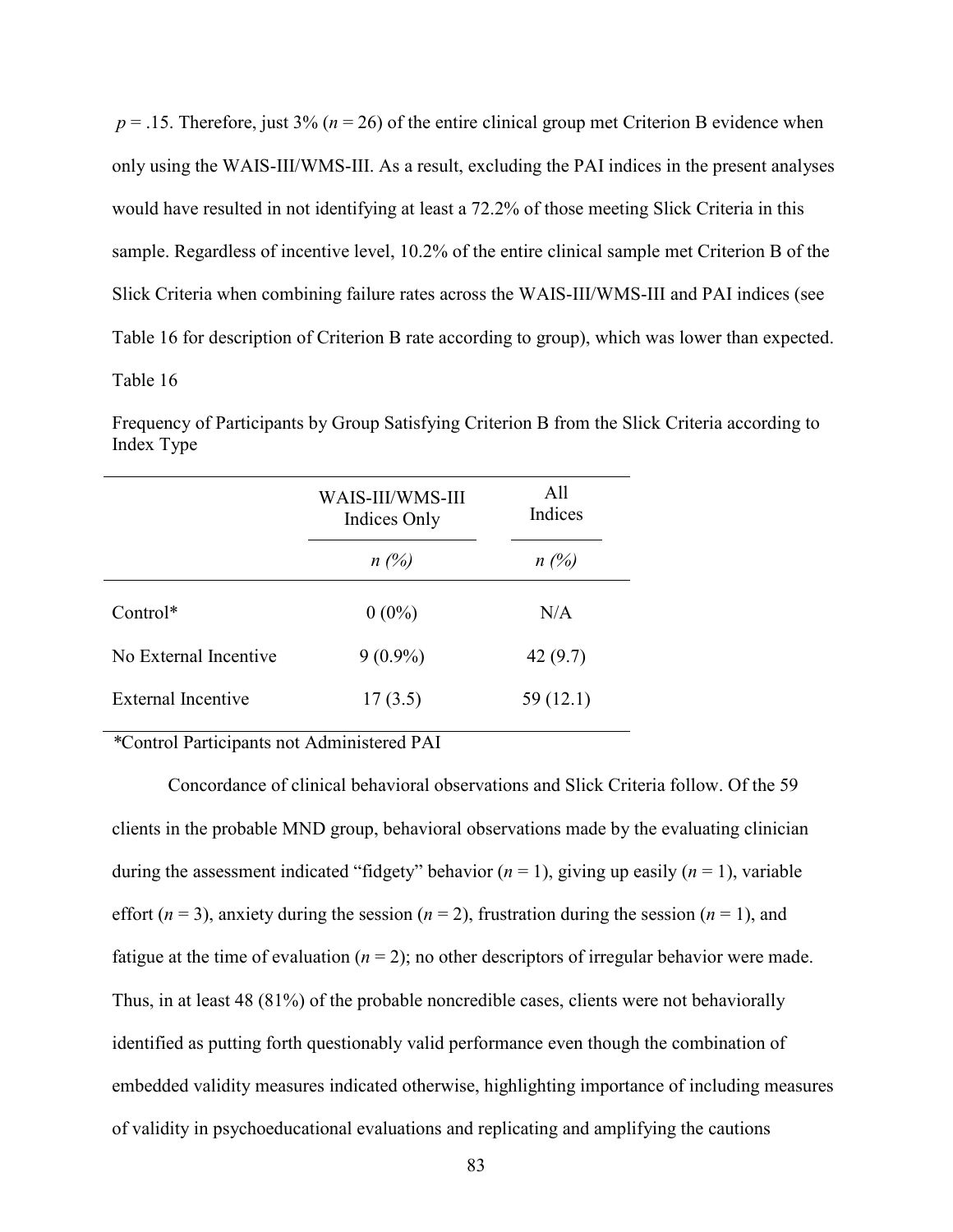$p = .15$. Therefore, just 3% ($n = 26$) of the entire clinical group met Criterion B evidence when only using the WAIS-III/WMS-III. As a result, excluding the PAI indices in the present analyses would have resulted in not identifying at least a 72.2% of those meeting Slick Criteria in this sample. Regardless of incentive level, 10.2% of the entire clinical sample met Criterion B of the Slick Criteria when combining failure rates across the WAIS-III/WMS-III and PAI indices (see Table 16 for description of Criterion B rate according to group), which was lower than expected.

Table 16

Frequency of Participants by Group Satisfying Criterion B from the Slick Criteria according to Index Type

| | WAIS-III/WMS-III Indices Only | All Indices |
|---|---|---|
| | *n (%)* | *n (%)* |
| Control* | 0 (0%) | N/A |
| No External Incentive | 9 (0.9%) | 42 (9.7) |
| External Incentive | 17 (3.5) | 59 (12.1) |

*Control Participants not Administered PAI

Concordance of clinical behavioral observations and Slick Criteria follow. Of the 59 clients in the probable MND group, behavioral observations made by the evaluating clinician during the assessment indicated "fidgety" behavior ($n = 1$), giving up easily ($n = 1$), variable effort ($n = 3$), anxiety during the session ($n = 2$), frustration during the session ($n = 1$), and fatigue at the time of evaluation ($n = 2$); no other descriptors of irregular behavior were made. Thus, in at least 48 (81%) of the probable noncredible cases, clients were not behaviorally identified as putting forth questionably valid performance even though the combination of embedded validity measures indicated otherwise, highlighting importance of including measures of validity in psychoeducational evaluations and replicating and amplifying the cautions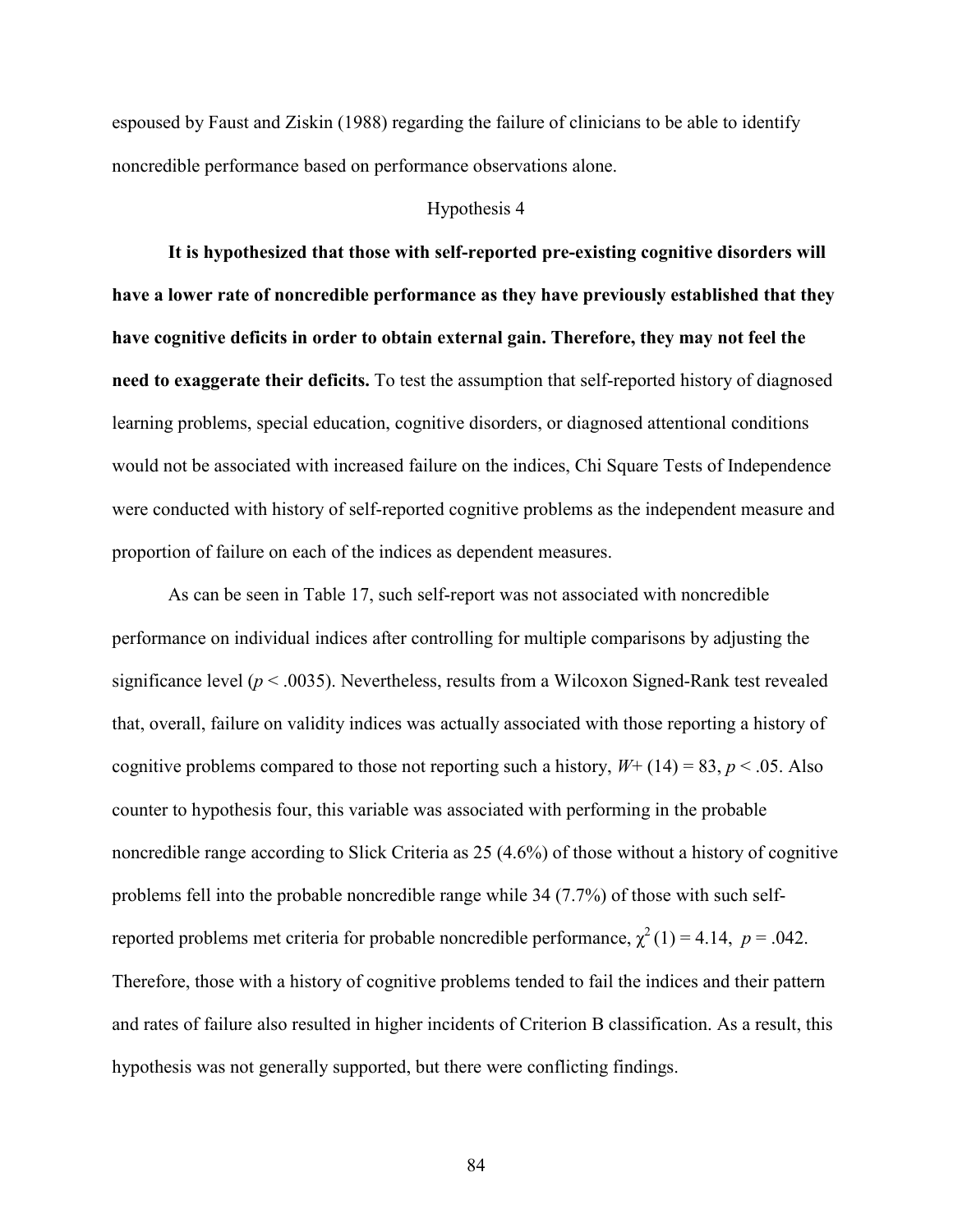espoused by Faust and Ziskin (1988) regarding the failure of clinicians to be able to identify noncredible performance based on performance observations alone.

Hypothesis 4

**It is hypothesized that those with self-reported pre-existing cognitive disorders will have a lower rate of noncredible performance as they have previously established that they have cognitive deficits in order to obtain external gain. Therefore, they may not feel the need to exaggerate their deficits.** To test the assumption that self-reported history of diagnosed learning problems, special education, cognitive disorders, or diagnosed attentional conditions would not be associated with increased failure on the indices, Chi Square Tests of Independence were conducted with history of self-reported cognitive problems as the independent measure and proportion of failure on each of the indices as dependent measures.

As can be seen in Table 17, such self-report was not associated with noncredible performance on individual indices after controlling for multiple comparisons by adjusting the significance level ($p < .0035$). Nevertheless, results from a Wilcoxon Signed-Rank test revealed that, overall, failure on validity indices was actually associated with those reporting a history of cognitive problems compared to those not reporting such a history, $W+ (14) = 83$, $p < .05$. Also counter to hypothesis four, this variable was associated with performing in the probable noncredible range according to Slick Criteria as 25 (4.6%) of those without a history of cognitive problems fell into the probable noncredible range while 34 (7.7%) of those with such self-reported problems met criteria for probable noncredible performance, $\chi^2 (1) = 4.14$, $p = .042$. Therefore, those with a history of cognitive problems tended to fail the indices and their pattern and rates of failure also resulted in higher incidents of Criterion B classification. As a result, this hypothesis was not generally supported, but there were conflicting findings.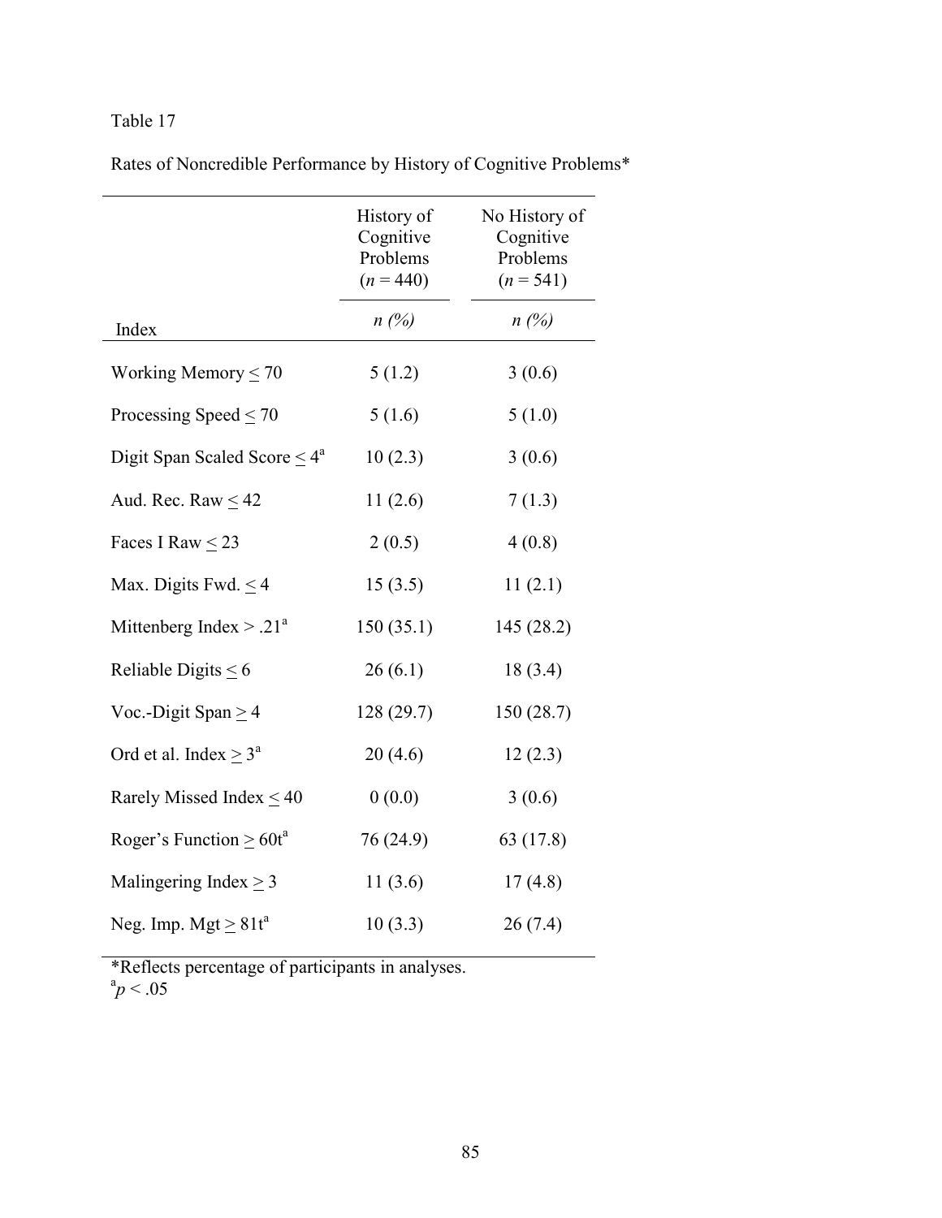Table 17

Rates of Noncredible Performance by History of Cognitive Problems*

| Index | History of Cognitive Problems ($n$ = 440) | No History of Cognitive Problems ($n$ = 541) |
|---|---|---|
| | *n (%)* | *n (%)* |
| Working Memory ≤ 70 | 5 (1.2) | 3 (0.6) |
| Processing Speed ≤ 70 | 5 (1.6) | 5 (1.0) |
| Digit Span Scaled Score ≤ 4[a] | 10 (2.3) | 3 (0.6) |
| Aud. Rec. Raw ≤ 42 | 11 (2.6) | 7 (1.3) |
| Faces I Raw ≤ 23 | 2 (0.5) | 4 (0.8) |
| Max. Digits Fwd. ≤ 4 | 15 (3.5) | 11 (2.1) |
| Mittenberg Index > .21[a] | 150 (35.1) | 145 (28.2) |
| Reliable Digits ≤ 6 | 26 (6.1) | 18 (3.4) |
| Voc.-Digit Span ≥ 4 | 128 (29.7) | 150 (28.7) |
| Ord et al. Index ≥ 3[a] | 20 (4.6) | 12 (2.3) |
| Rarely Missed Index ≤ 40 | 0 (0.0) | 3 (0.6) |
| Roger's Function ≥ 60t[a] | 76 (24.9) | 63 (17.8) |
| Malingering Index ≥ 3 | 11 (3.6) | 17 (4.8) |
| Neg. Imp. Mgt ≥ 81t[a] | 10 (3.3) | 26 (7.4) |

*Reflects percentage of participants in analyses.
[a]$p < .05$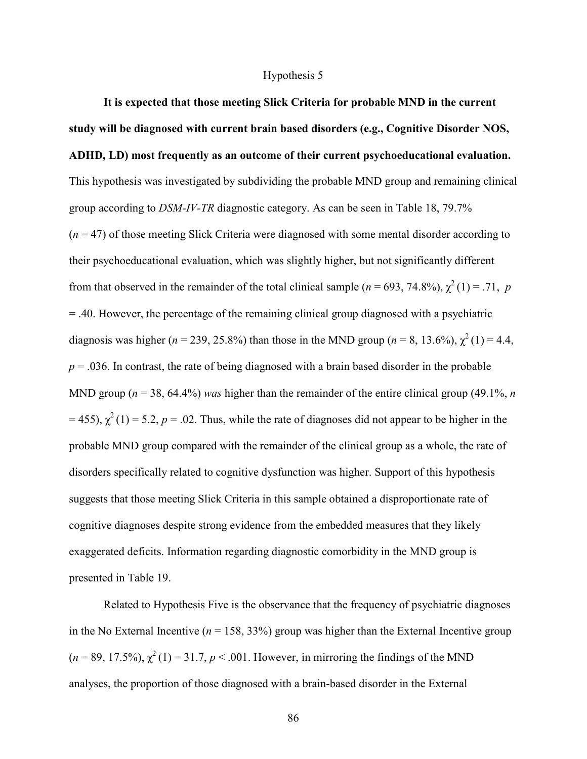Hypothesis 5

**It is expected that those meeting Slick Criteria for probable MND in the current study will be diagnosed with current brain based disorders (e.g., Cognitive Disorder NOS, ADHD, LD) most frequently as an outcome of their current psychoeducational evaluation.** This hypothesis was investigated by subdividing the probable MND group and remaining clinical group according to *DSM-IV-TR* diagnostic category. As can be seen in Table 18, 79.7% ($n$ = 47) of those meeting Slick Criteria were diagnosed with some mental disorder according to their psychoeducational evaluation, which was slightly higher, but not significantly different from that observed in the remainder of the total clinical sample ($n$ = 693, 74.8%), $\chi^2$ (1) = .71, $p$ = .40. However, the percentage of the remaining clinical group diagnosed with a psychiatric diagnosis was higher ($n$ = 239, 25.8%) than those in the MND group ($n$ = 8, 13.6%), $\chi^2$ (1) = 4.4, $p$ = .036. In contrast, the rate of being diagnosed with a brain based disorder in the probable MND group ($n$ = 38, 64.4%) *was* higher than the remainder of the entire clinical group (49.1%, $n$ = 455), $\chi^2$ (1) = 5.2, $p$ = .02. Thus, while the rate of diagnoses did not appear to be higher in the probable MND group compared with the remainder of the clinical group as a whole, the rate of disorders specifically related to cognitive dysfunction was higher. Support of this hypothesis suggests that those meeting Slick Criteria in this sample obtained a disproportionate rate of cognitive diagnoses despite strong evidence from the embedded measures that they likely exaggerated deficits. Information regarding diagnostic comorbidity in the MND group is presented in Table 19.

Related to Hypothesis Five is the observance that the frequency of psychiatric diagnoses in the No External Incentive ($n$ = 158, 33%) group was higher than the External Incentive group ($n$ = 89, 17.5%), $\chi^2$ (1) = 31.7, $p$ < .001. However, in mirroring the findings of the MND analyses, the proportion of those diagnosed with a brain-based disorder in the External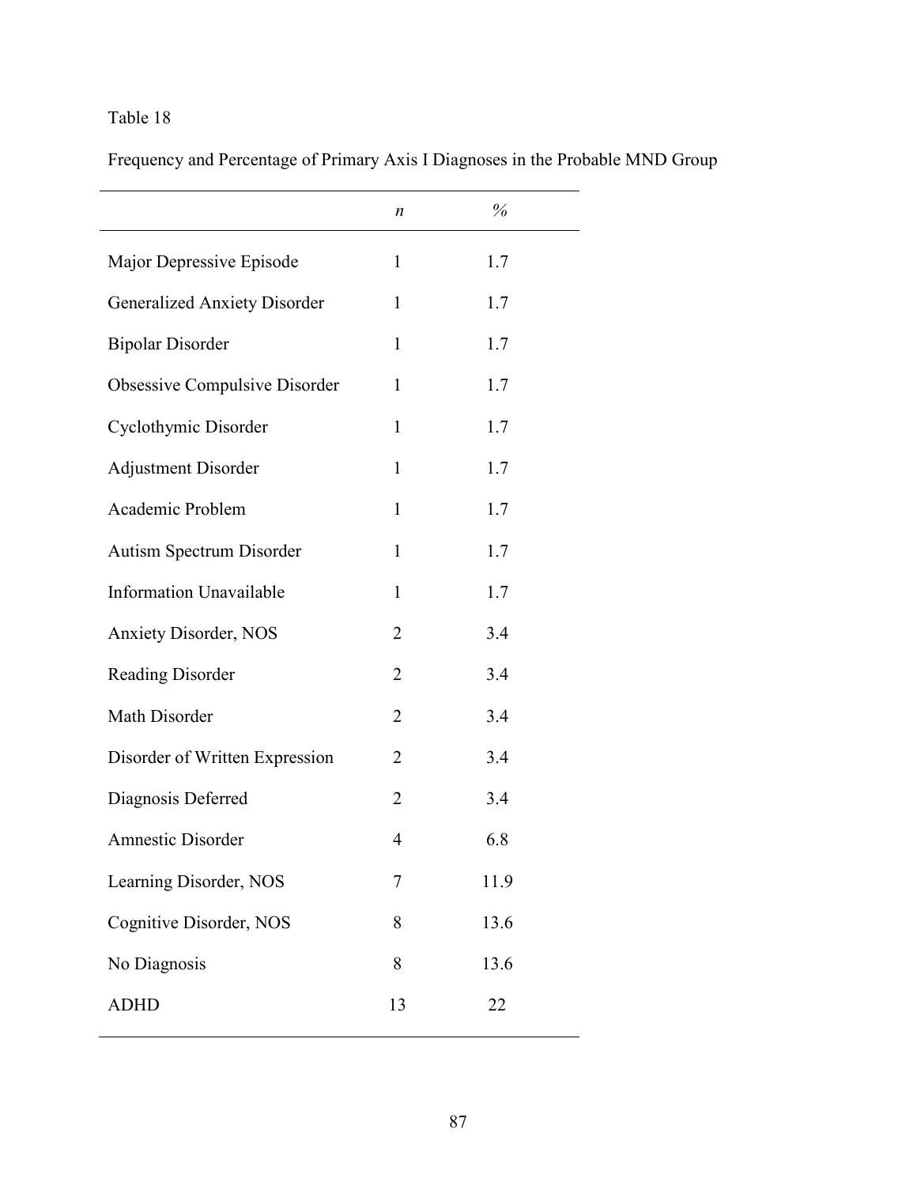Table 18

Frequency and Percentage of Primary Axis I Diagnoses in the Probable MND Group

| | *n* | % |
|---|---|---|
| Major Depressive Episode | 1 | 1.7 |
| Generalized Anxiety Disorder | 1 | 1.7 |
| Bipolar Disorder | 1 | 1.7 |
| Obsessive Compulsive Disorder | 1 | 1.7 |
| Cyclothymic Disorder | 1 | 1.7 |
| Adjustment Disorder | 1 | 1.7 |
| Academic Problem | 1 | 1.7 |
| Autism Spectrum Disorder | 1 | 1.7 |
| Information Unavailable | 1 | 1.7 |
| Anxiety Disorder, NOS | 2 | 3.4 |
| Reading Disorder | 2 | 3.4 |
| Math Disorder | 2 | 3.4 |
| Disorder of Written Expression | 2 | 3.4 |
| Diagnosis Deferred | 2 | 3.4 |
| Amnestic Disorder | 4 | 6.8 |
| Learning Disorder, NOS | 7 | 11.9 |
| Cognitive Disorder, NOS | 8 | 13.6 |
| No Diagnosis | 8 | 13.6 |
| ADHD | 13 | 22 |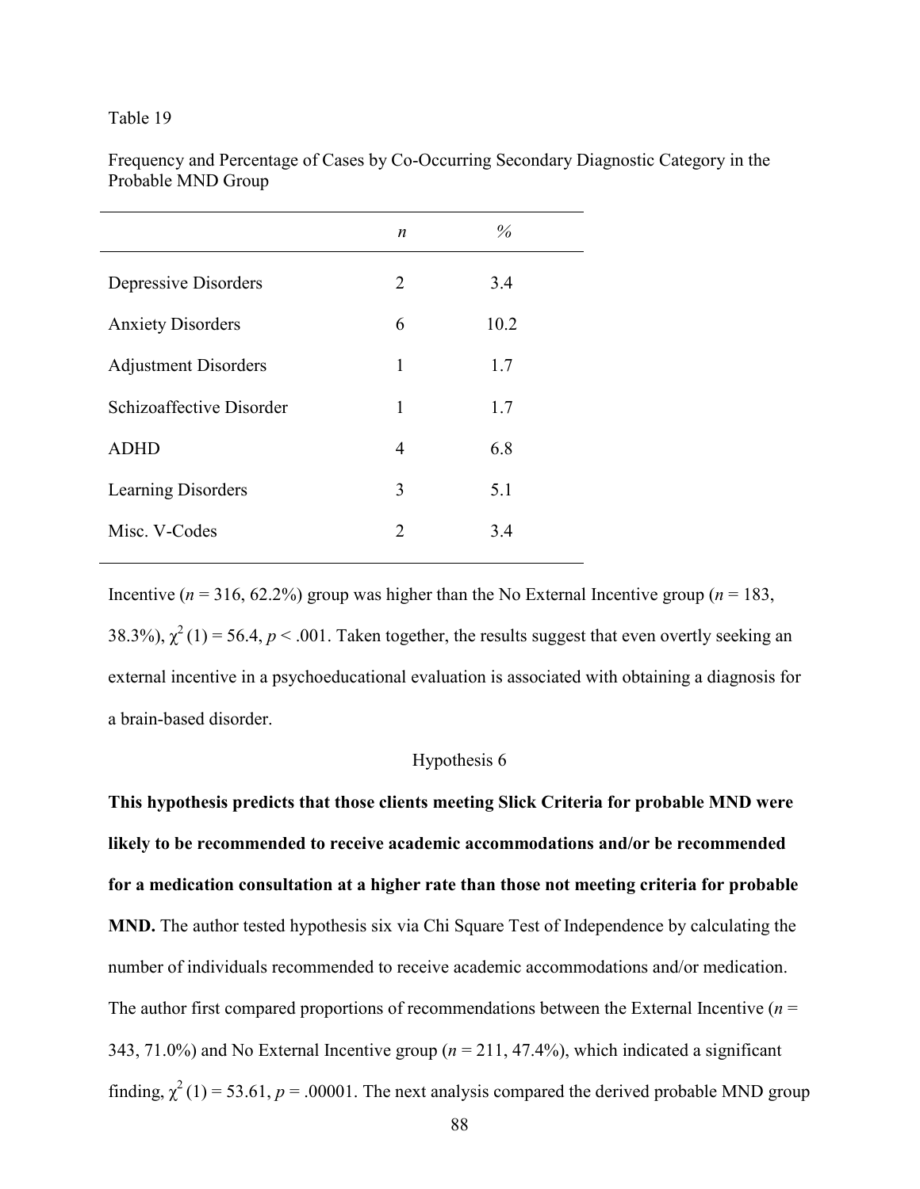Table 19

Frequency and Percentage of Cases by Co-Occurring Secondary Diagnostic Category in the Probable MND Group

| | *n* | % |
|---|---|---|
| Depressive Disorders | 2 | 3.4 |
| Anxiety Disorders | 6 | 10.2 |
| Adjustment Disorders | 1 | 1.7 |
| Schizoaffective Disorder | 1 | 1.7 |
| ADHD | 4 | 6.8 |
| Learning Disorders | 3 | 5.1 |
| Misc. V-Codes | 2 | 3.4 |

Incentive ($n$ = 316, 62.2%) group was higher than the No External Incentive group ($n$ = 183, 38.3%), $\chi^2(1) = 56.4$, $p < .001$. Taken together, the results suggest that even overtly seeking an external incentive in a psychoeducational evaluation is associated with obtaining a diagnosis for a brain-based disorder.

## Hypothesis 6

**This hypothesis predicts that those clients meeting Slick Criteria for probable MND were likely to be recommended to receive academic accommodations and/or be recommended for a medication consultation at a higher rate than those not meeting criteria for probable MND.** The author tested hypothesis six via Chi Square Test of Independence by calculating the number of individuals recommended to receive academic accommodations and/or medication. The author first compared proportions of recommendations between the External Incentive ($n$ = 343, 71.0%) and No External Incentive group ($n$ = 211, 47.4%), which indicated a significant finding, $\chi^2(1) = 53.61$, $p = .00001$. The next analysis compared the derived probable MND group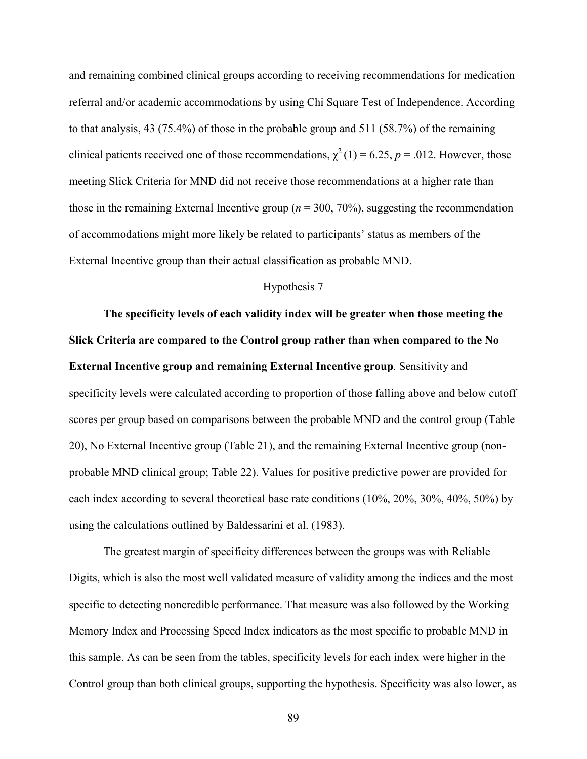and remaining combined clinical groups according to receiving recommendations for medication referral and/or academic accommodations by using Chi Square Test of Independence. According to that analysis, 43 (75.4%) of those in the probable group and 511 (58.7%) of the remaining clinical patients received one of those recommendations, $\chi^2(1) = 6.25$, $p = .012$. However, those meeting Slick Criteria for MND did not receive those recommendations at a higher rate than those in the remaining External Incentive group ($n = 300$, 70%), suggesting the recommendation of accommodations might more likely be related to participants' status as members of the External Incentive group than their actual classification as probable MND.

## Hypothesis 7

**The specificity levels of each validity index will be greater when those meeting the Slick Criteria are compared to the Control group rather than when compared to the No External Incentive group and remaining External Incentive group***.* Sensitivity and specificity levels were calculated according to proportion of those falling above and below cutoff scores per group based on comparisons between the probable MND and the control group (Table 20), No External Incentive group (Table 21), and the remaining External Incentive group (non-probable MND clinical group; Table 22). Values for positive predictive power are provided for each index according to several theoretical base rate conditions (10%, 20%, 30%, 40%, 50%) by using the calculations outlined by Baldessarini et al. (1983).

The greatest margin of specificity differences between the groups was with Reliable Digits, which is also the most well validated measure of validity among the indices and the most specific to detecting noncredible performance. That measure was also followed by the Working Memory Index and Processing Speed Index indicators as the most specific to probable MND in this sample. As can be seen from the tables, specificity levels for each index were higher in the Control group than both clinical groups, supporting the hypothesis. Specificity was also lower, as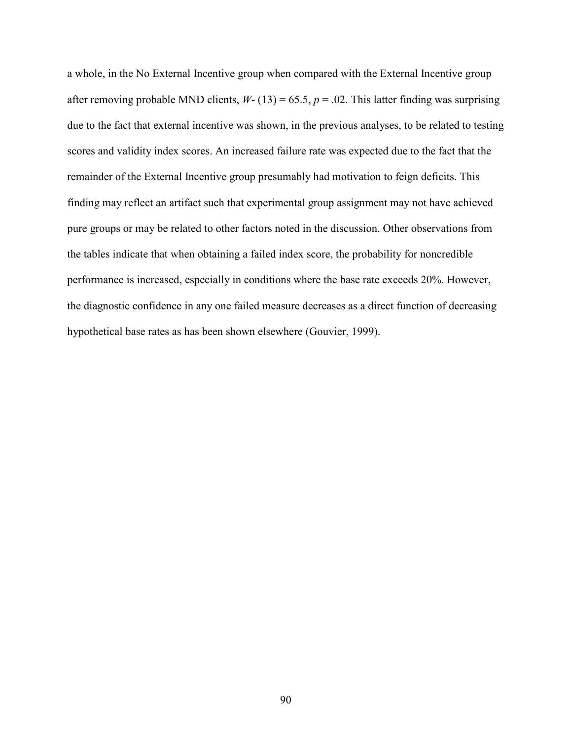a whole, in the No External Incentive group when compared with the External Incentive group after removing probable MND clients, $W$- (13) = 65.5, $p$ = .02. This latter finding was surprising due to the fact that external incentive was shown, in the previous analyses, to be related to testing scores and validity index scores. An increased failure rate was expected due to the fact that the remainder of the External Incentive group presumably had motivation to feign deficits. This finding may reflect an artifact such that experimental group assignment may not have achieved pure groups or may be related to other factors noted in the discussion. Other observations from the tables indicate that when obtaining a failed index score, the probability for noncredible performance is increased, especially in conditions where the base rate exceeds 20%. However, the diagnostic confidence in any one failed measure decreases as a direct function of decreasing hypothetical base rates as has been shown elsewhere (Gouvier, 1999).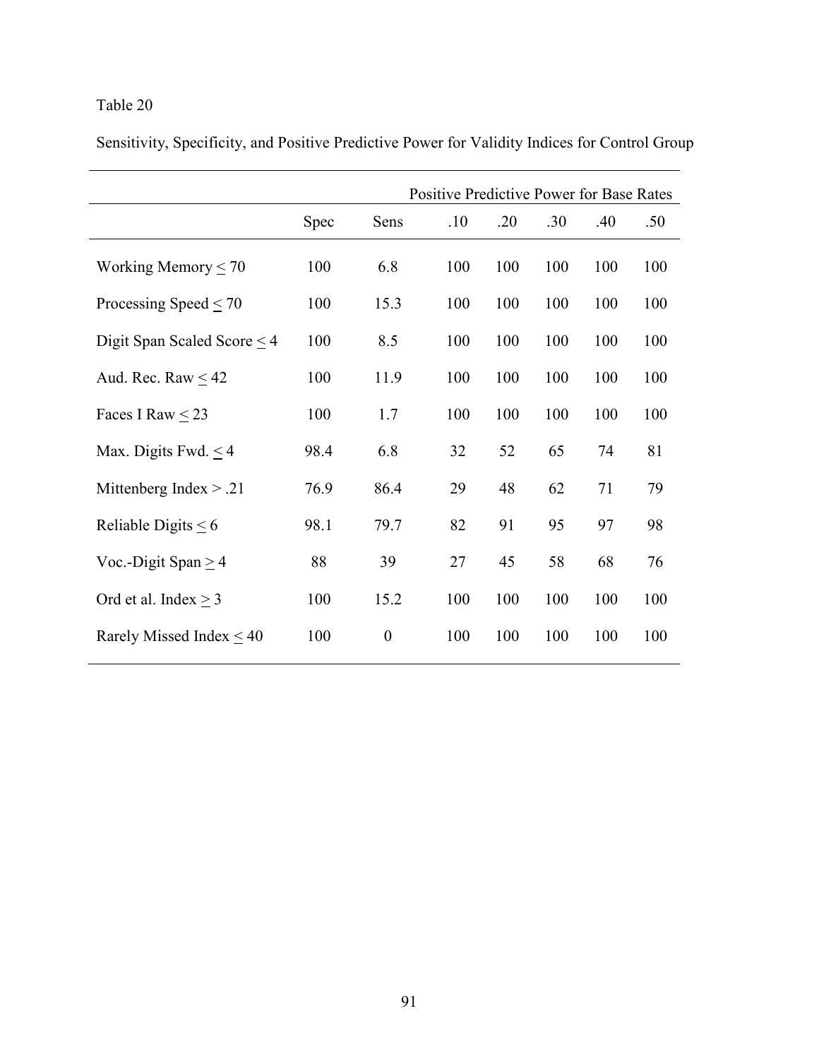Table 20

Sensitivity, Specificity, and Positive Predictive Power for Validity Indices for Control Group

| | | | Positive Predictive Power for Base Rates | | | | |
|---|---|---|---|---|---|---|---|
| | Spec | Sens | .10 | .20 | .30 | .40 | .50 |
| Working Memory ≤ 70 | 100 | 6.8 | 100 | 100 | 100 | 100 | 100 |
| Processing Speed ≤ 70 | 100 | 15.3 | 100 | 100 | 100 | 100 | 100 |
| Digit Span Scaled Score ≤ 4 | 100 | 8.5 | 100 | 100 | 100 | 100 | 100 |
| Aud. Rec. Raw ≤ 42 | 100 | 11.9 | 100 | 100 | 100 | 100 | 100 |
| Faces I Raw ≤ 23 | 100 | 1.7 | 100 | 100 | 100 | 100 | 100 |
| Max. Digits Fwd. ≤ 4 | 98.4 | 6.8 | 32 | 52 | 65 | 74 | 81 |
| Mittenberg Index > .21 | 76.9 | 86.4 | 29 | 48 | 62 | 71 | 79 |
| Reliable Digits ≤ 6 | 98.1 | 79.7 | 82 | 91 | 95 | 97 | 98 |
| Voc.-Digit Span ≥ 4 | 88 | 39 | 27 | 45 | 58 | 68 | 76 |
| Ord et al. Index ≥ 3 | 100 | 15.2 | 100 | 100 | 100 | 100 | 100 |
| Rarely Missed Index ≤ 40 | 100 | 0 | 100 | 100 | 100 | 100 | 100 |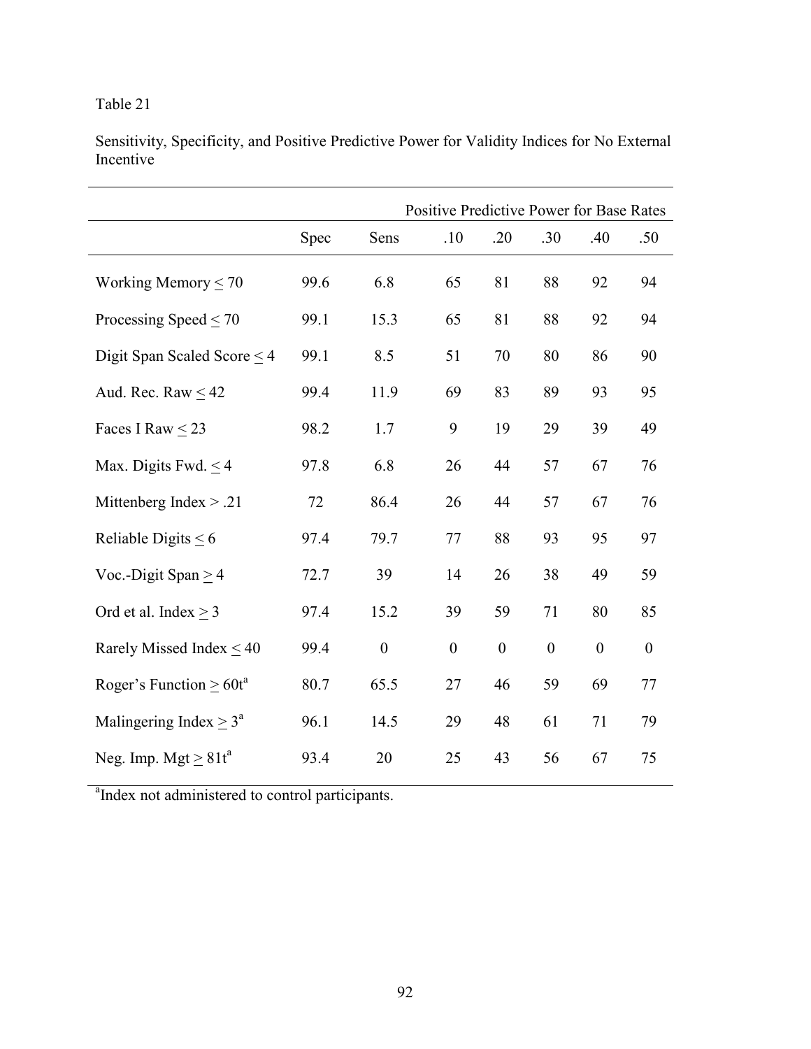Table 21

Sensitivity, Specificity, and Positive Predictive Power for Validity Indices for No External Incentive

| | | | Positive Predictive Power for Base Rates | | | | |
|---|---|---|---|---|---|---|---|
| | Spec | Sens | .10 | .20 | .30 | .40 | .50 |
| Working Memory ≤ 70 | 99.6 | 6.8 | 65 | 81 | 88 | 92 | 94 |
| Processing Speed ≤ 70 | 99.1 | 15.3 | 65 | 81 | 88 | 92 | 94 |
| Digit Span Scaled Score ≤ 4 | 99.1 | 8.5 | 51 | 70 | 80 | 86 | 90 |
| Aud. Rec. Raw ≤ 42 | 99.4 | 11.9 | 69 | 83 | 89 | 93 | 95 |
| Faces I Raw ≤ 23 | 98.2 | 1.7 | 9 | 19 | 29 | 39 | 49 |
| Max. Digits Fwd. ≤ 4 | 97.8 | 6.8 | 26 | 44 | 57 | 67 | 76 |
| Mittenberg Index > .21 | 72 | 86.4 | 26 | 44 | 57 | 67 | 76 |
| Reliable Digits ≤ 6 | 97.4 | 79.7 | 77 | 88 | 93 | 95 | 97 |
| Voc.-Digit Span ≥ 4 | 72.7 | 39 | 14 | 26 | 38 | 49 | 59 |
| Ord et al. Index ≥ 3 | 97.4 | 15.2 | 39 | 59 | 71 | 80 | 85 |
| Rarely Missed Index ≤ 40 | 99.4 | 0 | 0 | 0 | 0 | 0 | 0 |
| Roger's Function ≥ 60t[a] | 80.7 | 65.5 | 27 | 46 | 59 | 69 | 77 |
| Malingering Index ≥ 3[a] | 96.1 | 14.5 | 29 | 48 | 61 | 71 | 79 |
| Neg. Imp. Mgt ≥ 81t[a] | 93.4 | 20 | 25 | 43 | 56 | 67 | 75 |

[a]Index not administered to control participants.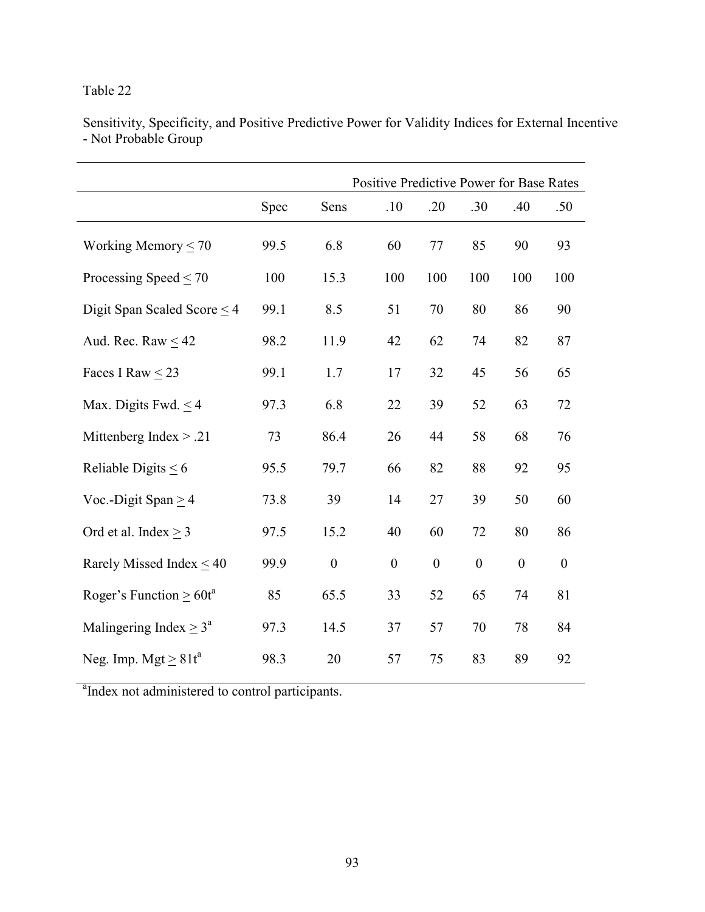Table 22

Sensitivity, Specificity, and Positive Predictive Power for Validity Indices for External Incentive - Not Probable Group

| | | | Positive Predictive Power for Base Rates | | | | |
|---|---|---|---|---|---|---|---|
| | Spec | Sens | .10 | .20 | .30 | .40 | .50 |
| Working Memory ≤ 70 | 99.5 | 6.8 | 60 | 77 | 85 | 90 | 93 |
| Processing Speed ≤ 70 | 100 | 15.3 | 100 | 100 | 100 | 100 | 100 |
| Digit Span Scaled Score ≤ 4 | 99.1 | 8.5 | 51 | 70 | 80 | 86 | 90 |
| Aud. Rec. Raw ≤ 42 | 98.2 | 11.9 | 42 | 62 | 74 | 82 | 87 |
| Faces I Raw ≤ 23 | 99.1 | 1.7 | 17 | 32 | 45 | 56 | 65 |
| Max. Digits Fwd. ≤ 4 | 97.3 | 6.8 | 22 | 39 | 52 | 63 | 72 |
| Mittenberg Index > .21 | 73 | 86.4 | 26 | 44 | 58 | 68 | 76 |
| Reliable Digits ≤ 6 | 95.5 | 79.7 | 66 | 82 | 88 | 92 | 95 |
| Voc.-Digit Span ≥ 4 | 73.8 | 39 | 14 | 27 | 39 | 50 | 60 |
| Ord et al. Index ≥ 3 | 97.5 | 15.2 | 40 | 60 | 72 | 80 | 86 |
| Rarely Missed Index ≤ 40 | 99.9 | 0 | 0 | 0 | 0 | 0 | 0 |
| Roger's Function ≥ 60t[a] | 85 | 65.5 | 33 | 52 | 65 | 74 | 81 |
| Malingering Index ≥ 3[a] | 97.3 | 14.5 | 37 | 57 | 70 | 78 | 84 |
| Neg. Imp. Mgt ≥ 81t[a] | 98.3 | 20 | 57 | 75 | 83 | 89 | 92 |

[a]Index not administered to control participants.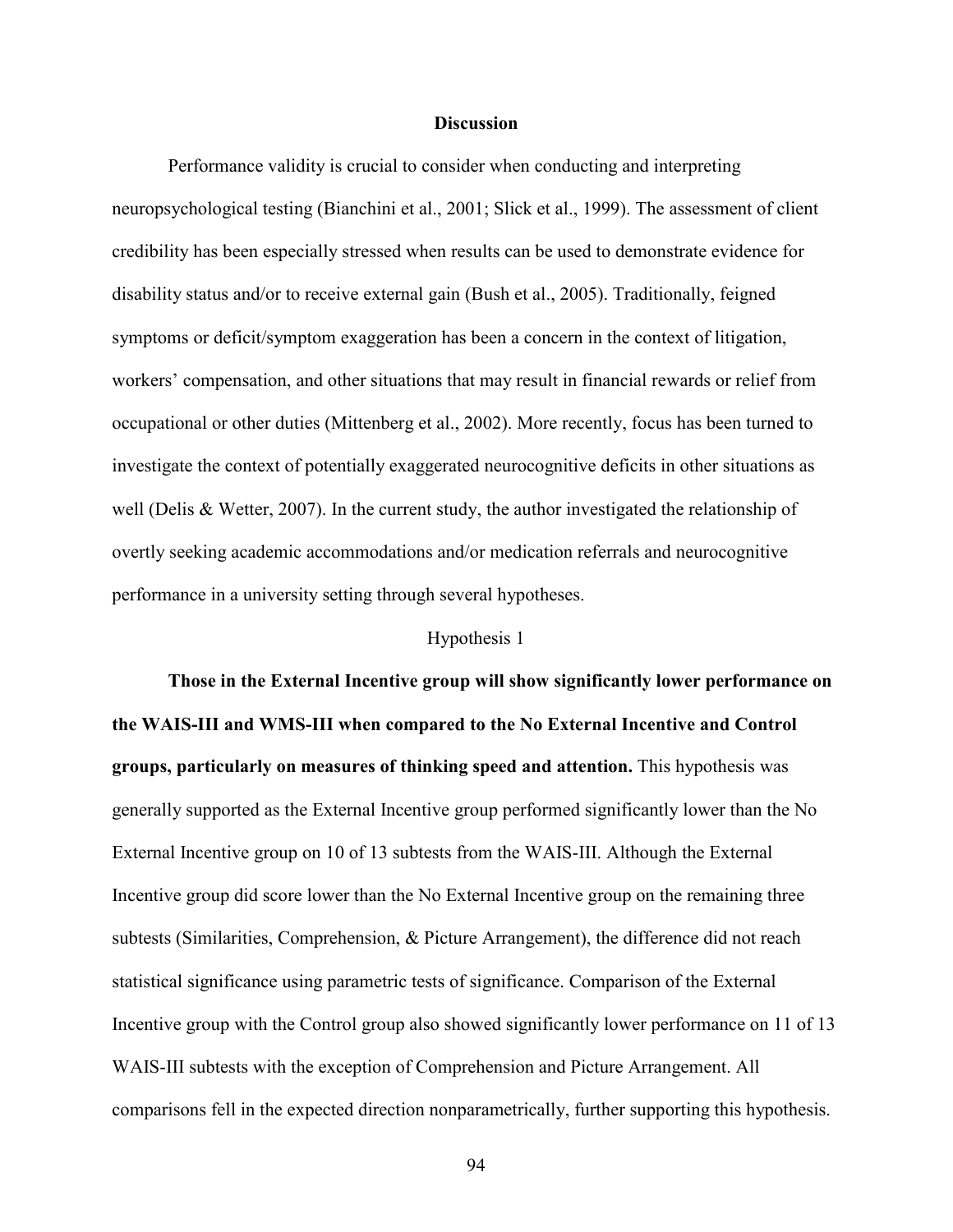## Discussion

Performance validity is crucial to consider when conducting and interpreting neuropsychological testing (Bianchini et al., 2001; Slick et al., 1999). The assessment of client credibility has been especially stressed when results can be used to demonstrate evidence for disability status and/or to receive external gain (Bush et al., 2005). Traditionally, feigned symptoms or deficit/symptom exaggeration has been a concern in the context of litigation, workers' compensation, and other situations that may result in financial rewards or relief from occupational or other duties (Mittenberg et al., 2002). More recently, focus has been turned to investigate the context of potentially exaggerated neurocognitive deficits in other situations as well (Delis & Wetter, 2007). In the current study, the author investigated the relationship of overtly seeking academic accommodations and/or medication referrals and neurocognitive performance in a university setting through several hypotheses.

### Hypothesis 1

**Those in the External Incentive group will show significantly lower performance on the WAIS-III and WMS-III when compared to the No External Incentive and Control groups, particularly on measures of thinking speed and attention.** This hypothesis was generally supported as the External Incentive group performed significantly lower than the No External Incentive group on 10 of 13 subtests from the WAIS-III. Although the External Incentive group did score lower than the No External Incentive group on the remaining three subtests (Similarities, Comprehension, & Picture Arrangement), the difference did not reach statistical significance using parametric tests of significance. Comparison of the External Incentive group with the Control group also showed significantly lower performance on 11 of 13 WAIS-III subtests with the exception of Comprehension and Picture Arrangement. All comparisons fell in the expected direction nonparametrically, further supporting this hypothesis.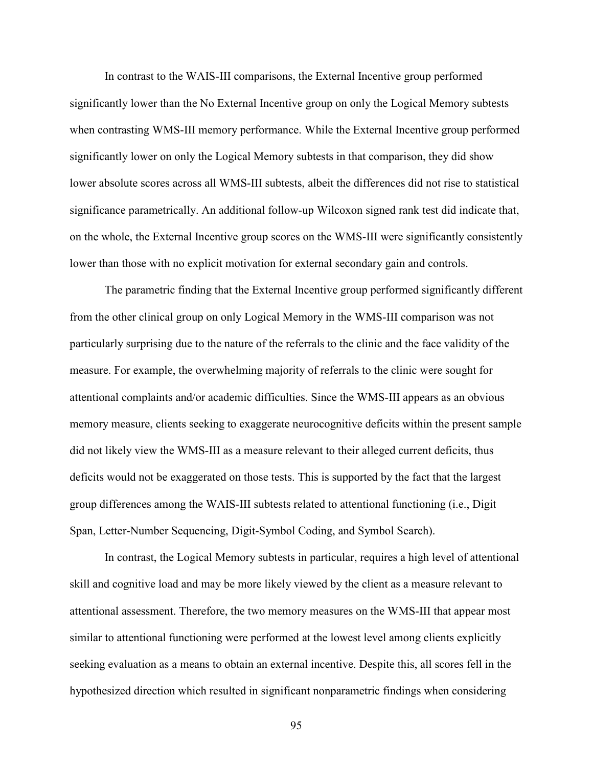In contrast to the WAIS-III comparisons, the External Incentive group performed significantly lower than the No External Incentive group on only the Logical Memory subtests when contrasting WMS-III memory performance. While the External Incentive group performed significantly lower on only the Logical Memory subtests in that comparison, they did show lower absolute scores across all WMS-III subtests, albeit the differences did not rise to statistical significance parametrically. An additional follow-up Wilcoxon signed rank test did indicate that, on the whole, the External Incentive group scores on the WMS-III were significantly consistently lower than those with no explicit motivation for external secondary gain and controls.

The parametric finding that the External Incentive group performed significantly different from the other clinical group on only Logical Memory in the WMS-III comparison was not particularly surprising due to the nature of the referrals to the clinic and the face validity of the measure. For example, the overwhelming majority of referrals to the clinic were sought for attentional complaints and/or academic difficulties. Since the WMS-III appears as an obvious memory measure, clients seeking to exaggerate neurocognitive deficits within the present sample did not likely view the WMS-III as a measure relevant to their alleged current deficits, thus deficits would not be exaggerated on those tests. This is supported by the fact that the largest group differences among the WAIS-III subtests related to attentional functioning (i.e., Digit Span, Letter-Number Sequencing, Digit-Symbol Coding, and Symbol Search).

In contrast, the Logical Memory subtests in particular, requires a high level of attentional skill and cognitive load and may be more likely viewed by the client as a measure relevant to attentional assessment. Therefore, the two memory measures on the WMS-III that appear most similar to attentional functioning were performed at the lowest level among clients explicitly seeking evaluation as a means to obtain an external incentive. Despite this, all scores fell in the hypothesized direction which resulted in significant nonparametric findings when considering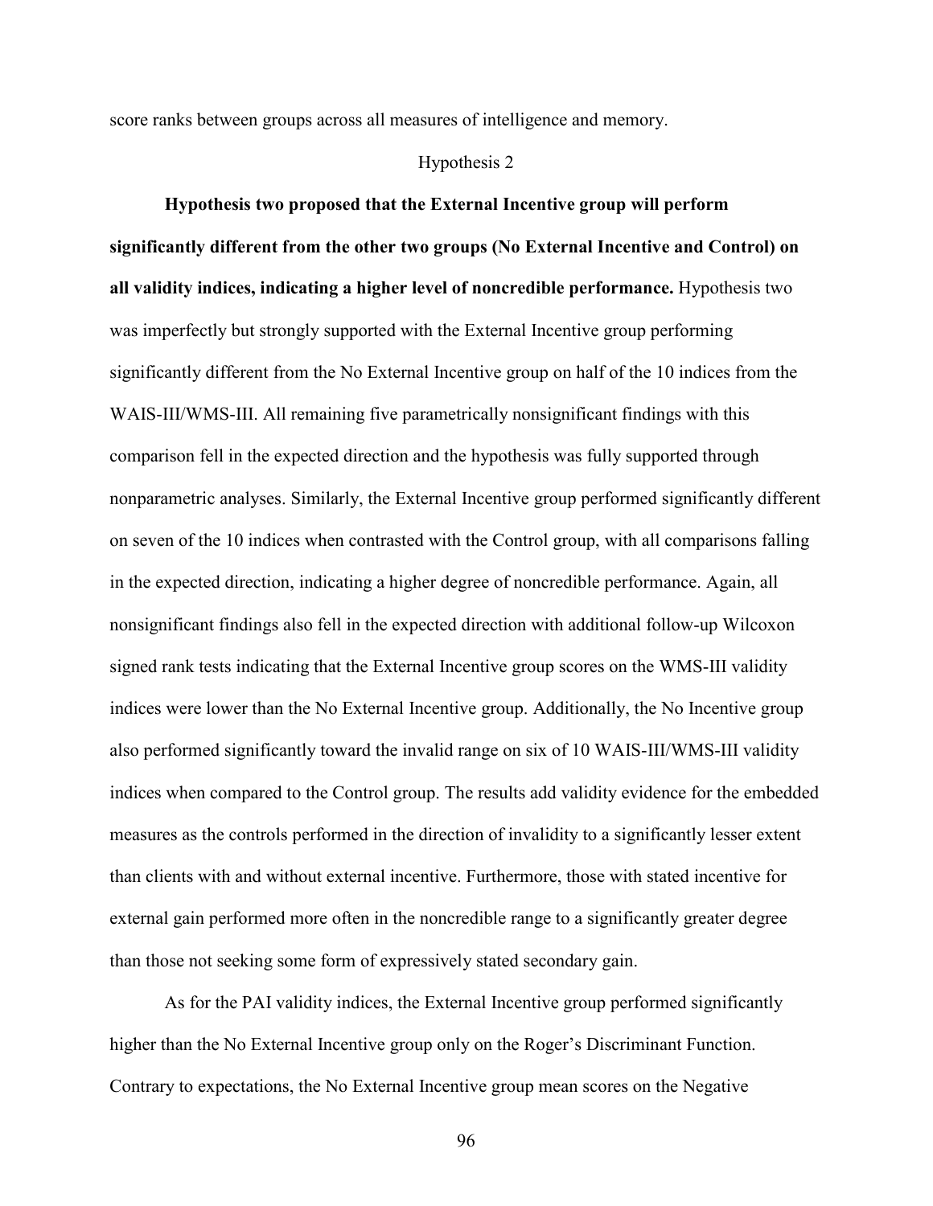score ranks between groups across all measures of intelligence and memory.

## Hypothesis 2

**Hypothesis two proposed that the External Incentive group will perform significantly different from the other two groups (No External Incentive and Control) on all validity indices, indicating a higher level of noncredible performance.** Hypothesis two was imperfectly but strongly supported with the External Incentive group performing significantly different from the No External Incentive group on half of the 10 indices from the WAIS-III/WMS-III. All remaining five parametrically nonsignificant findings with this comparison fell in the expected direction and the hypothesis was fully supported through nonparametric analyses. Similarly, the External Incentive group performed significantly different on seven of the 10 indices when contrasted with the Control group, with all comparisons falling in the expected direction, indicating a higher degree of noncredible performance. Again, all nonsignificant findings also fell in the expected direction with additional follow-up Wilcoxon signed rank tests indicating that the External Incentive group scores on the WMS-III validity indices were lower than the No External Incentive group. Additionally, the No Incentive group also performed significantly toward the invalid range on six of 10 WAIS-III/WMS-III validity indices when compared to the Control group. The results add validity evidence for the embedded measures as the controls performed in the direction of invalidity to a significantly lesser extent than clients with and without external incentive. Furthermore, those with stated incentive for external gain performed more often in the noncredible range to a significantly greater degree than those not seeking some form of expressively stated secondary gain.

As for the PAI validity indices, the External Incentive group performed significantly higher than the No External Incentive group only on the Roger's Discriminant Function. Contrary to expectations, the No External Incentive group mean scores on the Negative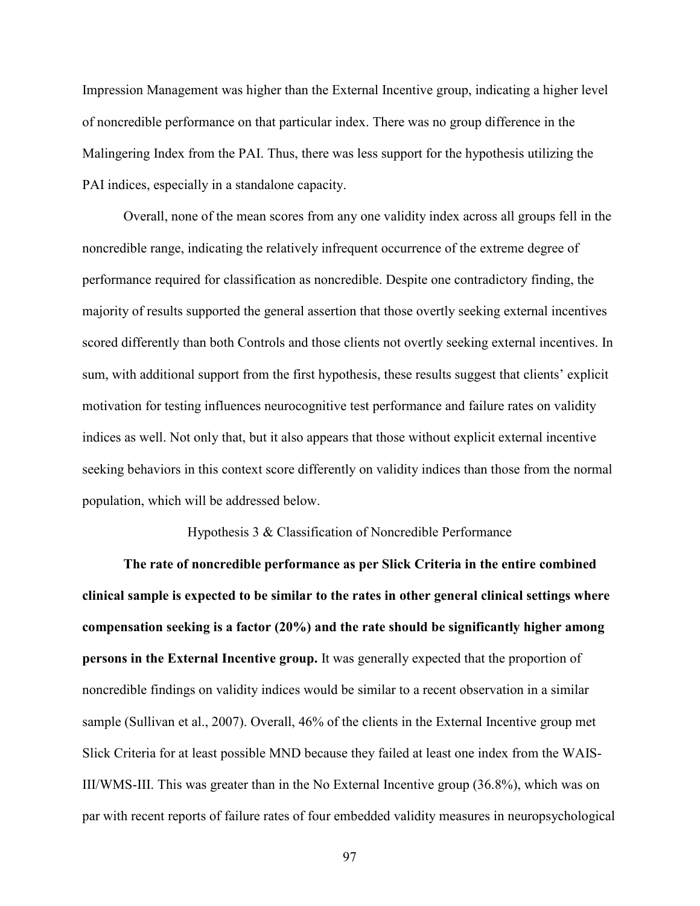Impression Management was higher than the External Incentive group, indicating a higher level of noncredible performance on that particular index. There was no group difference in the Malingering Index from the PAI. Thus, there was less support for the hypothesis utilizing the PAI indices, especially in a standalone capacity.

Overall, none of the mean scores from any one validity index across all groups fell in the noncredible range, indicating the relatively infrequent occurrence of the extreme degree of performance required for classification as noncredible. Despite one contradictory finding, the majority of results supported the general assertion that those overtly seeking external incentives scored differently than both Controls and those clients not overtly seeking external incentives. In sum, with additional support from the first hypothesis, these results suggest that clients' explicit motivation for testing influences neurocognitive test performance and failure rates on validity indices as well. Not only that, but it also appears that those without explicit external incentive seeking behaviors in this context score differently on validity indices than those from the normal population, which will be addressed below.

### Hypothesis 3 & Classification of Noncredible Performance

**The rate of noncredible performance as per Slick Criteria in the entire combined clinical sample is expected to be similar to the rates in other general clinical settings where compensation seeking is a factor (20%) and the rate should be significantly higher among persons in the External Incentive group.** It was generally expected that the proportion of noncredible findings on validity indices would be similar to a recent observation in a similar sample (Sullivan et al., 2007). Overall, 46% of the clients in the External Incentive group met Slick Criteria for at least possible MND because they failed at least one index from the WAIS-III/WMS-III. This was greater than in the No External Incentive group (36.8%), which was on par with recent reports of failure rates of four embedded validity measures in neuropsychological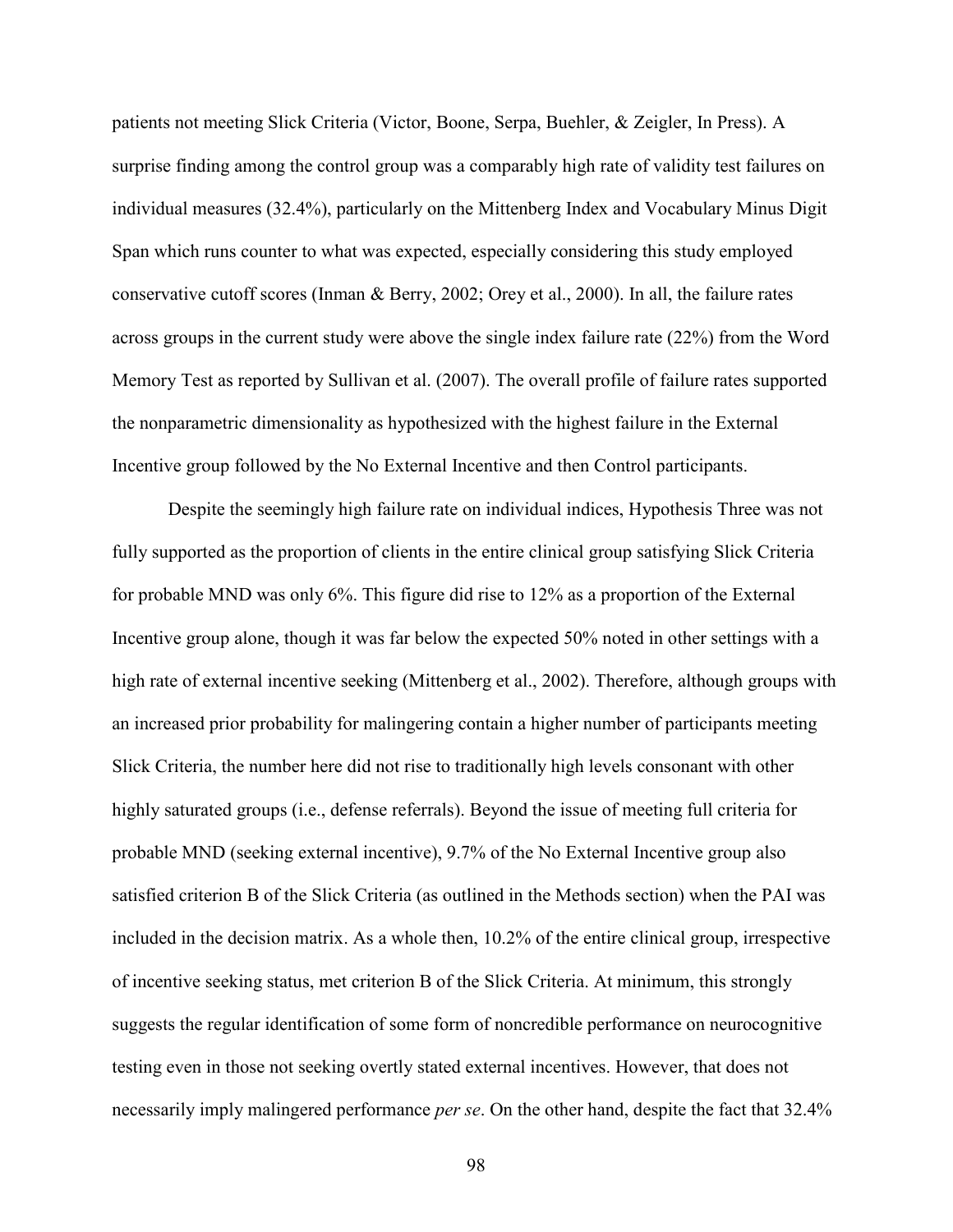patients not meeting Slick Criteria (Victor, Boone, Serpa, Buehler, & Zeigler, In Press). A surprise finding among the control group was a comparably high rate of validity test failures on individual measures (32.4%), particularly on the Mittenberg Index and Vocabulary Minus Digit Span which runs counter to what was expected, especially considering this study employed conservative cutoff scores (Inman & Berry, 2002; Orey et al., 2000). In all, the failure rates across groups in the current study were above the single index failure rate (22%) from the Word Memory Test as reported by Sullivan et al. (2007). The overall profile of failure rates supported the nonparametric dimensionality as hypothesized with the highest failure in the External Incentive group followed by the No External Incentive and then Control participants.

Despite the seemingly high failure rate on individual indices, Hypothesis Three was not fully supported as the proportion of clients in the entire clinical group satisfying Slick Criteria for probable MND was only 6%. This figure did rise to 12% as a proportion of the External Incentive group alone, though it was far below the expected 50% noted in other settings with a high rate of external incentive seeking (Mittenberg et al., 2002). Therefore, although groups with an increased prior probability for malingering contain a higher number of participants meeting Slick Criteria, the number here did not rise to traditionally high levels consonant with other highly saturated groups (i.e., defense referrals). Beyond the issue of meeting full criteria for probable MND (seeking external incentive), 9.7% of the No External Incentive group also satisfied criterion B of the Slick Criteria (as outlined in the Methods section) when the PAI was included in the decision matrix. As a whole then, 10.2% of the entire clinical group, irrespective of incentive seeking status, met criterion B of the Slick Criteria. At minimum, this strongly suggests the regular identification of some form of noncredible performance on neurocognitive testing even in those not seeking overtly stated external incentives. However, that does not necessarily imply malingered performance *per se*. On the other hand, despite the fact that 32.4%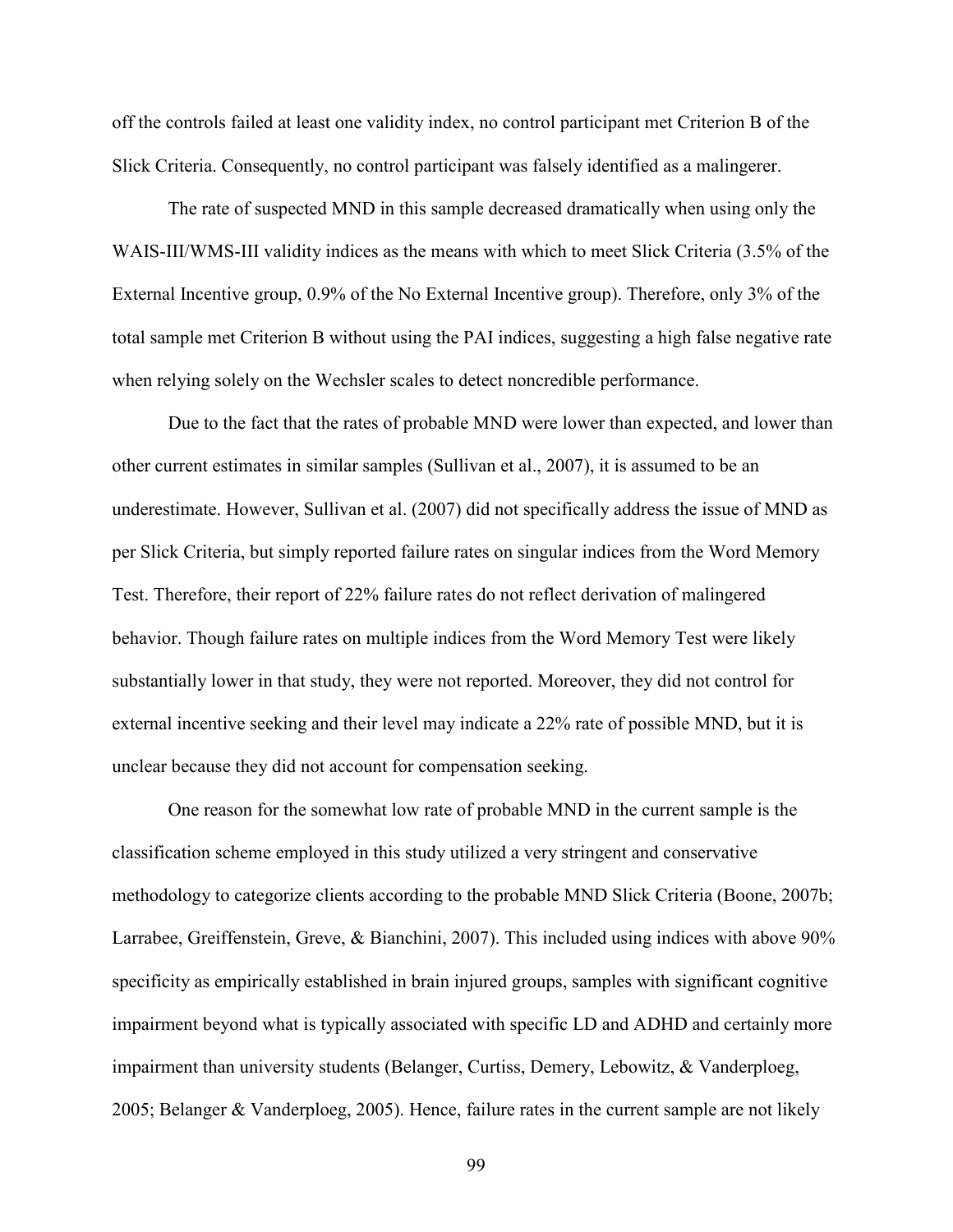off the controls failed at least one validity index, no control participant met Criterion B of the Slick Criteria. Consequently, no control participant was falsely identified as a malingerer.

The rate of suspected MND in this sample decreased dramatically when using only the WAIS-III/WMS-III validity indices as the means with which to meet Slick Criteria (3.5% of the External Incentive group, 0.9% of the No External Incentive group). Therefore, only 3% of the total sample met Criterion B without using the PAI indices, suggesting a high false negative rate when relying solely on the Wechsler scales to detect noncredible performance.

Due to the fact that the rates of probable MND were lower than expected, and lower than other current estimates in similar samples (Sullivan et al., 2007), it is assumed to be an underestimate. However, Sullivan et al. (2007) did not specifically address the issue of MND as per Slick Criteria, but simply reported failure rates on singular indices from the Word Memory Test. Therefore, their report of 22% failure rates do not reflect derivation of malingered behavior. Though failure rates on multiple indices from the Word Memory Test were likely substantially lower in that study, they were not reported. Moreover, they did not control for external incentive seeking and their level may indicate a 22% rate of possible MND, but it is unclear because they did not account for compensation seeking.

One reason for the somewhat low rate of probable MND in the current sample is the classification scheme employed in this study utilized a very stringent and conservative methodology to categorize clients according to the probable MND Slick Criteria (Boone, 2007b; Larrabee, Greiffenstein, Greve, & Bianchini, 2007). This included using indices with above 90% specificity as empirically established in brain injured groups, samples with significant cognitive impairment beyond what is typically associated with specific LD and ADHD and certainly more impairment than university students (Belanger, Curtiss, Demery, Lebowitz, & Vanderploeg, 2005; Belanger & Vanderploeg, 2005). Hence, failure rates in the current sample are not likely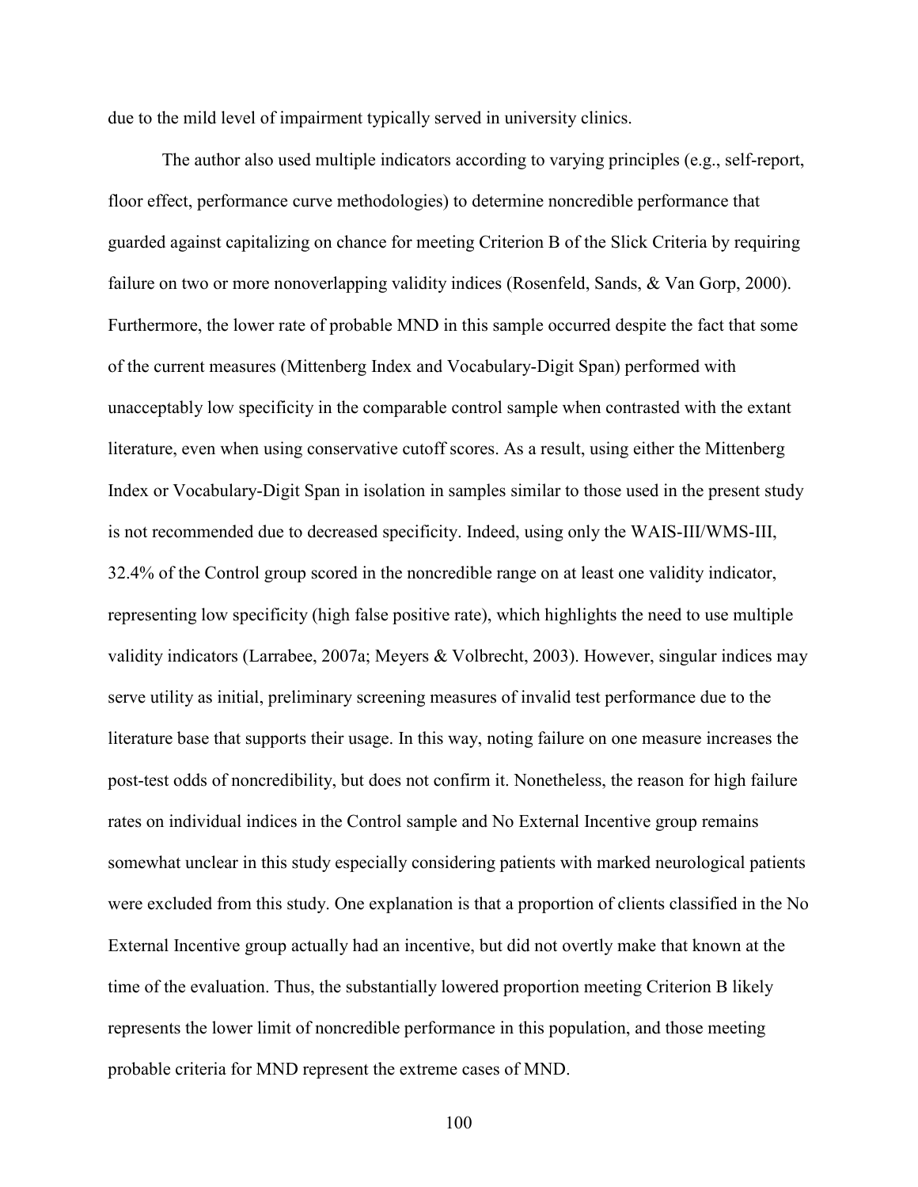due to the mild level of impairment typically served in university clinics.

The author also used multiple indicators according to varying principles (e.g., self-report, floor effect, performance curve methodologies) to determine noncredible performance that guarded against capitalizing on chance for meeting Criterion B of the Slick Criteria by requiring failure on two or more nonoverlapping validity indices (Rosenfeld, Sands, & Van Gorp, 2000). Furthermore, the lower rate of probable MND in this sample occurred despite the fact that some of the current measures (Mittenberg Index and Vocabulary-Digit Span) performed with unacceptably low specificity in the comparable control sample when contrasted with the extant literature, even when using conservative cutoff scores. As a result, using either the Mittenberg Index or Vocabulary-Digit Span in isolation in samples similar to those used in the present study is not recommended due to decreased specificity. Indeed, using only the WAIS-III/WMS-III, 32.4% of the Control group scored in the noncredible range on at least one validity indicator, representing low specificity (high false positive rate), which highlights the need to use multiple validity indicators (Larrabee, 2007a; Meyers & Volbrecht, 2003). However, singular indices may serve utility as initial, preliminary screening measures of invalid test performance due to the literature base that supports their usage. In this way, noting failure on one measure increases the post-test odds of noncredibility, but does not confirm it. Nonetheless, the reason for high failure rates on individual indices in the Control sample and No External Incentive group remains somewhat unclear in this study especially considering patients with marked neurological patients were excluded from this study. One explanation is that a proportion of clients classified in the No External Incentive group actually had an incentive, but did not overtly make that known at the time of the evaluation. Thus, the substantially lowered proportion meeting Criterion B likely represents the lower limit of noncredible performance in this population, and those meeting probable criteria for MND represent the extreme cases of MND.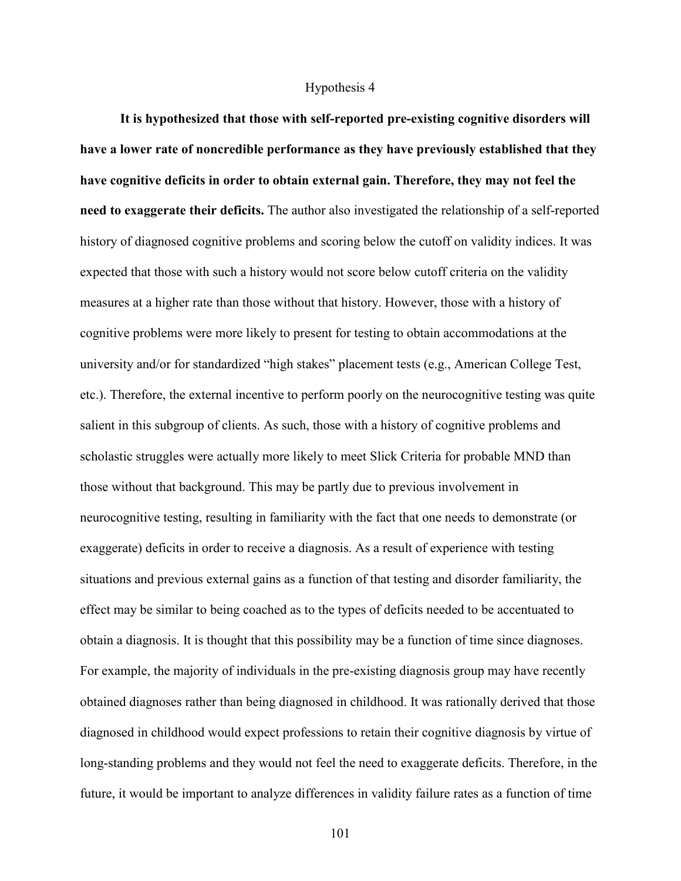Hypothesis 4

**It is hypothesized that those with self-reported pre-existing cognitive disorders will have a lower rate of noncredible performance as they have previously established that they have cognitive deficits in order to obtain external gain. Therefore, they may not feel the need to exaggerate their deficits.** The author also investigated the relationship of a self-reported history of diagnosed cognitive problems and scoring below the cutoff on validity indices. It was expected that those with such a history would not score below cutoff criteria on the validity measures at a higher rate than those without that history. However, those with a history of cognitive problems were more likely to present for testing to obtain accommodations at the university and/or for standardized "high stakes" placement tests (e.g., American College Test, etc.). Therefore, the external incentive to perform poorly on the neurocognitive testing was quite salient in this subgroup of clients. As such, those with a history of cognitive problems and scholastic struggles were actually more likely to meet Slick Criteria for probable MND than those without that background. This may be partly due to previous involvement in neurocognitive testing, resulting in familiarity with the fact that one needs to demonstrate (or exaggerate) deficits in order to receive a diagnosis. As a result of experience with testing situations and previous external gains as a function of that testing and disorder familiarity, the effect may be similar to being coached as to the types of deficits needed to be accentuated to obtain a diagnosis. It is thought that this possibility may be a function of time since diagnoses. For example, the majority of individuals in the pre-existing diagnosis group may have recently obtained diagnoses rather than being diagnosed in childhood. It was rationally derived that those diagnosed in childhood would expect professions to retain their cognitive diagnosis by virtue of long-standing problems and they would not feel the need to exaggerate deficits. Therefore, in the future, it would be important to analyze differences in validity failure rates as a function of time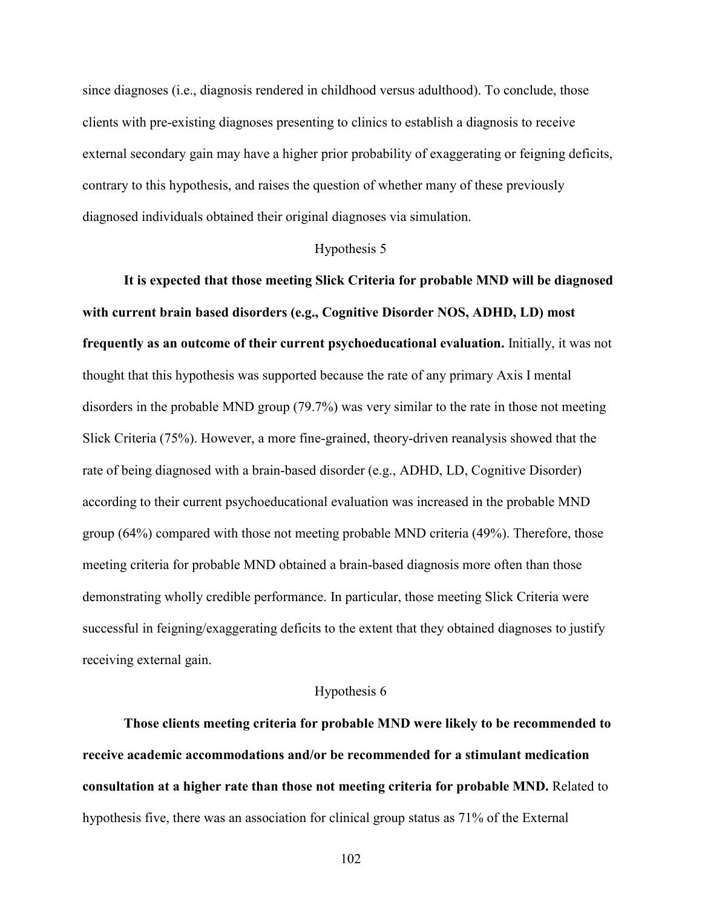since diagnoses (i.e., diagnosis rendered in childhood versus adulthood). To conclude, those clients with pre-existing diagnoses presenting to clinics to establish a diagnosis to receive external secondary gain may have a higher prior probability of exaggerating or feigning deficits, contrary to this hypothesis, and raises the question of whether many of these previously diagnosed individuals obtained their original diagnoses via simulation.

### Hypothesis 5

**It is expected that those meeting Slick Criteria for probable MND will be diagnosed with current brain based disorders (e.g., Cognitive Disorder NOS, ADHD, LD) most frequently as an outcome of their current psychoeducational evaluation.** Initially, it was not thought that this hypothesis was supported because the rate of any primary Axis I mental disorders in the probable MND group (79.7%) was very similar to the rate in those not meeting Slick Criteria (75%). However, a more fine-grained, theory-driven reanalysis showed that the rate of being diagnosed with a brain-based disorder (e.g., ADHD, LD, Cognitive Disorder) according to their current psychoeducational evaluation was increased in the probable MND group (64%) compared with those not meeting probable MND criteria (49%). Therefore, those meeting criteria for probable MND obtained a brain-based diagnosis more often than those demonstrating wholly credible performance. In particular, those meeting Slick Criteria were successful in feigning/exaggerating deficits to the extent that they obtained diagnoses to justify receiving external gain.

### Hypothesis 6

**Those clients meeting criteria for probable MND were likely to be recommended to receive academic accommodations and/or be recommended for a stimulant medication consultation at a higher rate than those not meeting criteria for probable MND.** Related to hypothesis five, there was an association for clinical group status as 71% of the External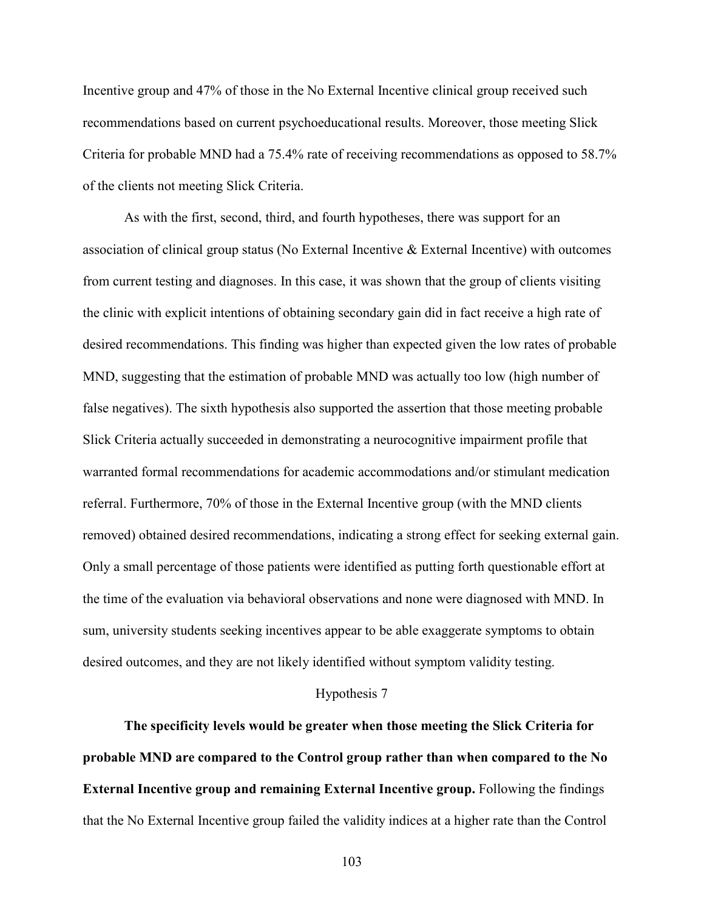Incentive group and 47% of those in the No External Incentive clinical group received such recommendations based on current psychoeducational results. Moreover, those meeting Slick Criteria for probable MND had a 75.4% rate of receiving recommendations as opposed to 58.7% of the clients not meeting Slick Criteria.

As with the first, second, third, and fourth hypotheses, there was support for an association of clinical group status (No External Incentive & External Incentive) with outcomes from current testing and diagnoses. In this case, it was shown that the group of clients visiting the clinic with explicit intentions of obtaining secondary gain did in fact receive a high rate of desired recommendations. This finding was higher than expected given the low rates of probable MND, suggesting that the estimation of probable MND was actually too low (high number of false negatives). The sixth hypothesis also supported the assertion that those meeting probable Slick Criteria actually succeeded in demonstrating a neurocognitive impairment profile that warranted formal recommendations for academic accommodations and/or stimulant medication referral. Furthermore, 70% of those in the External Incentive group (with the MND clients removed) obtained desired recommendations, indicating a strong effect for seeking external gain. Only a small percentage of those patients were identified as putting forth questionable effort at the time of the evaluation via behavioral observations and none were diagnosed with MND. In sum, university students seeking incentives appear to be able exaggerate symptoms to obtain desired outcomes, and they are not likely identified without symptom validity testing.

### Hypothesis 7

**The specificity levels would be greater when those meeting the Slick Criteria for probable MND are compared to the Control group rather than when compared to the No External Incentive group and remaining External Incentive group.** Following the findings that the No External Incentive group failed the validity indices at a higher rate than the Control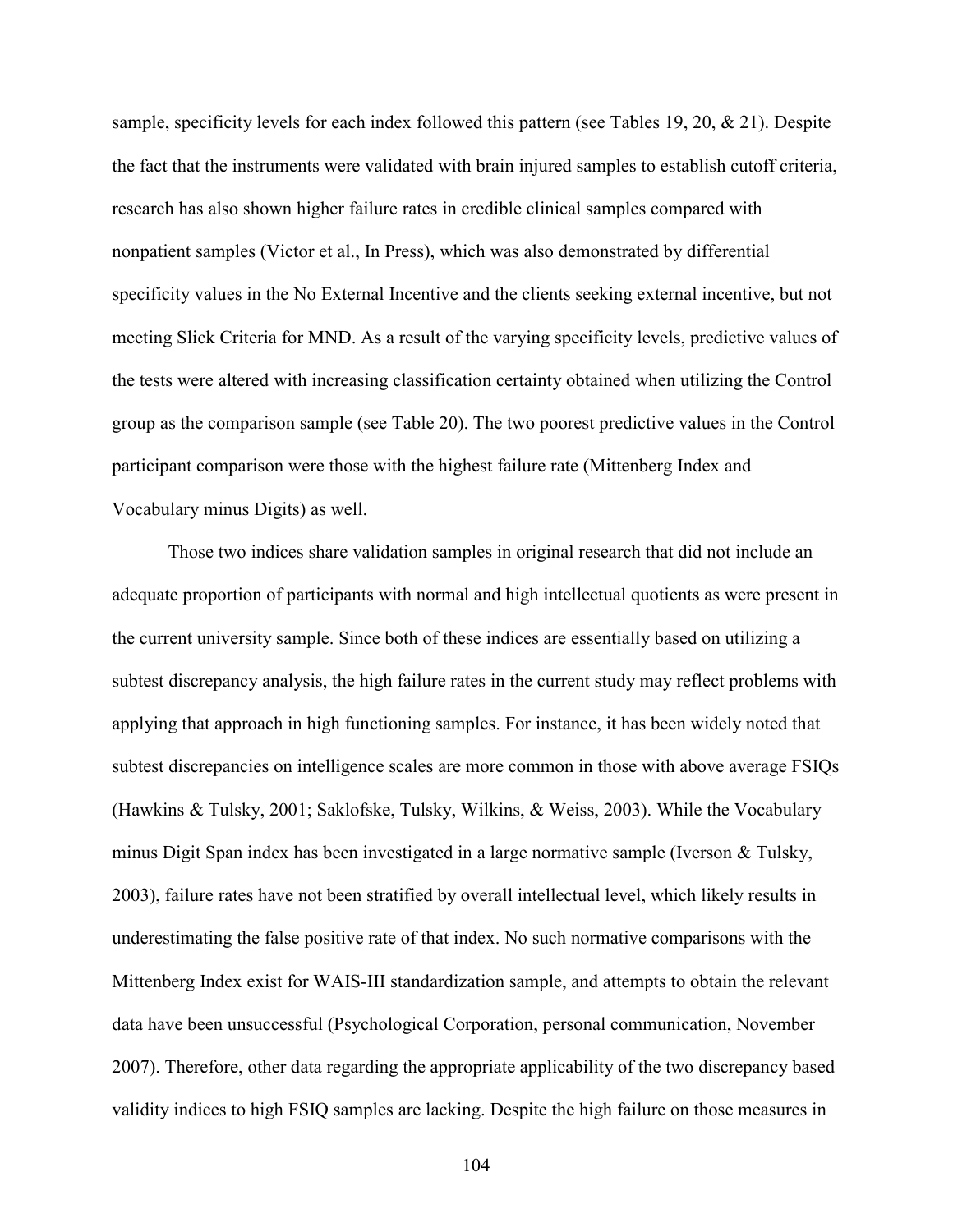sample, specificity levels for each index followed this pattern (see Tables 19, 20, & 21). Despite the fact that the instruments were validated with brain injured samples to establish cutoff criteria, research has also shown higher failure rates in credible clinical samples compared with nonpatient samples (Victor et al., In Press), which was also demonstrated by differential specificity values in the No External Incentive and the clients seeking external incentive, but not meeting Slick Criteria for MND. As a result of the varying specificity levels, predictive values of the tests were altered with increasing classification certainty obtained when utilizing the Control group as the comparison sample (see Table 20). The two poorest predictive values in the Control participant comparison were those with the highest failure rate (Mittenberg Index and Vocabulary minus Digits) as well.

Those two indices share validation samples in original research that did not include an adequate proportion of participants with normal and high intellectual quotients as were present in the current university sample. Since both of these indices are essentially based on utilizing a subtest discrepancy analysis, the high failure rates in the current study may reflect problems with applying that approach in high functioning samples. For instance, it has been widely noted that subtest discrepancies on intelligence scales are more common in those with above average FSIQs (Hawkins & Tulsky, 2001; Saklofske, Tulsky, Wilkins, & Weiss, 2003). While the Vocabulary minus Digit Span index has been investigated in a large normative sample (Iverson & Tulsky, 2003), failure rates have not been stratified by overall intellectual level, which likely results in underestimating the false positive rate of that index. No such normative comparisons with the Mittenberg Index exist for WAIS-III standardization sample, and attempts to obtain the relevant data have been unsuccessful (Psychological Corporation, personal communication, November 2007). Therefore, other data regarding the appropriate applicability of the two discrepancy based validity indices to high FSIQ samples are lacking. Despite the high failure on those measures in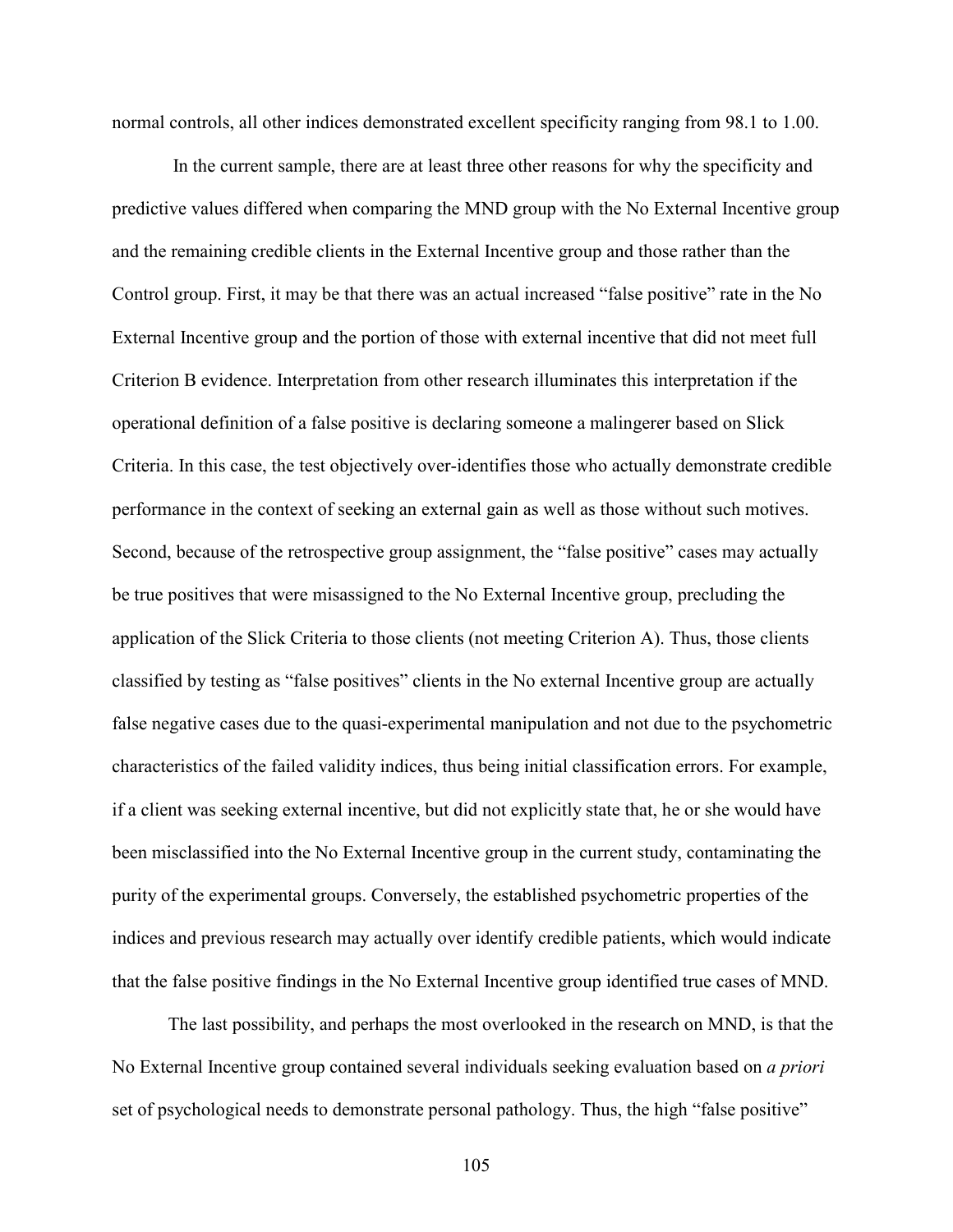normal controls, all other indices demonstrated excellent specificity ranging from 98.1 to 1.00.

In the current sample, there are at least three other reasons for why the specificity and predictive values differed when comparing the MND group with the No External Incentive group and the remaining credible clients in the External Incentive group and those rather than the Control group. First, it may be that there was an actual increased "false positive" rate in the No External Incentive group and the portion of those with external incentive that did not meet full Criterion B evidence. Interpretation from other research illuminates this interpretation if the operational definition of a false positive is declaring someone a malingerer based on Slick Criteria. In this case, the test objectively over-identifies those who actually demonstrate credible performance in the context of seeking an external gain as well as those without such motives. Second, because of the retrospective group assignment, the "false positive" cases may actually be true positives that were misassigned to the No External Incentive group, precluding the application of the Slick Criteria to those clients (not meeting Criterion A). Thus, those clients classified by testing as "false positives" clients in the No external Incentive group are actually false negative cases due to the quasi-experimental manipulation and not due to the psychometric characteristics of the failed validity indices, thus being initial classification errors. For example, if a client was seeking external incentive, but did not explicitly state that, he or she would have been misclassified into the No External Incentive group in the current study, contaminating the purity of the experimental groups. Conversely, the established psychometric properties of the indices and previous research may actually over identify credible patients, which would indicate that the false positive findings in the No External Incentive group identified true cases of MND.

The last possibility, and perhaps the most overlooked in the research on MND, is that the No External Incentive group contained several individuals seeking evaluation based on *a priori* set of psychological needs to demonstrate personal pathology. Thus, the high "false positive"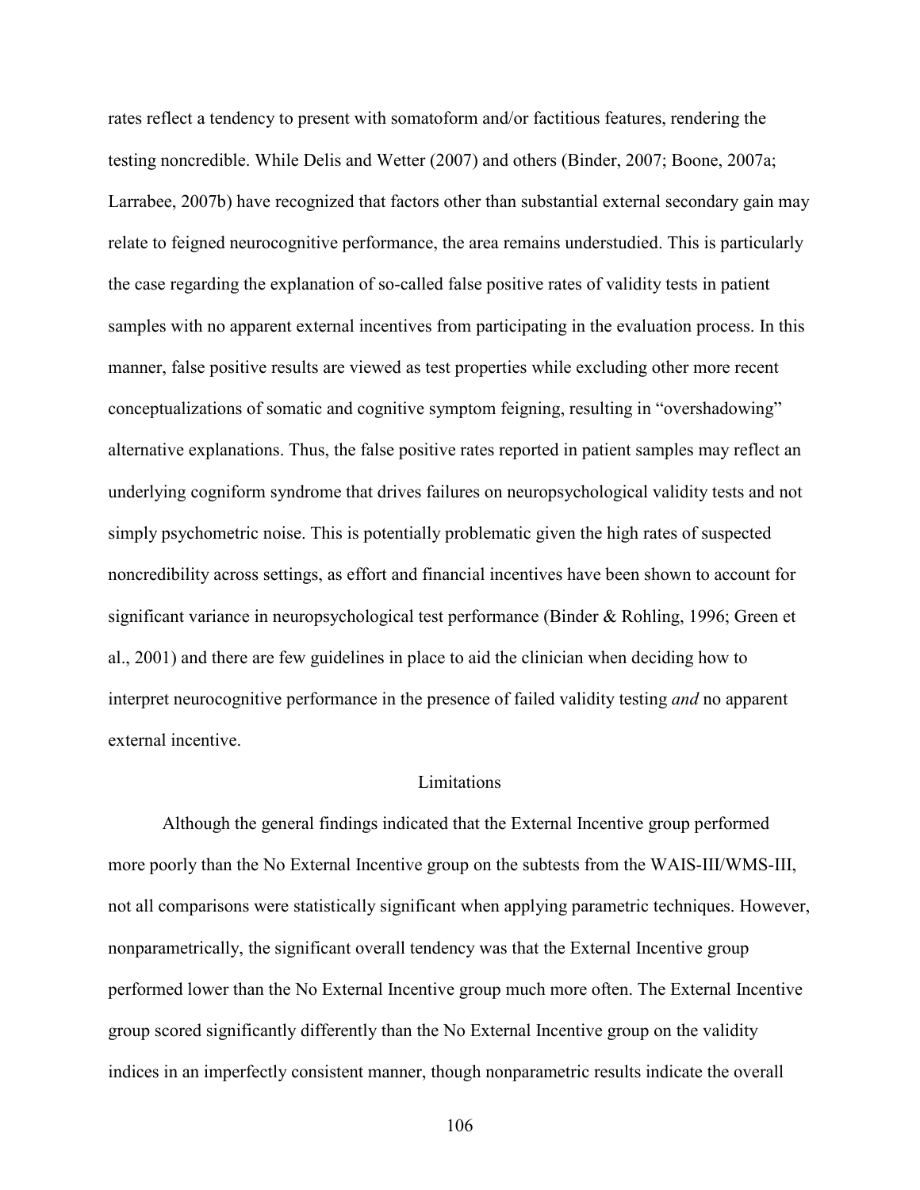rates reflect a tendency to present with somatoform and/or factitious features, rendering the testing noncredible. While Delis and Wetter (2007) and others (Binder, 2007; Boone, 2007a; Larrabee, 2007b) have recognized that factors other than substantial external secondary gain may relate to feigned neurocognitive performance, the area remains understudied. This is particularly the case regarding the explanation of so-called false positive rates of validity tests in patient samples with no apparent external incentives from participating in the evaluation process. In this manner, false positive results are viewed as test properties while excluding other more recent conceptualizations of somatic and cognitive symptom feigning, resulting in "overshadowing" alternative explanations. Thus, the false positive rates reported in patient samples may reflect an underlying cogniform syndrome that drives failures on neuropsychological validity tests and not simply psychometric noise. This is potentially problematic given the high rates of suspected noncredibility across settings, as effort and financial incentives have been shown to account for significant variance in neuropsychological test performance (Binder & Rohling, 1996; Green et al., 2001) and there are few guidelines in place to aid the clinician when deciding how to interpret neurocognitive performance in the presence of failed validity testing *and* no apparent external incentive.

## Limitations

Although the general findings indicated that the External Incentive group performed more poorly than the No External Incentive group on the subtests from the WAIS-III/WMS-III, not all comparisons were statistically significant when applying parametric techniques. However, nonparametrically, the significant overall tendency was that the External Incentive group performed lower than the No External Incentive group much more often. The External Incentive group scored significantly differently than the No External Incentive group on the validity indices in an imperfectly consistent manner, though nonparametric results indicate the overall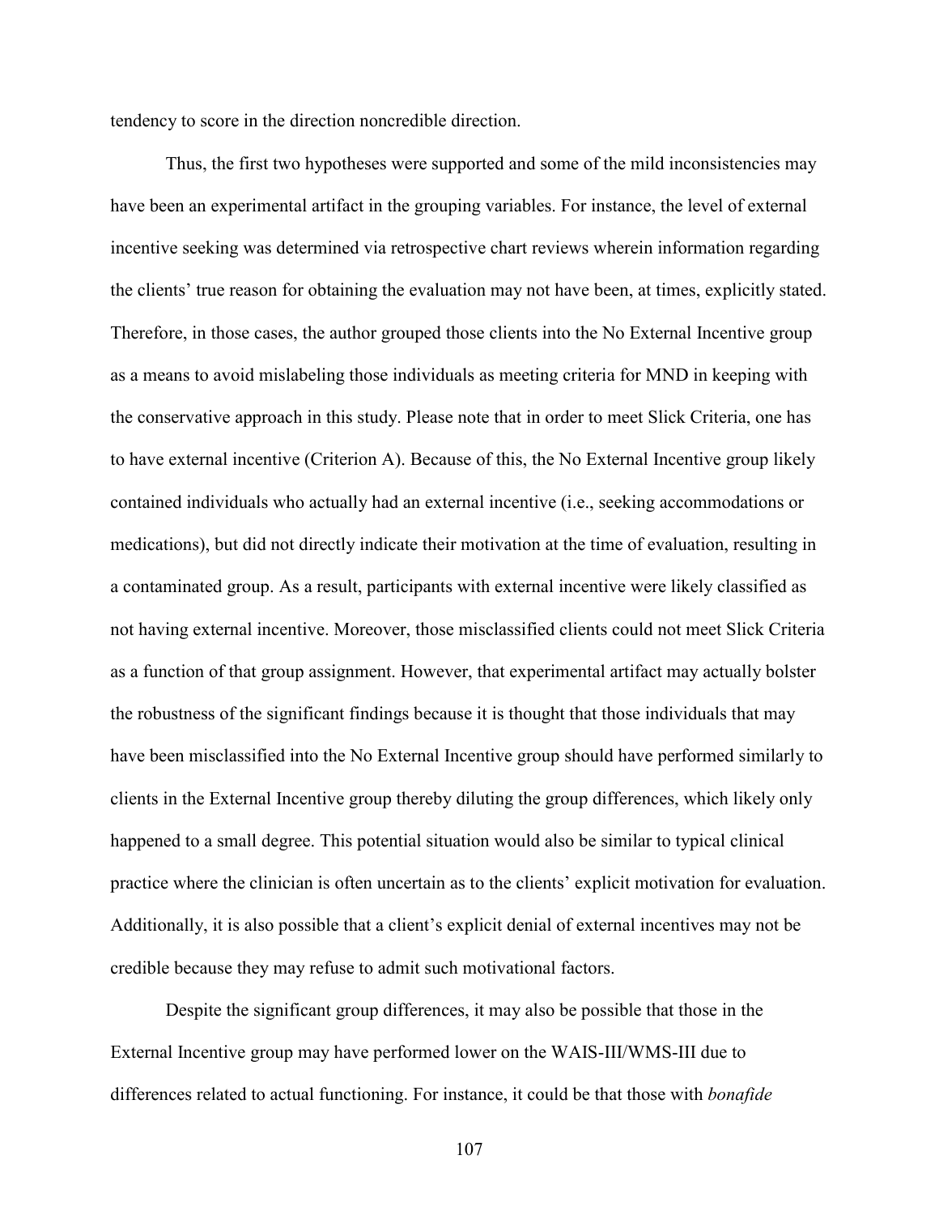tendency to score in the direction noncredible direction.

Thus, the first two hypotheses were supported and some of the mild inconsistencies may have been an experimental artifact in the grouping variables. For instance, the level of external incentive seeking was determined via retrospective chart reviews wherein information regarding the clients' true reason for obtaining the evaluation may not have been, at times, explicitly stated. Therefore, in those cases, the author grouped those clients into the No External Incentive group as a means to avoid mislabeling those individuals as meeting criteria for MND in keeping with the conservative approach in this study. Please note that in order to meet Slick Criteria, one has to have external incentive (Criterion A). Because of this, the No External Incentive group likely contained individuals who actually had an external incentive (i.e., seeking accommodations or medications), but did not directly indicate their motivation at the time of evaluation, resulting in a contaminated group. As a result, participants with external incentive were likely classified as not having external incentive. Moreover, those misclassified clients could not meet Slick Criteria as a function of that group assignment. However, that experimental artifact may actually bolster the robustness of the significant findings because it is thought that those individuals that may have been misclassified into the No External Incentive group should have performed similarly to clients in the External Incentive group thereby diluting the group differences, which likely only happened to a small degree. This potential situation would also be similar to typical clinical practice where the clinician is often uncertain as to the clients' explicit motivation for evaluation. Additionally, it is also possible that a client's explicit denial of external incentives may not be credible because they may refuse to admit such motivational factors.

Despite the significant group differences, it may also be possible that those in the External Incentive group may have performed lower on the WAIS-III/WMS-III due to differences related to actual functioning. For instance, it could be that those with *bonafide*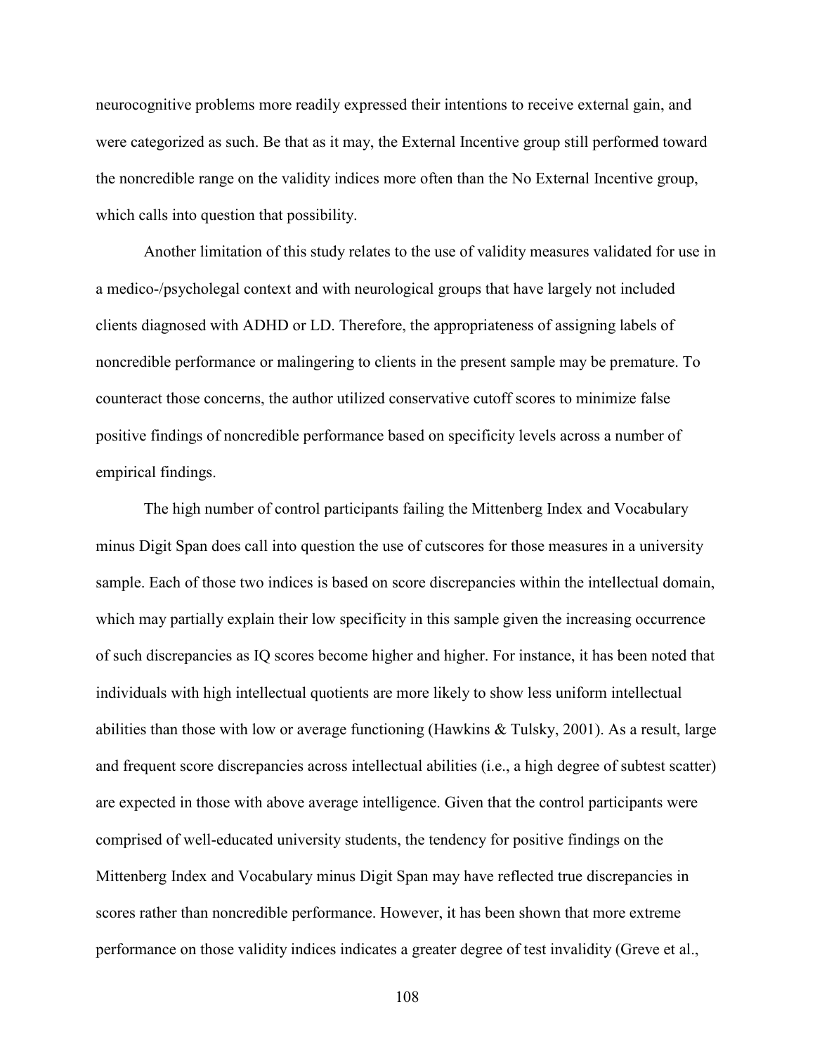neurocognitive problems more readily expressed their intentions to receive external gain, and were categorized as such. Be that as it may, the External Incentive group still performed toward the noncredible range on the validity indices more often than the No External Incentive group, which calls into question that possibility.

Another limitation of this study relates to the use of validity measures validated for use in a medico-/psycholegal context and with neurological groups that have largely not included clients diagnosed with ADHD or LD. Therefore, the appropriateness of assigning labels of noncredible performance or malingering to clients in the present sample may be premature. To counteract those concerns, the author utilized conservative cutoff scores to minimize false positive findings of noncredible performance based on specificity levels across a number of empirical findings.

The high number of control participants failing the Mittenberg Index and Vocabulary minus Digit Span does call into question the use of cutscores for those measures in a university sample. Each of those two indices is based on score discrepancies within the intellectual domain, which may partially explain their low specificity in this sample given the increasing occurrence of such discrepancies as IQ scores become higher and higher. For instance, it has been noted that individuals with high intellectual quotients are more likely to show less uniform intellectual abilities than those with low or average functioning (Hawkins & Tulsky, 2001). As a result, large and frequent score discrepancies across intellectual abilities (i.e., a high degree of subtest scatter) are expected in those with above average intelligence. Given that the control participants were comprised of well-educated university students, the tendency for positive findings on the Mittenberg Index and Vocabulary minus Digit Span may have reflected true discrepancies in scores rather than noncredible performance. However, it has been shown that more extreme performance on those validity indices indicates a greater degree of test invalidity (Greve et al.,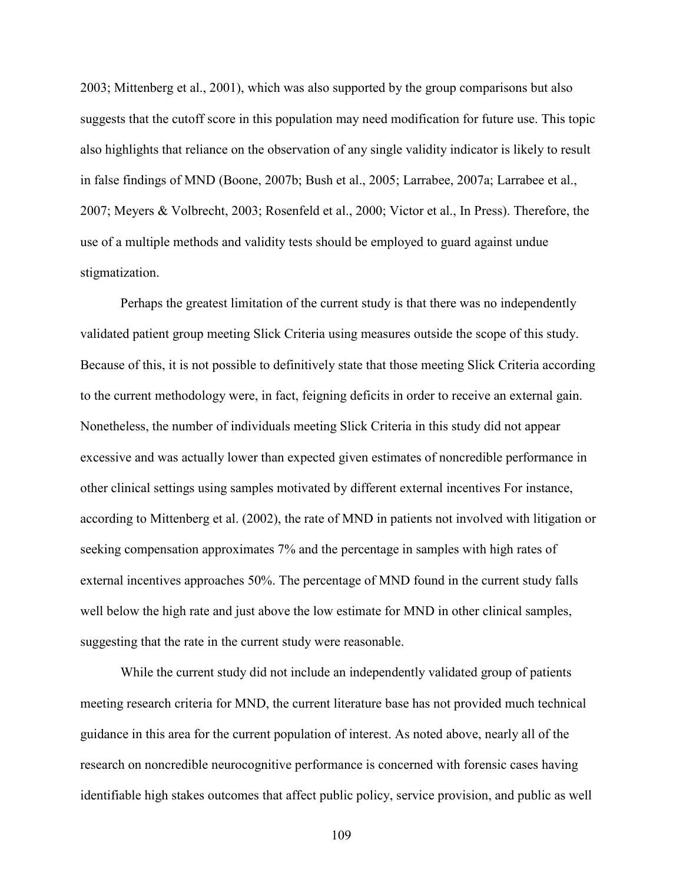2003; Mittenberg et al., 2001), which was also supported by the group comparisons but also suggests that the cutoff score in this population may need modification for future use. This topic also highlights that reliance on the observation of any single validity indicator is likely to result in false findings of MND (Boone, 2007b; Bush et al., 2005; Larrabee, 2007a; Larrabee et al., 2007; Meyers & Volbrecht, 2003; Rosenfeld et al., 2000; Victor et al., In Press). Therefore, the use of a multiple methods and validity tests should be employed to guard against undue stigmatization.

Perhaps the greatest limitation of the current study is that there was no independently validated patient group meeting Slick Criteria using measures outside the scope of this study. Because of this, it is not possible to definitively state that those meeting Slick Criteria according to the current methodology were, in fact, feigning deficits in order to receive an external gain. Nonetheless, the number of individuals meeting Slick Criteria in this study did not appear excessive and was actually lower than expected given estimates of noncredible performance in other clinical settings using samples motivated by different external incentives For instance, according to Mittenberg et al. (2002), the rate of MND in patients not involved with litigation or seeking compensation approximates 7% and the percentage in samples with high rates of external incentives approaches 50%. The percentage of MND found in the current study falls well below the high rate and just above the low estimate for MND in other clinical samples, suggesting that the rate in the current study were reasonable.

While the current study did not include an independently validated group of patients meeting research criteria for MND, the current literature base has not provided much technical guidance in this area for the current population of interest. As noted above, nearly all of the research on noncredible neurocognitive performance is concerned with forensic cases having identifiable high stakes outcomes that affect public policy, service provision, and public as well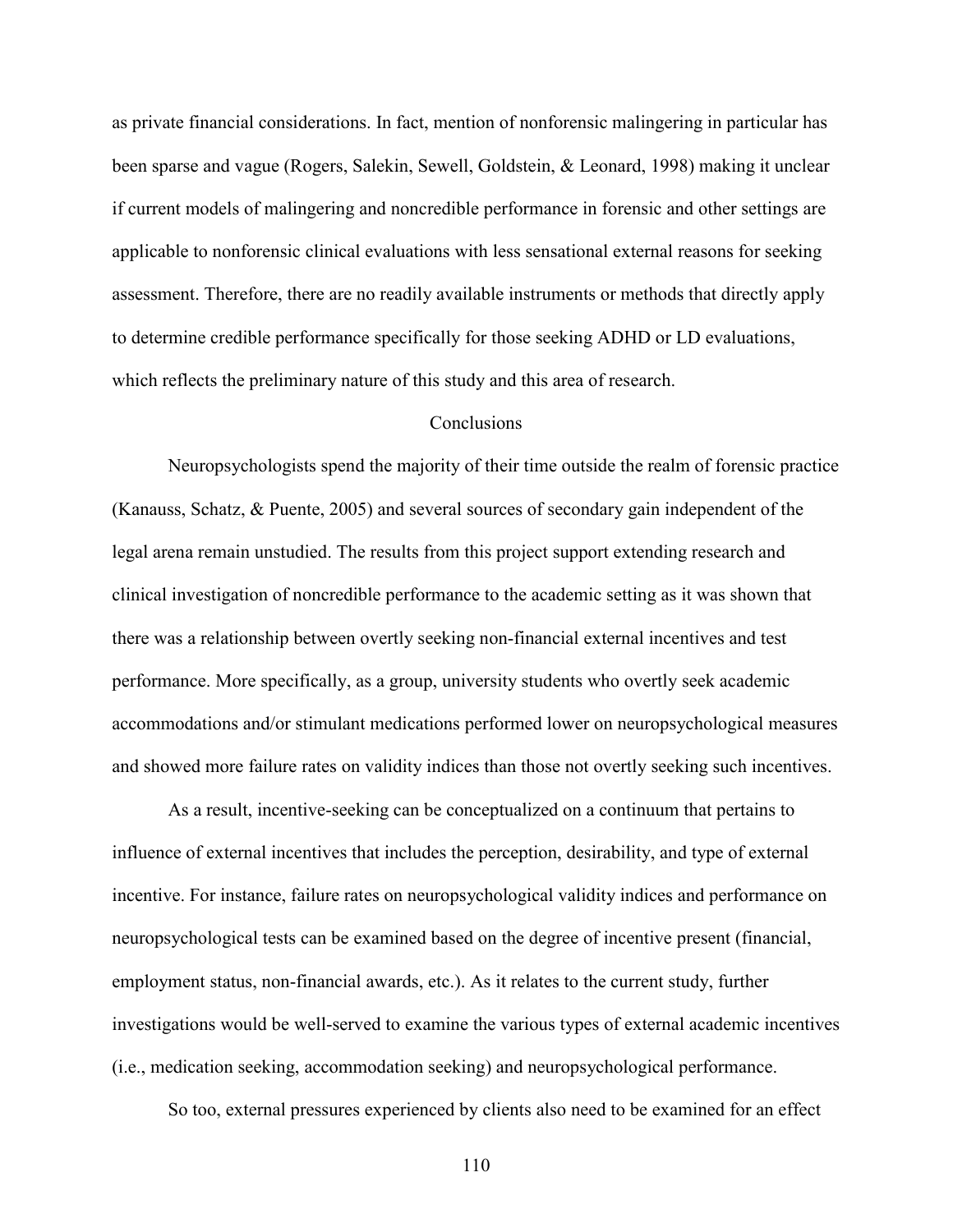as private financial considerations. In fact, mention of nonforensic malingering in particular has been sparse and vague (Rogers, Salekin, Sewell, Goldstein, & Leonard, 1998) making it unclear if current models of malingering and noncredible performance in forensic and other settings are applicable to nonforensic clinical evaluations with less sensational external reasons for seeking assessment. Therefore, there are no readily available instruments or methods that directly apply to determine credible performance specifically for those seeking ADHD or LD evaluations, which reflects the preliminary nature of this study and this area of research.

## Conclusions

Neuropsychologists spend the majority of their time outside the realm of forensic practice (Kanauss, Schatz, & Puente, 2005) and several sources of secondary gain independent of the legal arena remain unstudied. The results from this project support extending research and clinical investigation of noncredible performance to the academic setting as it was shown that there was a relationship between overtly seeking non-financial external incentives and test performance. More specifically, as a group, university students who overtly seek academic accommodations and/or stimulant medications performed lower on neuropsychological measures and showed more failure rates on validity indices than those not overtly seeking such incentives.

As a result, incentive-seeking can be conceptualized on a continuum that pertains to influence of external incentives that includes the perception, desirability, and type of external incentive. For instance, failure rates on neuropsychological validity indices and performance on neuropsychological tests can be examined based on the degree of incentive present (financial, employment status, non-financial awards, etc.). As it relates to the current study, further investigations would be well-served to examine the various types of external academic incentives (i.e., medication seeking, accommodation seeking) and neuropsychological performance.

So too, external pressures experienced by clients also need to be examined for an effect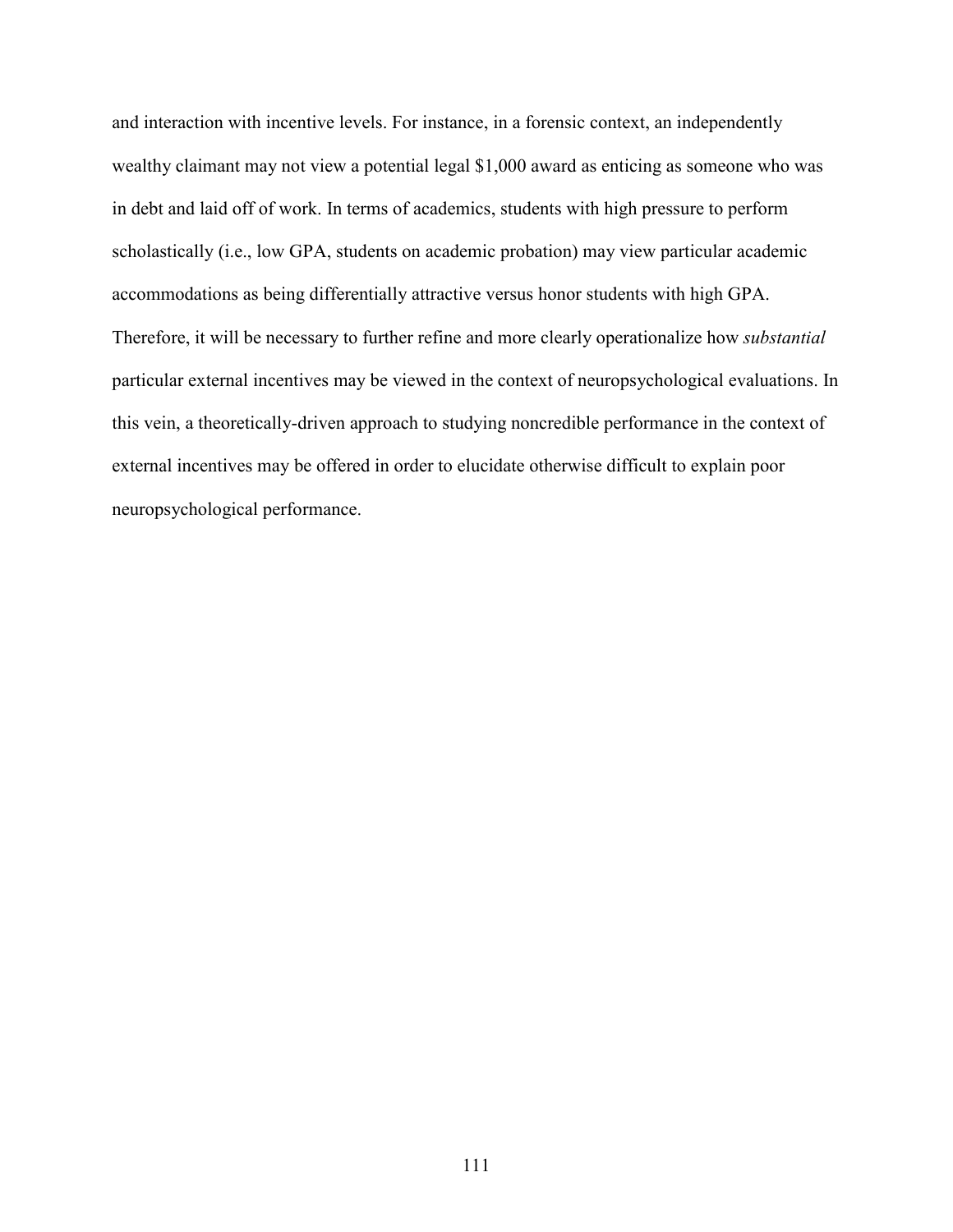and interaction with incentive levels. For instance, in a forensic context, an independently wealthy claimant may not view a potential legal $1,000 award as enticing as someone who was in debt and laid off of work. In terms of academics, students with high pressure to perform scholastically (i.e., low GPA, students on academic probation) may view particular academic accommodations as being differentially attractive versus honor students with high GPA. Therefore, it will be necessary to further refine and more clearly operationalize how *substantial* particular external incentives may be viewed in the context of neuropsychological evaluations. In this vein, a theoretically-driven approach to studying noncredible performance in the context of external incentives may be offered in order to elucidate otherwise difficult to explain poor neuropsychological performance.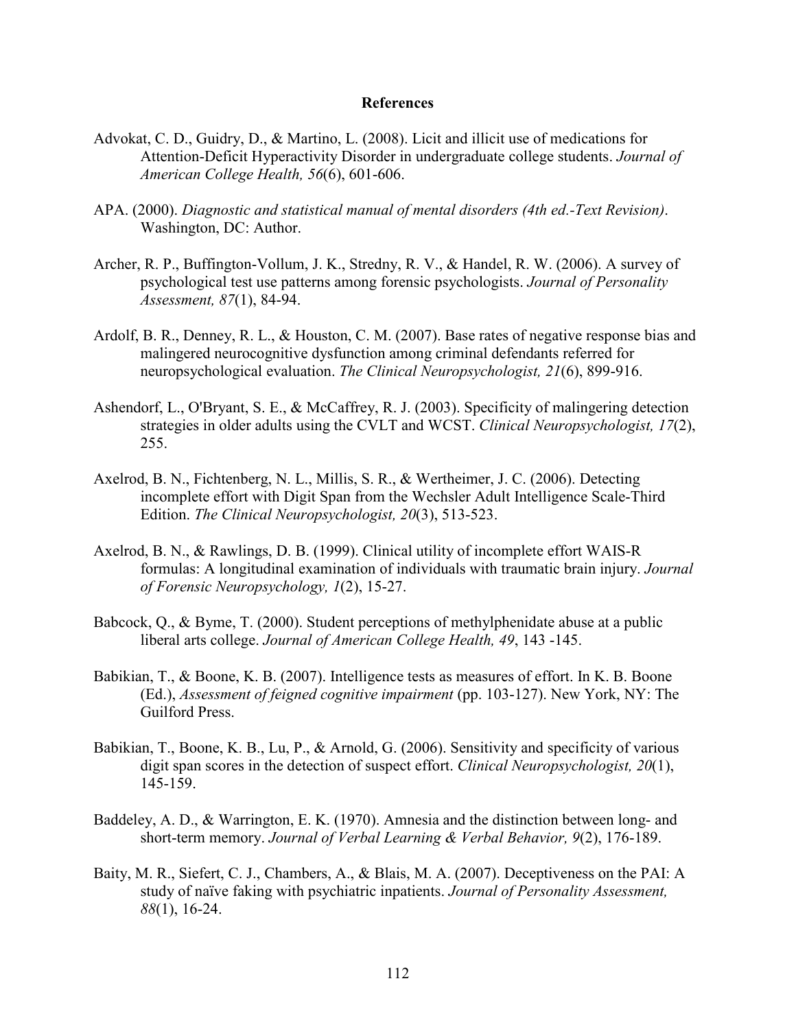# References

Advokat, C. D., Guidry, D., & Martino, L. (2008). Licit and illicit use of medications for Attention-Deficit Hyperactivity Disorder in undergraduate college students. *Journal of American College Health, 56*(6), 601-606.

APA. (2000). *Diagnostic and statistical manual of mental disorders (4th ed.-Text Revision)*. Washington, DC: Author.

Archer, R. P., Buffington-Vollum, J. K., Stredny, R. V., & Handel, R. W. (2006). A survey of psychological test use patterns among forensic psychologists. *Journal of Personality Assessment, 87*(1), 84-94.

Ardolf, B. R., Denney, R. L., & Houston, C. M. (2007). Base rates of negative response bias and malingered neurocognitive dysfunction among criminal defendants referred for neuropsychological evaluation. *The Clinical Neuropsychologist, 21*(6), 899-916.

Ashendorf, L., O'Bryant, S. E., & McCaffrey, R. J. (2003). Specificity of malingering detection strategies in older adults using the CVLT and WCST. *Clinical Neuropsychologist, 17*(2), 255.

Axelrod, B. N., Fichtenberg, N. L., Millis, S. R., & Wertheimer, J. C. (2006). Detecting incomplete effort with Digit Span from the Wechsler Adult Intelligence Scale-Third Edition. *The Clinical Neuropsychologist, 20*(3), 513-523.

Axelrod, B. N., & Rawlings, D. B. (1999). Clinical utility of incomplete effort WAIS-R formulas: A longitudinal examination of individuals with traumatic brain injury. *Journal of Forensic Neuropsychology, 1*(2), 15-27.

Babcock, Q., & Byme, T. (2000). Student perceptions of methylphenidate abuse at a public liberal arts college. *Journal of American College Health, 49*, 143 -145.

Babikian, T., & Boone, K. B. (2007). Intelligence tests as measures of effort. In K. B. Boone (Ed.), *Assessment of feigned cognitive impairment* (pp. 103-127). New York, NY: The Guilford Press.

Babikian, T., Boone, K. B., Lu, P., & Arnold, G. (2006). Sensitivity and specificity of various digit span scores in the detection of suspect effort. *Clinical Neuropsychologist, 20*(1), 145-159.

Baddeley, A. D., & Warrington, E. K. (1970). Amnesia and the distinction between long- and short-term memory. *Journal of Verbal Learning & Verbal Behavior, 9*(2), 176-189.

Baity, M. R., Siefert, C. J., Chambers, A., & Blais, M. A. (2007). Deceptiveness on the PAI: A study of naïve faking with psychiatric inpatients. *Journal of Personality Assessment, 88*(1), 16-24.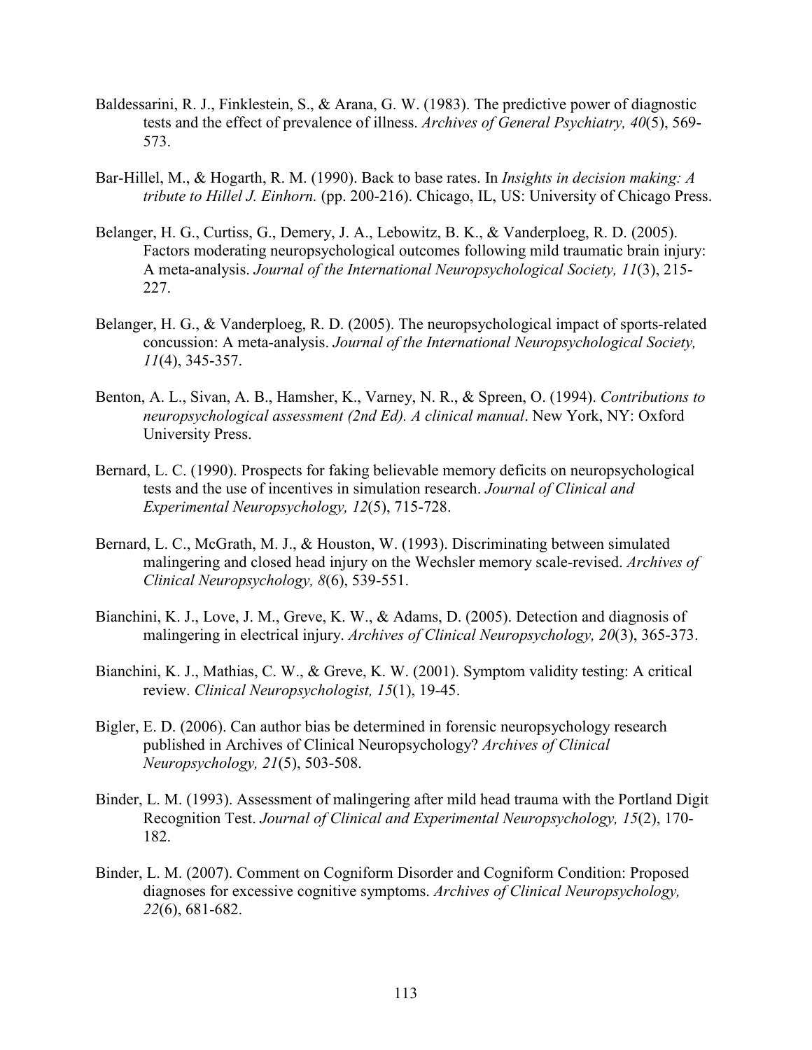Baldessarini, R. J., Finklestein, S., & Arana, G. W. (1983). The predictive power of diagnostic tests and the effect of prevalence of illness. *Archives of General Psychiatry, 40*(5), 569-573.

Bar-Hillel, M., & Hogarth, R. M. (1990). Back to base rates. In *Insights in decision making: A tribute to Hillel J. Einhorn.* (pp. 200-216). Chicago, IL, US: University of Chicago Press.

Belanger, H. G., Curtiss, G., Demery, J. A., Lebowitz, B. K., & Vanderploeg, R. D. (2005). Factors moderating neuropsychological outcomes following mild traumatic brain injury: A meta-analysis. *Journal of the International Neuropsychological Society, 11*(3), 215-227.

Belanger, H. G., & Vanderploeg, R. D. (2005). The neuropsychological impact of sports-related concussion: A meta-analysis. *Journal of the International Neuropsychological Society, 11*(4), 345-357.

Benton, A. L., Sivan, A. B., Hamsher, K., Varney, N. R., & Spreen, O. (1994). *Contributions to neuropsychological assessment (2nd Ed). A clinical manual*. New York, NY: Oxford University Press.

Bernard, L. C. (1990). Prospects for faking believable memory deficits on neuropsychological tests and the use of incentives in simulation research. *Journal of Clinical and Experimental Neuropsychology, 12*(5), 715-728.

Bernard, L. C., McGrath, M. J., & Houston, W. (1993). Discriminating between simulated malingering and closed head injury on the Wechsler memory scale-revised. *Archives of Clinical Neuropsychology, 8*(6), 539-551.

Bianchini, K. J., Love, J. M., Greve, K. W., & Adams, D. (2005). Detection and diagnosis of malingering in electrical injury. *Archives of Clinical Neuropsychology, 20*(3), 365-373.

Bianchini, K. J., Mathias, C. W., & Greve, K. W. (2001). Symptom validity testing: A critical review. *Clinical Neuropsychologist, 15*(1), 19-45.

Bigler, E. D. (2006). Can author bias be determined in forensic neuropsychology research published in Archives of Clinical Neuropsychology? *Archives of Clinical Neuropsychology, 21*(5), 503-508.

Binder, L. M. (1993). Assessment of malingering after mild head trauma with the Portland Digit Recognition Test. *Journal of Clinical and Experimental Neuropsychology, 15*(2), 170-182.

Binder, L. M. (2007). Comment on Cogniform Disorder and Cogniform Condition: Proposed diagnoses for excessive cognitive symptoms. *Archives of Clinical Neuropsychology, 22*(6), 681-682.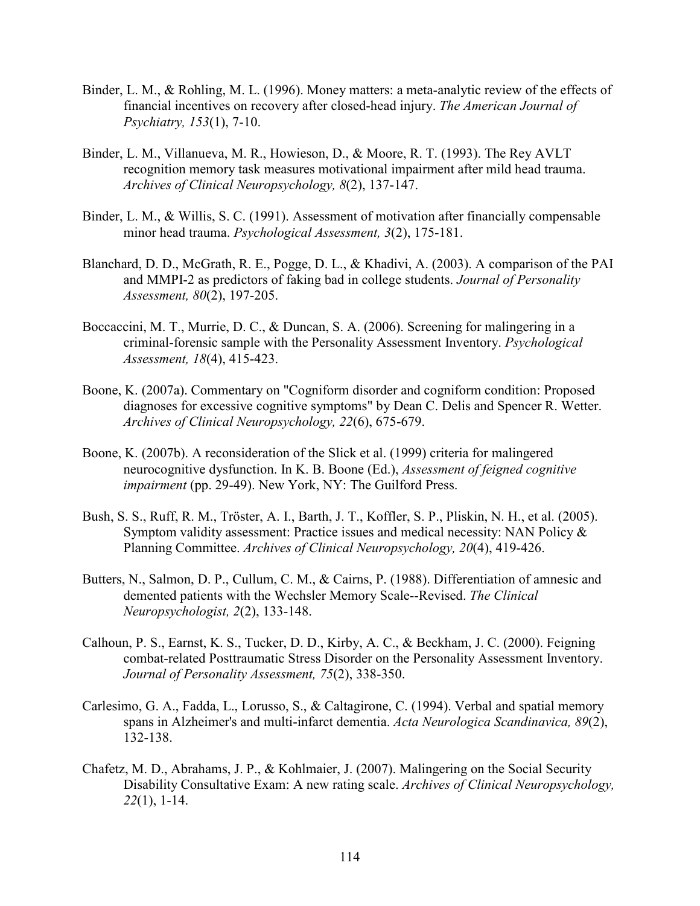Binder, L. M., & Rohling, M. L. (1996). Money matters: a meta-analytic review of the effects of financial incentives on recovery after closed-head injury. *The American Journal of Psychiatry, 153*(1), 7-10.

Binder, L. M., Villanueva, M. R., Howieson, D., & Moore, R. T. (1993). The Rey AVLT recognition memory task measures motivational impairment after mild head trauma. *Archives of Clinical Neuropsychology, 8*(2), 137-147.

Binder, L. M., & Willis, S. C. (1991). Assessment of motivation after financially compensable minor head trauma. *Psychological Assessment, 3*(2), 175-181.

Blanchard, D. D., McGrath, R. E., Pogge, D. L., & Khadivi, A. (2003). A comparison of the PAI and MMPI-2 as predictors of faking bad in college students. *Journal of Personality Assessment, 80*(2), 197-205.

Boccaccini, M. T., Murrie, D. C., & Duncan, S. A. (2006). Screening for malingering in a criminal-forensic sample with the Personality Assessment Inventory. *Psychological Assessment, 18*(4), 415-423.

Boone, K. (2007a). Commentary on "Cogniform disorder and cogniform condition: Proposed diagnoses for excessive cognitive symptoms" by Dean C. Delis and Spencer R. Wetter. *Archives of Clinical Neuropsychology, 22*(6), 675-679.

Boone, K. (2007b). A reconsideration of the Slick et al. (1999) criteria for malingered neurocognitive dysfunction. In K. B. Boone (Ed.), *Assessment of feigned cognitive impairment* (pp. 29-49). New York, NY: The Guilford Press.

Bush, S. S., Ruff, R. M., Tröster, A. I., Barth, J. T., Koffler, S. P., Pliskin, N. H., et al. (2005). Symptom validity assessment: Practice issues and medical necessity: NAN Policy & Planning Committee. *Archives of Clinical Neuropsychology, 20*(4), 419-426.

Butters, N., Salmon, D. P., Cullum, C. M., & Cairns, P. (1988). Differentiation of amnesic and demented patients with the Wechsler Memory Scale--Revised. *The Clinical Neuropsychologist, 2*(2), 133-148.

Calhoun, P. S., Earnst, K. S., Tucker, D. D., Kirby, A. C., & Beckham, J. C. (2000). Feigning combat-related Posttraumatic Stress Disorder on the Personality Assessment Inventory. *Journal of Personality Assessment, 75*(2), 338-350.

Carlesimo, G. A., Fadda, L., Lorusso, S., & Caltagirone, C. (1994). Verbal and spatial memory spans in Alzheimer's and multi-infarct dementia. *Acta Neurologica Scandinavica, 89*(2), 132-138.

Chafetz, M. D., Abrahams, J. P., & Kohlmaier, J. (2007). Malingering on the Social Security Disability Consultative Exam: A new rating scale. *Archives of Clinical Neuropsychology, 22*(1), 1-14.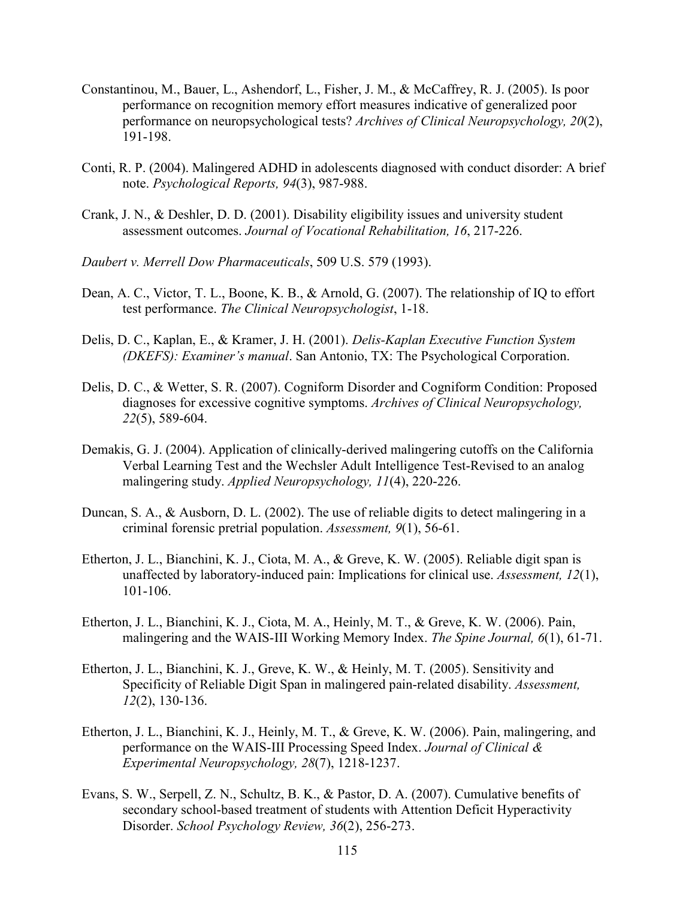Constantinou, M., Bauer, L., Ashendorf, L., Fisher, J. M., & McCaffrey, R. J. (2005). Is poor performance on recognition memory effort measures indicative of generalized poor performance on neuropsychological tests? *Archives of Clinical Neuropsychology, 20*(2), 191-198.

Conti, R. P. (2004). Malingered ADHD in adolescents diagnosed with conduct disorder: A brief note. *Psychological Reports, 94*(3), 987-988.

Crank, J. N., & Deshler, D. D. (2001). Disability eligibility issues and university student assessment outcomes. *Journal of Vocational Rehabilitation, 16*, 217-226.

*Daubert v. Merrell Dow Pharmaceuticals*, 509 U.S. 579 (1993).

Dean, A. C., Victor, T. L., Boone, K. B., & Arnold, G. (2007). The relationship of IQ to effort test performance. *The Clinical Neuropsychologist*, 1-18.

Delis, D. C., Kaplan, E., & Kramer, J. H. (2001). *Delis-Kaplan Executive Function System (DKEFS): Examiner's manual*. San Antonio, TX: The Psychological Corporation.

Delis, D. C., & Wetter, S. R. (2007). Cogniform Disorder and Cogniform Condition: Proposed diagnoses for excessive cognitive symptoms. *Archives of Clinical Neuropsychology, 22*(5), 589-604.

Demakis, G. J. (2004). Application of clinically-derived malingering cutoffs on the California Verbal Learning Test and the Wechsler Adult Intelligence Test-Revised to an analog malingering study. *Applied Neuropsychology, 11*(4), 220-226.

Duncan, S. A., & Ausborn, D. L. (2002). The use of reliable digits to detect malingering in a criminal forensic pretrial population. *Assessment, 9*(1), 56-61.

Etherton, J. L., Bianchini, K. J., Ciota, M. A., & Greve, K. W. (2005). Reliable digit span is unaffected by laboratory-induced pain: Implications for clinical use. *Assessment, 12*(1), 101-106.

Etherton, J. L., Bianchini, K. J., Ciota, M. A., Heinly, M. T., & Greve, K. W. (2006). Pain, malingering and the WAIS-III Working Memory Index. *The Spine Journal, 6*(1), 61-71.

Etherton, J. L., Bianchini, K. J., Greve, K. W., & Heinly, M. T. (2005). Sensitivity and Specificity of Reliable Digit Span in malingered pain-related disability. *Assessment, 12*(2), 130-136.

Etherton, J. L., Bianchini, K. J., Heinly, M. T., & Greve, K. W. (2006). Pain, malingering, and performance on the WAIS-III Processing Speed Index. *Journal of Clinical & Experimental Neuropsychology, 28*(7), 1218-1237.

Evans, S. W., Serpell, Z. N., Schultz, B. K., & Pastor, D. A. (2007). Cumulative benefits of secondary school-based treatment of students with Attention Deficit Hyperactivity Disorder. *School Psychology Review, 36*(2), 256-273.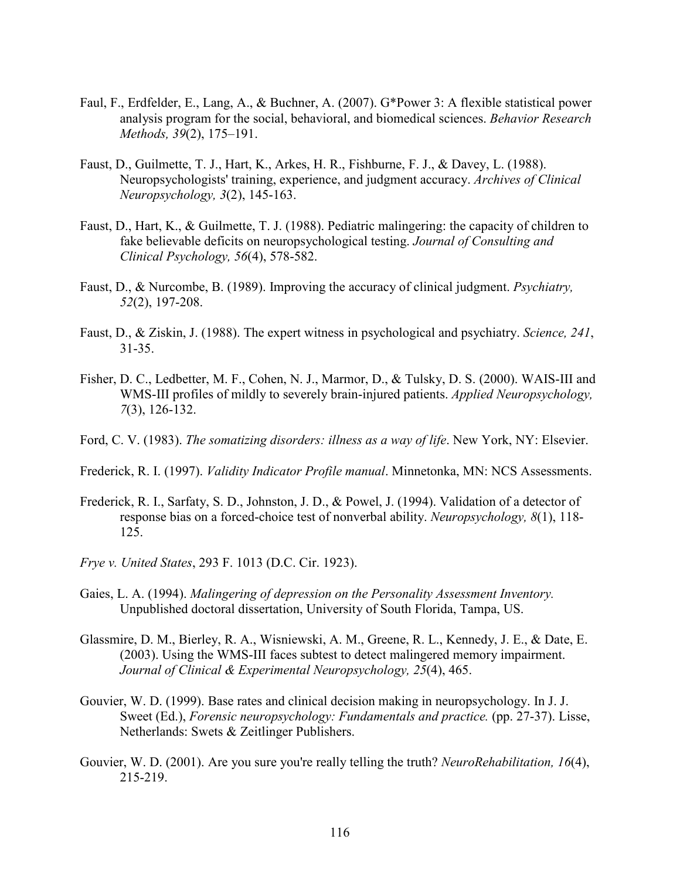Faul, F., Erdfelder, E., Lang, A., & Buchner, A. (2007). G*Power 3: A flexible statistical power analysis program for the social, behavioral, and biomedical sciences. *Behavior Research Methods, 39*(2), 175–191.

Faust, D., Guilmette, T. J., Hart, K., Arkes, H. R., Fishburne, F. J., & Davey, L. (1988). Neuropsychologists' training, experience, and judgment accuracy. *Archives of Clinical Neuropsychology, 3*(2), 145-163.

Faust, D., Hart, K., & Guilmette, T. J. (1988). Pediatric malingering: the capacity of children to fake believable deficits on neuropsychological testing. *Journal of Consulting and Clinical Psychology, 56*(4), 578-582.

Faust, D., & Nurcombe, B. (1989). Improving the accuracy of clinical judgment. *Psychiatry, 52*(2), 197-208.

Faust, D., & Ziskin, J. (1988). The expert witness in psychological and psychiatry. *Science, 241*, 31-35.

Fisher, D. C., Ledbetter, M. F., Cohen, N. J., Marmor, D., & Tulsky, D. S. (2000). WAIS-III and WMS-III profiles of mildly to severely brain-injured patients. *Applied Neuropsychology, 7*(3), 126-132.

Ford, C. V. (1983). *The somatizing disorders: illness as a way of life*. New York, NY: Elsevier.

Frederick, R. I. (1997). *Validity Indicator Profile manual*. Minnetonka, MN: NCS Assessments.

Frederick, R. I., Sarfaty, S. D., Johnston, J. D., & Powel, J. (1994). Validation of a detector of response bias on a forced-choice test of nonverbal ability. *Neuropsychology, 8*(1), 118-125.

*Frye v. United States*, 293 F. 1013 (D.C. Cir. 1923).

Gaies, L. A. (1994). *Malingering of depression on the Personality Assessment Inventory.* Unpublished doctoral dissertation, University of South Florida, Tampa, US.

Glassmire, D. M., Bierley, R. A., Wisniewski, A. M., Greene, R. L., Kennedy, J. E., & Date, E. (2003). Using the WMS-III faces subtest to detect malingered memory impairment. *Journal of Clinical & Experimental Neuropsychology, 25*(4), 465.

Gouvier, W. D. (1999). Base rates and clinical decision making in neuropsychology. In J. J. Sweet (Ed.), *Forensic neuropsychology: Fundamentals and practice.* (pp. 27-37). Lisse, Netherlands: Swets & Zeitlinger Publishers.

Gouvier, W. D. (2001). Are you sure you're really telling the truth? *NeuroRehabilitation, 16*(4), 215-219.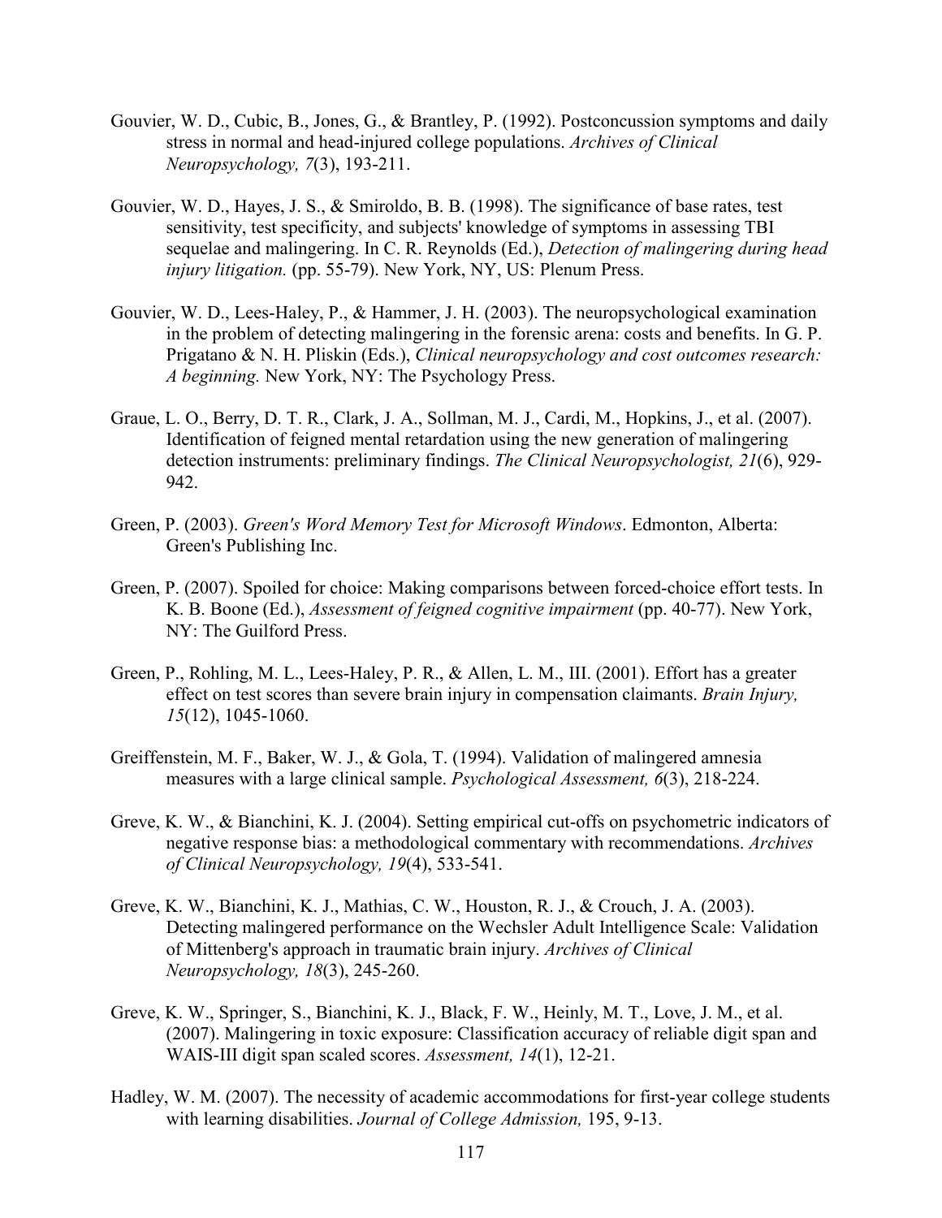Gouvier, W. D., Cubic, B., Jones, G., & Brantley, P. (1992). Postconcussion symptoms and daily stress in normal and head-injured college populations. *Archives of Clinical Neuropsychology, 7*(3), 193-211.

Gouvier, W. D., Hayes, J. S., & Smiroldo, B. B. (1998). The significance of base rates, test sensitivity, test specificity, and subjects' knowledge of symptoms in assessing TBI sequelae and malingering. In C. R. Reynolds (Ed.), *Detection of malingering during head injury litigation.* (pp. 55-79). New York, NY, US: Plenum Press.

Gouvier, W. D., Lees-Haley, P., & Hammer, J. H. (2003). The neuropsychological examination in the problem of detecting malingering in the forensic arena: costs and benefits. In G. P. Prigatano & N. H. Pliskin (Eds.), *Clinical neuropsychology and cost outcomes research: A beginning.* New York, NY: The Psychology Press.

Graue, L. O., Berry, D. T. R., Clark, J. A., Sollman, M. J., Cardi, M., Hopkins, J., et al. (2007). Identification of feigned mental retardation using the new generation of malingering detection instruments: preliminary findings. *The Clinical Neuropsychologist, 21*(6), 929-942.

Green, P. (2003). *Green's Word Memory Test for Microsoft Windows*. Edmonton, Alberta: Green's Publishing Inc.

Green, P. (2007). Spoiled for choice: Making comparisons between forced-choice effort tests. In K. B. Boone (Ed.), *Assessment of feigned cognitive impairment* (pp. 40-77). New York, NY: The Guilford Press.

Green, P., Rohling, M. L., Lees-Haley, P. R., & Allen, L. M., III. (2001). Effort has a greater effect on test scores than severe brain injury in compensation claimants. *Brain Injury, 15*(12), 1045-1060.

Greiffenstein, M. F., Baker, W. J., & Gola, T. (1994). Validation of malingered amnesia measures with a large clinical sample. *Psychological Assessment, 6*(3), 218-224.

Greve, K. W., & Bianchini, K. J. (2004). Setting empirical cut-offs on psychometric indicators of negative response bias: a methodological commentary with recommendations. *Archives of Clinical Neuropsychology, 19*(4), 533-541.

Greve, K. W., Bianchini, K. J., Mathias, C. W., Houston, R. J., & Crouch, J. A. (2003). Detecting malingered performance on the Wechsler Adult Intelligence Scale: Validation of Mittenberg's approach in traumatic brain injury. *Archives of Clinical Neuropsychology, 18*(3), 245-260.

Greve, K. W., Springer, S., Bianchini, K. J., Black, F. W., Heinly, M. T., Love, J. M., et al. (2007). Malingering in toxic exposure: Classification accuracy of reliable digit span and WAIS-III digit span scaled scores. *Assessment, 14*(1), 12-21.

Hadley, W. M. (2007). The necessity of academic accommodations for first-year college students with learning disabilities. *Journal of College Admission,* 195, 9-13.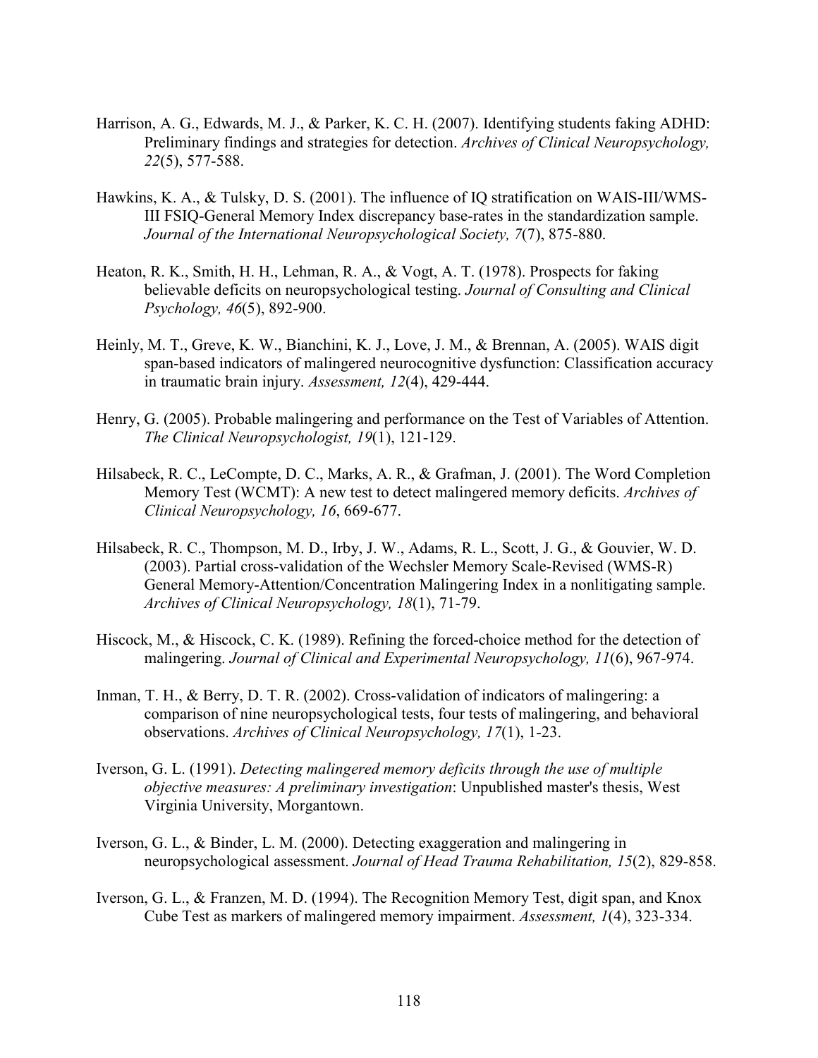Harrison, A. G., Edwards, M. J., & Parker, K. C. H. (2007). Identifying students faking ADHD: Preliminary findings and strategies for detection. *Archives of Clinical Neuropsychology, 22*(5), 577-588.

Hawkins, K. A., & Tulsky, D. S. (2001). The influence of IQ stratification on WAIS-III/WMS-III FSIQ-General Memory Index discrepancy base-rates in the standardization sample. *Journal of the International Neuropsychological Society, 7*(7), 875-880.

Heaton, R. K., Smith, H. H., Lehman, R. A., & Vogt, A. T. (1978). Prospects for faking believable deficits on neuropsychological testing. *Journal of Consulting and Clinical Psychology, 46*(5), 892-900.

Heinly, M. T., Greve, K. W., Bianchini, K. J., Love, J. M., & Brennan, A. (2005). WAIS digit span-based indicators of malingered neurocognitive dysfunction: Classification accuracy in traumatic brain injury. *Assessment, 12*(4), 429-444.

Henry, G. (2005). Probable malingering and performance on the Test of Variables of Attention. *The Clinical Neuropsychologist, 19*(1), 121-129.

Hilsabeck, R. C., LeCompte, D. C., Marks, A. R., & Grafman, J. (2001). The Word Completion Memory Test (WCMT): A new test to detect malingered memory deficits. *Archives of Clinical Neuropsychology, 16*, 669-677.

Hilsabeck, R. C., Thompson, M. D., Irby, J. W., Adams, R. L., Scott, J. G., & Gouvier, W. D. (2003). Partial cross-validation of the Wechsler Memory Scale-Revised (WMS-R) General Memory-Attention/Concentration Malingering Index in a nonlitigating sample. *Archives of Clinical Neuropsychology, 18*(1), 71-79.

Hiscock, M., & Hiscock, C. K. (1989). Refining the forced-choice method for the detection of malingering. *Journal of Clinical and Experimental Neuropsychology, 11*(6), 967-974.

Inman, T. H., & Berry, D. T. R. (2002). Cross-validation of indicators of malingering: a comparison of nine neuropsychological tests, four tests of malingering, and behavioral observations. *Archives of Clinical Neuropsychology, 17*(1), 1-23.

Iverson, G. L. (1991). *Detecting malingered memory deficits through the use of multiple objective measures: A preliminary investigation*: Unpublished master's thesis, West Virginia University, Morgantown.

Iverson, G. L., & Binder, L. M. (2000). Detecting exaggeration and malingering in neuropsychological assessment. *Journal of Head Trauma Rehabilitation, 15*(2), 829-858.

Iverson, G. L., & Franzen, M. D. (1994). The Recognition Memory Test, digit span, and Knox Cube Test as markers of malingered memory impairment. *Assessment, 1*(4), 323-334.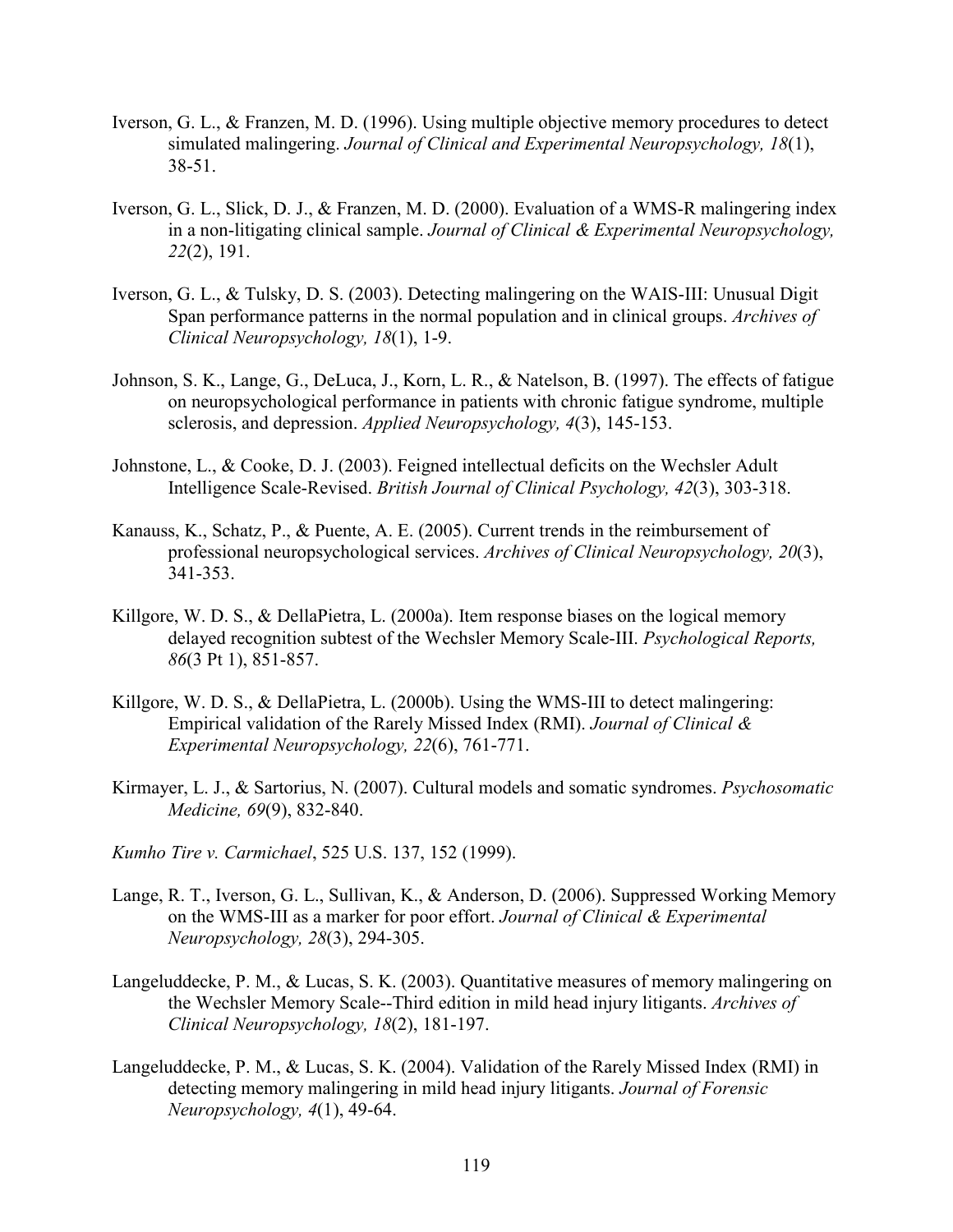Iverson, G. L., & Franzen, M. D. (1996). Using multiple objective memory procedures to detect simulated malingering. *Journal of Clinical and Experimental Neuropsychology, 18*(1), 38-51.

Iverson, G. L., Slick, D. J., & Franzen, M. D. (2000). Evaluation of a WMS-R malingering index in a non-litigating clinical sample. *Journal of Clinical & Experimental Neuropsychology, 22*(2), 191.

Iverson, G. L., & Tulsky, D. S. (2003). Detecting malingering on the WAIS-III: Unusual Digit Span performance patterns in the normal population and in clinical groups. *Archives of Clinical Neuropsychology, 18*(1), 1-9.

Johnson, S. K., Lange, G., DeLuca, J., Korn, L. R., & Natelson, B. (1997). The effects of fatigue on neuropsychological performance in patients with chronic fatigue syndrome, multiple sclerosis, and depression. *Applied Neuropsychology, 4*(3), 145-153.

Johnstone, L., & Cooke, D. J. (2003). Feigned intellectual deficits on the Wechsler Adult Intelligence Scale-Revised. *British Journal of Clinical Psychology, 42*(3), 303-318.

Kanauss, K., Schatz, P., & Puente, A. E. (2005). Current trends in the reimbursement of professional neuropsychological services. *Archives of Clinical Neuropsychology, 20*(3), 341-353.

Killgore, W. D. S., & DellaPietra, L. (2000a). Item response biases on the logical memory delayed recognition subtest of the Wechsler Memory Scale-III. *Psychological Reports, 86*(3 Pt 1), 851-857.

Killgore, W. D. S., & DellaPietra, L. (2000b). Using the WMS-III to detect malingering: Empirical validation of the Rarely Missed Index (RMI). *Journal of Clinical & Experimental Neuropsychology, 22*(6), 761-771.

Kirmayer, L. J., & Sartorius, N. (2007). Cultural models and somatic syndromes. *Psychosomatic Medicine, 69*(9), 832-840.

*Kumho Tire v. Carmichael*, 525 U.S. 137, 152 (1999).

Lange, R. T., Iverson, G. L., Sullivan, K., & Anderson, D. (2006). Suppressed Working Memory on the WMS-III as a marker for poor effort. *Journal of Clinical & Experimental Neuropsychology, 28*(3), 294-305.

Langeluddecke, P. M., & Lucas, S. K. (2003). Quantitative measures of memory malingering on the Wechsler Memory Scale--Third edition in mild head injury litigants. *Archives of Clinical Neuropsychology, 18*(2), 181-197.

Langeluddecke, P. M., & Lucas, S. K. (2004). Validation of the Rarely Missed Index (RMI) in detecting memory malingering in mild head injury litigants. *Journal of Forensic Neuropsychology, 4*(1), 49-64.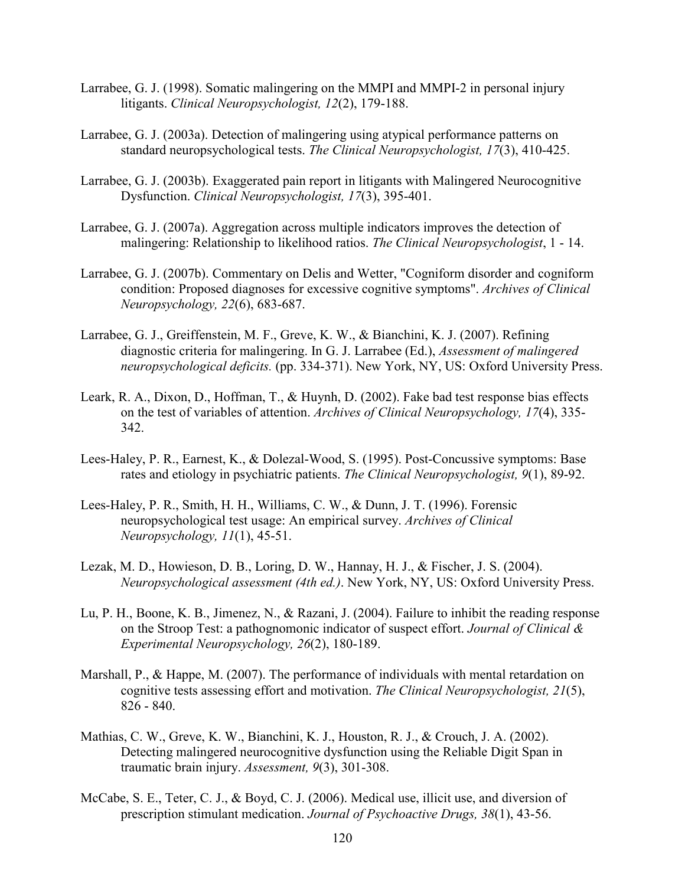Larrabee, G. J. (1998). Somatic malingering on the MMPI and MMPI-2 in personal injury litigants. *Clinical Neuropsychologist, 12*(2), 179-188.

Larrabee, G. J. (2003a). Detection of malingering using atypical performance patterns on standard neuropsychological tests. *The Clinical Neuropsychologist, 17*(3), 410-425.

Larrabee, G. J. (2003b). Exaggerated pain report in litigants with Malingered Neurocognitive Dysfunction. *Clinical Neuropsychologist, 17*(3), 395-401.

Larrabee, G. J. (2007a). Aggregation across multiple indicators improves the detection of malingering: Relationship to likelihood ratios. *The Clinical Neuropsychologist*, 1 - 14.

Larrabee, G. J. (2007b). Commentary on Delis and Wetter, "Cogniform disorder and cogniform condition: Proposed diagnoses for excessive cognitive symptoms". *Archives of Clinical Neuropsychology, 22*(6), 683-687.

Larrabee, G. J., Greiffenstein, M. F., Greve, K. W., & Bianchini, K. J. (2007). Refining diagnostic criteria for malingering. In G. J. Larrabee (Ed.), *Assessment of malingered neuropsychological deficits.* (pp. 334-371). New York, NY, US: Oxford University Press.

Leark, R. A., Dixon, D., Hoffman, T., & Huynh, D. (2002). Fake bad test response bias effects on the test of variables of attention. *Archives of Clinical Neuropsychology, 17*(4), 335-342.

Lees-Haley, P. R., Earnest, K., & Dolezal-Wood, S. (1995). Post-Concussive symptoms: Base rates and etiology in psychiatric patients. *The Clinical Neuropsychologist, 9*(1), 89-92.

Lees-Haley, P. R., Smith, H. H., Williams, C. W., & Dunn, J. T. (1996). Forensic neuropsychological test usage: An empirical survey. *Archives of Clinical Neuropsychology, 11*(1), 45-51.

Lezak, M. D., Howieson, D. B., Loring, D. W., Hannay, H. J., & Fischer, J. S. (2004). *Neuropsychological assessment (4th ed.)*. New York, NY, US: Oxford University Press.

Lu, P. H., Boone, K. B., Jimenez, N., & Razani, J. (2004). Failure to inhibit the reading response on the Stroop Test: a pathognomonic indicator of suspect effort. *Journal of Clinical & Experimental Neuropsychology, 26*(2), 180-189.

Marshall, P., & Happe, M. (2007). The performance of individuals with mental retardation on cognitive tests assessing effort and motivation. *The Clinical Neuropsychologist, 21*(5), 826 - 840.

Mathias, C. W., Greve, K. W., Bianchini, K. J., Houston, R. J., & Crouch, J. A. (2002). Detecting malingered neurocognitive dysfunction using the Reliable Digit Span in traumatic brain injury. *Assessment, 9*(3), 301-308.

McCabe, S. E., Teter, C. J., & Boyd, C. J. (2006). Medical use, illicit use, and diversion of prescription stimulant medication. *Journal of Psychoactive Drugs, 38*(1), 43-56.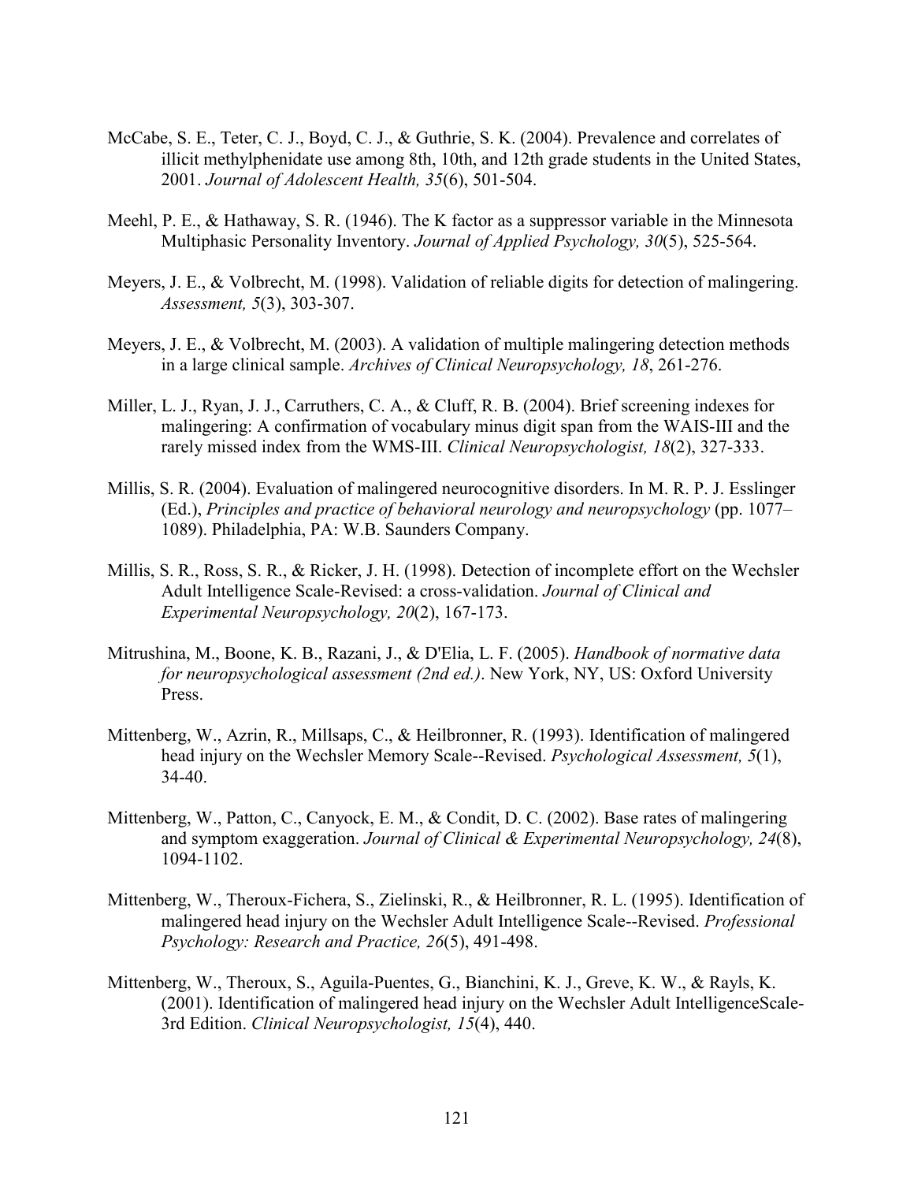McCabe, S. E., Teter, C. J., Boyd, C. J., & Guthrie, S. K. (2004). Prevalence and correlates of illicit methylphenidate use among 8th, 10th, and 12th grade students in the United States, 2001. *Journal of Adolescent Health, 35*(6), 501-504.

Meehl, P. E., & Hathaway, S. R. (1946). The K factor as a suppressor variable in the Minnesota Multiphasic Personality Inventory. *Journal of Applied Psychology, 30*(5), 525-564.

Meyers, J. E., & Volbrecht, M. (1998). Validation of reliable digits for detection of malingering. *Assessment, 5*(3), 303-307.

Meyers, J. E., & Volbrecht, M. (2003). A validation of multiple malingering detection methods in a large clinical sample. *Archives of Clinical Neuropsychology, 18*, 261-276.

Miller, L. J., Ryan, J. J., Carruthers, C. A., & Cluff, R. B. (2004). Brief screening indexes for malingering: A confirmation of vocabulary minus digit span from the WAIS-III and the rarely missed index from the WMS-III. *Clinical Neuropsychologist, 18*(2), 327-333.

Millis, S. R. (2004). Evaluation of malingered neurocognitive disorders. In M. R. P. J. Esslinger (Ed.), *Principles and practice of behavioral neurology and neuropsychology* (pp. 1077–1089). Philadelphia, PA: W.B. Saunders Company.

Millis, S. R., Ross, S. R., & Ricker, J. H. (1998). Detection of incomplete effort on the Wechsler Adult Intelligence Scale-Revised: a cross-validation. *Journal of Clinical and Experimental Neuropsychology, 20*(2), 167-173.

Mitrushina, M., Boone, K. B., Razani, J., & D'Elia, L. F. (2005). *Handbook of normative data for neuropsychological assessment (2nd ed.)*. New York, NY, US: Oxford University Press.

Mittenberg, W., Azrin, R., Millsaps, C., & Heilbronner, R. (1993). Identification of malingered head injury on the Wechsler Memory Scale--Revised. *Psychological Assessment, 5*(1), 34-40.

Mittenberg, W., Patton, C., Canyock, E. M., & Condit, D. C. (2002). Base rates of malingering and symptom exaggeration. *Journal of Clinical & Experimental Neuropsychology, 24*(8), 1094-1102.

Mittenberg, W., Theroux-Fichera, S., Zielinski, R., & Heilbronner, R. L. (1995). Identification of malingered head injury on the Wechsler Adult Intelligence Scale--Revised. *Professional Psychology: Research and Practice, 26*(5), 491-498.

Mittenberg, W., Theroux, S., Aguila-Puentes, G., Bianchini, K. J., Greve, K. W., & Rayls, K. (2001). Identification of malingered head injury on the Wechsler Adult IntelligenceScale-3rd Edition. *Clinical Neuropsychologist, 15*(4), 440.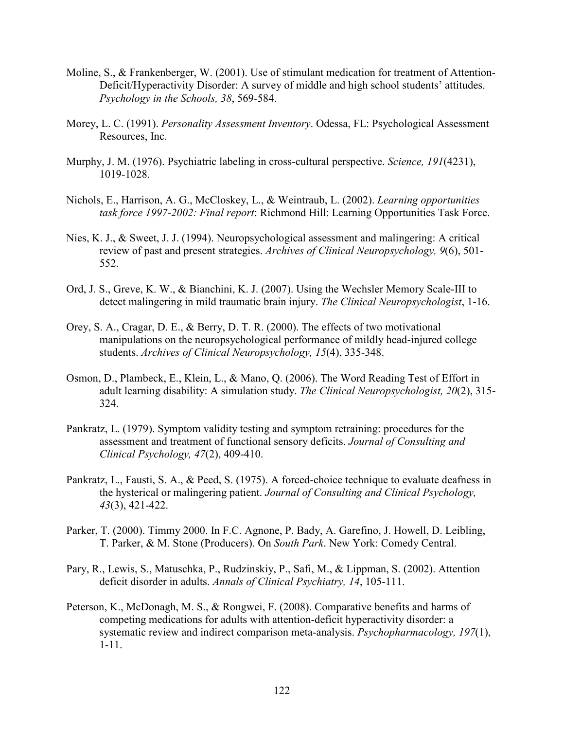Moline, S., & Frankenberger, W. (2001). Use of stimulant medication for treatment of Attention-Deficit/Hyperactivity Disorder: A survey of middle and high school students' attitudes. *Psychology in the Schools, 38*, 569-584.

Morey, L. C. (1991). *Personality Assessment Inventory*. Odessa, FL: Psychological Assessment Resources, Inc.

Murphy, J. M. (1976). Psychiatric labeling in cross-cultural perspective. *Science, 191*(4231), 1019-1028.

Nichols, E., Harrison, A. G., McCloskey, L., & Weintraub, L. (2002). *Learning opportunities task force 1997-2002: Final report*: Richmond Hill: Learning Opportunities Task Force.

Nies, K. J., & Sweet, J. J. (1994). Neuropsychological assessment and malingering: A critical review of past and present strategies. *Archives of Clinical Neuropsychology, 9*(6), 501-552.

Ord, J. S., Greve, K. W., & Bianchini, K. J. (2007). Using the Wechsler Memory Scale-III to detect malingering in mild traumatic brain injury. *The Clinical Neuropsychologist*, 1-16.

Orey, S. A., Cragar, D. E., & Berry, D. T. R. (2000). The effects of two motivational manipulations on the neuropsychological performance of mildly head-injured college students. *Archives of Clinical Neuropsychology, 15*(4), 335-348.

Osmon, D., Plambeck, E., Klein, L., & Mano, Q. (2006). The Word Reading Test of Effort in adult learning disability: A simulation study. *The Clinical Neuropsychologist, 20*(2), 315-324.

Pankratz, L. (1979). Symptom validity testing and symptom retraining: procedures for the assessment and treatment of functional sensory deficits. *Journal of Consulting and Clinical Psychology, 47*(2), 409-410.

Pankratz, L., Fausti, S. A., & Peed, S. (1975). A forced-choice technique to evaluate deafness in the hysterical or malingering patient. *Journal of Consulting and Clinical Psychology, 43*(3), 421-422.

Parker, T. (2000). Timmy 2000. In F.C. Agnone, P. Bady, A. Garefino, J. Howell, D. Leibling, T. Parker, & M. Stone (Producers). On *South Park*. New York: Comedy Central.

Pary, R., Lewis, S., Matuschka, P., Rudzinskiy, P., Safi, M., & Lippman, S. (2002). Attention deficit disorder in adults. *Annals of Clinical Psychiatry, 14*, 105-111.

Peterson, K., McDonagh, M. S., & Rongwei, F. (2008). Comparative benefits and harms of competing medications for adults with attention-deficit hyperactivity disorder: a systematic review and indirect comparison meta-analysis. *Psychopharmacology, 197*(1), 1-11.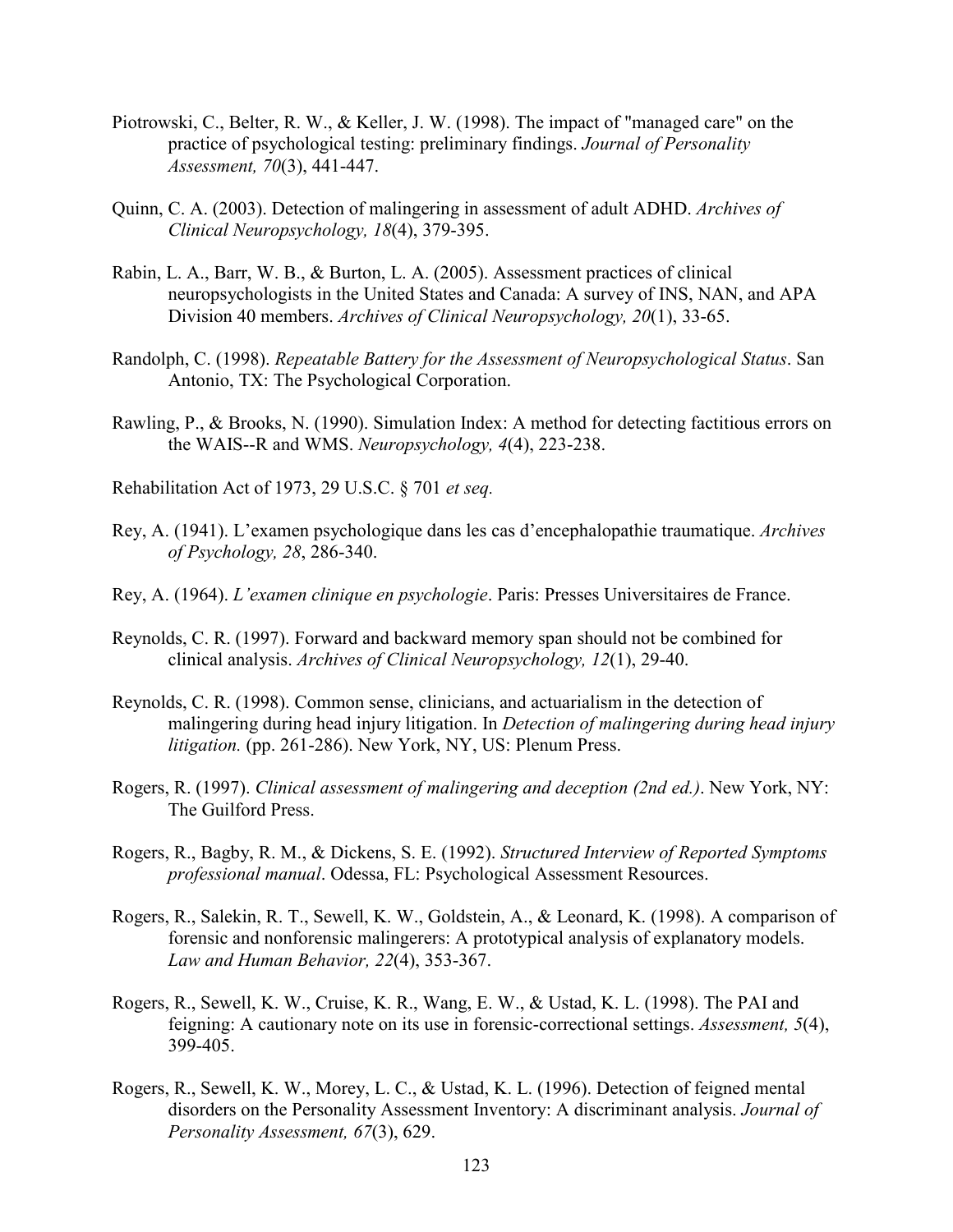Piotrowski, C., Belter, R. W., & Keller, J. W. (1998). The impact of "managed care" on the practice of psychological testing: preliminary findings. *Journal of Personality Assessment, 70*(3), 441-447.

Quinn, C. A. (2003). Detection of malingering in assessment of adult ADHD. *Archives of Clinical Neuropsychology, 18*(4), 379-395.

Rabin, L. A., Barr, W. B., & Burton, L. A. (2005). Assessment practices of clinical neuropsychologists in the United States and Canada: A survey of INS, NAN, and APA Division 40 members. *Archives of Clinical Neuropsychology, 20*(1), 33-65.

Randolph, C. (1998). *Repeatable Battery for the Assessment of Neuropsychological Status*. San Antonio, TX: The Psychological Corporation.

Rawling, P., & Brooks, N. (1990). Simulation Index: A method for detecting factitious errors on the WAIS--R and WMS. *Neuropsychology, 4*(4), 223-238.

Rehabilitation Act of 1973, 29 U.S.C. § 701 *et seq.*

Rey, A. (1941). L'examen psychologique dans les cas d'encephalopathie traumatique. *Archives of Psychology, 28*, 286-340.

Rey, A. (1964). *L'examen clinique en psychologie*. Paris: Presses Universitaires de France.

Reynolds, C. R. (1997). Forward and backward memory span should not be combined for clinical analysis. *Archives of Clinical Neuropsychology, 12*(1), 29-40.

Reynolds, C. R. (1998). Common sense, clinicians, and actuarialism in the detection of malingering during head injury litigation. In *Detection of malingering during head injury litigation.* (pp. 261-286). New York, NY, US: Plenum Press.

Rogers, R. (1997). *Clinical assessment of malingering and deception (2nd ed.)*. New York, NY: The Guilford Press.

Rogers, R., Bagby, R. M., & Dickens, S. E. (1992). *Structured Interview of Reported Symptoms professional manual*. Odessa, FL: Psychological Assessment Resources.

Rogers, R., Salekin, R. T., Sewell, K. W., Goldstein, A., & Leonard, K. (1998). A comparison of forensic and nonforensic malingerers: A prototypical analysis of explanatory models. *Law and Human Behavior, 22*(4), 353-367.

Rogers, R., Sewell, K. W., Cruise, K. R., Wang, E. W., & Ustad, K. L. (1998). The PAI and feigning: A cautionary note on its use in forensic-correctional settings. *Assessment, 5*(4), 399-405.

Rogers, R., Sewell, K. W., Morey, L. C., & Ustad, K. L. (1996). Detection of feigned mental disorders on the Personality Assessment Inventory: A discriminant analysis. *Journal of Personality Assessment, 67*(3), 629.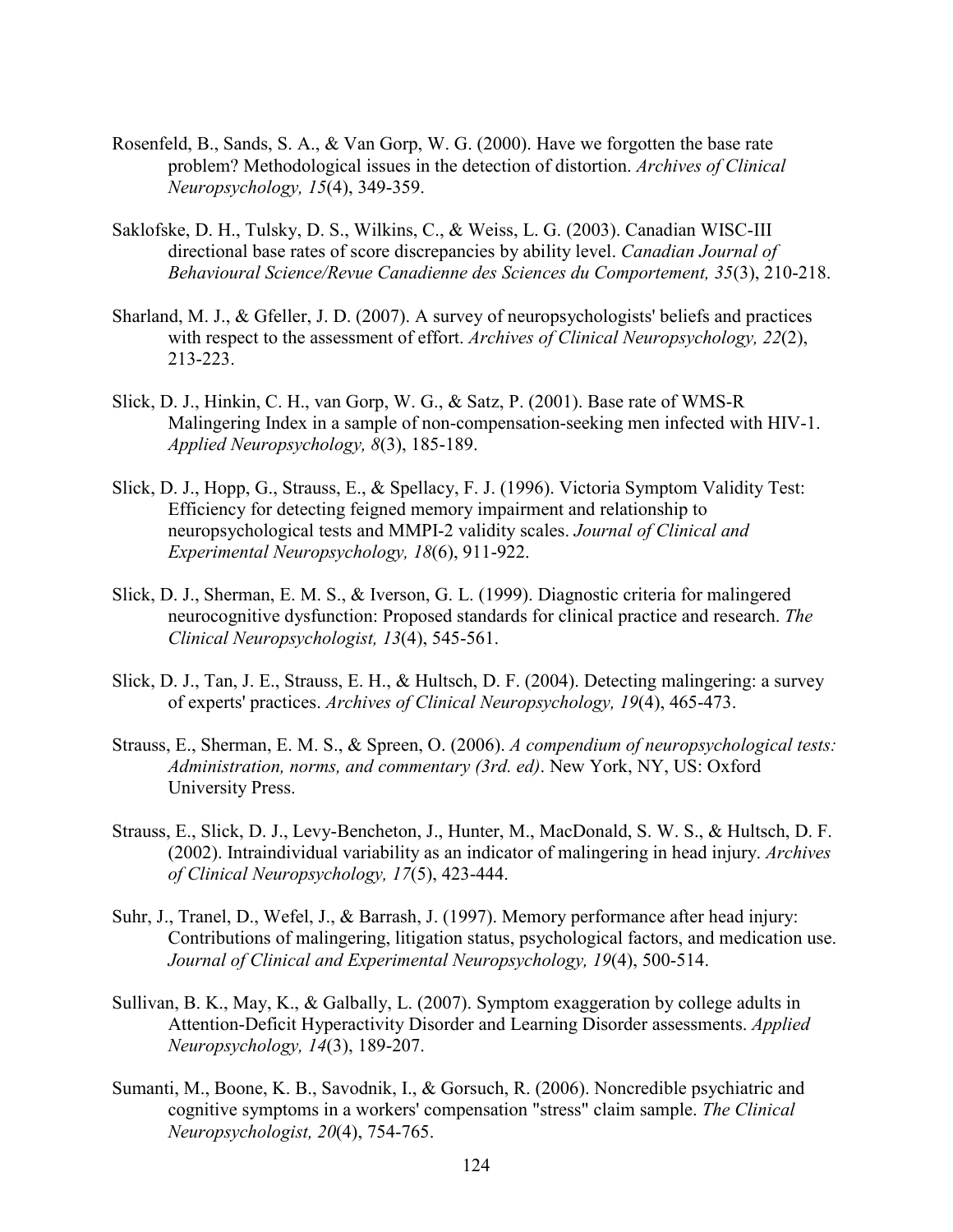Rosenfeld, B., Sands, S. A., & Van Gorp, W. G. (2000). Have we forgotten the base rate problem? Methodological issues in the detection of distortion. *Archives of Clinical Neuropsychology, 15*(4), 349-359.

Saklofske, D. H., Tulsky, D. S., Wilkins, C., & Weiss, L. G. (2003). Canadian WISC-III directional base rates of score discrepancies by ability level. *Canadian Journal of Behavioural Science/Revue Canadienne des Sciences du Comportement, 35*(3), 210-218.

Sharland, M. J., & Gfeller, J. D. (2007). A survey of neuropsychologists' beliefs and practices with respect to the assessment of effort. *Archives of Clinical Neuropsychology, 22*(2), 213-223.

Slick, D. J., Hinkin, C. H., van Gorp, W. G., & Satz, P. (2001). Base rate of WMS-R Malingering Index in a sample of non-compensation-seeking men infected with HIV-1. *Applied Neuropsychology, 8*(3), 185-189.

Slick, D. J., Hopp, G., Strauss, E., & Spellacy, F. J. (1996). Victoria Symptom Validity Test: Efficiency for detecting feigned memory impairment and relationship to neuropsychological tests and MMPI-2 validity scales. *Journal of Clinical and Experimental Neuropsychology, 18*(6), 911-922.

Slick, D. J., Sherman, E. M. S., & Iverson, G. L. (1999). Diagnostic criteria for malingered neurocognitive dysfunction: Proposed standards for clinical practice and research. *The Clinical Neuropsychologist, 13*(4), 545-561.

Slick, D. J., Tan, J. E., Strauss, E. H., & Hultsch, D. F. (2004). Detecting malingering: a survey of experts' practices. *Archives of Clinical Neuropsychology, 19*(4), 465-473.

Strauss, E., Sherman, E. M. S., & Spreen, O. (2006). *A compendium of neuropsychological tests: Administration, norms, and commentary (3rd. ed)*. New York, NY, US: Oxford University Press.

Strauss, E., Slick, D. J., Levy-Bencheton, J., Hunter, M., MacDonald, S. W. S., & Hultsch, D. F. (2002). Intraindividual variability as an indicator of malingering in head injury. *Archives of Clinical Neuropsychology, 17*(5), 423-444.

Suhr, J., Tranel, D., Wefel, J., & Barrash, J. (1997). Memory performance after head injury: Contributions of malingering, litigation status, psychological factors, and medication use. *Journal of Clinical and Experimental Neuropsychology, 19*(4), 500-514.

Sullivan, B. K., May, K., & Galbally, L. (2007). Symptom exaggeration by college adults in Attention-Deficit Hyperactivity Disorder and Learning Disorder assessments. *Applied Neuropsychology, 14*(3), 189-207.

Sumanti, M., Boone, K. B., Savodnik, I., & Gorsuch, R. (2006). Noncredible psychiatric and cognitive symptoms in a workers' compensation "stress" claim sample. *The Clinical Neuropsychologist, 20*(4), 754-765.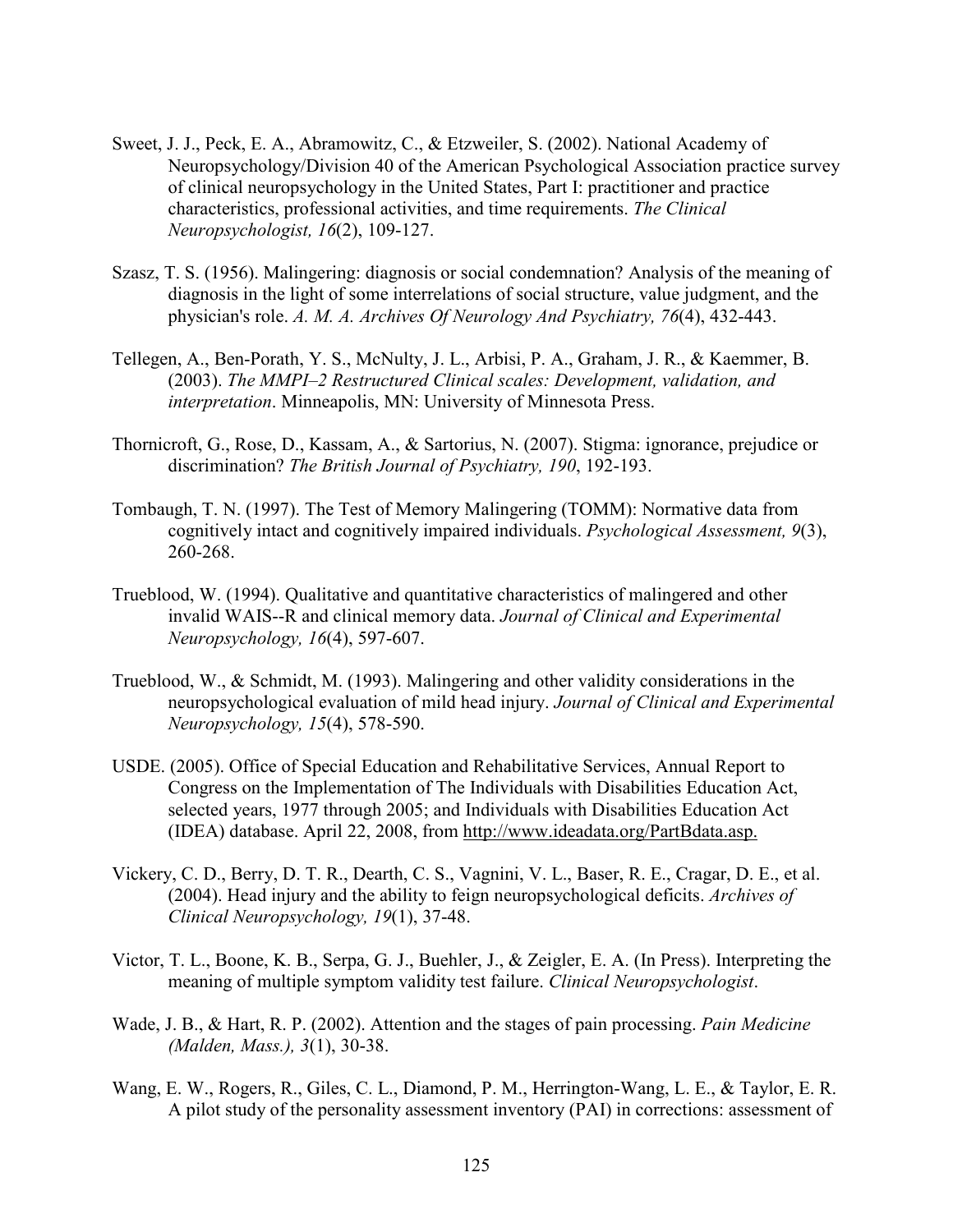Sweet, J. J., Peck, E. A., Abramowitz, C., & Etzweiler, S. (2002). National Academy of Neuropsychology/Division 40 of the American Psychological Association practice survey of clinical neuropsychology in the United States, Part I: practitioner and practice characteristics, professional activities, and time requirements. *The Clinical Neuropsychologist, 16*(2), 109-127.

Szasz, T. S. (1956). Malingering: diagnosis or social condemnation? Analysis of the meaning of diagnosis in the light of some interrelations of social structure, value judgment, and the physician's role. *A. M. A. Archives Of Neurology And Psychiatry, 76*(4), 432-443.

Tellegen, A., Ben-Porath, Y. S., McNulty, J. L., Arbisi, P. A., Graham, J. R., & Kaemmer, B. (2003). *The MMPI–2 Restructured Clinical scales: Development, validation, and interpretation*. Minneapolis, MN: University of Minnesota Press.

Thornicroft, G., Rose, D., Kassam, A., & Sartorius, N. (2007). Stigma: ignorance, prejudice or discrimination? *The British Journal of Psychiatry, 190*, 192-193.

Tombaugh, T. N. (1997). The Test of Memory Malingering (TOMM): Normative data from cognitively intact and cognitively impaired individuals. *Psychological Assessment, 9*(3), 260-268.

Trueblood, W. (1994). Qualitative and quantitative characteristics of malingered and other invalid WAIS--R and clinical memory data. *Journal of Clinical and Experimental Neuropsychology, 16*(4), 597-607.

Trueblood, W., & Schmidt, M. (1993). Malingering and other validity considerations in the neuropsychological evaluation of mild head injury. *Journal of Clinical and Experimental Neuropsychology, 15*(4), 578-590.

USDE. (2005). Office of Special Education and Rehabilitative Services, Annual Report to Congress on the Implementation of The Individuals with Disabilities Education Act, selected years, 1977 through 2005; and Individuals with Disabilities Education Act (IDEA) database. April 22, 2008, from http://www.ideadata.org/PartBdata.asp.

Vickery, C. D., Berry, D. T. R., Dearth, C. S., Vagnini, V. L., Baser, R. E., Cragar, D. E., et al. (2004). Head injury and the ability to feign neuropsychological deficits. *Archives of Clinical Neuropsychology, 19*(1), 37-48.

Victor, T. L., Boone, K. B., Serpa, G. J., Buehler, J., & Zeigler, E. A. (In Press). Interpreting the meaning of multiple symptom validity test failure. *Clinical Neuropsychologist*.

Wade, J. B., & Hart, R. P. (2002). Attention and the stages of pain processing. *Pain Medicine (Malden, Mass.), 3*(1), 30-38.

Wang, E. W., Rogers, R., Giles, C. L., Diamond, P. M., Herrington-Wang, L. E., & Taylor, E. R. A pilot study of the personality assessment inventory (PAI) in corrections: assessment of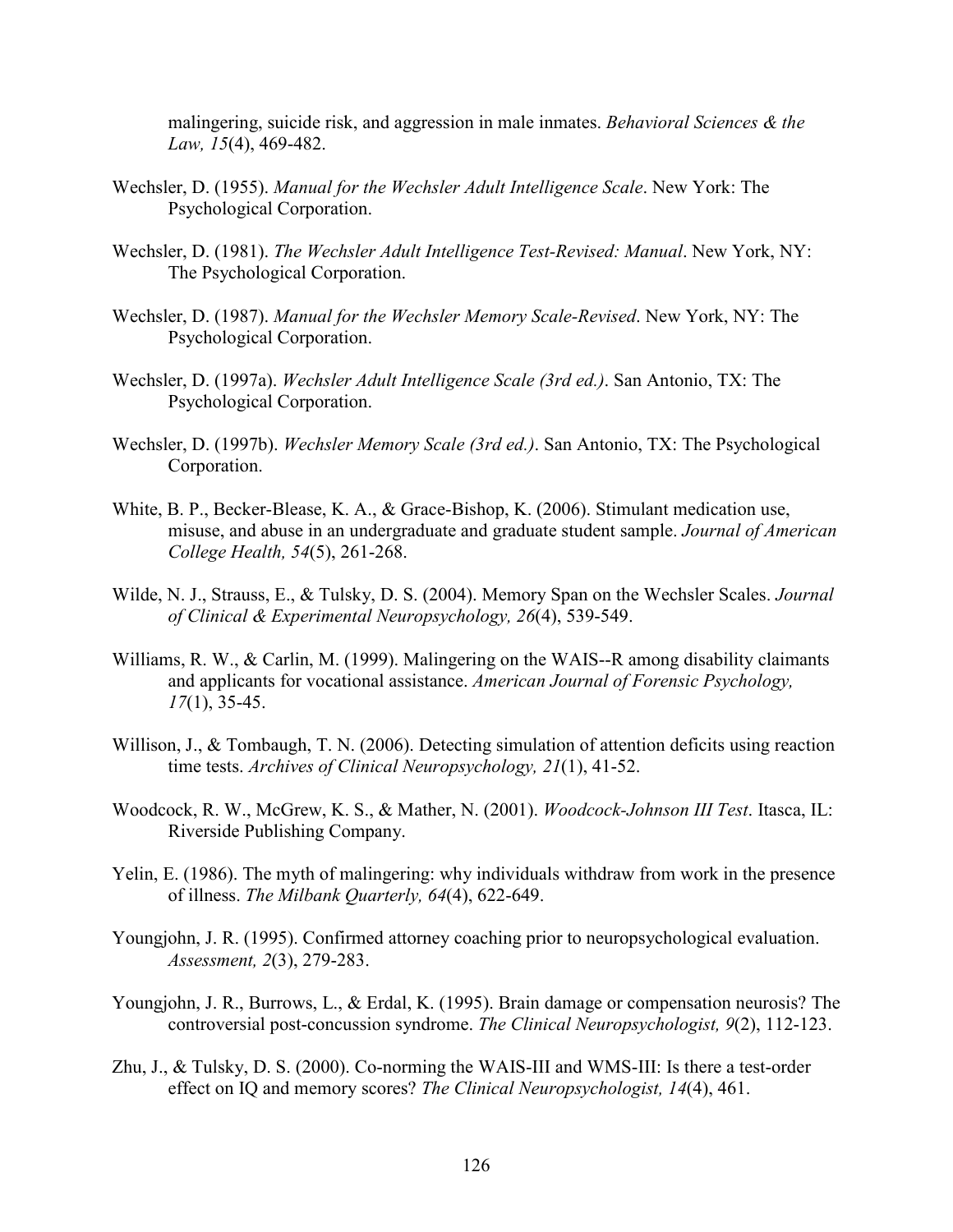malingering, suicide risk, and aggression in male inmates. *Behavioral Sciences & the Law, 15*(4), 469-482.

Wechsler, D. (1955). *Manual for the Wechsler Adult Intelligence Scale*. New York: The Psychological Corporation.

Wechsler, D. (1981). *The Wechsler Adult Intelligence Test-Revised: Manual*. New York, NY: The Psychological Corporation.

Wechsler, D. (1987). *Manual for the Wechsler Memory Scale-Revised*. New York, NY: The Psychological Corporation.

Wechsler, D. (1997a). *Wechsler Adult Intelligence Scale (3rd ed.)*. San Antonio, TX: The Psychological Corporation.

Wechsler, D. (1997b). *Wechsler Memory Scale (3rd ed.)*. San Antonio, TX: The Psychological Corporation.

White, B. P., Becker-Blease, K. A., & Grace-Bishop, K. (2006). Stimulant medication use, misuse, and abuse in an undergraduate and graduate student sample. *Journal of American College Health, 54*(5), 261-268.

Wilde, N. J., Strauss, E., & Tulsky, D. S. (2004). Memory Span on the Wechsler Scales. *Journal of Clinical & Experimental Neuropsychology, 26*(4), 539-549.

Williams, R. W., & Carlin, M. (1999). Malingering on the WAIS--R among disability claimants and applicants for vocational assistance. *American Journal of Forensic Psychology, 17*(1), 35-45.

Willison, J., & Tombaugh, T. N. (2006). Detecting simulation of attention deficits using reaction time tests. *Archives of Clinical Neuropsychology, 21*(1), 41-52.

Woodcock, R. W., McGrew, K. S., & Mather, N. (2001). *Woodcock-Johnson III Test*. Itasca, IL: Riverside Publishing Company.

Yelin, E. (1986). The myth of malingering: why individuals withdraw from work in the presence of illness. *The Milbank Quarterly, 64*(4), 622-649.

Youngjohn, J. R. (1995). Confirmed attorney coaching prior to neuropsychological evaluation. *Assessment, 2*(3), 279-283.

Youngjohn, J. R., Burrows, L., & Erdal, K. (1995). Brain damage or compensation neurosis? The controversial post-concussion syndrome. *The Clinical Neuropsychologist, 9*(2), 112-123.

Zhu, J., & Tulsky, D. S. (2000). Co-norming the WAIS-III and WMS-III: Is there a test-order effect on IQ and memory scores? *The Clinical Neuropsychologist, 14*(4), 461.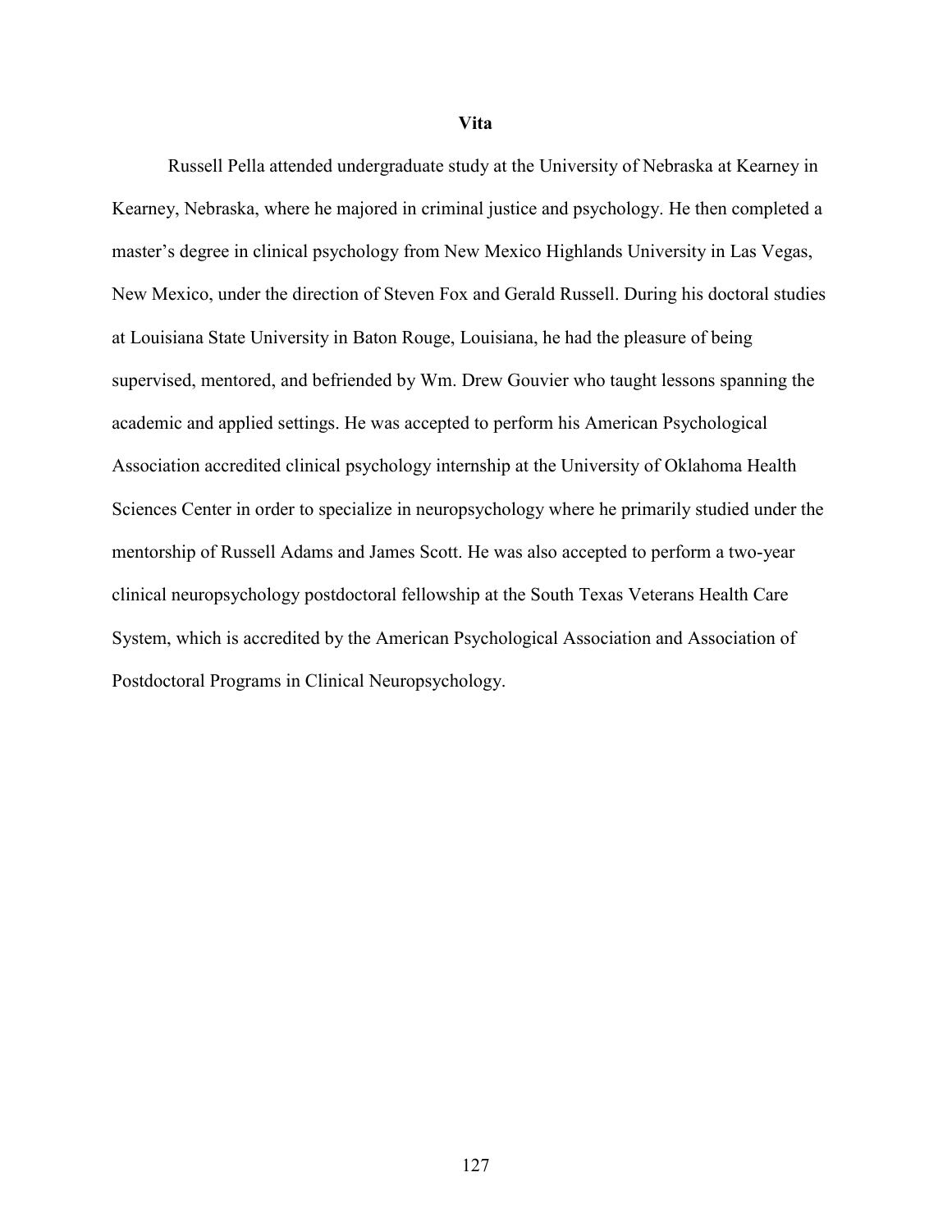# Vita

Russell Pella attended undergraduate study at the University of Nebraska at Kearney in Kearney, Nebraska, where he majored in criminal justice and psychology. He then completed a master's degree in clinical psychology from New Mexico Highlands University in Las Vegas, New Mexico, under the direction of Steven Fox and Gerald Russell. During his doctoral studies at Louisiana State University in Baton Rouge, Louisiana, he had the pleasure of being supervised, mentored, and befriended by Wm. Drew Gouvier who taught lessons spanning the academic and applied settings. He was accepted to perform his American Psychological Association accredited clinical psychology internship at the University of Oklahoma Health Sciences Center in order to specialize in neuropsychology where he primarily studied under the mentorship of Russell Adams and James Scott. He was also accepted to perform a two-year clinical neuropsychology postdoctoral fellowship at the South Texas Veterans Health Care System, which is accredited by the American Psychological Association and Association of Postdoctoral Programs in Clinical Neuropsychology.